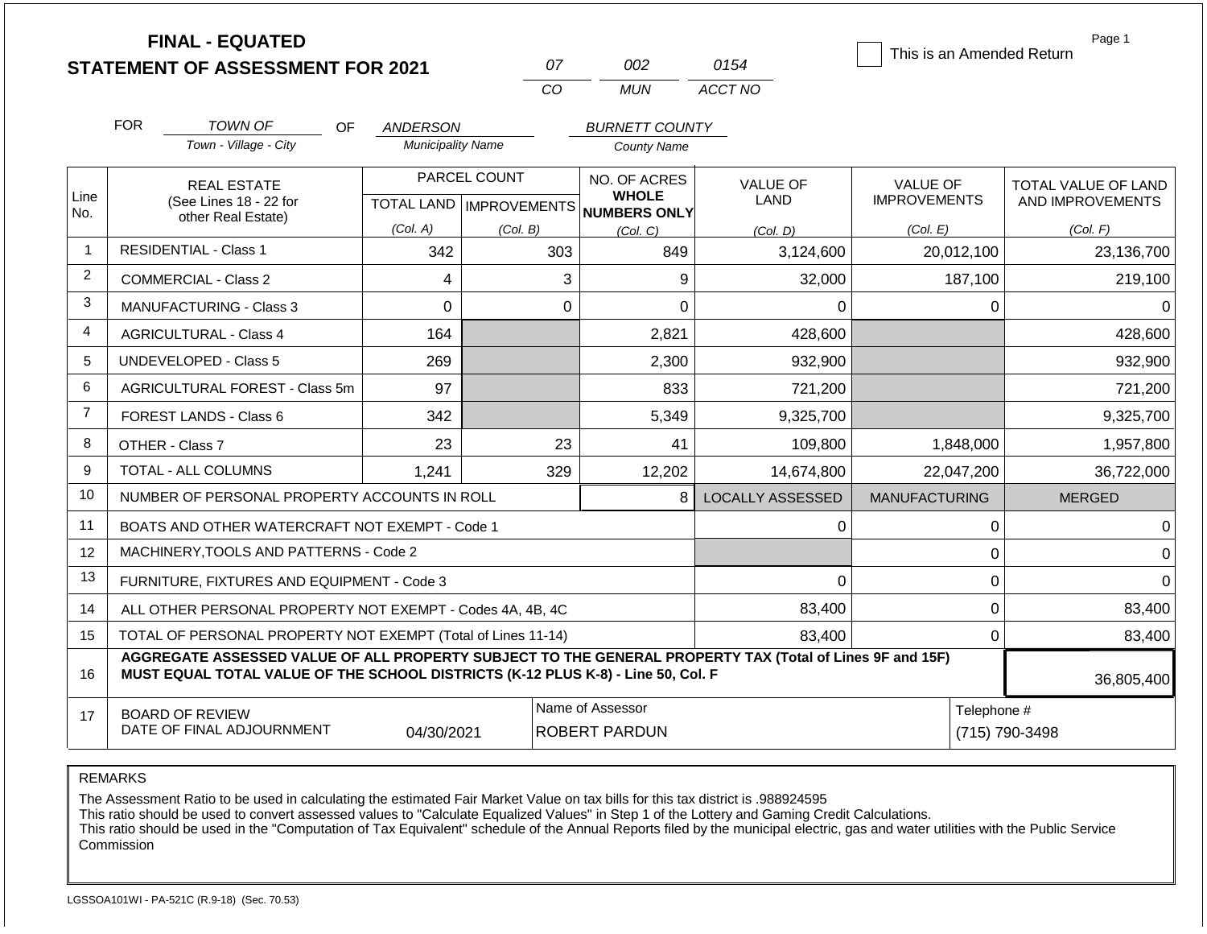# FINAL - EQUATED
## STATEMENT OF ASSESSMENT FOR 2021

| 07 | 002 | 0154 |
|---|---|---|
| CO | MUN | ACCT NO |

☐ This is an Amended Return

FOR *TOWN OF* OF *ANDERSON* *BURNETT COUNTY*

Town - Village - City | Municipality Name | County Name

| Line No. | REAL ESTATE (See Lines 18 - 22 for other Real Estate) | PARCEL COUNT TOTAL LAND (Col. A) | IMPROVEMENTS (Col. B) | NO. OF ACRES WHOLE NUMBERS ONLY (Col. C) | VALUE OF LAND (Col. D) | VALUE OF IMPROVEMENTS (Col. E) | TOTAL VALUE OF LAND AND IMPROVEMENTS (Col. F) |
|---|---|---|---|---|---|---|---|
| 1 | RESIDENTIAL - Class 1 | 342 | 303 | 849 | 3,124,600 | 20,012,100 | 23,136,700 |
| 2 | COMMERCIAL - Class 2 | 4 | 3 | 9 | 32,000 | 187,100 | 219,100 |
| 3 | MANUFACTURING - Class 3 | 0 | 0 | 0 | 0 | 0 | 0 |
| 4 | AGRICULTURAL - Class 4 | 164 | | 2,821 | 428,600 | | 428,600 |
| 5 | UNDEVELOPED - Class 5 | 269 | | 2,300 | 932,900 | | 932,900 |
| 6 | AGRICULTURAL FOREST - Class 5m | 97 | | 833 | 721,200 | | 721,200 |
| 7 | FOREST LANDS - Class 6 | 342 | | 5,349 | 9,325,700 | | 9,325,700 |
| 8 | OTHER - Class 7 | 23 | 23 | 41 | 109,800 | 1,848,000 | 1,957,800 |
| 9 | TOTAL - ALL COLUMNS | 1,241 | 329 | 12,202 | 14,674,800 | 22,047,200 | 36,722,000 |
| 10 | NUMBER OF PERSONAL PROPERTY ACCOUNTS IN ROLL | | | 8 | LOCALLY ASSESSED | MANUFACTURING | MERGED |
| 11 | BOATS AND OTHER WATERCRAFT NOT EXEMPT - Code 1 | | | | 0 | 0 | 0 |
| 12 | MACHINERY,TOOLS AND PATTERNS - Code 2 | | | | | 0 | 0 |
| 13 | FURNITURE, FIXTURES AND EQUIPMENT - Code 3 | | | | 0 | 0 | 0 |
| 14 | ALL OTHER PERSONAL PROPERTY NOT EXEMPT - Codes 4A, 4B, 4C | | | | 83,400 | 0 | 83,400 |
| 15 | TOTAL OF PERSONAL PROPERTY NOT EXEMPT (Total of Lines 11-14) | | | | 83,400 | 0 | 83,400 |
| 16 | **AGGREGATE ASSESSED VALUE OF ALL PROPERTY SUBJECT TO THE GENERAL PROPERTY TAX (Total of Lines 9F and 15F) MUST EQUAL TOTAL VALUE OF THE SCHOOL DISTRICTS (K-12 PLUS K-8) - Line 50, Col. F** | | | | | | 36,805,400 |
| 17 | BOARD OF REVIEW DATE OF FINAL ADJOURNMENT | 04/30/2021 | | Name of Assessor: ROBERT PARDUN | | Telephone #: (715) 790-3498 | |

REMARKS

The Assessment Ratio to be used in calculating the estimated Fair Market Value on tax bills for this tax district is .988924595
This ratio should be used to convert assessed values to "Calculate Equalized Values" in Step 1 of the Lottery and Gaming Credit Calculations.
This ratio should be used in the "Computation of Tax Equivalent" schedule of the Annual Reports filed by the municipal electric, gas and water utilities with the Public Service Commission

LGSSOA101WI - PA-521C (R.9-18) (Sec. 70.53)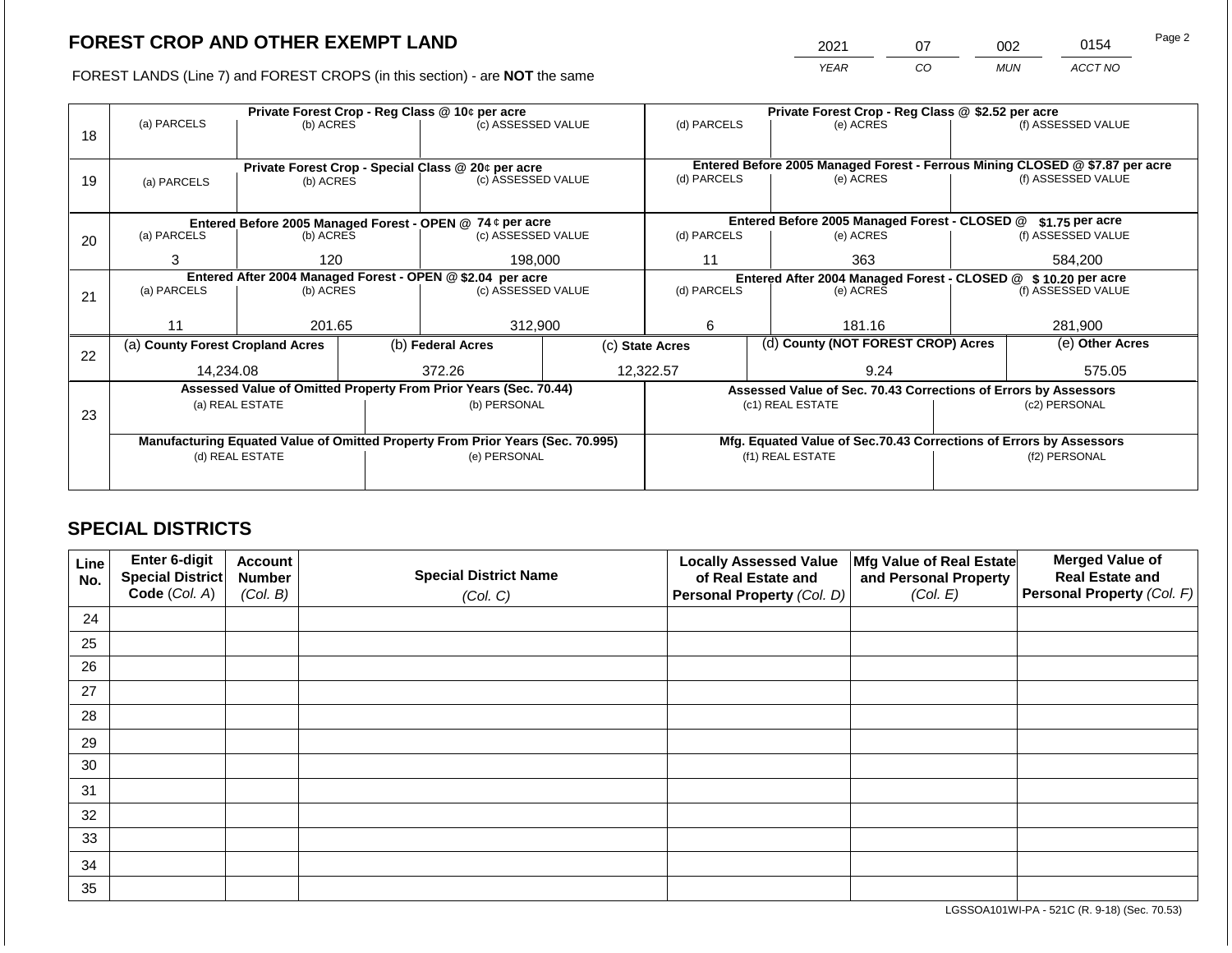# FOREST CROP AND OTHER EXEMPT LAND

| 2021 | 07 | 002 | 0154 |
|---|---|---|---|
| *YEAR* | *CO* | *MUN* | *ACCT NO* |

FOREST LANDS (Line 7) and FOREST CROPS (in this section) - are **NOT** the same

| Line | Private Forest Crop - Reg Class @ 10¢ per acre | | | Private Forest Crop - Reg Class @ $2.52 per acre | | |
|---|---|---|---|---|---|---|
| 18 | (a) PARCELS | (b) ACRES | (c) ASSESSED VALUE | (d) PARCELS | (e) ACRES | (f) ASSESSED VALUE |
| | | | | | | |
| | **Private Forest Crop - Special Class @ 20¢ per acre** | | | **Entered Before 2005 Managed Forest - Ferrous Mining CLOSED @ $7.87 per acre** | | |
| 19 | (a) PARCELS | (b) ACRES | (c) ASSESSED VALUE | (d) PARCELS | (e) ACRES | (f) ASSESSED VALUE |
| | | | | | | |
| | **Entered Before 2005 Managed Forest - OPEN @ 74 ¢ per acre** | | | **Entered Before 2005 Managed Forest - CLOSED @ $1.75 per acre** | | |
| 20 | (a) PARCELS | (b) ACRES | (c) ASSESSED VALUE | (d) PARCELS | (e) ACRES | (f) ASSESSED VALUE |
| | 3 | 120 | 198,000 | 11 | 363 | 584,200 |
| | **Entered After 2004 Managed Forest - OPEN @ $2.04 per acre** | | | **Entered After 2004 Managed Forest - CLOSED @ $ 10.20 per acre** | | |
| 21 | (a) PARCELS | (b) ACRES | (c) ASSESSED VALUE | (d) PARCELS | (e) ACRES | (f) ASSESSED VALUE |
| | 11 | 201.65 | 312,900 | 6 | 181.16 | 281,900 |

| Line | (a) County Forest Cropland Acres | (b) Federal Acres | (c) State Acres | (d) County (NOT FOREST CROP) Acres | (e) Other Acres |
|---|---|---|---|---|---|
| 22 | 14,234.08 | 372.26 | 12,322.57 | 9.24 | 575.05 |

| Line | Assessed Value of Omitted Property From Prior Years (Sec. 70.44) | | Assessed Value of Sec. 70.43 Corrections of Errors by Assessors | |
|---|---|---|---|---|
| 23 | (a) REAL ESTATE | (b) PERSONAL | (c1) REAL ESTATE | (c2) PERSONAL |
| | | | | |
| | **Manufacturing Equated Value of Omitted Property From Prior Years (Sec. 70.995)** | | **Mfg. Equated Value of Sec.70.43 Corrections of Errors by Assessors** | |
| | (d) REAL ESTATE | (e) PERSONAL | (f1) REAL ESTATE | (f2) PERSONAL |
| | | | | |

## SPECIAL DISTRICTS

| Line No. | Enter 6-digit Special District Code (*Col. A*) | Account Number (*Col. B*) | Special District Name (*Col. C*) | Locally Assessed Value of Real Estate and Personal Property (*Col. D*) | Mfg Value of Real Estate and Personal Property (*Col. E*) | Merged Value of Real Estate and Personal Property (*Col. F*) |
|---|---|---|---|---|---|---|
| 24 | | | | | | |
| 25 | | | | | | |
| 26 | | | | | | |
| 27 | | | | | | |
| 28 | | | | | | |
| 29 | | | | | | |
| 30 | | | | | | |
| 31 | | | | | | |
| 32 | | | | | | |
| 33 | | | | | | |
| 34 | | | | | | |
| 35 | | | | | | |

LGSSOA101WI-PA - 521C (R. 9-18) (Sec. 70.53)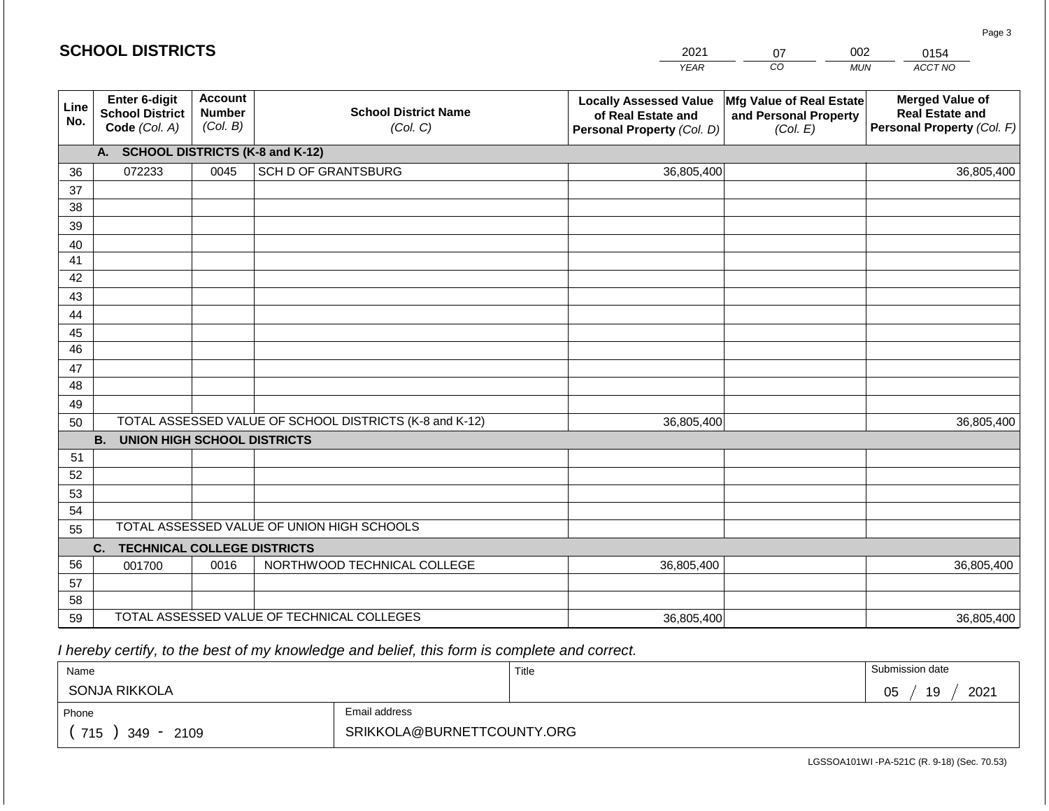## SCHOOL DISTRICTS

| YEAR | CO | MUN | ACCT NO |
|---|---|---|---|
| 2021 | 07 | 002 | 0154 |

| Line No. | Enter 6-digit School District Code *(Col. A)* | Account Number *(Col. B)* | School District Name *(Col. C)* | Locally Assessed Value of Real Estate and Personal Property *(Col. D)* | Mfg Value of Real Estate and Personal Property *(Col. E)* | Merged Value of Real Estate and Personal Property *(Col. F)* |
|---|---|---|---|---|---|---|
| | **A. SCHOOL DISTRICTS (K-8 and K-12)** | | | | | |
| 36 | 072233 | 0045 | SCH D OF GRANTSBURG | 36,805,400 | | 36,805,400 |
| 37 | | | | | | |
| 38 | | | | | | |
| 39 | | | | | | |
| 40 | | | | | | |
| 41 | | | | | | |
| 42 | | | | | | |
| 43 | | | | | | |
| 44 | | | | | | |
| 45 | | | | | | |
| 46 | | | | | | |
| 47 | | | | | | |
| 48 | | | | | | |
| 49 | | | | | | |
| 50 | TOTAL ASSESSED VALUE OF SCHOOL DISTRICTS (K-8 and K-12) | | | 36,805,400 | | 36,805,400 |
| | **B. UNION HIGH SCHOOL DISTRICTS** | | | | | |
| 51 | | | | | | |
| 52 | | | | | | |
| 53 | | | | | | |
| 54 | | | | | | |
| 55 | TOTAL ASSESSED VALUE OF UNION HIGH SCHOOLS | | | | | |
| | **C. TECHNICAL COLLEGE DISTRICTS** | | | | | |
| 56 | 001700 | 0016 | NORTHWOOD TECHNICAL COLLEGE | 36,805,400 | | 36,805,400 |
| 57 | | | | | | |
| 58 | | | | | | |
| 59 | TOTAL ASSESSED VALUE OF TECHNICAL COLLEGES | | | 36,805,400 | | 36,805,400 |

*I hereby certify, to the best of my knowledge and belief, this form is complete and correct.*

| Name | Title | Submission date |
|---|---|---|
| SONJA RIKKOLA | | 05 / 19 / 2021 |

| Phone | Email address |
|---|---|
| ( 715 ) 349 - 2109 | SRIKKOLA@BURNETTCOUNTY.ORG |

LGSSOA101WI -PA-521C (R. 9-18) (Sec. 70.53)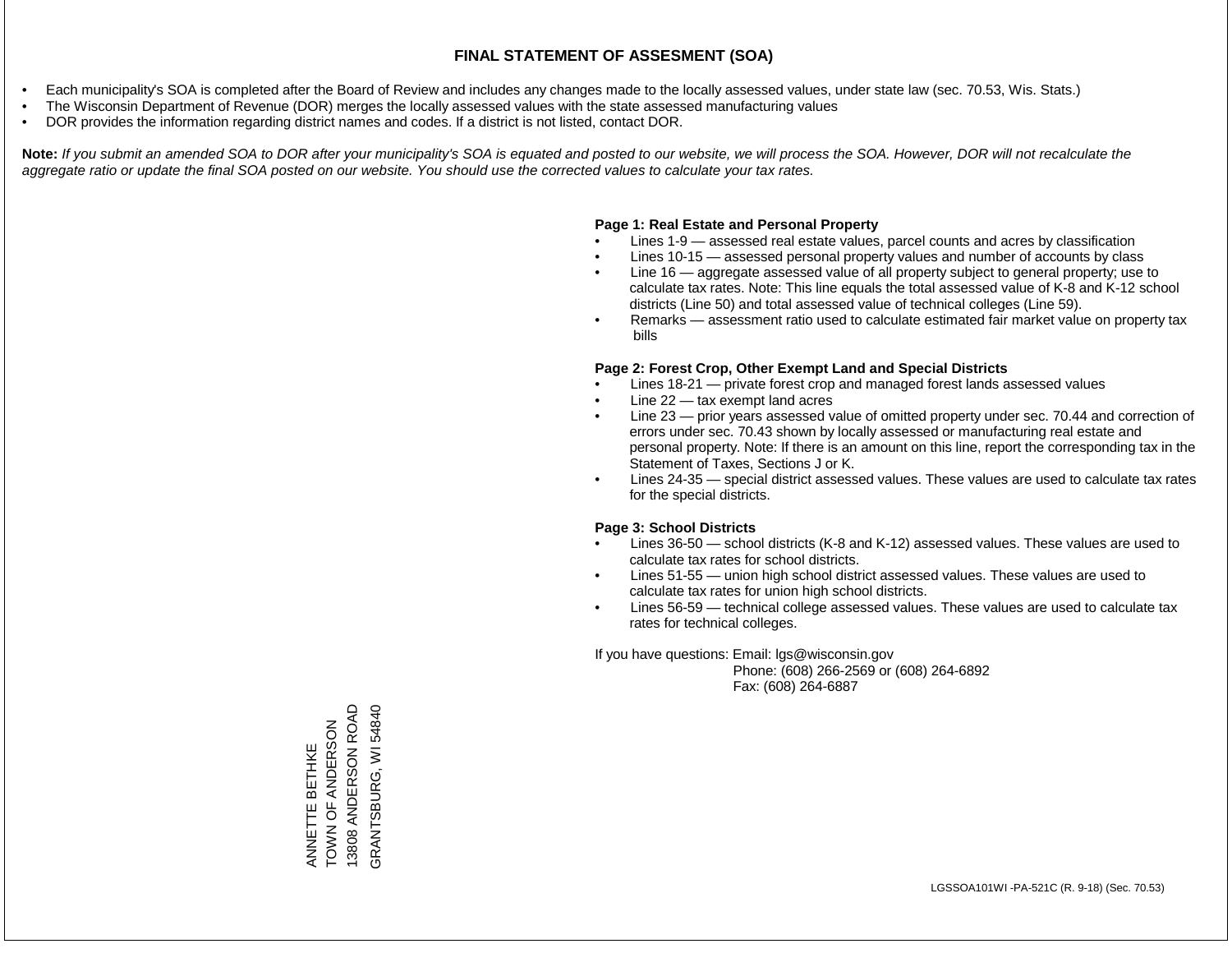# FINAL STATEMENT OF ASSESMENT (SOA)

- Each municipality's SOA is completed after the Board of Review and includes any changes made to the locally assessed values, under state law (sec. 70.53, Wis. Stats.)
- The Wisconsin Department of Revenue (DOR) merges the locally assessed values with the state assessed manufacturing values
- DOR provides the information regarding district names and codes. If a district is not listed, contact DOR.

**Note:** *If you submit an amended SOA to DOR after your municipality's SOA is equated and posted to our website, we will process the SOA. However, DOR will not recalculate the aggregate ratio or update the final SOA posted on our website. You should use the corrected values to calculate your tax rates.*

**Page 1: Real Estate and Personal Property**

- Lines 1-9 — assessed real estate values, parcel counts and acres by classification
- Lines 10-15 — assessed personal property values and number of accounts by class
- Line 16 — aggregate assessed value of all property subject to general property; use to calculate tax rates. Note: This line equals the total assessed value of K-8 and K-12 school districts (Line 50) and total assessed value of technical colleges (Line 59).
- Remarks — assessment ratio used to calculate estimated fair market value on property tax bills

**Page 2: Forest Crop, Other Exempt Land and Special Districts**

- Lines 18-21 — private forest crop and managed forest lands assessed values
- Line 22 — tax exempt land acres
- Line 23 — prior years assessed value of omitted property under sec. 70.44 and correction of errors under sec. 70.43 shown by locally assessed or manufacturing real estate and personal property. Note: If there is an amount on this line, report the corresponding tax in the Statement of Taxes, Sections J or K.
- Lines 24-35 — special district assessed values. These values are used to calculate tax rates for the special districts.

**Page 3: School Districts**

- Lines 36-50 — school districts (K-8 and K-12) assessed values. These values are used to calculate tax rates for school districts.
- Lines 51-55 — union high school district assessed values. These values are used to calculate tax rates for union high school districts.
- Lines 56-59 — technical college assessed values. These values are used to calculate tax rates for technical colleges.

If you have questions: Email: lgs@wisconsin.gov
Phone: (608) 266-2569 or (608) 264-6892
Fax: (608) 264-6887

ANNETTE BETHKE
TOWN OF ANDERSON
13808 ANDERSON ROAD
GRANTSBURG, WI 54840

LGSSOA101WI -PA-521C (R. 9-18) (Sec. 70.53)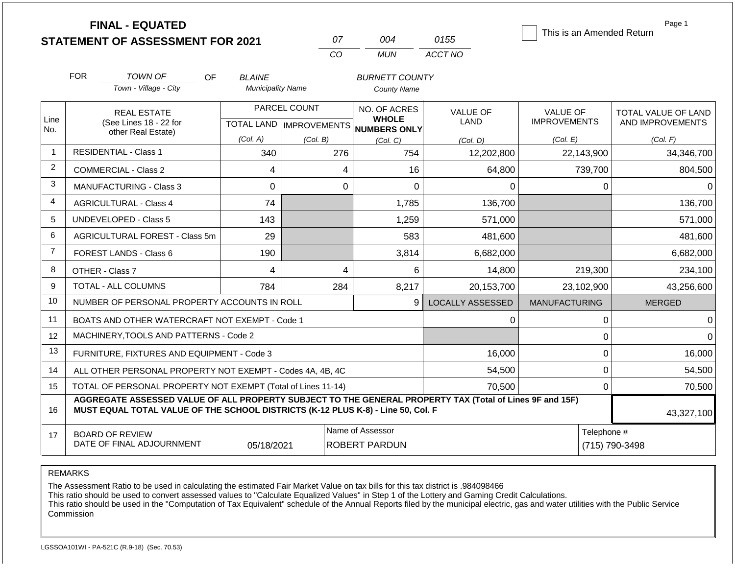# FINAL - EQUATED
## STATEMENT OF ASSESSMENT FOR 2021

| 07 | 004 | 0155 |
|---|---|---|
| CO | MUN | ACCT NO |

☐ This is an Amended Return

FOR *TOWN OF* (Town - Village - City) OF *BLAINE* (Municipality Name) *BURNETT COUNTY* (County Name)

| Line No. | REAL ESTATE (See Lines 18 - 22 for other Real Estate) | PARCEL COUNT | | NO. OF ACRES WHOLE NUMBERS ONLY | VALUE OF LAND | VALUE OF IMPROVEMENTS | TOTAL VALUE OF LAND AND IMPROVEMENTS |
|---|---|---|---|---|---|---|---|
| | | TOTAL LAND (Col. A) | IMPROVEMENTS (Col. B) | (Col. C) | (Col. D) | (Col. E) | (Col. F) |
| 1 | RESIDENTIAL - Class 1 | 340 | 276 | 754 | 12,202,800 | 22,143,900 | 34,346,700 |
| 2 | COMMERCIAL - Class 2 | 4 | 4 | 16 | 64,800 | 739,700 | 804,500 |
| 3 | MANUFACTURING - Class 3 | 0 | 0 | 0 | 0 | 0 | 0 |
| 4 | AGRICULTURAL - Class 4 | 74 | | 1,785 | 136,700 | | 136,700 |
| 5 | UNDEVELOPED - Class 5 | 143 | | 1,259 | 571,000 | | 571,000 |
| 6 | AGRICULTURAL FOREST - Class 5m | 29 | | 583 | 481,600 | | 481,600 |
| 7 | FOREST LANDS - Class 6 | 190 | | 3,814 | 6,682,000 | | 6,682,000 |
| 8 | OTHER - Class 7 | 4 | 4 | 6 | 14,800 | 219,300 | 234,100 |
| 9 | TOTAL - ALL COLUMNS | 784 | 284 | 8,217 | 20,153,700 | 23,102,900 | 43,256,600 |
| 10 | NUMBER OF PERSONAL PROPERTY ACCOUNTS IN ROLL | | | 9 | LOCALLY ASSESSED | MANUFACTURING | MERGED |
| 11 | BOATS AND OTHER WATERCRAFT NOT EXEMPT - Code 1 | | | | 0 | 0 | 0 |
| 12 | MACHINERY,TOOLS AND PATTERNS - Code 2 | | | | | 0 | 0 |
| 13 | FURNITURE, FIXTURES AND EQUIPMENT - Code 3 | | | | 16,000 | 0 | 16,000 |
| 14 | ALL OTHER PERSONAL PROPERTY NOT EXEMPT - Codes 4A, 4B, 4C | | | | 54,500 | 0 | 54,500 |
| 15 | TOTAL OF PERSONAL PROPERTY NOT EXEMPT (Total of Lines 11-14) | | | | 70,500 | 0 | 70,500 |
| 16 | **AGGREGATE ASSESSED VALUE OF ALL PROPERTY SUBJECT TO THE GENERAL PROPERTY TAX (Total of Lines 9F and 15F) MUST EQUAL TOTAL VALUE OF THE SCHOOL DISTRICTS (K-12 PLUS K-8) - Line 50, Col. F** | | | | | | 43,327,100 |
| 17 | BOARD OF REVIEW DATE OF FINAL ADJOURNMENT | 05/18/2021 | | Name of Assessor: ROBERT PARDUN | | Telephone #: (715) 790-3498 | |

REMARKS

The Assessment Ratio to be used in calculating the estimated Fair Market Value on tax bills for this tax district is .984098466
This ratio should be used to convert assessed values to "Calculate Equalized Values" in Step 1 of the Lottery and Gaming Credit Calculations.
This ratio should be used in the "Computation of Tax Equivalent" schedule of the Annual Reports filed by the municipal electric, gas and water utilities with the Public Service Commission

LGSSOA101WI - PA-521C (R.9-18) (Sec. 70.53)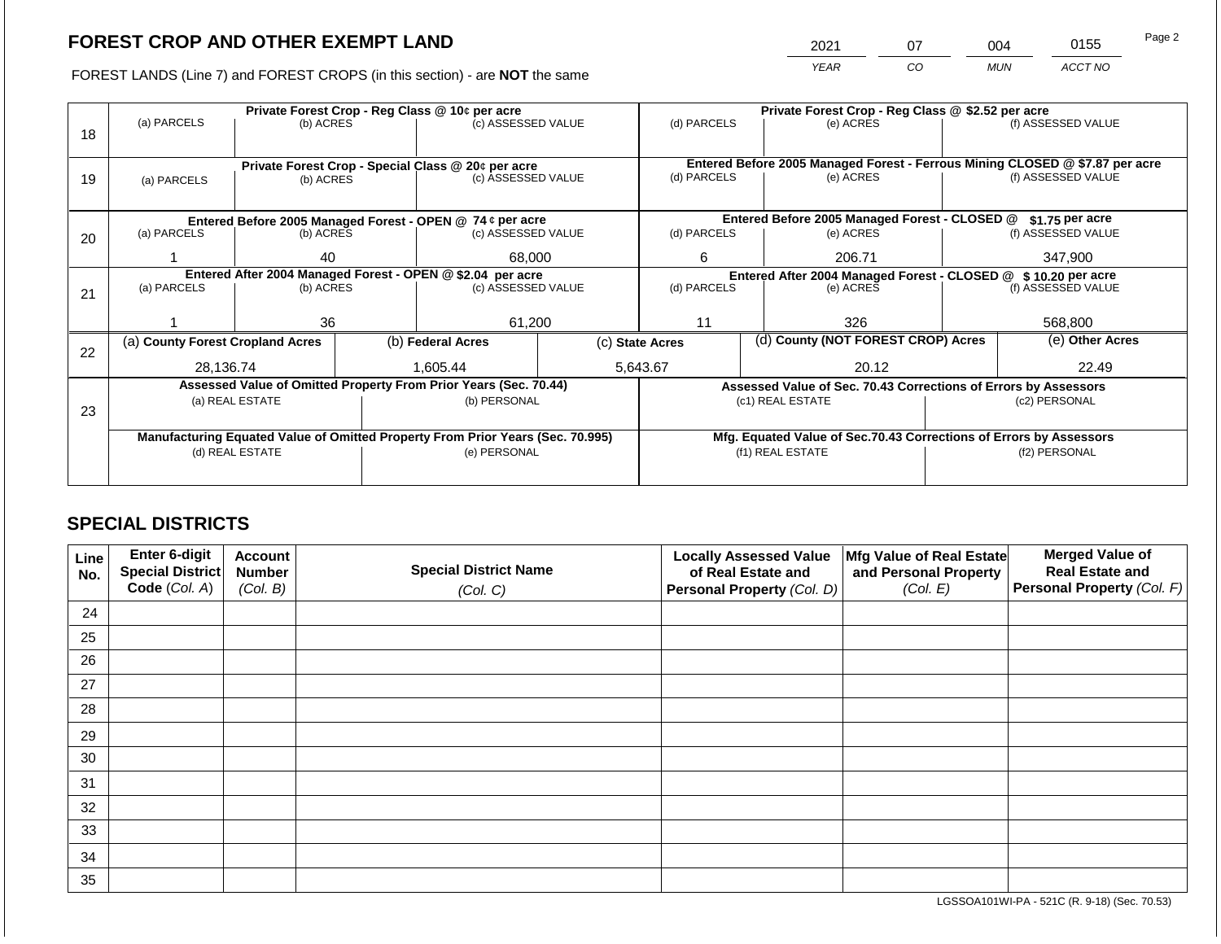## FOREST CROP AND OTHER EXEMPT LAND

| 2021 | 07 | 004 | 0155 |
|---|---|---|---|
| YEAR | CO | MUN | ACCT NO |

FOREST LANDS (Line 7) and FOREST CROPS (in this section) - are **NOT** the same

| Line | | | | | | |
|---|---|---|---|---|---|---|
| 18 | **Private Forest Crop - Reg Class @ 10¢ per acre** | | | **Private Forest Crop - Reg Class @ $2.52 per acre** | | |
| | (a) PARCELS | (b) ACRES | (c) ASSESSED VALUE | (d) PARCELS | (e) ACRES | (f) ASSESSED VALUE |
| | | | | | | |
| 19 | **Private Forest Crop - Special Class @ 20¢ per acre** | | | **Entered Before 2005 Managed Forest - Ferrous Mining CLOSED @ $7.87 per acre** | | |
| | (a) PARCELS | (b) ACRES | (c) ASSESSED VALUE | (d) PARCELS | (e) ACRES | (f) ASSESSED VALUE |
| | | | | | | |
| 20 | **Entered Before 2005 Managed Forest - OPEN @ 74 ¢ per acre** | | | **Entered Before 2005 Managed Forest - CLOSED @ $1.75 per acre** | | |
| | (a) PARCELS | (b) ACRES | (c) ASSESSED VALUE | (d) PARCELS | (e) ACRES | (f) ASSESSED VALUE |
| | 1 | 40 | 68,000 | 6 | 206.71 | 347,900 |
| 21 | **Entered After 2004 Managed Forest - OPEN @ $2.04 per acre** | | | **Entered After 2004 Managed Forest - CLOSED @ $ 10.20 per acre** | | |
| | (a) PARCELS | (b) ACRES | (c) ASSESSED VALUE | (d) PARCELS | (e) ACRES | (f) ASSESSED VALUE |
| | 1 | 36 | 61,200 | 11 | 326 | 568,800 |

| Line | (a) County Forest Cropland Acres | (b) Federal Acres | (c) State Acres | (d) County (NOT FOREST CROP) Acres | (e) Other Acres |
|---|---|---|---|---|---|
| 22 | 28,136.74 | 1,605.44 | 5,643.67 | 20.12 | 22.49 |

| Line | Assessed Value of Omitted Property From Prior Years (Sec. 70.44) | | Assessed Value of Sec. 70.43 Corrections of Errors by Assessors | |
|---|---|---|---|---|
| 23 | (a) REAL ESTATE | (b) PERSONAL | (c1) REAL ESTATE | (c2) PERSONAL |
| | | | | |
| | **Manufacturing Equated Value of Omitted Property From Prior Years (Sec. 70.995)** | | **Mfg. Equated Value of Sec.70.43 Corrections of Errors by Assessors** | |
| | (d) REAL ESTATE | (e) PERSONAL | (f1) REAL ESTATE | (f2) PERSONAL |
| | | | | |

## SPECIAL DISTRICTS

| Line No. | Enter 6-digit Special District Code (Col. A) | Account Number (Col. B) | Special District Name (Col. C) | Locally Assessed Value of Real Estate and Personal Property (Col. D) | Mfg Value of Real Estate and Personal Property (Col. E) | Merged Value of Real Estate and Personal Property (Col. F) |
|---|---|---|---|---|---|---|
| 24 | | | | | | |
| 25 | | | | | | |
| 26 | | | | | | |
| 27 | | | | | | |
| 28 | | | | | | |
| 29 | | | | | | |
| 30 | | | | | | |
| 31 | | | | | | |
| 32 | | | | | | |
| 33 | | | | | | |
| 34 | | | | | | |
| 35 | | | | | | |

LGSSOA101WI-PA - 521C (R. 9-18) (Sec. 70.53)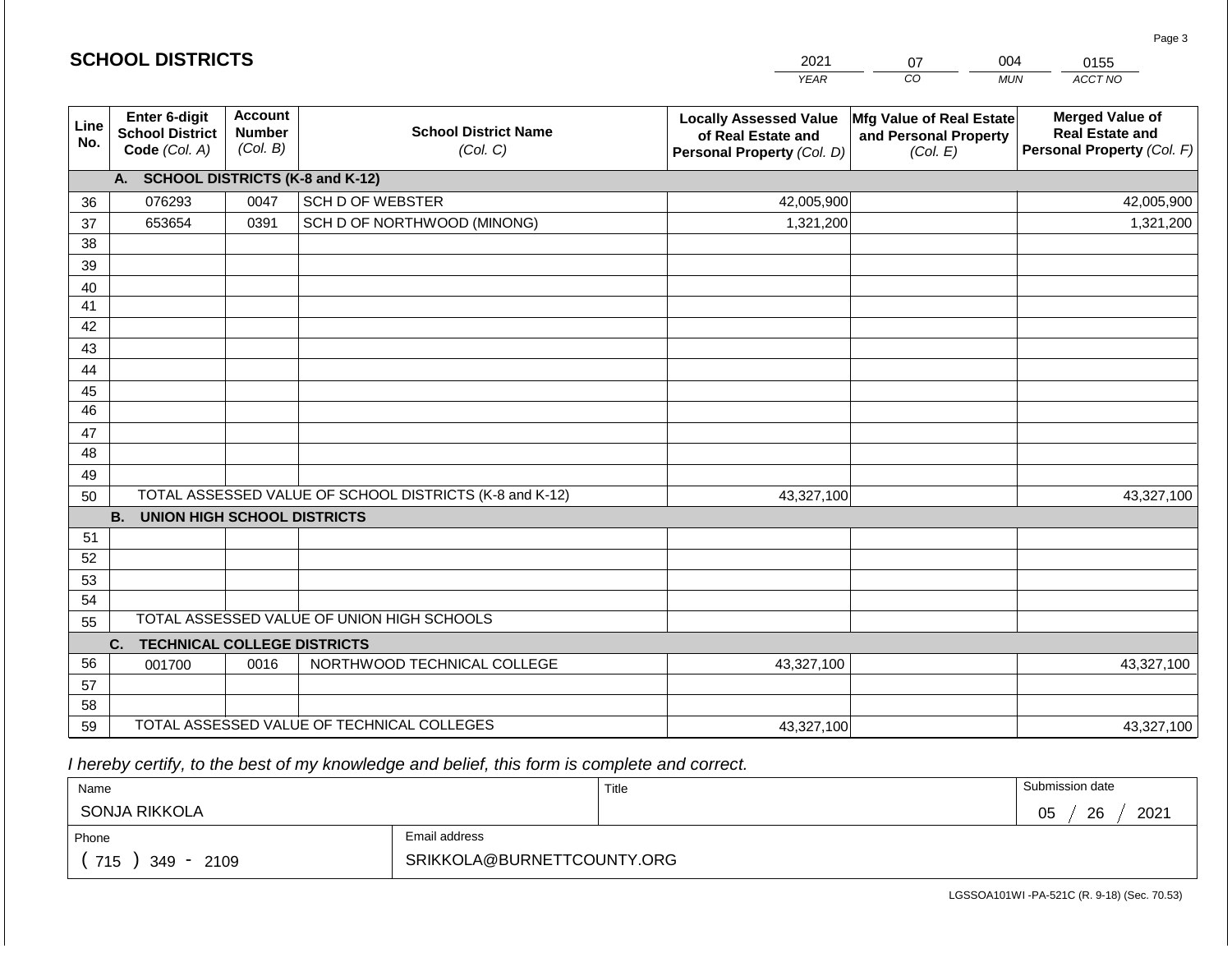## SCHOOL DISTRICTS

| YEAR | CO | MUN | ACCT NO |
|---|---|---|---|
| 2021 | 07 | 004 | 0155 |

| Line No. | Enter 6-digit School District Code *(Col. A)* | Account Number *(Col. B)* | School District Name *(Col. C)* | Locally Assessed Value of Real Estate and Personal Property *(Col. D)* | Mfg Value of Real Estate and Personal Property *(Col. E)* | Merged Value of Real Estate and Personal Property *(Col. F)* |
|---|---|---|---|---|---|---|
| | **A. SCHOOL DISTRICTS (K-8 and K-12)** | | | | | |
| 36 | 076293 | 0047 | SCH D OF WEBSTER | 42,005,900 | | 42,005,900 |
| 37 | 653654 | 0391 | SCH D OF NORTHWOOD (MINONG) | 1,321,200 | | 1,321,200 |
| 38 | | | | | | |
| 39 | | | | | | |
| 40 | | | | | | |
| 41 | | | | | | |
| 42 | | | | | | |
| 43 | | | | | | |
| 44 | | | | | | |
| 45 | | | | | | |
| 46 | | | | | | |
| 47 | | | | | | |
| 48 | | | | | | |
| 49 | | | | | | |
| 50 | TOTAL ASSESSED VALUE OF SCHOOL DISTRICTS (K-8 and K-12) | | | 43,327,100 | | 43,327,100 |
| | **B. UNION HIGH SCHOOL DISTRICTS** | | | | | |
| 51 | | | | | | |
| 52 | | | | | | |
| 53 | | | | | | |
| 54 | | | | | | |
| 55 | TOTAL ASSESSED VALUE OF UNION HIGH SCHOOLS | | | | | |
| | **C. TECHNICAL COLLEGE DISTRICTS** | | | | | |
| 56 | 001700 | 0016 | NORTHWOOD TECHNICAL COLLEGE | 43,327,100 | | 43,327,100 |
| 57 | | | | | | |
| 58 | | | | | | |
| 59 | TOTAL ASSESSED VALUE OF TECHNICAL COLLEGES | | | 43,327,100 | | 43,327,100 |

*I hereby certify, to the best of my knowledge and belief, this form is complete and correct.*

| Name | Title | Submission date |
|---|---|---|
| SONJA RIKKOLA | | 05 / 26 / 2021 |
| Phone | Email address | |
| ( 715 ) 349 - 2109 | SRIKKOLA@BURNETTCOUNTY.ORG | |

LGSSOA101WI -PA-521C (R. 9-18) (Sec. 70.53)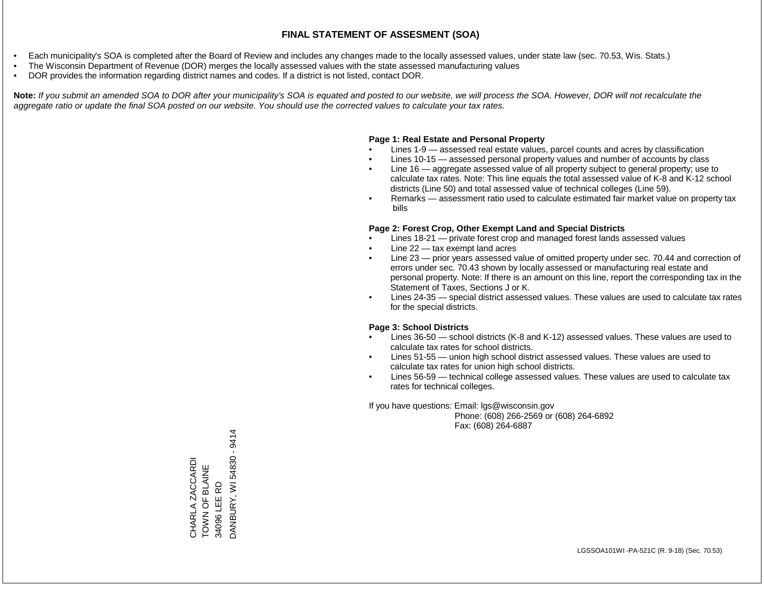# FINAL STATEMENT OF ASSESMENT (SOA)

- Each municipality's SOA is completed after the Board of Review and includes any changes made to the locally assessed values, under state law (sec. 70.53, Wis. Stats.)
- The Wisconsin Department of Revenue (DOR) merges the locally assessed values with the state assessed manufacturing values
- DOR provides the information regarding district names and codes. If a district is not listed, contact DOR.

**Note:** *If you submit an amended SOA to DOR after your municipality's SOA is equated and posted to our website, we will process the SOA. However, DOR will not recalculate the aggregate ratio or update the final SOA posted on our website. You should use the corrected values to calculate your tax rates.*

**Page 1: Real Estate and Personal Property**

- Lines 1-9 — assessed real estate values, parcel counts and acres by classification
- Lines 10-15 — assessed personal property values and number of accounts by class
- Line 16 — aggregate assessed value of all property subject to general property; use to calculate tax rates. Note: This line equals the total assessed value of K-8 and K-12 school districts (Line 50) and total assessed value of technical colleges (Line 59).
- Remarks — assessment ratio used to calculate estimated fair market value on property tax bills

**Page 2: Forest Crop, Other Exempt Land and Special Districts**

- Lines 18-21 — private forest crop and managed forest lands assessed values
- Line 22 — tax exempt land acres
- Line 23 — prior years assessed value of omitted property under sec. 70.44 and correction of errors under sec. 70.43 shown by locally assessed or manufacturing real estate and personal property. Note: If there is an amount on this line, report the corresponding tax in the Statement of Taxes, Sections J or K.
- Lines 24-35 — special district assessed values. These values are used to calculate tax rates for the special districts.

**Page 3: School Districts**

- Lines 36-50 — school districts (K-8 and K-12) assessed values. These values are used to calculate tax rates for school districts.
- Lines 51-55 — union high school district assessed values. These values are used to calculate tax rates for union high school districts.
- Lines 56-59 — technical college assessed values. These values are used to calculate tax rates for technical colleges.

If you have questions: Email: lgs@wisconsin.gov
Phone: (608) 266-2569 or (608) 264-6892
Fax: (608) 264-6887

CHARLA ZACCARDI
TOWN OF BLAINE
34096 LEE RD
DANBURY, WI 54830 - 9414

LGSSOA101WI -PA-521C (R. 9-18) (Sec. 70.53)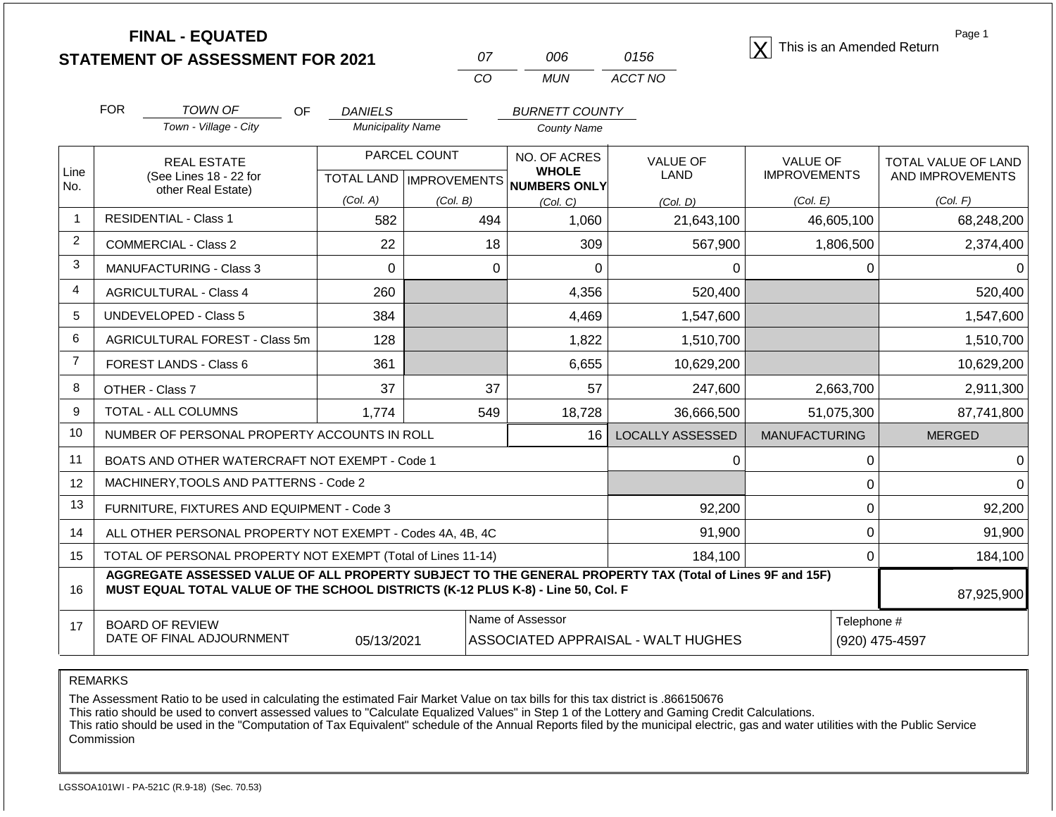# FINAL - EQUATED
## STATEMENT OF ASSESSMENT FOR 2021

| 07 | 006 | 0156 |
|---|---|---|
| CO | MUN | ACCT NO |

[X] This is an Amended Return

FOR *TOWN OF* (Town - Village - City) OF *DANIELS* (Municipality Name) *BURNETT COUNTY* (County Name)

| Line No. | REAL ESTATE (See Lines 18 - 22 for other Real Estate) | PARCEL COUNT TOTAL LAND (Col. A) | PARCEL COUNT IMPROVEMENTS (Col. B) | NO. OF ACRES WHOLE NUMBERS ONLY (Col. C) | VALUE OF LAND (Col. D) | VALUE OF IMPROVEMENTS (Col. E) | TOTAL VALUE OF LAND AND IMPROVEMENTS (Col. F) |
|---|---|---|---|---|---|---|---|
| 1 | RESIDENTIAL - Class 1 | 582 | 494 | 1,060 | 21,643,100 | 46,605,100 | 68,248,200 |
| 2 | COMMERCIAL - Class 2 | 22 | 18 | 309 | 567,900 | 1,806,500 | 2,374,400 |
| 3 | MANUFACTURING - Class 3 | 0 | 0 | 0 | 0 | 0 | 0 |
| 4 | AGRICULTURAL - Class 4 | 260 | | 4,356 | 520,400 | | 520,400 |
| 5 | UNDEVELOPED - Class 5 | 384 | | 4,469 | 1,547,600 | | 1,547,600 |
| 6 | AGRICULTURAL FOREST - Class 5m | 128 | | 1,822 | 1,510,700 | | 1,510,700 |
| 7 | FOREST LANDS - Class 6 | 361 | | 6,655 | 10,629,200 | | 10,629,200 |
| 8 | OTHER - Class 7 | 37 | 37 | 57 | 247,600 | 2,663,700 | 2,911,300 |
| 9 | TOTAL - ALL COLUMNS | 1,774 | 549 | 18,728 | 36,666,500 | 51,075,300 | 87,741,800 |
| 10 | NUMBER OF PERSONAL PROPERTY ACCOUNTS IN ROLL | | | 16 | LOCALLY ASSESSED | MANUFACTURING | MERGED |
| 11 | BOATS AND OTHER WATERCRAFT NOT EXEMPT - Code 1 | | | | 0 | 0 | 0 |
| 12 | MACHINERY,TOOLS AND PATTERNS - Code 2 | | | | | 0 | 0 |
| 13 | FURNITURE, FIXTURES AND EQUIPMENT - Code 3 | | | | 92,200 | 0 | 92,200 |
| 14 | ALL OTHER PERSONAL PROPERTY NOT EXEMPT - Codes 4A, 4B, 4C | | | | 91,900 | 0 | 91,900 |
| 15 | TOTAL OF PERSONAL PROPERTY NOT EXEMPT (Total of Lines 11-14) | | | | 184,100 | 0 | 184,100 |
| 16 | **AGGREGATE ASSESSED VALUE OF ALL PROPERTY SUBJECT TO THE GENERAL PROPERTY TAX (Total of Lines 9F and 15F) MUST EQUAL TOTAL VALUE OF THE SCHOOL DISTRICTS (K-12 PLUS K-8) - Line 50, Col. F** | | | | | | 87,925,900 |
| 17 | BOARD OF REVIEW DATE OF FINAL ADJOURNMENT | 05/13/2021 | Name of Assessor: ASSOCIATED APPRAISAL - WALT HUGHES | | | Telephone #: (920) 475-4597 | |

REMARKS

The Assessment Ratio to be used in calculating the estimated Fair Market Value on tax bills for this tax district is .866150676
This ratio should be used to convert assessed values to "Calculate Equalized Values" in Step 1 of the Lottery and Gaming Credit Calculations.
This ratio should be used in the "Computation of Tax Equivalent" schedule of the Annual Reports filed by the municipal electric, gas and water utilities with the Public Service Commission

LGSSOA101WI - PA-521C (R.9-18) (Sec. 70.53)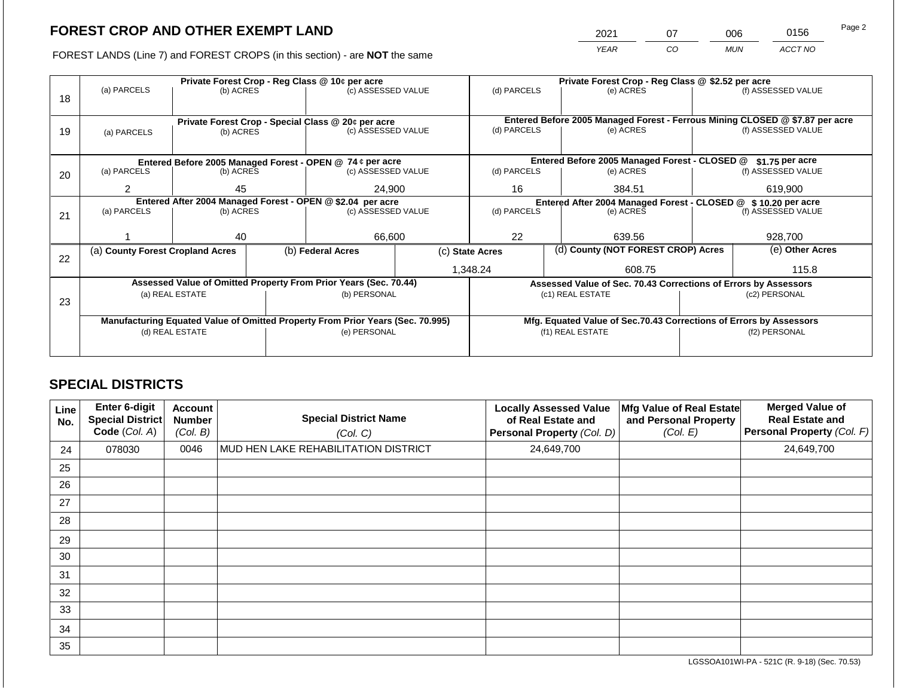# FOREST CROP AND OTHER EXEMPT LAND

FOREST LANDS (Line 7) and FOREST CROPS (in this section) - are **NOT** the same

| YEAR | CO | MUN | ACCT NO |
|---|---|---|---|
| 2021 | 07 | 006 | 0156 |

| Line | | | | | | |
|---|---|---|---|---|---|---|
| 18 | **Private Forest Crop - Reg Class @ 10¢ per acre** | | | **Private Forest Crop - Reg Class @ $2.52 per acre** | | |
| | (a) PARCELS | (b) ACRES | (c) ASSESSED VALUE | (d) PARCELS | (e) ACRES | (f) ASSESSED VALUE |
| | | | | | | |
| 19 | **Private Forest Crop - Special Class @ 20¢ per acre** | | | **Entered Before 2005 Managed Forest - Ferrous Mining CLOSED @ $7.87 per acre** | | |
| | (a) PARCELS | (b) ACRES | (c) ASSESSED VALUE | (d) PARCELS | (e) ACRES | (f) ASSESSED VALUE |
| | | | | | | |
| 20 | **Entered Before 2005 Managed Forest - OPEN @ 74 ¢ per acre** | | | **Entered Before 2005 Managed Forest - CLOSED @ $1.75 per acre** | | |
| | (a) PARCELS | (b) ACRES | (c) ASSESSED VALUE | (d) PARCELS | (e) ACRES | (f) ASSESSED VALUE |
| | 2 | 45 | 24,900 | 16 | 384.51 | 619,900 |
| 21 | **Entered After 2004 Managed Forest - OPEN @ $2.04 per acre** | | | **Entered After 2004 Managed Forest - CLOSED @ $ 10.20 per acre** | | |
| | (a) PARCELS | (b) ACRES | (c) ASSESSED VALUE | (d) PARCELS | (e) ACRES | (f) ASSESSED VALUE |
| | 1 | 40 | 66,600 | 22 | 639.56 | 928,700 |

| Line | (a) County Forest Cropland Acres | (b) Federal Acres | (c) State Acres | (d) County (NOT FOREST CROP) Acres | (e) Other Acres |
|---|---|---|---|---|---|
| 22 | | | 1,348.24 | 608.75 | 115.8 |

| Line | Assessed Value of Omitted Property From Prior Years (Sec. 70.44) | | Assessed Value of Sec. 70.43 Corrections of Errors by Assessors | |
|---|---|---|---|---|
| 23 | (a) REAL ESTATE | (b) PERSONAL | (c1) REAL ESTATE | (c2) PERSONAL |
| | | | | |
| | **Manufacturing Equated Value of Omitted Property From Prior Years (Sec. 70.995)** | | **Mfg. Equated Value of Sec.70.43 Corrections of Errors by Assessors** | |
| | (d) REAL ESTATE | (e) PERSONAL | (f1) REAL ESTATE | (f2) PERSONAL |
| | | | | |

## SPECIAL DISTRICTS

| Line No. | Enter 6-digit Special District Code (Col. A) | Account Number (Col. B) | Special District Name (Col. C) | Locally Assessed Value of Real Estate and Personal Property (Col. D) | Mfg Value of Real Estate and Personal Property (Col. E) | Merged Value of Real Estate and Personal Property (Col. F) |
|---|---|---|---|---|---|---|
| 24 | 078030 | 0046 | MUD HEN LAKE REHABILITATION DISTRICT | 24,649,700 | | 24,649,700 |
| 25 | | | | | | |
| 26 | | | | | | |
| 27 | | | | | | |
| 28 | | | | | | |
| 29 | | | | | | |
| 30 | | | | | | |
| 31 | | | | | | |
| 32 | | | | | | |
| 33 | | | | | | |
| 34 | | | | | | |
| 35 | | | | | | |

LGSSOA101WI-PA - 521C (R. 9-18) (Sec. 70.53)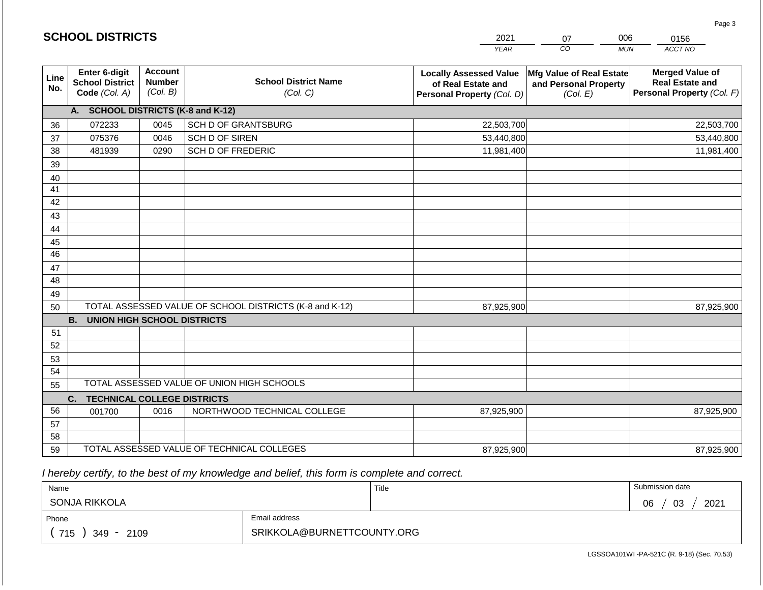# SCHOOL DISTRICTS

| 2021 | 07 | 006 | 0156 |
|---|---|---|---|
| YEAR | CO | MUN | ACCT NO |

| Line No. | Enter 6-digit School District Code (Col. A) | Account Number (Col. B) | School District Name (Col. C) | Locally Assessed Value of Real Estate and Personal Property (Col. D) | Mfg Value of Real Estate and Personal Property (Col. E) | Merged Value of Real Estate and Personal Property (Col. F) |
|---|---|---|---|---|---|---|
| | **A. SCHOOL DISTRICTS (K-8 and K-12)** | | | | | |
| 36 | 072233 | 0045 | SCH D OF GRANTSBURG | 22,503,700 | | 22,503,700 |
| 37 | 075376 | 0046 | SCH D OF SIREN | 53,440,800 | | 53,440,800 |
| 38 | 481939 | 0290 | SCH D OF FREDERIC | 11,981,400 | | 11,981,400 |
| 39 | | | | | | |
| 40 | | | | | | |
| 41 | | | | | | |
| 42 | | | | | | |
| 43 | | | | | | |
| 44 | | | | | | |
| 45 | | | | | | |
| 46 | | | | | | |
| 47 | | | | | | |
| 48 | | | | | | |
| 49 | | | | | | |
| 50 | TOTAL ASSESSED VALUE OF SCHOOL DISTRICTS (K-8 and K-12) | | | 87,925,900 | | 87,925,900 |
| | **B. UNION HIGH SCHOOL DISTRICTS** | | | | | |
| 51 | | | | | | |
| 52 | | | | | | |
| 53 | | | | | | |
| 54 | | | | | | |
| 55 | TOTAL ASSESSED VALUE OF UNION HIGH SCHOOLS | | | | | |
| | **C. TECHNICAL COLLEGE DISTRICTS** | | | | | |
| 56 | 001700 | 0016 | NORTHWOOD TECHNICAL COLLEGE | 87,925,900 | | 87,925,900 |
| 57 | | | | | | |
| 58 | | | | | | |
| 59 | TOTAL ASSESSED VALUE OF TECHNICAL COLLEGES | | | 87,925,900 | | 87,925,900 |

*I hereby certify, to the best of my knowledge and belief, this form is complete and correct.*

| Name | Title | Submission date |
|---|---|---|
| SONJA RIKKOLA | | 06 / 03 / 2021 |
| **Phone** | **Email address** | |
| ( 715 ) 349 - 2109 | SRIKKOLA@BURNETTCOUNTY.ORG | |

LGSSOA101WI -PA-521C (R. 9-18) (Sec. 70.53)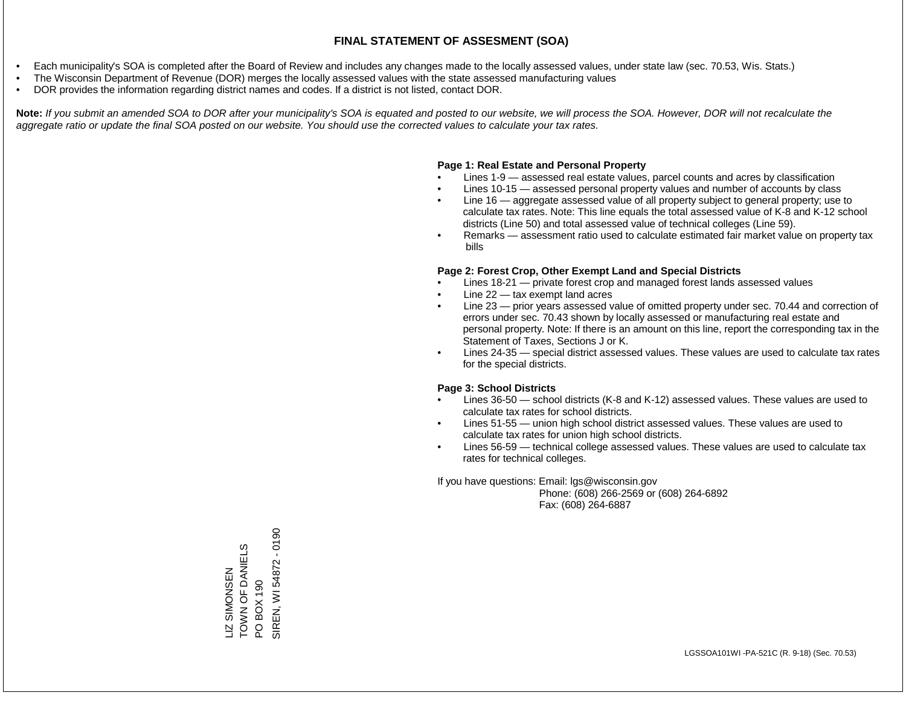# FINAL STATEMENT OF ASSESMENT (SOA)

- Each municipality's SOA is completed after the Board of Review and includes any changes made to the locally assessed values, under state law (sec. 70.53, Wis. Stats.)
- The Wisconsin Department of Revenue (DOR) merges the locally assessed values with the state assessed manufacturing values
- DOR provides the information regarding district names and codes. If a district is not listed, contact DOR.

**Note:** *If you submit an amended SOA to DOR after your municipality's SOA is equated and posted to our website, we will process the SOA. However, DOR will not recalculate the aggregate ratio or update the final SOA posted on our website. You should use the corrected values to calculate your tax rates.*

**Page 1: Real Estate and Personal Property**

- Lines 1-9 — assessed real estate values, parcel counts and acres by classification
- Lines 10-15 — assessed personal property values and number of accounts by class
- Line 16 — aggregate assessed value of all property subject to general property; use to calculate tax rates. Note: This line equals the total assessed value of K-8 and K-12 school districts (Line 50) and total assessed value of technical colleges (Line 59).
- Remarks — assessment ratio used to calculate estimated fair market value on property tax bills

**Page 2: Forest Crop, Other Exempt Land and Special Districts**

- Lines 18-21 — private forest crop and managed forest lands assessed values
- Line 22 — tax exempt land acres
- Line 23 — prior years assessed value of omitted property under sec. 70.44 and correction of errors under sec. 70.43 shown by locally assessed or manufacturing real estate and personal property. Note: If there is an amount on this line, report the corresponding tax in the Statement of Taxes, Sections J or K.
- Lines 24-35 — special district assessed values. These values are used to calculate tax rates for the special districts.

**Page 3: School Districts**

- Lines 36-50 — school districts (K-8 and K-12) assessed values. These values are used to calculate tax rates for school districts.
- Lines 51-55 — union high school district assessed values. These values are used to calculate tax rates for union high school districts.
- Lines 56-59 — technical college assessed values. These values are used to calculate tax rates for technical colleges.

If you have questions: Email: lgs@wisconsin.gov
Phone: (608) 266-2569 or (608) 264-6892
Fax: (608) 264-6887

LIZ SIMONSEN
TOWN OF DANIELS
PO BOX 190
SIREN, WI 54872 - 0190

LGSSOA101WI -PA-521C (R. 9-18) (Sec. 70.53)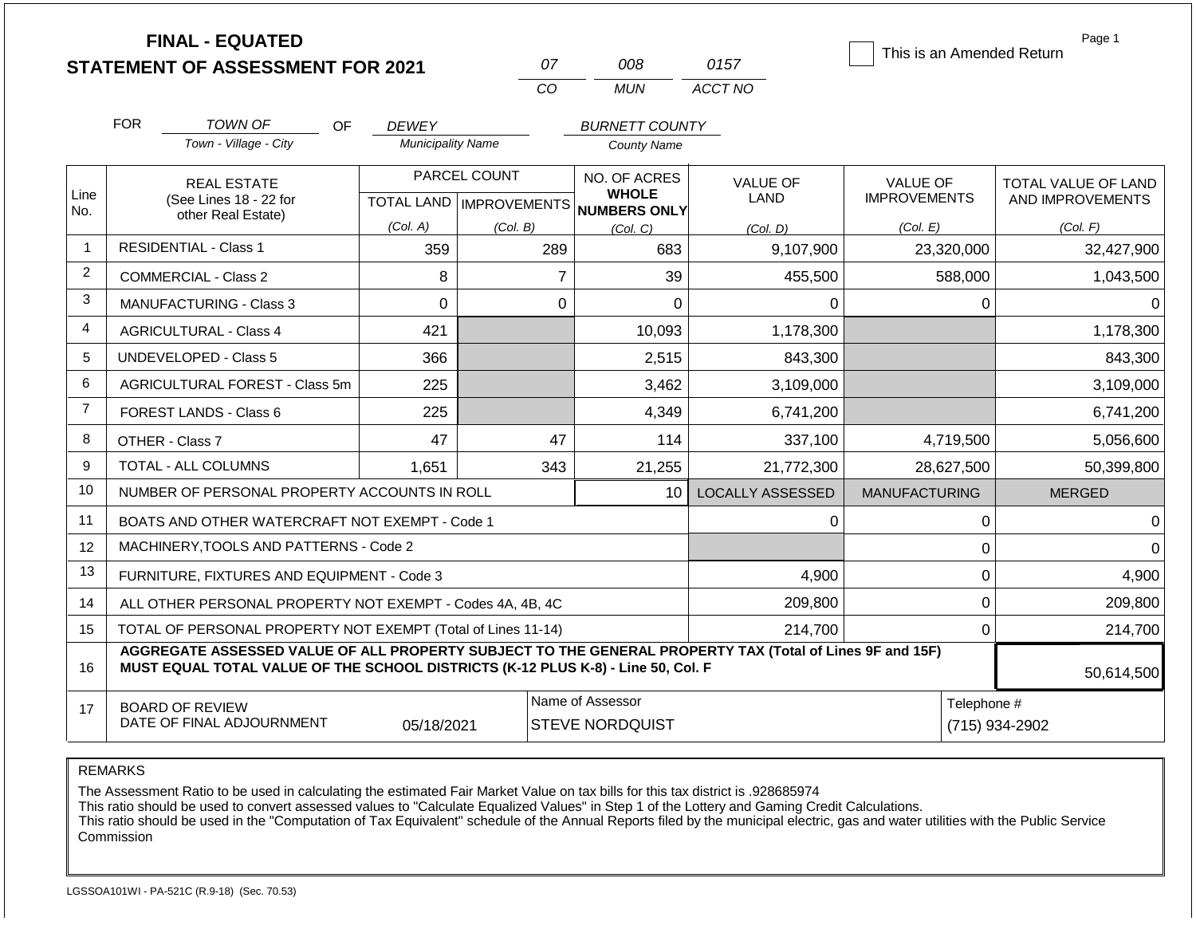# FINAL - EQUATED
## STATEMENT OF ASSESSMENT FOR 2021

| 07 | 008 | 0157 |
|---|---|---|
| CO | MUN | ACCT NO |

☐ This is an Amended Return

Page 1

FOR *TOWN OF* (Town - Village - City) OF *DEWEY* (Municipality Name) *BURNETT COUNTY* (County Name)

| Line No. | REAL ESTATE (See Lines 18 - 22 for other Real Estate) | PARCEL COUNT TOTAL LAND (Col. A) | PARCEL COUNT IMPROVEMENTS (Col. B) | NO. OF ACRES WHOLE NUMBERS ONLY (Col. C) | VALUE OF LAND (Col. D) | VALUE OF IMPROVEMENTS (Col. E) | TOTAL VALUE OF LAND AND IMPROVEMENTS (Col. F) |
|---|---|---|---|---|---|---|---|
| 1 | RESIDENTIAL - Class 1 | 359 | 289 | 683 | 9,107,900 | 23,320,000 | 32,427,900 |
| 2 | COMMERCIAL - Class 2 | 8 | 7 | 39 | 455,500 | 588,000 | 1,043,500 |
| 3 | MANUFACTURING - Class 3 | 0 | 0 | 0 | 0 | 0 | 0 |
| 4 | AGRICULTURAL - Class 4 | 421 | | 10,093 | 1,178,300 | | 1,178,300 |
| 5 | UNDEVELOPED - Class 5 | 366 | | 2,515 | 843,300 | | 843,300 |
| 6 | AGRICULTURAL FOREST - Class 5m | 225 | | 3,462 | 3,109,000 | | 3,109,000 |
| 7 | FOREST LANDS - Class 6 | 225 | | 4,349 | 6,741,200 | | 6,741,200 |
| 8 | OTHER - Class 7 | 47 | 47 | 114 | 337,100 | 4,719,500 | 5,056,600 |
| 9 | TOTAL - ALL COLUMNS | 1,651 | 343 | 21,255 | 21,772,300 | 28,627,500 | 50,399,800 |
| 10 | NUMBER OF PERSONAL PROPERTY ACCOUNTS IN ROLL | | | 10 | LOCALLY ASSESSED | MANUFACTURING | MERGED |
| 11 | BOATS AND OTHER WATERCRAFT NOT EXEMPT - Code 1 | | | | 0 | 0 | 0 |
| 12 | MACHINERY,TOOLS AND PATTERNS - Code 2 | | | | | 0 | 0 |
| 13 | FURNITURE, FIXTURES AND EQUIPMENT - Code 3 | | | | 4,900 | 0 | 4,900 |
| 14 | ALL OTHER PERSONAL PROPERTY NOT EXEMPT - Codes 4A, 4B, 4C | | | | 209,800 | 0 | 209,800 |
| 15 | TOTAL OF PERSONAL PROPERTY NOT EXEMPT (Total of Lines 11-14) | | | | 214,700 | 0 | 214,700 |
| 16 | **AGGREGATE ASSESSED VALUE OF ALL PROPERTY SUBJECT TO THE GENERAL PROPERTY TAX (Total of Lines 9F and 15F) MUST EQUAL TOTAL VALUE OF THE SCHOOL DISTRICTS (K-12 PLUS K-8) - Line 50, Col. F** | | | | | | 50,614,500 |
| 17 | BOARD OF REVIEW DATE OF FINAL ADJOURNMENT | 05/18/2021 | | Name of Assessor: STEVE NORDQUIST | | Telephone #: (715) 934-2902 | |

REMARKS

The Assessment Ratio to be used in calculating the estimated Fair Market Value on tax bills for this tax district is .928685974
This ratio should be used to convert assessed values to "Calculate Equalized Values" in Step 1 of the Lottery and Gaming Credit Calculations.
This ratio should be used in the "Computation of Tax Equivalent" schedule of the Annual Reports filed by the municipal electric, gas and water utilities with the Public Service Commission

LGSSOA101WI - PA-521C (R.9-18) (Sec. 70.53)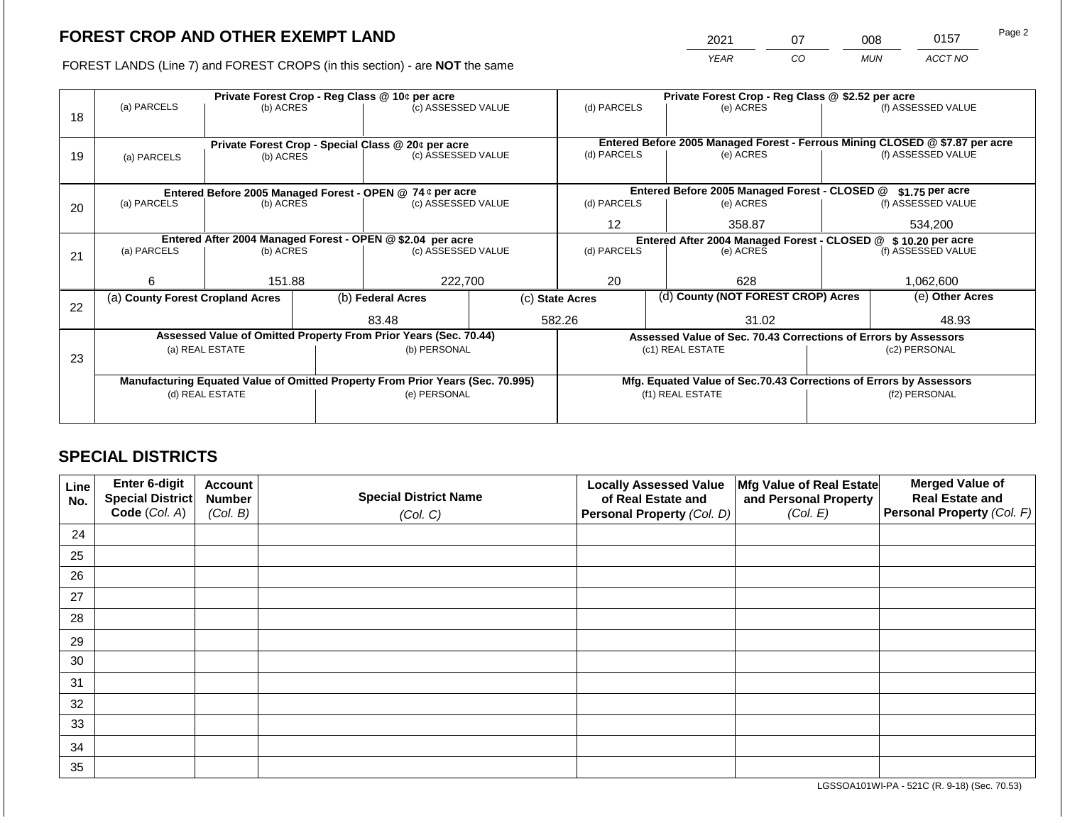# FOREST CROP AND OTHER EXEMPT LAND

| 2021 | 07 | 008 | 0157 |
|---|---|---|---|
| *YEAR* | *CO* | *MUN* | *ACCT NO* |

FOREST LANDS (Line 7) and FOREST CROPS (in this section) - are **NOT** the same

| | **Private Forest Crop - Reg Class @ 10¢ per acre** | | | **Private Forest Crop - Reg Class @ $2.52 per acre** | | |
|---|---|---|---|---|---|---|
| 18 | (a) PARCELS | (b) ACRES | (c) ASSESSED VALUE | (d) PARCELS | (e) ACRES | (f) ASSESSED VALUE |
| | | | | | | |
| | **Private Forest Crop - Special Class @ 20¢ per acre** | | | **Entered Before 2005 Managed Forest - Ferrous Mining CLOSED @ $7.87 per acre** | | |
| 19 | (a) PARCELS | (b) ACRES | (c) ASSESSED VALUE | (d) PARCELS | (e) ACRES | (f) ASSESSED VALUE |
| | | | | | | |
| | **Entered Before 2005 Managed Forest - OPEN @ 74 ¢ per acre** | | | **Entered Before 2005 Managed Forest - CLOSED @ $1.75 per acre** | | |
| 20 | (a) PARCELS | (b) ACRES | (c) ASSESSED VALUE | (d) PARCELS | (e) ACRES | (f) ASSESSED VALUE |
| | | | | 12 | 358.87 | 534,200 |
| | **Entered After 2004 Managed Forest - OPEN @ $2.04 per acre** | | | **Entered After 2004 Managed Forest - CLOSED @ $ 10.20 per acre** | | |
| 21 | (a) PARCELS | (b) ACRES | (c) ASSESSED VALUE | (d) PARCELS | (e) ACRES | (f) ASSESSED VALUE |
| | 6 | 151.88 | 222,700 | 20 | 628 | 1,062,600 |

| | (a) **County Forest Cropland Acres** | (b) **Federal Acres** | (c) **State Acres** | (d) **County (NOT FOREST CROP) Acres** | (e) **Other Acres** |
|---|---|---|---|---|---|
| 22 | | 83.48 | 582.26 | 31.02 | 48.93 |

| | **Assessed Value of Omitted Property From Prior Years (Sec. 70.44)** | | **Assessed Value of Sec. 70.43 Corrections of Errors by Assessors** | |
|---|---|---|---|---|
| 23 | (a) REAL ESTATE | (b) PERSONAL | (c1) REAL ESTATE | (c2) PERSONAL |
| | | | | |
| | **Manufacturing Equated Value of Omitted Property From Prior Years (Sec. 70.995)** | | **Mfg. Equated Value of Sec.70.43 Corrections of Errors by Assessors** | |
| | (d) REAL ESTATE | (e) PERSONAL | (f1) REAL ESTATE | (f2) PERSONAL |
| | | | | |

## SPECIAL DISTRICTS

| Line No. | Enter 6-digit Special District Code *(Col. A)* | Account Number *(Col. B)* | Special District Name *(Col. C)* | Locally Assessed Value of Real Estate and Personal Property *(Col. D)* | Mfg Value of Real Estate and Personal Property *(Col. E)* | Merged Value of Real Estate and Personal Property *(Col. F)* |
|---|---|---|---|---|---|---|
| 24 | | | | | | |
| 25 | | | | | | |
| 26 | | | | | | |
| 27 | | | | | | |
| 28 | | | | | | |
| 29 | | | | | | |
| 30 | | | | | | |
| 31 | | | | | | |
| 32 | | | | | | |
| 33 | | | | | | |
| 34 | | | | | | |
| 35 | | | | | | |

LGSSOA101WI-PA - 521C (R. 9-18) (Sec. 70.53)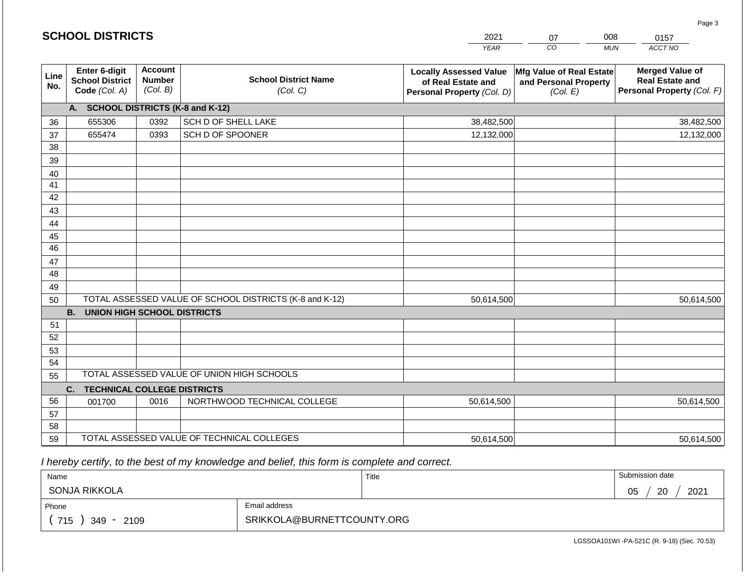## SCHOOL DISTRICTS

| YEAR | CO | MUN | ACCT NO |
|---|---|---|---|
| 2021 | 07 | 008 | 0157 |

| Line No. | Enter 6-digit School District Code (Col. A) | Account Number (Col. B) | School District Name (Col. C) | Locally Assessed Value of Real Estate and Personal Property (Col. D) | Mfg Value of Real Estate and Personal Property (Col. E) | Merged Value of Real Estate and Personal Property (Col. F) |
|---|---|---|---|---|---|---|
| | **A. SCHOOL DISTRICTS (K-8 and K-12)** | | | | | |
| 36 | 655306 | 0392 | SCH D OF SHELL LAKE | 38,482,500 | | 38,482,500 |
| 37 | 655474 | 0393 | SCH D OF SPOONER | 12,132,000 | | 12,132,000 |
| 38 | | | | | | |
| 39 | | | | | | |
| 40 | | | | | | |
| 41 | | | | | | |
| 42 | | | | | | |
| 43 | | | | | | |
| 44 | | | | | | |
| 45 | | | | | | |
| 46 | | | | | | |
| 47 | | | | | | |
| 48 | | | | | | |
| 49 | | | | | | |
| 50 | TOTAL ASSESSED VALUE OF SCHOOL DISTRICTS (K-8 and K-12) | | | 50,614,500 | | 50,614,500 |
| | **B. UNION HIGH SCHOOL DISTRICTS** | | | | | |
| 51 | | | | | | |
| 52 | | | | | | |
| 53 | | | | | | |
| 54 | | | | | | |
| 55 | TOTAL ASSESSED VALUE OF UNION HIGH SCHOOLS | | | | | |
| | **C. TECHNICAL COLLEGE DISTRICTS** | | | | | |
| 56 | 001700 | 0016 | NORTHWOOD TECHNICAL COLLEGE | 50,614,500 | | 50,614,500 |
| 57 | | | | | | |
| 58 | | | | | | |
| 59 | TOTAL ASSESSED VALUE OF TECHNICAL COLLEGES | | | 50,614,500 | | 50,614,500 |

*I hereby certify, to the best of my knowledge and belief, this form is complete and correct.*

| Name | Title | Submission date |
|---|---|---|
| SONJA RIKKOLA | | 05 / 20 / 2021 |

| Phone | Email address |
|---|---|
| ( 715 ) 349 - 2109 | SRIKKOLA@BURNETTCOUNTY.ORG |

LGSSOA101WI -PA-521C (R. 9-18) (Sec. 70.53)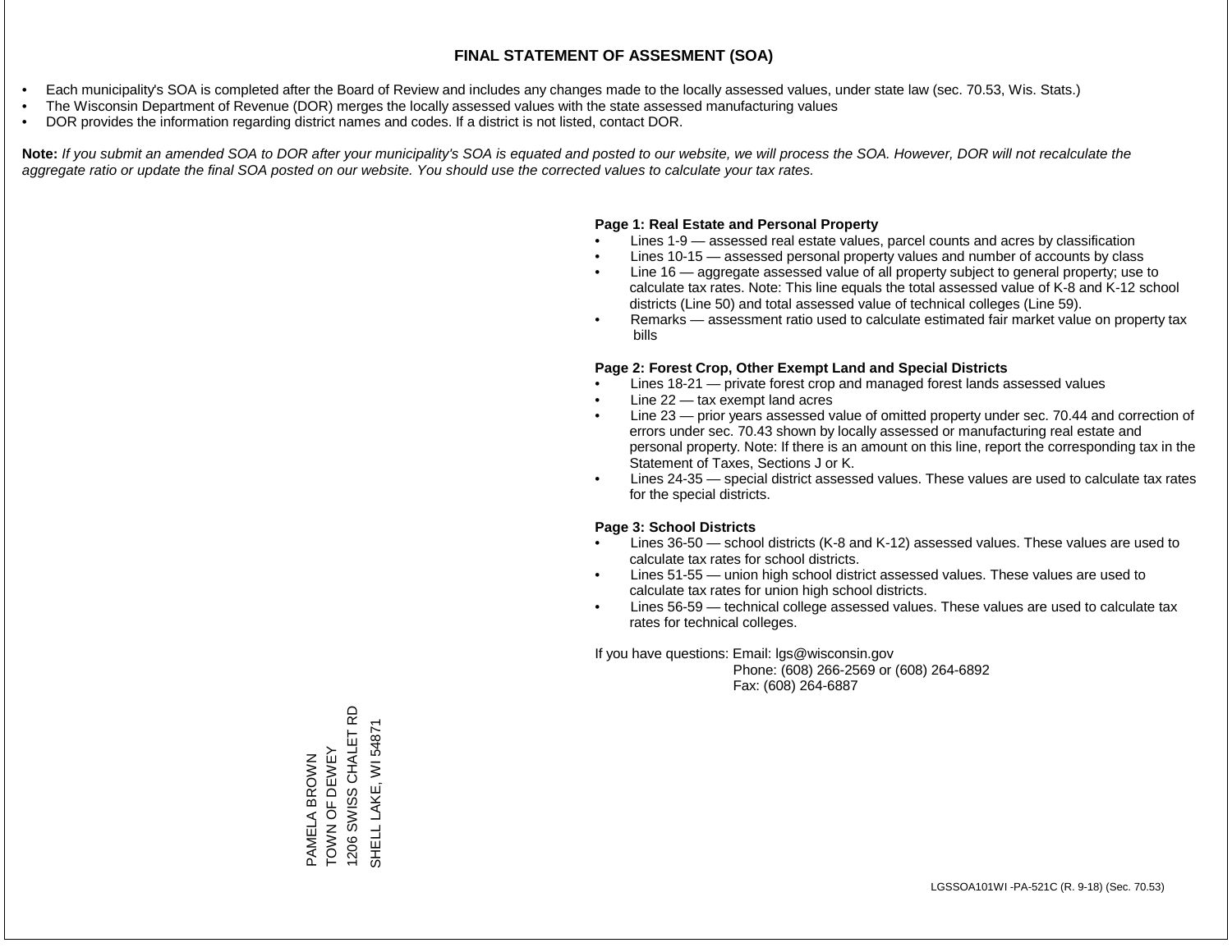# FINAL STATEMENT OF ASSESMENT (SOA)

- Each municipality's SOA is completed after the Board of Review and includes any changes made to the locally assessed values, under state law (sec. 70.53, Wis. Stats.)
- The Wisconsin Department of Revenue (DOR) merges the locally assessed values with the state assessed manufacturing values
- DOR provides the information regarding district names and codes. If a district is not listed, contact DOR.

**Note:** *If you submit an amended SOA to DOR after your municipality's SOA is equated and posted to our website, we will process the SOA. However, DOR will not recalculate the aggregate ratio or update the final SOA posted on our website. You should use the corrected values to calculate your tax rates.*

**Page 1: Real Estate and Personal Property**

- Lines 1-9 — assessed real estate values, parcel counts and acres by classification
- Lines 10-15 — assessed personal property values and number of accounts by class
- Line 16 — aggregate assessed value of all property subject to general property; use to calculate tax rates. Note: This line equals the total assessed value of K-8 and K-12 school districts (Line 50) and total assessed value of technical colleges (Line 59).
- Remarks — assessment ratio used to calculate estimated fair market value on property tax bills

**Page 2: Forest Crop, Other Exempt Land and Special Districts**

- Lines 18-21 — private forest crop and managed forest lands assessed values
- Line 22 — tax exempt land acres
- Line 23 — prior years assessed value of omitted property under sec. 70.44 and correction of errors under sec. 70.43 shown by locally assessed or manufacturing real estate and personal property. Note: If there is an amount on this line, report the corresponding tax in the Statement of Taxes, Sections J or K.
- Lines 24-35 — special district assessed values. These values are used to calculate tax rates for the special districts.

**Page 3: School Districts**

- Lines 36-50 — school districts (K-8 and K-12) assessed values. These values are used to calculate tax rates for school districts.
- Lines 51-55 — union high school district assessed values. These values are used to calculate tax rates for union high school districts.
- Lines 56-59 — technical college assessed values. These values are used to calculate tax rates for technical colleges.

If you have questions: Email: lgs@wisconsin.gov
Phone: (608) 266-2569 or (608) 264-6892
Fax: (608) 264-6887

PAMELA BROWN
TOWN OF DEWEY
1206 SWISS CHALET RD
SHELL LAKE, WI 54871

LGSSOA101WI -PA-521C (R. 9-18) (Sec. 70.53)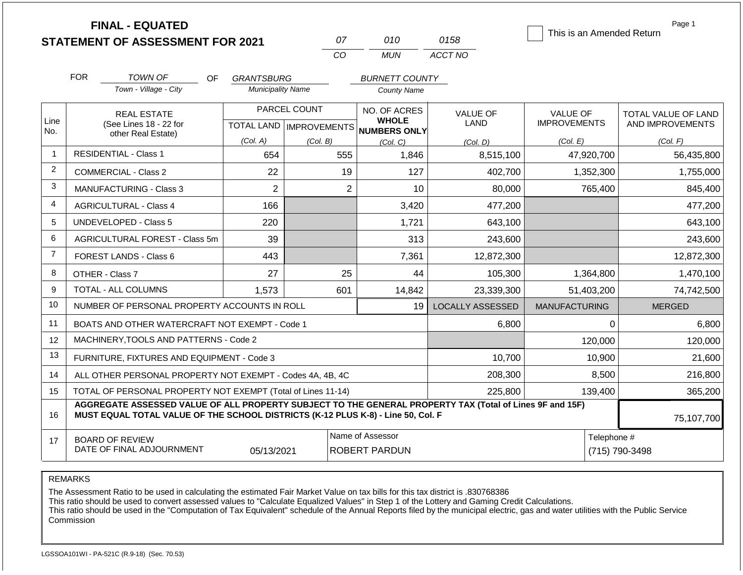# FINAL - EQUATED
## STATEMENT OF ASSESSMENT FOR 2021

| 07 | 010 | 0158 |
|---|---|---|
| CO | MUN | ACCT NO |

☐ This is an Amended Return

FOR *TOWN OF* (Town - Village - City) OF *GRANTSBURG* (Municipality Name) *BURNETT COUNTY* (County Name)

| Line No. | REAL ESTATE (See Lines 18 - 22 for other Real Estate) | PARCEL COUNT TOTAL LAND (Col. A) | PARCEL COUNT IMPROVEMENTS (Col. B) | NO. OF ACRES WHOLE NUMBERS ONLY (Col. C) | VALUE OF LAND (Col. D) | VALUE OF IMPROVEMENTS (Col. E) | TOTAL VALUE OF LAND AND IMPROVEMENTS (Col. F) |
|---|---|---|---|---|---|---|---|
| 1 | RESIDENTIAL - Class 1 | 654 | 555 | 1,846 | 8,515,100 | 47,920,700 | 56,435,800 |
| 2 | COMMERCIAL - Class 2 | 22 | 19 | 127 | 402,700 | 1,352,300 | 1,755,000 |
| 3 | MANUFACTURING - Class 3 | 2 | 2 | 10 | 80,000 | 765,400 | 845,400 |
| 4 | AGRICULTURAL - Class 4 | 166 | | 3,420 | 477,200 | | 477,200 |
| 5 | UNDEVELOPED - Class 5 | 220 | | 1,721 | 643,100 | | 643,100 |
| 6 | AGRICULTURAL FOREST - Class 5m | 39 | | 313 | 243,600 | | 243,600 |
| 7 | FOREST LANDS - Class 6 | 443 | | 7,361 | 12,872,300 | | 12,872,300 |
| 8 | OTHER - Class 7 | 27 | 25 | 44 | 105,300 | 1,364,800 | 1,470,100 |
| 9 | TOTAL - ALL COLUMNS | 1,573 | 601 | 14,842 | 23,339,300 | 51,403,200 | 74,742,500 |
| 10 | NUMBER OF PERSONAL PROPERTY ACCOUNTS IN ROLL | | | 19 | LOCALLY ASSESSED | MANUFACTURING | MERGED |
| 11 | BOATS AND OTHER WATERCRAFT NOT EXEMPT - Code 1 | | | | 6,800 | 0 | 6,800 |
| 12 | MACHINERY,TOOLS AND PATTERNS - Code 2 | | | | | 120,000 | 120,000 |
| 13 | FURNITURE, FIXTURES AND EQUIPMENT - Code 3 | | | | 10,700 | 10,900 | 21,600 |
| 14 | ALL OTHER PERSONAL PROPERTY NOT EXEMPT - Codes 4A, 4B, 4C | | | | 208,300 | 8,500 | 216,800 |
| 15 | TOTAL OF PERSONAL PROPERTY NOT EXEMPT (Total of Lines 11-14) | | | | 225,800 | 139,400 | 365,200 |
| 16 | **AGGREGATE ASSESSED VALUE OF ALL PROPERTY SUBJECT TO THE GENERAL PROPERTY TAX (Total of Lines 9F and 15F) MUST EQUAL TOTAL VALUE OF THE SCHOOL DISTRICTS (K-12 PLUS K-8) - Line 50, Col. F** | | | | | | 75,107,700 |
| 17 | BOARD OF REVIEW DATE OF FINAL ADJOURNMENT | 05/13/2021 | | Name of Assessor: ROBERT PARDUN | | Telephone #: (715) 790-3498 | |

REMARKS

The Assessment Ratio to be used in calculating the estimated Fair Market Value on tax bills for this tax district is .830768386
This ratio should be used to convert assessed values to "Calculate Equalized Values" in Step 1 of the Lottery and Gaming Credit Calculations.
This ratio should be used in the "Computation of Tax Equivalent" schedule of the Annual Reports filed by the municipal electric, gas and water utilities with the Public Service Commission

LGSSOA101WI - PA-521C (R.9-18) (Sec. 70.53)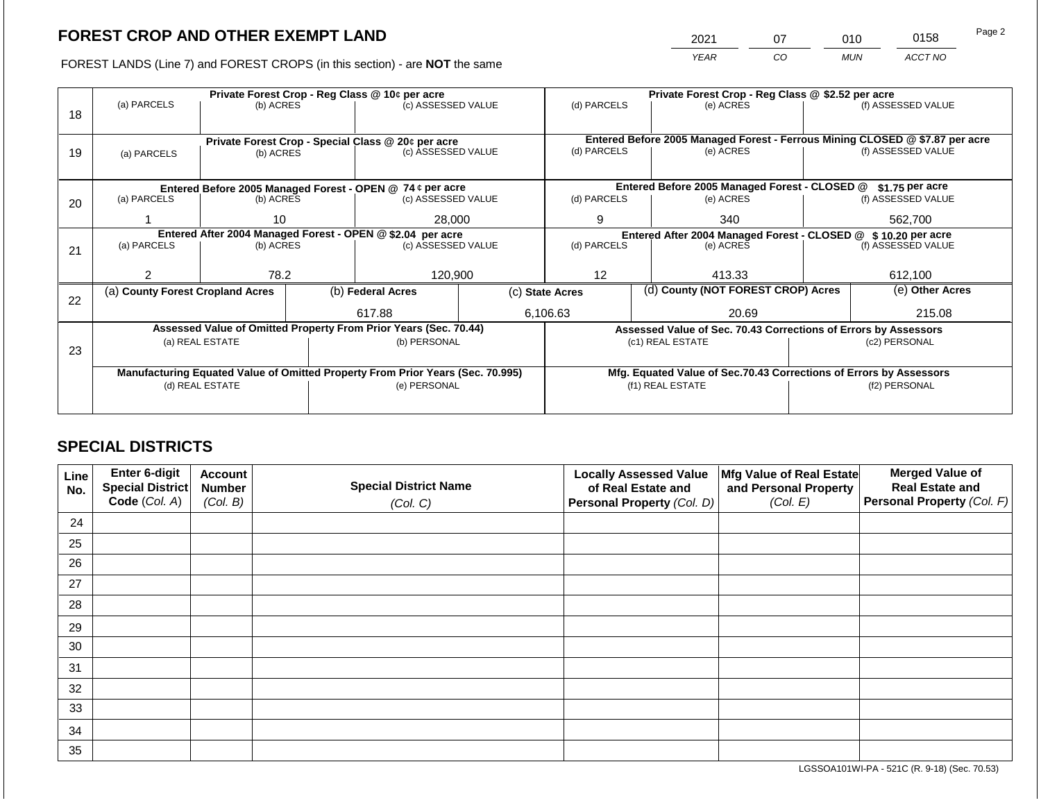# FOREST CROP AND OTHER EXEMPT LAND

| 2021 | 07 | 010 | 0158 |
|---|---|---|---|
| YEAR | CO | MUN | ACCT NO |

FOREST LANDS (Line 7) and FOREST CROPS (in this section) - are **NOT** the same

| Line | Private Forest Crop - Reg Class @ 10¢ per acre | | | Private Forest Crop - Reg Class @ $2.52 per acre | | |
|---|---|---|---|---|---|---|
| | (a) PARCELS | (b) ACRES | (c) ASSESSED VALUE | (d) PARCELS | (e) ACRES | (f) ASSESSED VALUE |
| 18 | | | | | | |
| | **Private Forest Crop - Special Class @ 20¢ per acre** | | | **Entered Before 2005 Managed Forest - Ferrous Mining CLOSED @ $7.87 per acre** | | |
| | (a) PARCELS | (b) ACRES | (c) ASSESSED VALUE | (d) PARCELS | (e) ACRES | (f) ASSESSED VALUE |
| 19 | | | | | | |
| | **Entered Before 2005 Managed Forest - OPEN @ 74 ¢ per acre** | | | **Entered Before 2005 Managed Forest - CLOSED @ $1.75 per acre** | | |
| | (a) PARCELS | (b) ACRES | (c) ASSESSED VALUE | (d) PARCELS | (e) ACRES | (f) ASSESSED VALUE |
| 20 | 1 | 10 | 28,000 | 9 | 340 | 562,700 |
| | **Entered After 2004 Managed Forest - OPEN @ $2.04 per acre** | | | **Entered After 2004 Managed Forest - CLOSED @ $ 10.20 per acre** | | |
| | (a) PARCELS | (b) ACRES | (c) ASSESSED VALUE | (d) PARCELS | (e) ACRES | (f) ASSESSED VALUE |
| 21 | 2 | 78.2 | 120,900 | 12 | 413.33 | 612,100 |

| Line | (a) County Forest Cropland Acres | (b) Federal Acres | (c) State Acres | (d) County (NOT FOREST CROP) Acres | (e) Other Acres |
|---|---|---|---|---|---|
| 22 | | 617.88 | 6,106.63 | 20.69 | 215.08 |

| Line | Assessed Value of Omitted Property From Prior Years (Sec. 70.44) | | Assessed Value of Sec. 70.43 Corrections of Errors by Assessors | |
|---|---|---|---|---|
| | (a) REAL ESTATE | (b) PERSONAL | (c1) REAL ESTATE | (c2) PERSONAL |
| 23 | | | | |
| | **Manufacturing Equated Value of Omitted Property From Prior Years (Sec. 70.995)** | | **Mfg. Equated Value of Sec.70.43 Corrections of Errors by Assessors** | |
| | (d) REAL ESTATE | (e) PERSONAL | (f1) REAL ESTATE | (f2) PERSONAL |
| | | | | |

## SPECIAL DISTRICTS

| Line No. | Enter 6-digit Special District Code (Col. A) | Account Number (Col. B) | Special District Name (Col. C) | Locally Assessed Value of Real Estate and Personal Property (Col. D) | Mfg Value of Real Estate and Personal Property (Col. E) | Merged Value of Real Estate and Personal Property (Col. F) |
|---|---|---|---|---|---|---|
| 24 | | | | | | |
| 25 | | | | | | |
| 26 | | | | | | |
| 27 | | | | | | |
| 28 | | | | | | |
| 29 | | | | | | |
| 30 | | | | | | |
| 31 | | | | | | |
| 32 | | | | | | |
| 33 | | | | | | |
| 34 | | | | | | |
| 35 | | | | | | |

LGSSOA101WI-PA - 521C (R. 9-18) (Sec. 70.53)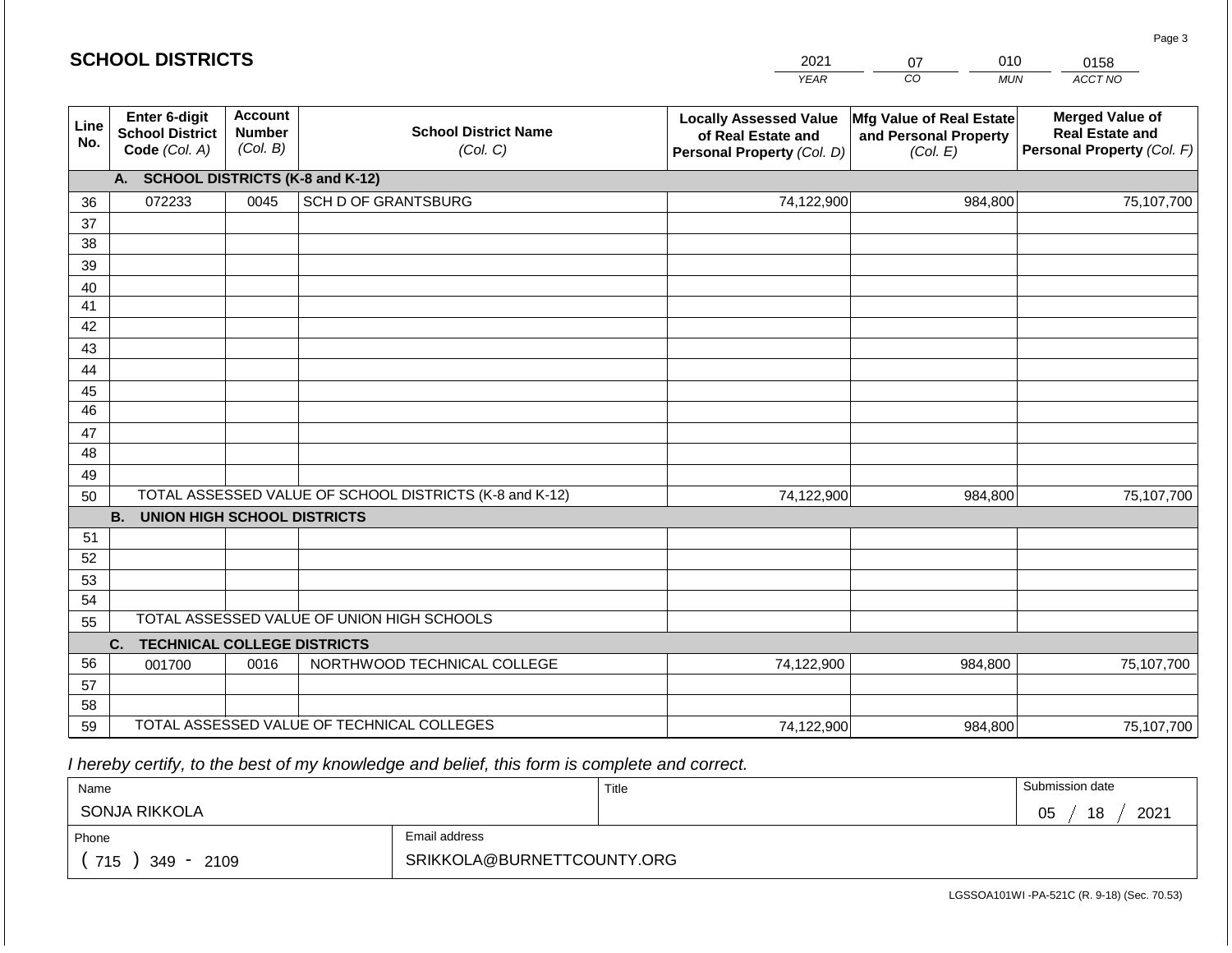## SCHOOL DISTRICTS

| 2021 | 07 | 010 | 0158 |
|---|---|---|---|
| YEAR | CO | MUN | ACCT NO |

| Line No. | Enter 6-digit School District Code (Col. A) | Account Number (Col. B) | School District Name (Col. C) | Locally Assessed Value of Real Estate and Personal Property (Col. D) | Mfg Value of Real Estate and Personal Property (Col. E) | Merged Value of Real Estate and Personal Property (Col. F) |
|---|---|---|---|---|---|---|
| | **A. SCHOOL DISTRICTS (K-8 and K-12)** | | | | | |
| 36 | 072233 | 0045 | SCH D OF GRANTSBURG | 74,122,900 | 984,800 | 75,107,700 |
| 37 | | | | | | |
| 38 | | | | | | |
| 39 | | | | | | |
| 40 | | | | | | |
| 41 | | | | | | |
| 42 | | | | | | |
| 43 | | | | | | |
| 44 | | | | | | |
| 45 | | | | | | |
| 46 | | | | | | |
| 47 | | | | | | |
| 48 | | | | | | |
| 49 | | | | | | |
| 50 | TOTAL ASSESSED VALUE OF SCHOOL DISTRICTS (K-8 and K-12) | | | 74,122,900 | 984,800 | 75,107,700 |
| | **B. UNION HIGH SCHOOL DISTRICTS** | | | | | |
| 51 | | | | | | |
| 52 | | | | | | |
| 53 | | | | | | |
| 54 | | | | | | |
| 55 | TOTAL ASSESSED VALUE OF UNION HIGH SCHOOLS | | | | | |
| | **C. TECHNICAL COLLEGE DISTRICTS** | | | | | |
| 56 | 001700 | 0016 | NORTHWOOD TECHNICAL COLLEGE | 74,122,900 | 984,800 | 75,107,700 |
| 57 | | | | | | |
| 58 | | | | | | |
| 59 | TOTAL ASSESSED VALUE OF TECHNICAL COLLEGES | | | 74,122,900 | 984,800 | 75,107,700 |

*I hereby certify, to the best of my knowledge and belief, this form is complete and correct.*

| Name | Title | Submission date |
|---|---|---|
| SONJA RIKKOLA | | 05 / 18 / 2021 |
| Phone | Email address | |
| ( 715 ) 349 - 2109 | SRIKKOLA@BURNETTCOUNTY.ORG | |

LGSSOA101WI -PA-521C (R. 9-18) (Sec. 70.53)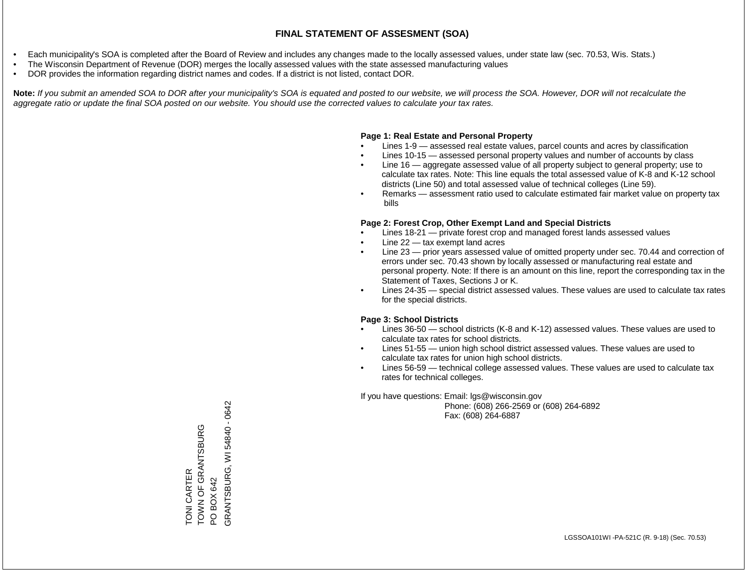# FINAL STATEMENT OF ASSESMENT (SOA)

- Each municipality's SOA is completed after the Board of Review and includes any changes made to the locally assessed values, under state law (sec. 70.53, Wis. Stats.)
- The Wisconsin Department of Revenue (DOR) merges the locally assessed values with the state assessed manufacturing values
- DOR provides the information regarding district names and codes. If a district is not listed, contact DOR.

**Note:** *If you submit an amended SOA to DOR after your municipality's SOA is equated and posted to our website, we will process the SOA. However, DOR will not recalculate the aggregate ratio or update the final SOA posted on our website. You should use the corrected values to calculate your tax rates.*

**Page 1: Real Estate and Personal Property**

- Lines 1-9 — assessed real estate values, parcel counts and acres by classification
- Lines 10-15 — assessed personal property values and number of accounts by class
- Line 16 — aggregate assessed value of all property subject to general property; use to calculate tax rates. Note: This line equals the total assessed value of K-8 and K-12 school districts (Line 50) and total assessed value of technical colleges (Line 59).
- Remarks — assessment ratio used to calculate estimated fair market value on property tax bills

**Page 2: Forest Crop, Other Exempt Land and Special Districts**

- Lines 18-21 — private forest crop and managed forest lands assessed values
- Line 22 — tax exempt land acres
- Line 23 — prior years assessed value of omitted property under sec. 70.44 and correction of errors under sec. 70.43 shown by locally assessed or manufacturing real estate and personal property. Note: If there is an amount on this line, report the corresponding tax in the Statement of Taxes, Sections J or K.
- Lines 24-35 — special district assessed values. These values are used to calculate tax rates for the special districts.

**Page 3: School Districts**

- Lines 36-50 — school districts (K-8 and K-12) assessed values. These values are used to calculate tax rates for school districts.
- Lines 51-55 — union high school district assessed values. These values are used to calculate tax rates for union high school districts.
- Lines 56-59 — technical college assessed values. These values are used to calculate tax rates for technical colleges.

If you have questions: Email: lgs@wisconsin.gov
Phone: (608) 266-2569 or (608) 264-6892
Fax: (608) 264-6887

TONI CARTER
TOWN OF GRANTSBURG
PO BOX 642
GRANTSBURG, WI 54840 - 0642

LGSSOA101WI -PA-521C (R. 9-18) (Sec. 70.53)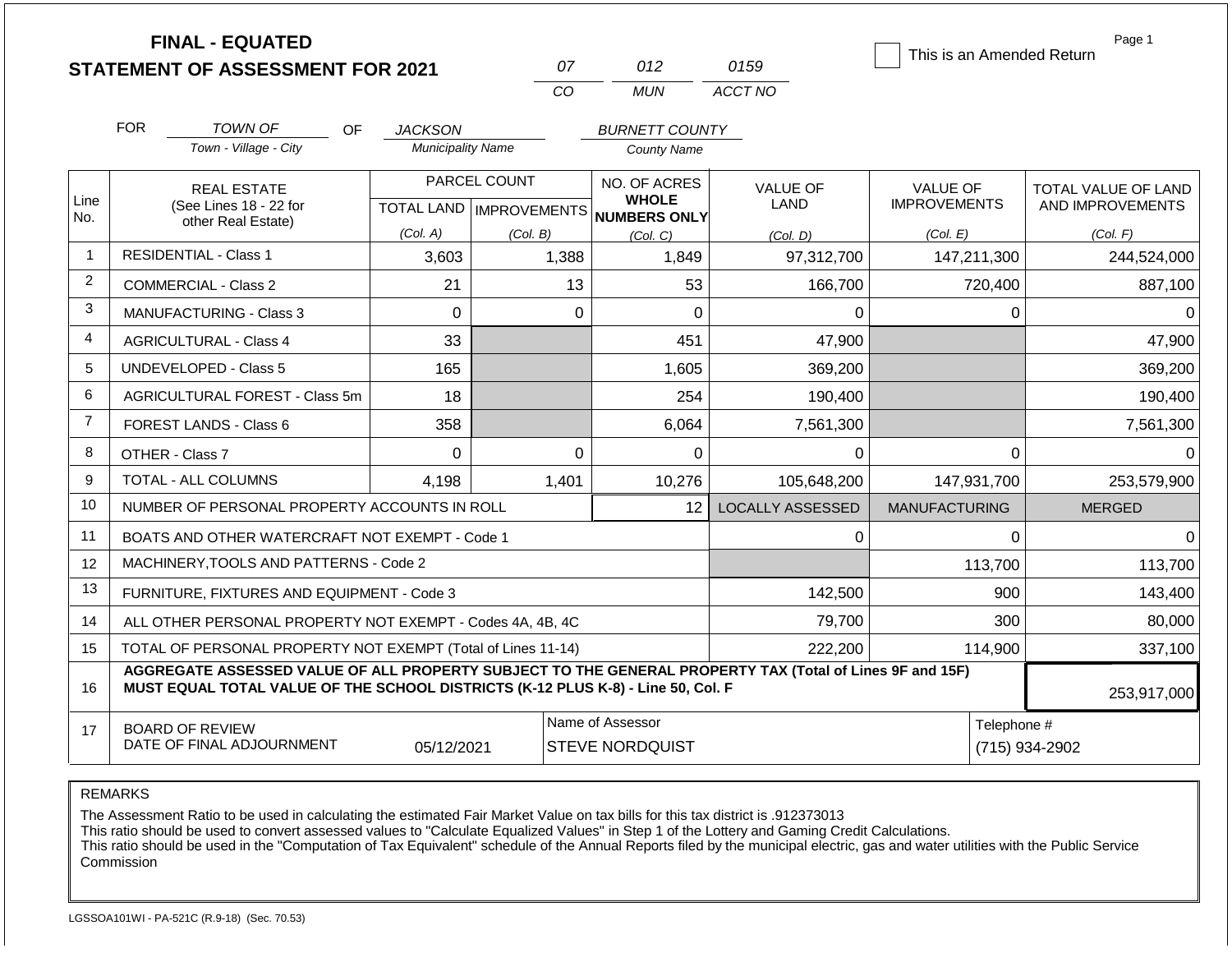# FINAL - EQUATED
## STATEMENT OF ASSESSMENT FOR 2021

| 07 | 012 | 0159 |
|---|---|---|
| CO | MUN | ACCT NO |

☐ This is an Amended Return

FOR *TOWN OF* (Town - Village - City) OF *JACKSON* (Municipality Name) *BURNETT COUNTY* (County Name)

| Line No. | REAL ESTATE (See Lines 18 - 22 for other Real Estate) | PARCEL COUNT TOTAL LAND (Col. A) | PARCEL COUNT IMPROVEMENTS (Col. B) | NO. OF ACRES WHOLE NUMBERS ONLY (Col. C) | VALUE OF LAND (Col. D) | VALUE OF IMPROVEMENTS (Col. E) | TOTAL VALUE OF LAND AND IMPROVEMENTS (Col. F) |
|---|---|---|---|---|---|---|---|
| 1 | RESIDENTIAL - Class 1 | 3,603 | 1,388 | 1,849 | 97,312,700 | 147,211,300 | 244,524,000 |
| 2 | COMMERCIAL - Class 2 | 21 | 13 | 53 | 166,700 | 720,400 | 887,100 |
| 3 | MANUFACTURING - Class 3 | 0 | 0 | 0 | 0 | 0 | 0 |
| 4 | AGRICULTURAL - Class 4 | 33 | | 451 | 47,900 | | 47,900 |
| 5 | UNDEVELOPED - Class 5 | 165 | | 1,605 | 369,200 | | 369,200 |
| 6 | AGRICULTURAL FOREST - Class 5m | 18 | | 254 | 190,400 | | 190,400 |
| 7 | FOREST LANDS - Class 6 | 358 | | 6,064 | 7,561,300 | | 7,561,300 |
| 8 | OTHER - Class 7 | 0 | 0 | 0 | 0 | 0 | 0 |
| 9 | TOTAL - ALL COLUMNS | 4,198 | 1,401 | 10,276 | 105,648,200 | 147,931,700 | 253,579,900 |
| 10 | NUMBER OF PERSONAL PROPERTY ACCOUNTS IN ROLL | | | 12 | LOCALLY ASSESSED | MANUFACTURING | MERGED |
| 11 | BOATS AND OTHER WATERCRAFT NOT EXEMPT - Code 1 | | | | 0 | 0 | 0 |
| 12 | MACHINERY,TOOLS AND PATTERNS - Code 2 | | | | | 113,700 | 113,700 |
| 13 | FURNITURE, FIXTURES AND EQUIPMENT - Code 3 | | | | 142,500 | 900 | 143,400 |
| 14 | ALL OTHER PERSONAL PROPERTY NOT EXEMPT - Codes 4A, 4B, 4C | | | | 79,700 | 300 | 80,000 |
| 15 | TOTAL OF PERSONAL PROPERTY NOT EXEMPT (Total of Lines 11-14) | | | | 222,200 | 114,900 | 337,100 |
| 16 | **AGGREGATE ASSESSED VALUE OF ALL PROPERTY SUBJECT TO THE GENERAL PROPERTY TAX (Total of Lines 9F and 15F) MUST EQUAL TOTAL VALUE OF THE SCHOOL DISTRICTS (K-12 PLUS K-8) - Line 50, Col. F** | | | | | | 253,917,000 |
| 17 | BOARD OF REVIEW DATE OF FINAL ADJOURNMENT | 05/12/2021 | | Name of Assessor: STEVE NORDQUIST | | Telephone #: (715) 934-2902 | |

REMARKS

The Assessment Ratio to be used in calculating the estimated Fair Market Value on tax bills for this tax district is .912373013
This ratio should be used to convert assessed values to "Calculate Equalized Values" in Step 1 of the Lottery and Gaming Credit Calculations.
This ratio should be used in the "Computation of Tax Equivalent" schedule of the Annual Reports filed by the municipal electric, gas and water utilities with the Public Service Commission

LGSSOA101WI - PA-521C (R.9-18) (Sec. 70.53)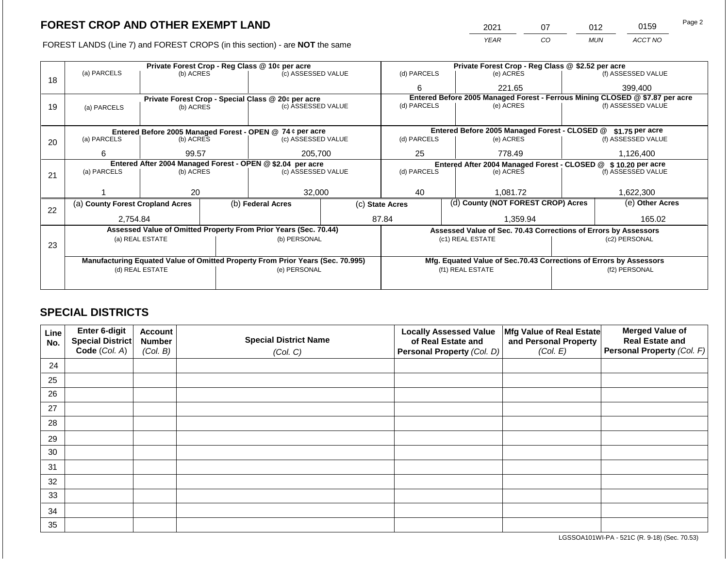## FOREST CROP AND OTHER EXEMPT LAND

| 2021 | 07 | 012 | 0159 |
|---|---|---|---|
| YEAR | CO | MUN | ACCT NO |

FOREST LANDS (Line 7) and FOREST CROPS (in this section) - are **NOT** the same

| Line | Private Forest Crop - Reg Class @ 10¢ per acre | | | Private Forest Crop - Reg Class @ $2.52 per acre | | |
|---|---|---|---|---|---|---|
| | (a) PARCELS | (b) ACRES | (c) ASSESSED VALUE | (d) PARCELS | (e) ACRES | (f) ASSESSED VALUE |
| 18 | | | | 6 | 221.65 | 399,400 |
| | **Private Forest Crop - Special Class @ 20¢ per acre** | | | **Entered Before 2005 Managed Forest - Ferrous Mining CLOSED @ $7.87 per acre** | | |
| | (a) PARCELS | (b) ACRES | (c) ASSESSED VALUE | (d) PARCELS | (e) ACRES | (f) ASSESSED VALUE |
| 19 | | | | | | |
| | **Entered Before 2005 Managed Forest - OPEN @ 74 ¢ per acre** | | | **Entered Before 2005 Managed Forest - CLOSED @ $1.75 per acre** | | |
| | (a) PARCELS | (b) ACRES | (c) ASSESSED VALUE | (d) PARCELS | (e) ACRES | (f) ASSESSED VALUE |
| 20 | 6 | 99.57 | 205,700 | 25 | 778.49 | 1,126,400 |
| | **Entered After 2004 Managed Forest - OPEN @ $2.04 per acre** | | | **Entered After 2004 Managed Forest - CLOSED @ $ 10.20 per acre** | | |
| | (a) PARCELS | (b) ACRES | (c) ASSESSED VALUE | (d) PARCELS | (e) ACRES | (f) ASSESSED VALUE |
| 21 | 1 | 20 | 32,000 | 40 | 1,081.72 | 1,622,300 |

| Line | (a) County Forest Cropland Acres | (b) Federal Acres | (c) State Acres | (d) County (NOT FOREST CROP) Acres | (e) Other Acres |
|---|---|---|---|---|---|
| 22 | 2,754.84 | | 87.84 | 1,359.94 | 165.02 |

| Line | Assessed Value of Omitted Property From Prior Years (Sec. 70.44) | | Assessed Value of Sec. 70.43 Corrections of Errors by Assessors | |
|---|---|---|---|---|
| 23 | (a) REAL ESTATE | (b) PERSONAL | (c1) REAL ESTATE | (c2) PERSONAL |
| | | | | |
| | **Manufacturing Equated Value of Omitted Property From Prior Years (Sec. 70.995)** | | **Mfg. Equated Value of Sec.70.43 Corrections of Errors by Assessors** | |
| | (d) REAL ESTATE | (e) PERSONAL | (f1) REAL ESTATE | (f2) PERSONAL |
| | | | | |

## SPECIAL DISTRICTS

| Line No. | Enter 6-digit Special District Code (Col. A) | Account Number (Col. B) | Special District Name (Col. C) | Locally Assessed Value of Real Estate and Personal Property (Col. D) | Mfg Value of Real Estate and Personal Property (Col. E) | Merged Value of Real Estate and Personal Property (Col. F) |
|---|---|---|---|---|---|---|
| 24 | | | | | | |
| 25 | | | | | | |
| 26 | | | | | | |
| 27 | | | | | | |
| 28 | | | | | | |
| 29 | | | | | | |
| 30 | | | | | | |
| 31 | | | | | | |
| 32 | | | | | | |
| 33 | | | | | | |
| 34 | | | | | | |
| 35 | | | | | | |

LGSSOA101WI-PA - 521C (R. 9-18) (Sec. 70.53)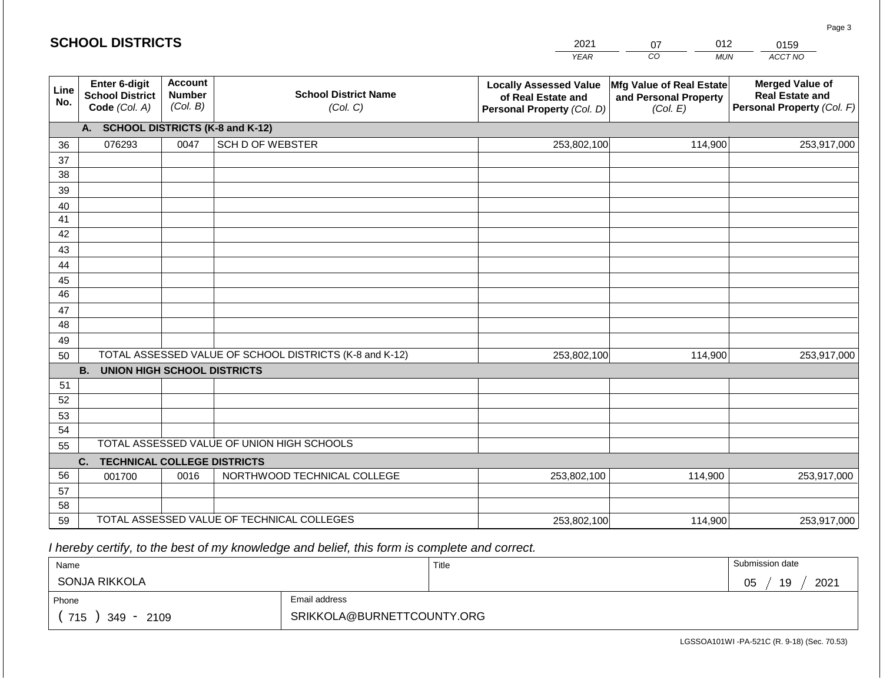## SCHOOL DISTRICTS

| 2021 | 07 | 012 | 0159 |
|---|---|---|---|
| *YEAR* | *CO* | *MUN* | *ACCT NO* |

| Line No. | Enter 6-digit School District Code *(Col. A)* | Account Number *(Col. B)* | School District Name *(Col. C)* | Locally Assessed Value of Real Estate and Personal Property *(Col. D)* | Mfg Value of Real Estate and Personal Property *(Col. E)* | Merged Value of Real Estate and Personal Property *(Col. F)* |
|---|---|---|---|---|---|---|
| | **A. SCHOOL DISTRICTS (K-8 and K-12)** | | | | | |
| 36 | 076293 | 0047 | SCH D OF WEBSTER | 253,802,100 | 114,900 | 253,917,000 |
| 37 | | | | | | |
| 38 | | | | | | |
| 39 | | | | | | |
| 40 | | | | | | |
| 41 | | | | | | |
| 42 | | | | | | |
| 43 | | | | | | |
| 44 | | | | | | |
| 45 | | | | | | |
| 46 | | | | | | |
| 47 | | | | | | |
| 48 | | | | | | |
| 49 | | | | | | |
| 50 | TOTAL ASSESSED VALUE OF SCHOOL DISTRICTS (K-8 and K-12) | | | 253,802,100 | 114,900 | 253,917,000 |
| | **B. UNION HIGH SCHOOL DISTRICTS** | | | | | |
| 51 | | | | | | |
| 52 | | | | | | |
| 53 | | | | | | |
| 54 | | | | | | |
| 55 | TOTAL ASSESSED VALUE OF UNION HIGH SCHOOLS | | | | | |
| | **C. TECHNICAL COLLEGE DISTRICTS** | | | | | |
| 56 | 001700 | 0016 | NORTHWOOD TECHNICAL COLLEGE | 253,802,100 | 114,900 | 253,917,000 |
| 57 | | | | | | |
| 58 | | | | | | |
| 59 | TOTAL ASSESSED VALUE OF TECHNICAL COLLEGES | | | 253,802,100 | 114,900 | 253,917,000 |

*I hereby certify, to the best of my knowledge and belief, this form is complete and correct.*

| Name | Title | Submission date |
|---|---|---|
| SONJA RIKKOLA | | 05 / 19 / 2021 |
| **Phone** | **Email address** | |
| ( 715 ) 349 - 2109 | SRIKKOLA@BURNETTCOUNTY.ORG | |

LGSSOA101WI -PA-521C (R. 9-18) (Sec. 70.53)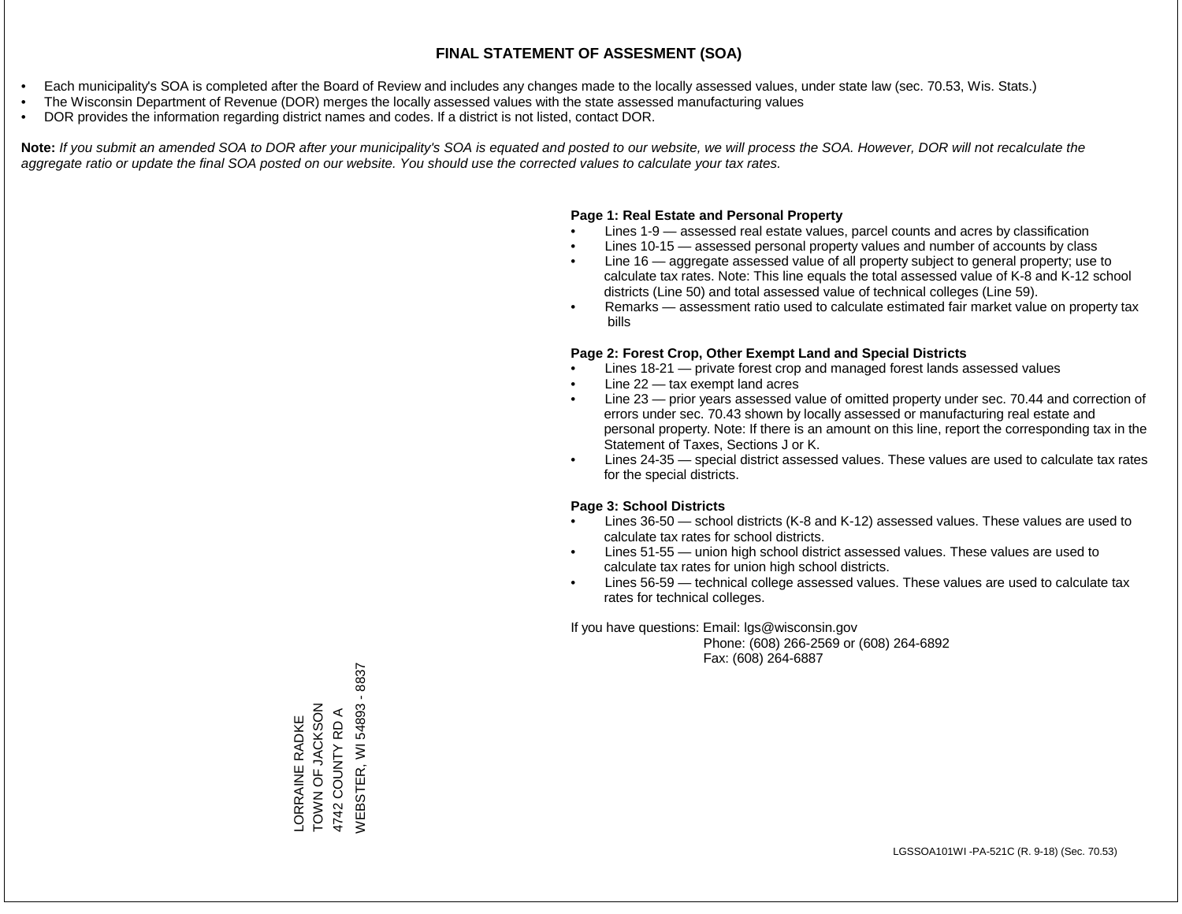# FINAL STATEMENT OF ASSESMENT (SOA)

- Each municipality's SOA is completed after the Board of Review and includes any changes made to the locally assessed values, under state law (sec. 70.53, Wis. Stats.)
- The Wisconsin Department of Revenue (DOR) merges the locally assessed values with the state assessed manufacturing values
- DOR provides the information regarding district names and codes. If a district is not listed, contact DOR.

**Note:** *If you submit an amended SOA to DOR after your municipality's SOA is equated and posted to our website, we will process the SOA. However, DOR will not recalculate the aggregate ratio or update the final SOA posted on our website. You should use the corrected values to calculate your tax rates.*

**Page 1: Real Estate and Personal Property**

- Lines 1-9 — assessed real estate values, parcel counts and acres by classification
- Lines 10-15 — assessed personal property values and number of accounts by class
- Line 16 — aggregate assessed value of all property subject to general property; use to calculate tax rates. Note: This line equals the total assessed value of K-8 and K-12 school districts (Line 50) and total assessed value of technical colleges (Line 59).
- Remarks — assessment ratio used to calculate estimated fair market value on property tax bills

**Page 2: Forest Crop, Other Exempt Land and Special Districts**

- Lines 18-21 — private forest crop and managed forest lands assessed values
- Line 22 — tax exempt land acres
- Line 23 — prior years assessed value of omitted property under sec. 70.44 and correction of errors under sec. 70.43 shown by locally assessed or manufacturing real estate and personal property. Note: If there is an amount on this line, report the corresponding tax in the Statement of Taxes, Sections J or K.
- Lines 24-35 — special district assessed values. These values are used to calculate tax rates for the special districts.

**Page 3: School Districts**

- Lines 36-50 — school districts (K-8 and K-12) assessed values. These values are used to calculate tax rates for school districts.
- Lines 51-55 — union high school district assessed values. These values are used to calculate tax rates for union high school districts.
- Lines 56-59 — technical college assessed values. These values are used to calculate tax rates for technical colleges.

If you have questions: Email: lgs@wisconsin.gov
Phone: (608) 266-2569 or (608) 264-6892
Fax: (608) 264-6887

LORRAINE RADKE
TOWN OF JACKSON
4742 COUNTY RD A
WEBSTER, WI 54893 - 8837

LGSSOA101WI -PA-521C (R. 9-18) (Sec. 70.53)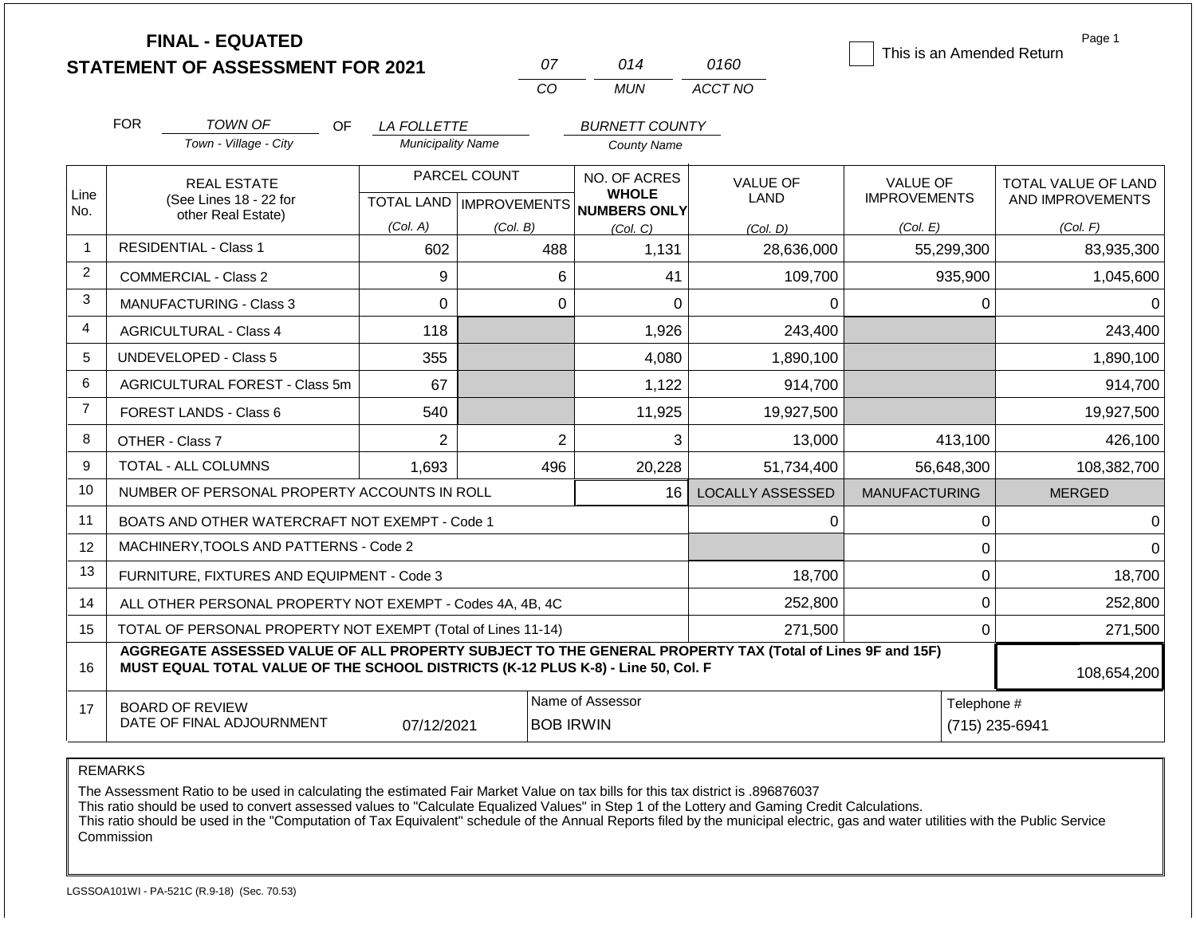# FINAL - EQUATED
# STATEMENT OF ASSESSMENT FOR 2021

| 07 | 014 | 0160 |
|---|---|---|
| CO | MUN | ACCT NO |

☐ This is an Amended Return

Page 1

FOR *TOWN OF* (Town - Village - City) OF *LA FOLLETTE* (Municipality Name) *BURNETT COUNTY* (County Name)

| Line No. | REAL ESTATE (See Lines 18 - 22 for other Real Estate) | PARCEL COUNT TOTAL LAND (Col. A) | PARCEL COUNT IMPROVEMENTS (Col. B) | NO. OF ACRES WHOLE NUMBERS ONLY (Col. C) | VALUE OF LAND (Col. D) | VALUE OF IMPROVEMENTS (Col. E) | TOTAL VALUE OF LAND AND IMPROVEMENTS (Col. F) |
|---|---|---|---|---|---|---|---|
| 1 | RESIDENTIAL - Class 1 | 602 | 488 | 1,131 | 28,636,000 | 55,299,300 | 83,935,300 |
| 2 | COMMERCIAL - Class 2 | 9 | 6 | 41 | 109,700 | 935,900 | 1,045,600 |
| 3 | MANUFACTURING - Class 3 | 0 | 0 | 0 | 0 | 0 | 0 |
| 4 | AGRICULTURAL - Class 4 | 118 | | 1,926 | 243,400 | | 243,400 |
| 5 | UNDEVELOPED - Class 5 | 355 | | 4,080 | 1,890,100 | | 1,890,100 |
| 6 | AGRICULTURAL FOREST - Class 5m | 67 | | 1,122 | 914,700 | | 914,700 |
| 7 | FOREST LANDS - Class 6 | 540 | | 11,925 | 19,927,500 | | 19,927,500 |
| 8 | OTHER - Class 7 | 2 | 2 | 3 | 13,000 | 413,100 | 426,100 |
| 9 | TOTAL - ALL COLUMNS | 1,693 | 496 | 20,228 | 51,734,400 | 56,648,300 | 108,382,700 |
| 10 | NUMBER OF PERSONAL PROPERTY ACCOUNTS IN ROLL | | | 16 | LOCALLY ASSESSED | MANUFACTURING | MERGED |
| 11 | BOATS AND OTHER WATERCRAFT NOT EXEMPT - Code 1 | | | | 0 | 0 | 0 |
| 12 | MACHINERY,TOOLS AND PATTERNS - Code 2 | | | | | 0 | 0 |
| 13 | FURNITURE, FIXTURES AND EQUIPMENT - Code 3 | | | | 18,700 | 0 | 18,700 |
| 14 | ALL OTHER PERSONAL PROPERTY NOT EXEMPT - Codes 4A, 4B, 4C | | | | 252,800 | 0 | 252,800 |
| 15 | TOTAL OF PERSONAL PROPERTY NOT EXEMPT (Total of Lines 11-14) | | | | 271,500 | 0 | 271,500 |
| 16 | **AGGREGATE ASSESSED VALUE OF ALL PROPERTY SUBJECT TO THE GENERAL PROPERTY TAX (Total of Lines 9F and 15F) MUST EQUAL TOTAL VALUE OF THE SCHOOL DISTRICTS (K-12 PLUS K-8) - Line 50, Col. F** | | | | | | 108,654,200 |
| 17 | BOARD OF REVIEW DATE OF FINAL ADJOURNMENT | 07/12/2021 | Name of Assessor: BOB IRWIN | | | Telephone #: (715) 235-6941 | |

REMARKS

The Assessment Ratio to be used in calculating the estimated Fair Market Value on tax bills for this tax district is .896876037
This ratio should be used to convert assessed values to "Calculate Equalized Values" in Step 1 of the Lottery and Gaming Credit Calculations.
This ratio should be used in the "Computation of Tax Equivalent" schedule of the Annual Reports filed by the municipal electric, gas and water utilities with the Public Service Commission

LGSSOA101WI - PA-521C (R.9-18) (Sec. 70.53)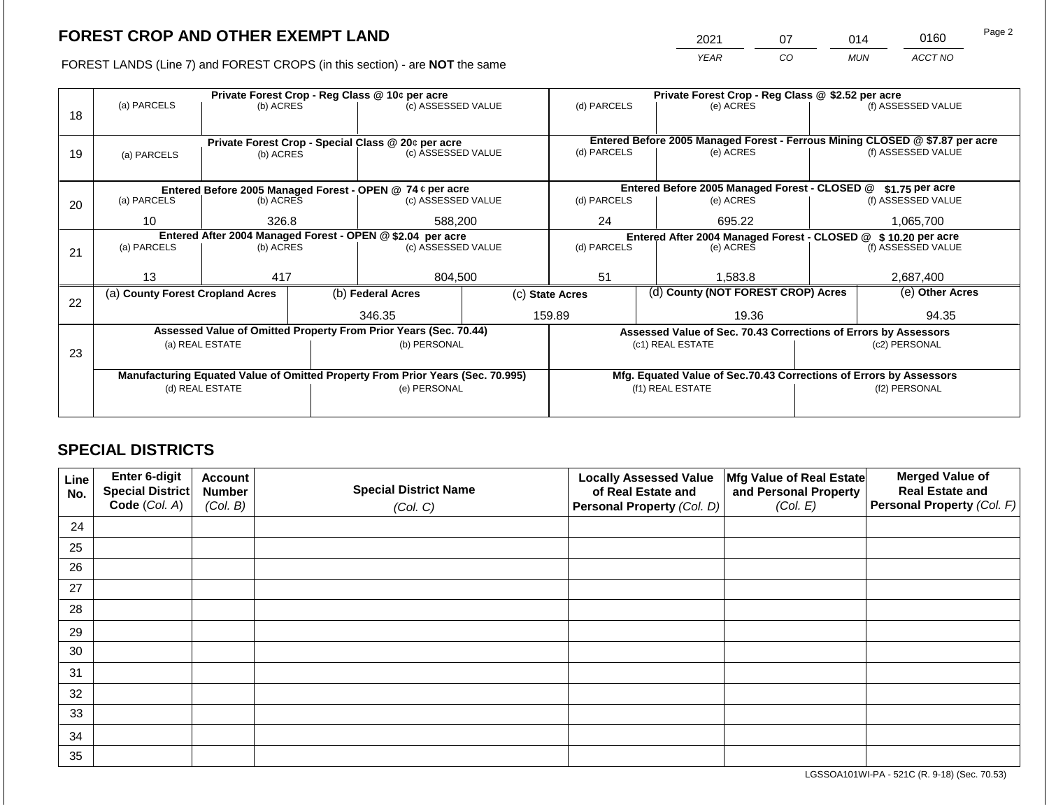# FOREST CROP AND OTHER EXEMPT LAND

FOREST LANDS (Line 7) and FOREST CROPS (in this section) - are **NOT** the same

| 2021 | 07 | 014 | 0160 |
|---|---|---|---|
| *YEAR* | *CO* | *MUN* | *ACCT NO* |

| Line | Private Forest Crop - Reg Class @ 10¢ per acre | | | Private Forest Crop - Reg Class @ $2.52 per acre | | |
|---|---|---|---|---|---|---|
| 18 | (a) PARCELS | (b) ACRES | (c) ASSESSED VALUE | (d) PARCELS | (e) ACRES | (f) ASSESSED VALUE |
| | | | | | | |
| | **Private Forest Crop - Special Class @ 20¢ per acre** | | | **Entered Before 2005 Managed Forest - Ferrous Mining CLOSED @ $7.87 per acre** | | |
| 19 | (a) PARCELS | (b) ACRES | (c) ASSESSED VALUE | (d) PARCELS | (e) ACRES | (f) ASSESSED VALUE |
| | | | | | | |
| | **Entered Before 2005 Managed Forest - OPEN @ 74 ¢ per acre** | | | **Entered Before 2005 Managed Forest - CLOSED @ $1.75 per acre** | | |
| 20 | (a) PARCELS | (b) ACRES | (c) ASSESSED VALUE | (d) PARCELS | (e) ACRES | (f) ASSESSED VALUE |
| | 10 | 326.8 | 588,200 | 24 | 695.22 | 1,065,700 |
| | **Entered After 2004 Managed Forest - OPEN @ $2.04 per acre** | | | **Entered After 2004 Managed Forest - CLOSED @ $ 10.20 per acre** | | |
| 21 | (a) PARCELS | (b) ACRES | (c) ASSESSED VALUE | (d) PARCELS | (e) ACRES | (f) ASSESSED VALUE |
| | 13 | 417 | 804,500 | 51 | 1,583.8 | 2,687,400 |

| Line | (a) County Forest Cropland Acres | (b) Federal Acres | (c) State Acres | (d) County (NOT FOREST CROP) Acres | (e) Other Acres |
|---|---|---|---|---|---|
| 22 | | 346.35 | 159.89 | 19.36 | 94.35 |

| Line | Assessed Value of Omitted Property From Prior Years (Sec. 70.44) | | Assessed Value of Sec. 70.43 Corrections of Errors by Assessors | |
|---|---|---|---|---|
| 23 | (a) REAL ESTATE | (b) PERSONAL | (c1) REAL ESTATE | (c2) PERSONAL |
| | | | | |
| | **Manufacturing Equated Value of Omitted Property From Prior Years (Sec. 70.995)** | | **Mfg. Equated Value of Sec.70.43 Corrections of Errors by Assessors** | |
| | (d) REAL ESTATE | (e) PERSONAL | (f1) REAL ESTATE | (f2) PERSONAL |
| | | | | |

## SPECIAL DISTRICTS

| Line No. | Enter 6-digit Special District Code (*Col. A*) | Account Number (*Col. B*) | Special District Name (*Col. C*) | Locally Assessed Value of Real Estate and Personal Property (*Col. D*) | Mfg Value of Real Estate and Personal Property (*Col. E*) | Merged Value of Real Estate and Personal Property (*Col. F*) |
|---|---|---|---|---|---|---|
| 24 | | | | | | |
| 25 | | | | | | |
| 26 | | | | | | |
| 27 | | | | | | |
| 28 | | | | | | |
| 29 | | | | | | |
| 30 | | | | | | |
| 31 | | | | | | |
| 32 | | | | | | |
| 33 | | | | | | |
| 34 | | | | | | |
| 35 | | | | | | |

LGSSOA101WI-PA - 521C (R. 9-18) (Sec. 70.53)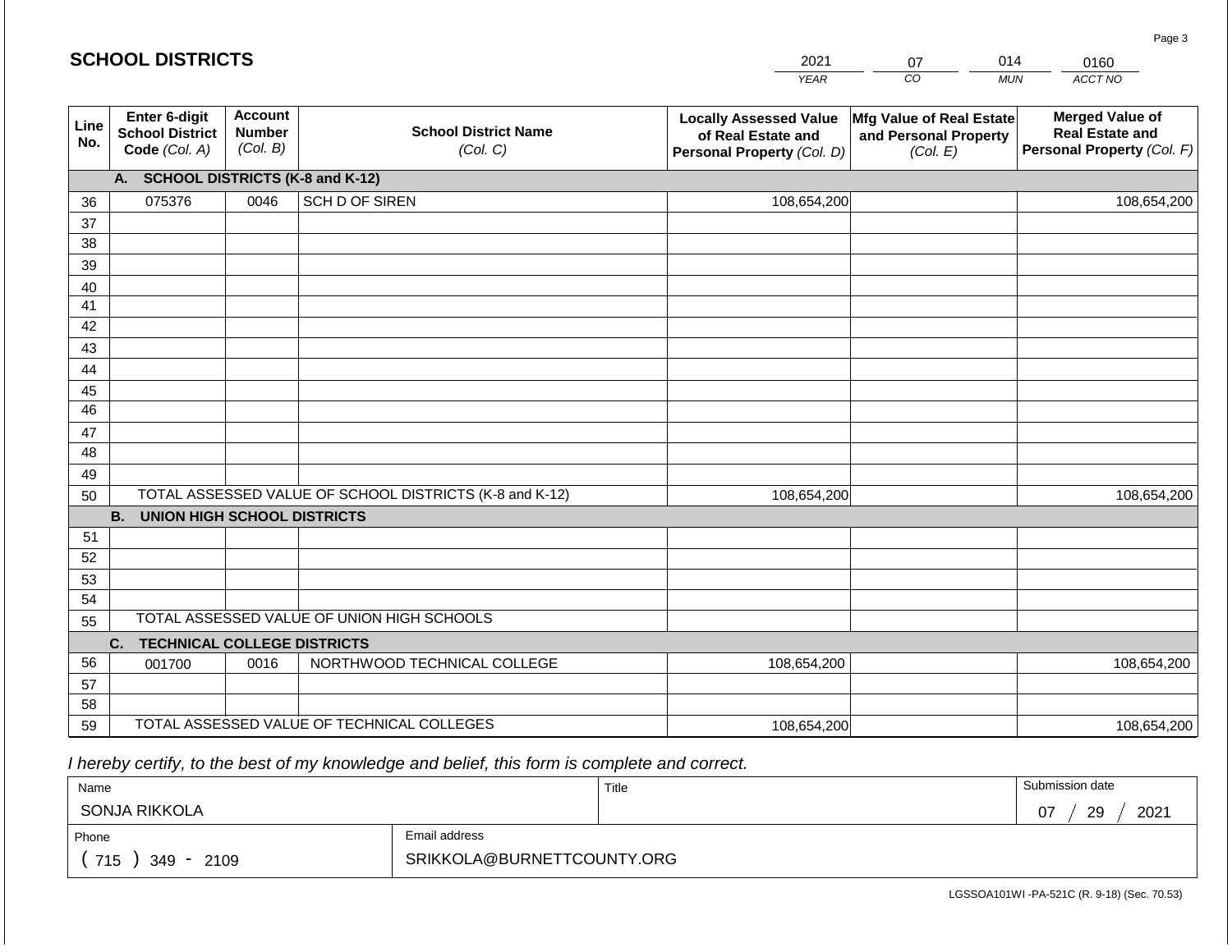## SCHOOL DISTRICTS

| 2021 | 07 | 014 | 0160 |
|---|---|---|---|
| YEAR | CO | MUN | ACCT NO |

| Line No. | Enter 6-digit School District Code *(Col. A)* | Account Number *(Col. B)* | School District Name *(Col. C)* | Locally Assessed Value of Real Estate and Personal Property *(Col. D)* | Mfg Value of Real Estate and Personal Property *(Col. E)* | Merged Value of Real Estate and Personal Property *(Col. F)* |
|---|---|---|---|---|---|---|
| | **A. SCHOOL DISTRICTS (K-8 and K-12)** | | | | | |
| 36 | 075376 | 0046 | SCH D OF SIREN | 108,654,200 | | 108,654,200 |
| 37 | | | | | | |
| 38 | | | | | | |
| 39 | | | | | | |
| 40 | | | | | | |
| 41 | | | | | | |
| 42 | | | | | | |
| 43 | | | | | | |
| 44 | | | | | | |
| 45 | | | | | | |
| 46 | | | | | | |
| 47 | | | | | | |
| 48 | | | | | | |
| 49 | | | | | | |
| 50 | TOTAL ASSESSED VALUE OF SCHOOL DISTRICTS (K-8 and K-12) | | | 108,654,200 | | 108,654,200 |
| | **B. UNION HIGH SCHOOL DISTRICTS** | | | | | |
| 51 | | | | | | |
| 52 | | | | | | |
| 53 | | | | | | |
| 54 | | | | | | |
| 55 | TOTAL ASSESSED VALUE OF UNION HIGH SCHOOLS | | | | | |
| | **C. TECHNICAL COLLEGE DISTRICTS** | | | | | |
| 56 | 001700 | 0016 | NORTHWOOD TECHNICAL COLLEGE | 108,654,200 | | 108,654,200 |
| 57 | | | | | | |
| 58 | | | | | | |
| 59 | TOTAL ASSESSED VALUE OF TECHNICAL COLLEGES | | | 108,654,200 | | 108,654,200 |

*I hereby certify, to the best of my knowledge and belief, this form is complete and correct.*

| Name | Title | Submission date |
|---|---|---|
| SONJA RIKKOLA | | 07 / 29 / 2021 |
| **Phone** | **Email address** | |
| ( 715 ) 349 - 2109 | SRIKKOLA@BURNETTCOUNTY.ORG | |

LGSSOA101WI -PA-521C (R. 9-18) (Sec. 70.53)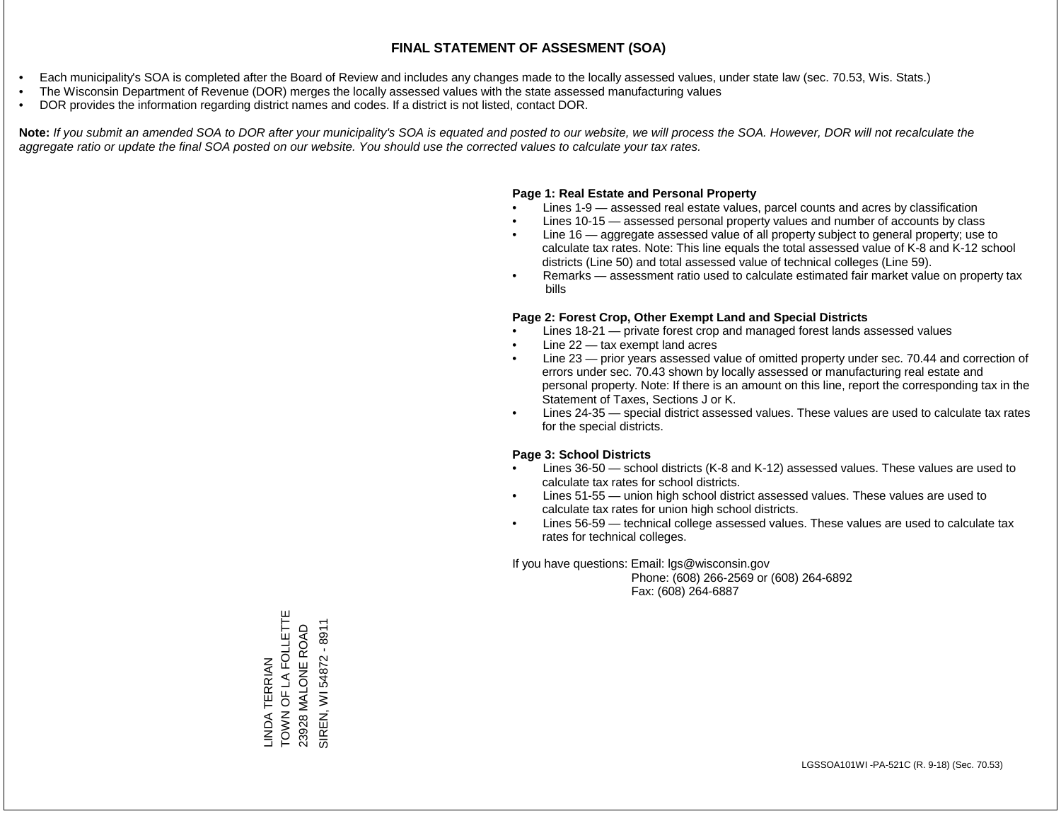# FINAL STATEMENT OF ASSESMENT (SOA)

- Each municipality's SOA is completed after the Board of Review and includes any changes made to the locally assessed values, under state law (sec. 70.53, Wis. Stats.)
- The Wisconsin Department of Revenue (DOR) merges the locally assessed values with the state assessed manufacturing values
- DOR provides the information regarding district names and codes. If a district is not listed, contact DOR.

**Note:** *If you submit an amended SOA to DOR after your municipality's SOA is equated and posted to our website, we will process the SOA. However, DOR will not recalculate the aggregate ratio or update the final SOA posted on our website. You should use the corrected values to calculate your tax rates.*

**Page 1: Real Estate and Personal Property**

- Lines 1-9 — assessed real estate values, parcel counts and acres by classification
- Lines 10-15 — assessed personal property values and number of accounts by class
- Line 16 — aggregate assessed value of all property subject to general property; use to calculate tax rates. Note: This line equals the total assessed value of K-8 and K-12 school districts (Line 50) and total assessed value of technical colleges (Line 59).
- Remarks — assessment ratio used to calculate estimated fair market value on property tax bills

**Page 2: Forest Crop, Other Exempt Land and Special Districts**

- Lines 18-21 — private forest crop and managed forest lands assessed values
- Line 22 — tax exempt land acres
- Line 23 — prior years assessed value of omitted property under sec. 70.44 and correction of errors under sec. 70.43 shown by locally assessed or manufacturing real estate and personal property. Note: If there is an amount on this line, report the corresponding tax in the Statement of Taxes, Sections J or K.
- Lines 24-35 — special district assessed values. These values are used to calculate tax rates for the special districts.

**Page 3: School Districts**

- Lines 36-50 — school districts (K-8 and K-12) assessed values. These values are used to calculate tax rates for school districts.
- Lines 51-55 — union high school district assessed values. These values are used to calculate tax rates for union high school districts.
- Lines 56-59 — technical college assessed values. These values are used to calculate tax rates for technical colleges.

If you have questions: Email: lgs@wisconsin.gov
Phone: (608) 266-2569 or (608) 264-6892
Fax: (608) 264-6887

LINDA TERRIAN
TOWN OF LA FOLLETTE
23928 MALONE ROAD
SIREN, WI 54872 - 8911

LGSSOA101WI -PA-521C (R. 9-18) (Sec. 70.53)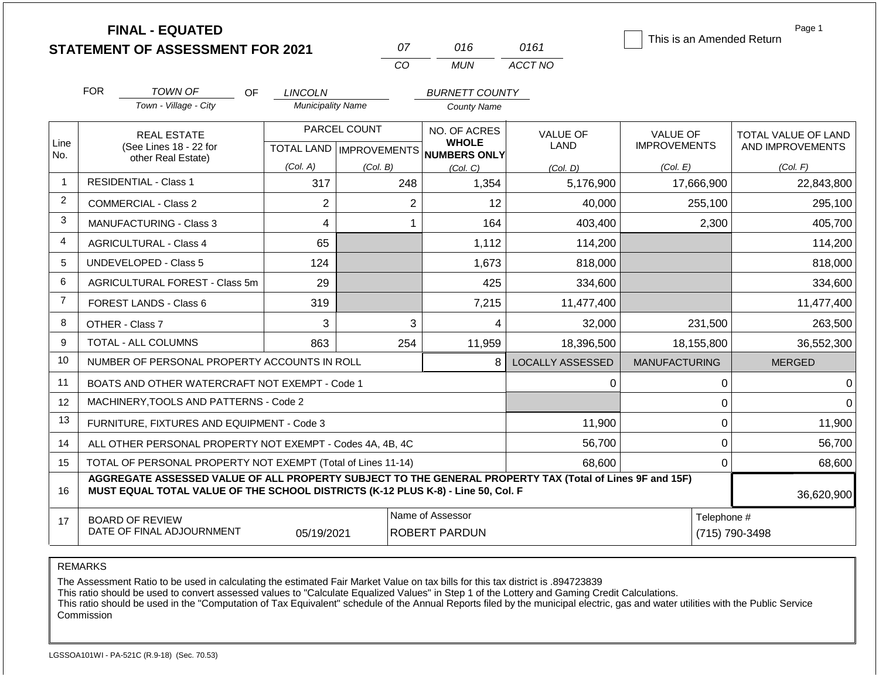# FINAL - EQUATED
## STATEMENT OF ASSESSMENT FOR 2021

| 07 | 016 | 0161 |
|---|---|---|
| CO | MUN | ACCT NO |

☐ This is an Amended Return

FOR *TOWN OF* OF *LINCOLN* *BURNETT COUNTY*

Town - Village - City | Municipality Name | County Name

| Line No. | REAL ESTATE (See Lines 18 - 22 for other Real Estate) | PARCEL COUNT TOTAL LAND (Col. A) | PARCEL COUNT IMPROVEMENTS (Col. B) | NO. OF ACRES WHOLE NUMBERS ONLY (Col. C) | VALUE OF LAND (Col. D) | VALUE OF IMPROVEMENTS (Col. E) | TOTAL VALUE OF LAND AND IMPROVEMENTS (Col. F) |
|---|---|---|---|---|---|---|---|
| 1 | RESIDENTIAL - Class 1 | 317 | 248 | 1,354 | 5,176,900 | 17,666,900 | 22,843,800 |
| 2 | COMMERCIAL - Class 2 | 2 | 2 | 12 | 40,000 | 255,100 | 295,100 |
| 3 | MANUFACTURING - Class 3 | 4 | 1 | 164 | 403,400 | 2,300 | 405,700 |
| 4 | AGRICULTURAL - Class 4 | 65 | | 1,112 | 114,200 | | 114,200 |
| 5 | UNDEVELOPED - Class 5 | 124 | | 1,673 | 818,000 | | 818,000 |
| 6 | AGRICULTURAL FOREST - Class 5m | 29 | | 425 | 334,600 | | 334,600 |
| 7 | FOREST LANDS - Class 6 | 319 | | 7,215 | 11,477,400 | | 11,477,400 |
| 8 | OTHER - Class 7 | 3 | 3 | 4 | 32,000 | 231,500 | 263,500 |
| 9 | TOTAL - ALL COLUMNS | 863 | 254 | 11,959 | 18,396,500 | 18,155,800 | 36,552,300 |
| 10 | NUMBER OF PERSONAL PROPERTY ACCOUNTS IN ROLL | | | 8 | LOCALLY ASSESSED | MANUFACTURING | MERGED |
| 11 | BOATS AND OTHER WATERCRAFT NOT EXEMPT - Code 1 | | | | 0 | 0 | 0 |
| 12 | MACHINERY,TOOLS AND PATTERNS - Code 2 | | | | | 0 | 0 |
| 13 | FURNITURE, FIXTURES AND EQUIPMENT - Code 3 | | | | 11,900 | 0 | 11,900 |
| 14 | ALL OTHER PERSONAL PROPERTY NOT EXEMPT - Codes 4A, 4B, 4C | | | | 56,700 | 0 | 56,700 |
| 15 | TOTAL OF PERSONAL PROPERTY NOT EXEMPT (Total of Lines 11-14) | | | | 68,600 | 0 | 68,600 |
| 16 | **AGGREGATE ASSESSED VALUE OF ALL PROPERTY SUBJECT TO THE GENERAL PROPERTY TAX (Total of Lines 9F and 15F) MUST EQUAL TOTAL VALUE OF THE SCHOOL DISTRICTS (K-12 PLUS K-8) - Line 50, Col. F** | | | | | | 36,620,900 |
| 17 | BOARD OF REVIEW DATE OF FINAL ADJOURNMENT | 05/19/2021 | | Name of Assessor: ROBERT PARDUN | | | Telephone #: (715) 790-3498 |

REMARKS

The Assessment Ratio to be used in calculating the estimated Fair Market Value on tax bills for this tax district is .894723839
This ratio should be used to convert assessed values to "Calculate Equalized Values" in Step 1 of the Lottery and Gaming Credit Calculations.
This ratio should be used in the "Computation of Tax Equivalent" schedule of the Annual Reports filed by the municipal electric, gas and water utilities with the Public Service Commission

LGSSOA101WI - PA-521C (R.9-18) (Sec. 70.53)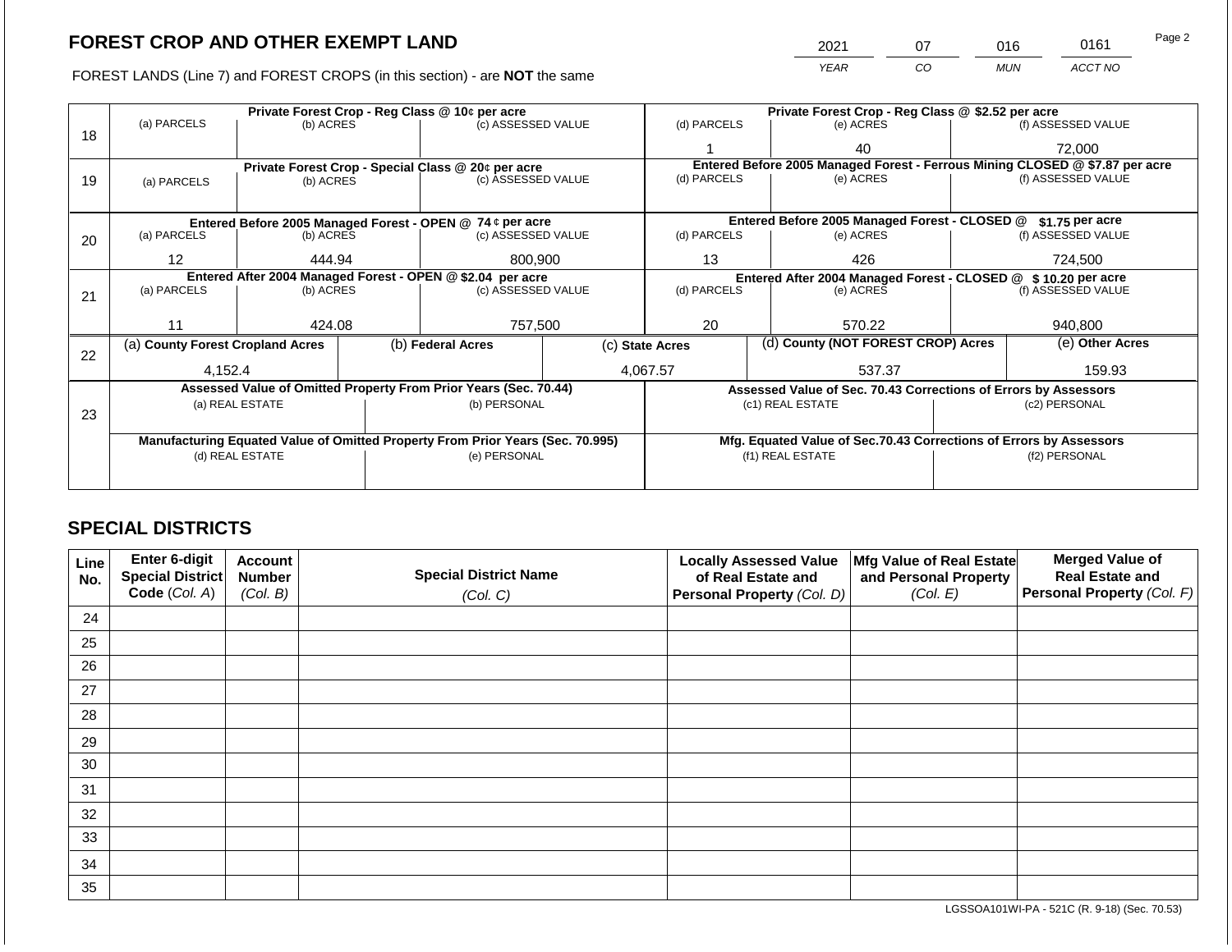## FOREST CROP AND OTHER EXEMPT LAND

| 2021 | 07 | 016 | 0161 |
|---|---|---|---|
| YEAR | CO | MUN | ACCT NO |

FOREST LANDS (Line 7) and FOREST CROPS (in this section) - are **NOT** the same

| Line | Private Forest Crop - Reg Class @ 10¢ per acre | | | Private Forest Crop - Reg Class @ $2.52 per acre | | |
|---|---|---|---|---|---|---|
| 18 | (a) PARCELS | (b) ACRES | (c) ASSESSED VALUE | (d) PARCELS | (e) ACRES | (f) ASSESSED VALUE |
| | | | | 1 | 40 | 72,000 |
| | **Private Forest Crop - Special Class @ 20¢ per acre** | | | **Entered Before 2005 Managed Forest - Ferrous Mining CLOSED @ $7.87 per acre** | | |
| 19 | (a) PARCELS | (b) ACRES | (c) ASSESSED VALUE | (d) PARCELS | (e) ACRES | (f) ASSESSED VALUE |
| | | | | | | |
| | **Entered Before 2005 Managed Forest - OPEN @ 74 ¢ per acre** | | | **Entered Before 2005 Managed Forest - CLOSED @ $1.75 per acre** | | |
| 20 | (a) PARCELS | (b) ACRES | (c) ASSESSED VALUE | (d) PARCELS | (e) ACRES | (f) ASSESSED VALUE |
| | 12 | 444.94 | 800,900 | 13 | 426 | 724,500 |
| | **Entered After 2004 Managed Forest - OPEN @ $2.04 per acre** | | | **Entered After 2004 Managed Forest - CLOSED @ $ 10.20 per acre** | | |
| 21 | (a) PARCELS | (b) ACRES | (c) ASSESSED VALUE | (d) PARCELS | (e) ACRES | (f) ASSESSED VALUE |
| | 11 | 424.08 | 757,500 | 20 | 570.22 | 940,800 |

| Line | (a) County Forest Cropland Acres | (b) Federal Acres | (c) State Acres | (d) County (NOT FOREST CROP) Acres | (e) Other Acres |
|---|---|---|---|---|---|
| 22 | 4,152.4 | | 4,067.57 | 537.37 | 159.93 |

| Line | Assessed Value of Omitted Property From Prior Years (Sec. 70.44) | | Assessed Value of Sec. 70.43 Corrections of Errors by Assessors | |
|---|---|---|---|---|
| 23 | (a) REAL ESTATE | (b) PERSONAL | (c1) REAL ESTATE | (c2) PERSONAL |
| | | | | |
| | **Manufacturing Equated Value of Omitted Property From Prior Years (Sec. 70.995)** | | **Mfg. Equated Value of Sec.70.43 Corrections of Errors by Assessors** | |
| | (d) REAL ESTATE | (e) PERSONAL | (f1) REAL ESTATE | (f2) PERSONAL |
| | | | | |

## SPECIAL DISTRICTS

| Line No. | Enter 6-digit Special District Code (Col. A) | Account Number (Col. B) | Special District Name (Col. C) | Locally Assessed Value of Real Estate and Personal Property (Col. D) | Mfg Value of Real Estate and Personal Property (Col. E) | Merged Value of Real Estate and Personal Property (Col. F) |
|---|---|---|---|---|---|---|
| 24 | | | | | | |
| 25 | | | | | | |
| 26 | | | | | | |
| 27 | | | | | | |
| 28 | | | | | | |
| 29 | | | | | | |
| 30 | | | | | | |
| 31 | | | | | | |
| 32 | | | | | | |
| 33 | | | | | | |
| 34 | | | | | | |
| 35 | | | | | | |

LGSSOA101WI-PA - 521C (R. 9-18) (Sec. 70.53)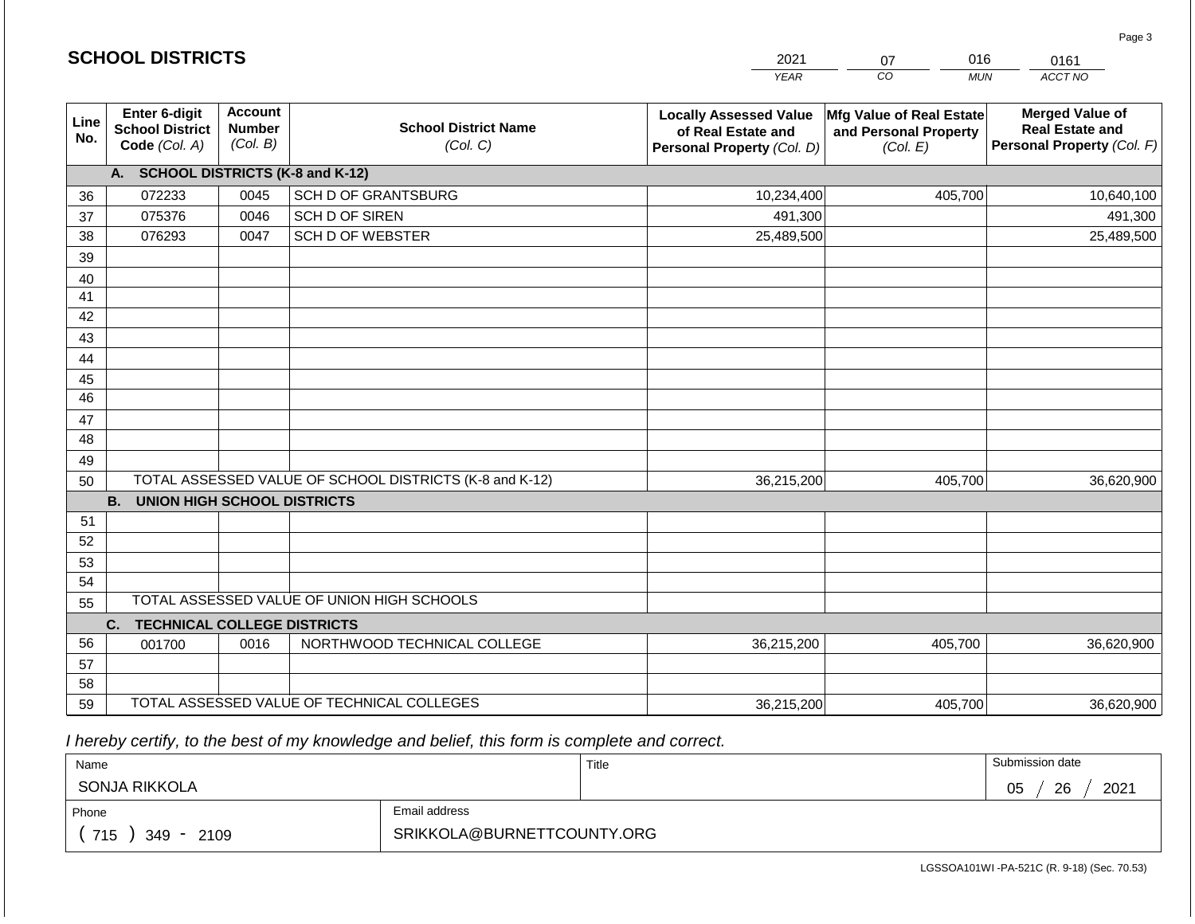## SCHOOL DISTRICTS

| 2021 | 07 | 016 | 0161 |
|---|---|---|---|
| *YEAR* | *CO* | *MUN* | *ACCT NO* |

| Line No. | Enter 6-digit School District Code *(Col. A)* | Account Number *(Col. B)* | School District Name *(Col. C)* | Locally Assessed Value of Real Estate and Personal Property *(Col. D)* | Mfg Value of Real Estate and Personal Property *(Col. E)* | Merged Value of Real Estate and Personal Property *(Col. F)* |
|---|---|---|---|---|---|---|
| | **A. SCHOOL DISTRICTS (K-8 and K-12)** | | | | | |
| 36 | 072233 | 0045 | SCH D OF GRANTSBURG | 10,234,400 | 405,700 | 10,640,100 |
| 37 | 075376 | 0046 | SCH D OF SIREN | 491,300 | | 491,300 |
| 38 | 076293 | 0047 | SCH D OF WEBSTER | 25,489,500 | | 25,489,500 |
| 39 | | | | | | |
| 40 | | | | | | |
| 41 | | | | | | |
| 42 | | | | | | |
| 43 | | | | | | |
| 44 | | | | | | |
| 45 | | | | | | |
| 46 | | | | | | |
| 47 | | | | | | |
| 48 | | | | | | |
| 49 | | | | | | |
| 50 | TOTAL ASSESSED VALUE OF SCHOOL DISTRICTS (K-8 and K-12) | | | 36,215,200 | 405,700 | 36,620,900 |
| | **B. UNION HIGH SCHOOL DISTRICTS** | | | | | |
| 51 | | | | | | |
| 52 | | | | | | |
| 53 | | | | | | |
| 54 | | | | | | |
| 55 | TOTAL ASSESSED VALUE OF UNION HIGH SCHOOLS | | | | | |
| | **C. TECHNICAL COLLEGE DISTRICTS** | | | | | |
| 56 | 001700 | 0016 | NORTHWOOD TECHNICAL COLLEGE | 36,215,200 | 405,700 | 36,620,900 |
| 57 | | | | | | |
| 58 | | | | | | |
| 59 | TOTAL ASSESSED VALUE OF TECHNICAL COLLEGES | | | 36,215,200 | 405,700 | 36,620,900 |

*I hereby certify, to the best of my knowledge and belief, this form is complete and correct.*

| Name | Title | Submission date |
|---|---|---|
| SONJA RIKKOLA | | 05 / 26 / 2021 |
| **Phone** | **Email address** | |
| ( 715 ) 349 - 2109 | SRIKKOLA@BURNETTCOUNTY.ORG | |

LGSSOA101WI -PA-521C (R. 9-18) (Sec. 70.53)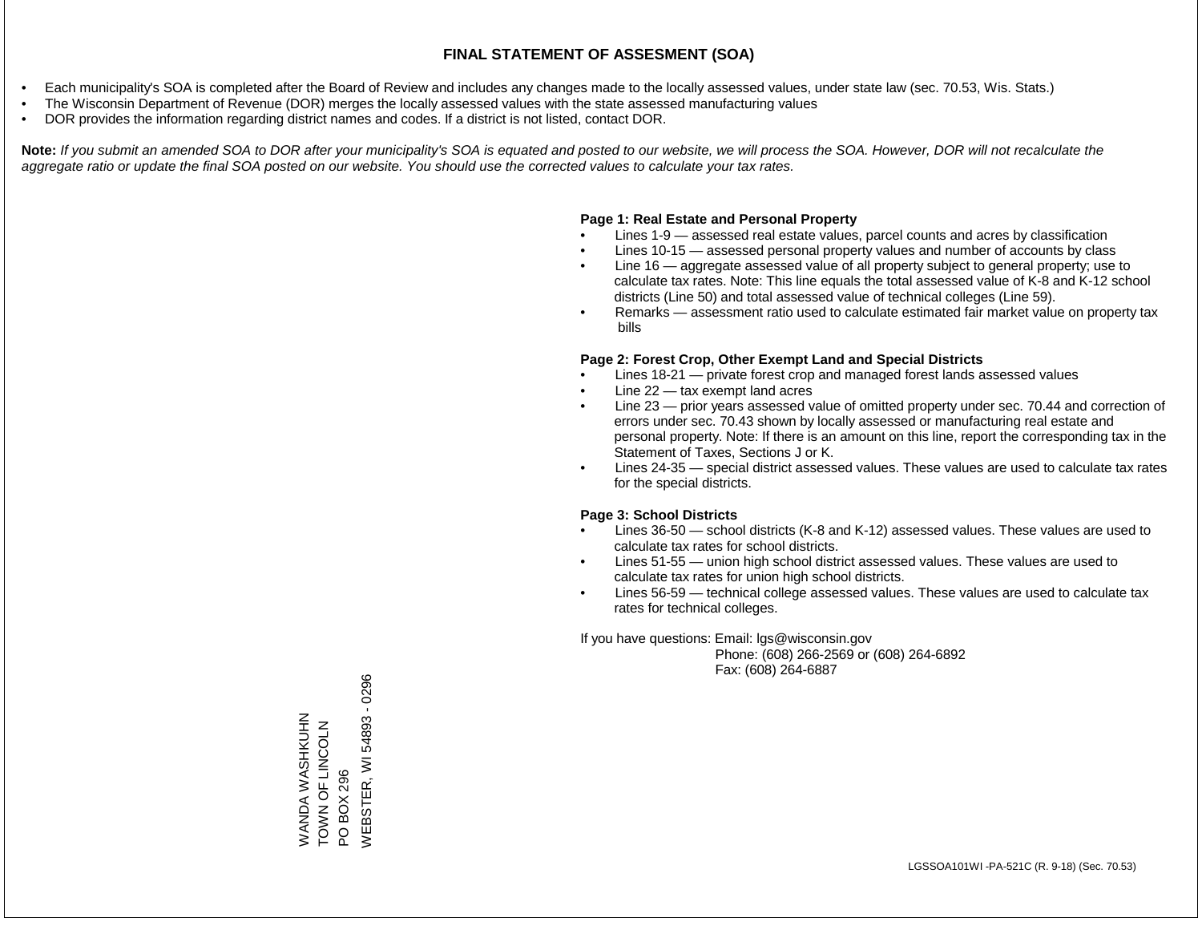# FINAL STATEMENT OF ASSESMENT (SOA)

- Each municipality's SOA is completed after the Board of Review and includes any changes made to the locally assessed values, under state law (sec. 70.53, Wis. Stats.)
- The Wisconsin Department of Revenue (DOR) merges the locally assessed values with the state assessed manufacturing values
- DOR provides the information regarding district names and codes. If a district is not listed, contact DOR.

**Note:** *If you submit an amended SOA to DOR after your municipality's SOA is equated and posted to our website, we will process the SOA. However, DOR will not recalculate the aggregate ratio or update the final SOA posted on our website. You should use the corrected values to calculate your tax rates.*

**Page 1: Real Estate and Personal Property**

- Lines 1-9 — assessed real estate values, parcel counts and acres by classification
- Lines 10-15 — assessed personal property values and number of accounts by class
- Line 16 — aggregate assessed value of all property subject to general property; use to calculate tax rates. Note: This line equals the total assessed value of K-8 and K-12 school districts (Line 50) and total assessed value of technical colleges (Line 59).
- Remarks — assessment ratio used to calculate estimated fair market value on property tax bills

**Page 2: Forest Crop, Other Exempt Land and Special Districts**

- Lines 18-21 — private forest crop and managed forest lands assessed values
- Line 22 — tax exempt land acres
- Line 23 — prior years assessed value of omitted property under sec. 70.44 and correction of errors under sec. 70.43 shown by locally assessed or manufacturing real estate and personal property. Note: If there is an amount on this line, report the corresponding tax in the Statement of Taxes, Sections J or K.
- Lines 24-35 — special district assessed values. These values are used to calculate tax rates for the special districts.

**Page 3: School Districts**

- Lines 36-50 — school districts (K-8 and K-12) assessed values. These values are used to calculate tax rates for school districts.
- Lines 51-55 — union high school district assessed values. These values are used to calculate tax rates for union high school districts.
- Lines 56-59 — technical college assessed values. These values are used to calculate tax rates for technical colleges.

If you have questions: Email: lgs@wisconsin.gov
Phone: (608) 266-2569 or (608) 264-6892
Fax: (608) 264-6887

WANDA WASHKUHN
TOWN OF LINCOLN
PO BOX 296
WEBSTER, WI 54893 - 0296

LGSSOA101WI -PA-521C (R. 9-18) (Sec. 70.53)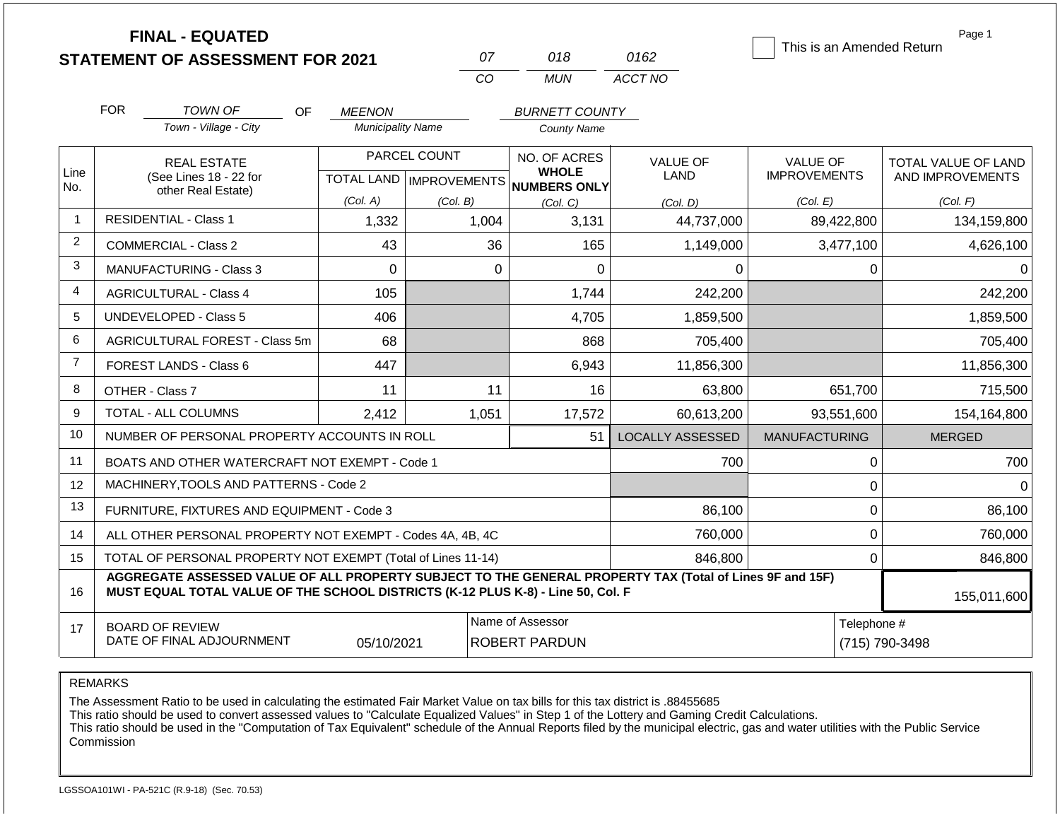**FINAL - EQUATED**
**STATEMENT OF ASSESSMENT FOR 2021**

| 07 | 018 | 0162 |
|---|---|---|
| CO | MUN | ACCT NO |

☐ This is an Amended Return

Page 1

FOR *TOWN OF* (Town - Village - City) OF *MEENON* (Municipality Name) *BURNETT COUNTY* (County Name)

| Line No. | REAL ESTATE (See Lines 18 - 22 for other Real Estate) | PARCEL COUNT TOTAL LAND (Col. A) | PARCEL COUNT IMPROVEMENTS (Col. B) | NO. OF ACRES WHOLE NUMBERS ONLY (Col. C) | VALUE OF LAND (Col. D) | VALUE OF IMPROVEMENTS (Col. E) | TOTAL VALUE OF LAND AND IMPROVEMENTS (Col. F) |
|---|---|---|---|---|---|---|---|
| 1 | RESIDENTIAL - Class 1 | 1,332 | 1,004 | 3,131 | 44,737,000 | 89,422,800 | 134,159,800 |
| 2 | COMMERCIAL - Class 2 | 43 | 36 | 165 | 1,149,000 | 3,477,100 | 4,626,100 |
| 3 | MANUFACTURING - Class 3 | 0 | 0 | 0 | 0 | 0 | 0 |
| 4 | AGRICULTURAL - Class 4 | 105 | | 1,744 | 242,200 | | 242,200 |
| 5 | UNDEVELOPED - Class 5 | 406 | | 4,705 | 1,859,500 | | 1,859,500 |
| 6 | AGRICULTURAL FOREST - Class 5m | 68 | | 868 | 705,400 | | 705,400 |
| 7 | FOREST LANDS - Class 6 | 447 | | 6,943 | 11,856,300 | | 11,856,300 |
| 8 | OTHER - Class 7 | 11 | 11 | 16 | 63,800 | 651,700 | 715,500 |
| 9 | TOTAL - ALL COLUMNS | 2,412 | 1,051 | 17,572 | 60,613,200 | 93,551,600 | 154,164,800 |
| 10 | NUMBER OF PERSONAL PROPERTY ACCOUNTS IN ROLL | | | 51 | LOCALLY ASSESSED | MANUFACTURING | MERGED |
| 11 | BOATS AND OTHER WATERCRAFT NOT EXEMPT - Code 1 | | | | 700 | 0 | 700 |
| 12 | MACHINERY,TOOLS AND PATTERNS - Code 2 | | | | | 0 | 0 |
| 13 | FURNITURE, FIXTURES AND EQUIPMENT - Code 3 | | | | 86,100 | 0 | 86,100 |
| 14 | ALL OTHER PERSONAL PROPERTY NOT EXEMPT - Codes 4A, 4B, 4C | | | | 760,000 | 0 | 760,000 |
| 15 | TOTAL OF PERSONAL PROPERTY NOT EXEMPT (Total of Lines 11-14) | | | | 846,800 | 0 | 846,800 |
| 16 | **AGGREGATE ASSESSED VALUE OF ALL PROPERTY SUBJECT TO THE GENERAL PROPERTY TAX (Total of Lines 9F and 15F) MUST EQUAL TOTAL VALUE OF THE SCHOOL DISTRICTS (K-12 PLUS K-8) - Line 50, Col. F** | | | | | | 155,011,600 |
| 17 | BOARD OF REVIEW DATE OF FINAL ADJOURNMENT | 05/10/2021 | | Name of Assessor: ROBERT PARDUN | | | Telephone #: (715) 790-3498 |

REMARKS

The Assessment Ratio to be used in calculating the estimated Fair Market Value on tax bills for this tax district is .88455685
This ratio should be used to convert assessed values to "Calculate Equalized Values" in Step 1 of the Lottery and Gaming Credit Calculations.
This ratio should be used in the "Computation of Tax Equivalent" schedule of the Annual Reports filed by the municipal electric, gas and water utilities with the Public Service Commission

LGSSOA101WI - PA-521C (R.9-18) (Sec. 70.53)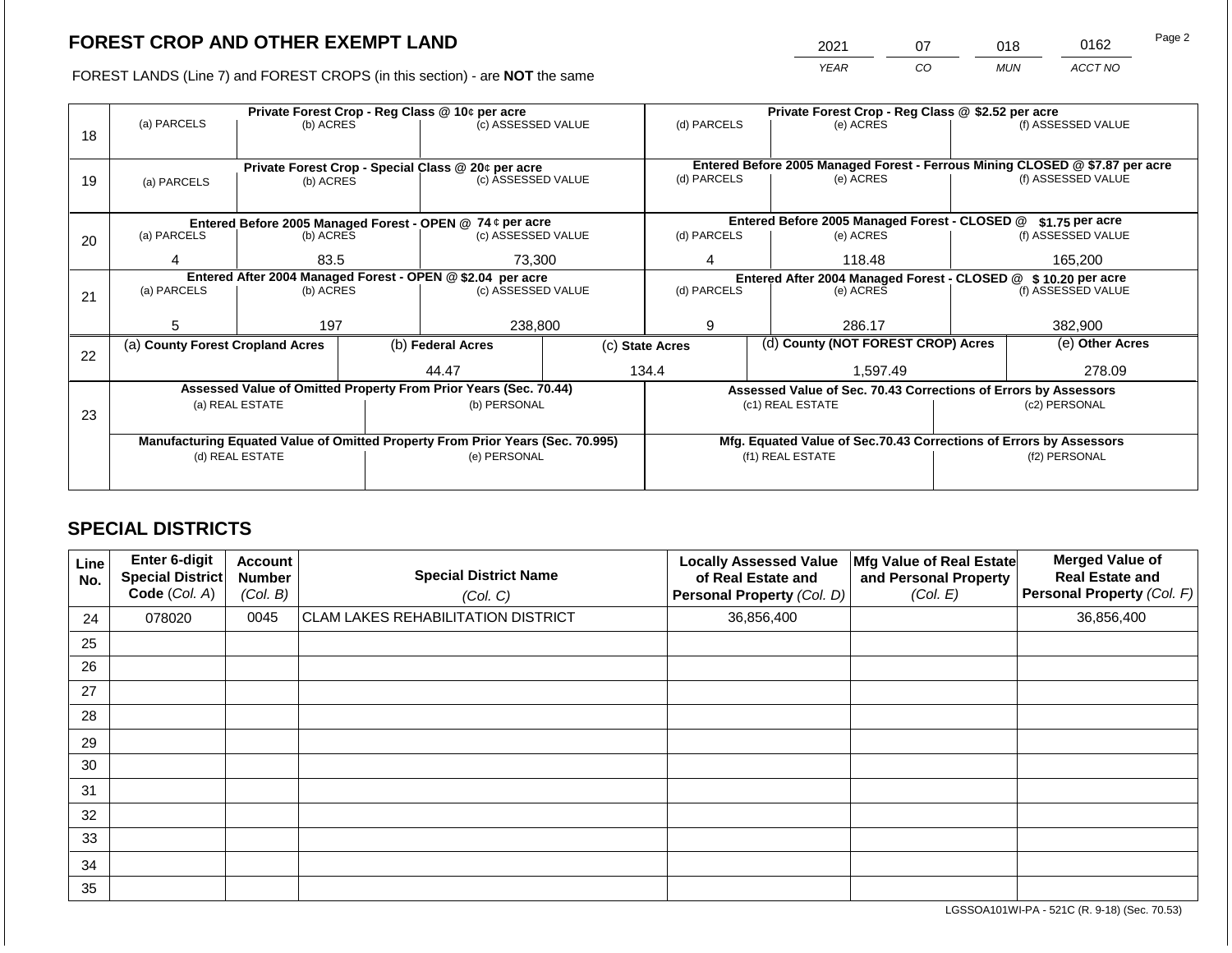# FOREST CROP AND OTHER EXEMPT LAND

| 2021 | 07 | 018 | 0162 |
|---|---|---|---|
| YEAR | CO | MUN | ACCT NO |

FOREST LANDS (Line 7) and FOREST CROPS (in this section) - are **NOT** the same

| Line | (a) PARCELS | (b) ACRES | (c) ASSESSED VALUE | (d) PARCELS | (e) ACRES | (f) ASSESSED VALUE |
|---|---|---|---|---|---|---|
| 18 | Private Forest Crop - Reg Class @ 10¢ per acre | | | Private Forest Crop - Reg Class @ $2.52 per acre | | |
| | | | | | | |
| 19 | Private Forest Crop - Special Class @ 20¢ per acre | | | Entered Before 2005 Managed Forest - Ferrous Mining CLOSED @ $7.87 per acre | | |
| | | | | | | |
| 20 | Entered Before 2005 Managed Forest - OPEN @ 74 ¢ per acre | | | Entered Before 2005 Managed Forest - CLOSED @ $1.75 per acre | | |
| | 4 | 83.5 | 73,300 | 4 | 118.48 | 165,200 |
| 21 | Entered After 2004 Managed Forest - OPEN @ $2.04 per acre | | | Entered After 2004 Managed Forest - CLOSED @ $ 10.20 per acre | | |
| | 5 | 197 | 238,800 | 9 | 286.17 | 382,900 |

| Line | (a) County Forest Cropland Acres | (b) Federal Acres | (c) State Acres | (d) County (NOT FOREST CROP) Acres | (e) Other Acres |
|---|---|---|---|---|---|
| 22 | | 44.47 | 134.4 | 1,597.49 | 278.09 |

| Line | Assessed Value of Omitted Property From Prior Years (Sec. 70.44) | | Assessed Value of Sec. 70.43 Corrections of Errors by Assessors | |
|---|---|---|---|---|
| 23 | (a) REAL ESTATE | (b) PERSONAL | (c1) REAL ESTATE | (c2) PERSONAL |
| | | | | |
| | **Manufacturing Equated Value of Omitted Property From Prior Years (Sec. 70.995)** | | **Mfg. Equated Value of Sec.70.43 Corrections of Errors by Assessors** | |
| | (d) REAL ESTATE | (e) PERSONAL | (f1) REAL ESTATE | (f2) PERSONAL |
| | | | | |

## SPECIAL DISTRICTS

| Line No. | Enter 6-digit Special District Code (Col. A) | Account Number (Col. B) | Special District Name (Col. C) | Locally Assessed Value of Real Estate and Personal Property (Col. D) | Mfg Value of Real Estate and Personal Property (Col. E) | Merged Value of Real Estate and Personal Property (Col. F) |
|---|---|---|---|---|---|---|
| 24 | 078020 | 0045 | CLAM LAKES REHABILITATION DISTRICT | 36,856,400 | | 36,856,400 |
| 25 | | | | | | |
| 26 | | | | | | |
| 27 | | | | | | |
| 28 | | | | | | |
| 29 | | | | | | |
| 30 | | | | | | |
| 31 | | | | | | |
| 32 | | | | | | |
| 33 | | | | | | |
| 34 | | | | | | |
| 35 | | | | | | |

LGSSOA101WI-PA - 521C (R. 9-18) (Sec. 70.53)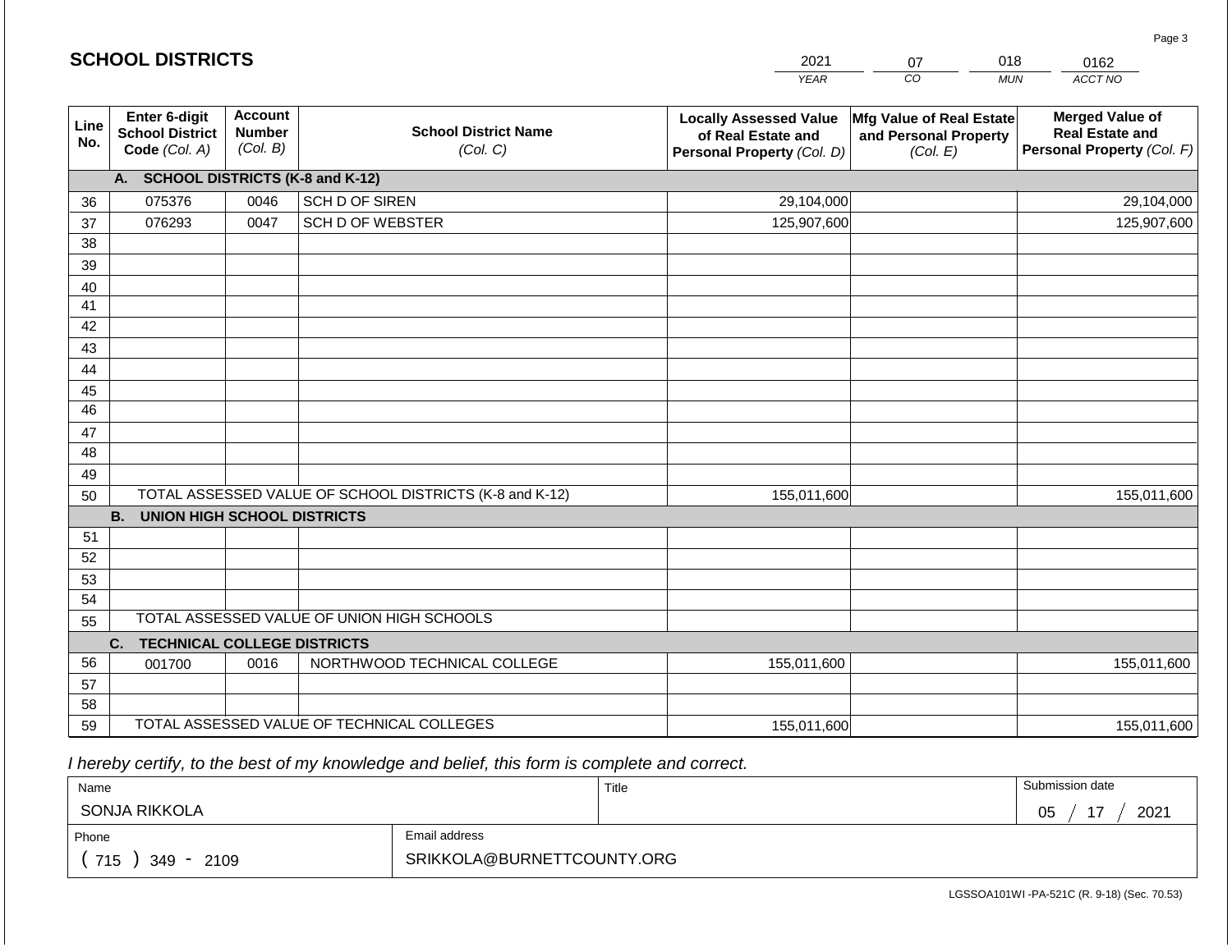## SCHOOL DISTRICTS

| 2021 | 07 | 018 | 0162 |
|---|---|---|---|
| *YEAR* | *CO* | *MUN* | *ACCT NO* |

| Line No. | Enter 6-digit School District Code *(Col. A)* | Account Number *(Col. B)* | School District Name *(Col. C)* | Locally Assessed Value of Real Estate and Personal Property *(Col. D)* | Mfg Value of Real Estate and Personal Property *(Col. E)* | Merged Value of Real Estate and Personal Property *(Col. F)* |
|---|---|---|---|---|---|---|
| | **A. SCHOOL DISTRICTS (K-8 and K-12)** | | | | | |
| 36 | 075376 | 0046 | SCH D OF SIREN | 29,104,000 | | 29,104,000 |
| 37 | 076293 | 0047 | SCH D OF WEBSTER | 125,907,600 | | 125,907,600 |
| 38 | | | | | | |
| 39 | | | | | | |
| 40 | | | | | | |
| 41 | | | | | | |
| 42 | | | | | | |
| 43 | | | | | | |
| 44 | | | | | | |
| 45 | | | | | | |
| 46 | | | | | | |
| 47 | | | | | | |
| 48 | | | | | | |
| 49 | | | | | | |
| 50 | TOTAL ASSESSED VALUE OF SCHOOL DISTRICTS (K-8 and K-12) | | | 155,011,600 | | 155,011,600 |
| | **B. UNION HIGH SCHOOL DISTRICTS** | | | | | |
| 51 | | | | | | |
| 52 | | | | | | |
| 53 | | | | | | |
| 54 | | | | | | |
| 55 | TOTAL ASSESSED VALUE OF UNION HIGH SCHOOLS | | | | | |
| | **C. TECHNICAL COLLEGE DISTRICTS** | | | | | |
| 56 | 001700 | 0016 | NORTHWOOD TECHNICAL COLLEGE | 155,011,600 | | 155,011,600 |
| 57 | | | | | | |
| 58 | | | | | | |
| 59 | TOTAL ASSESSED VALUE OF TECHNICAL COLLEGES | | | 155,011,600 | | 155,011,600 |

*I hereby certify, to the best of my knowledge and belief, this form is complete and correct.*

| Name | Title | Submission date |
|---|---|---|
| SONJA RIKKOLA | | 05 / 17 / 2021 |

| Phone | Email address |
|---|---|
| ( 715 ) 349 - 2109 | SRIKKOLA@BURNETTCOUNTY.ORG |

LGSSOA101WI -PA-521C (R. 9-18) (Sec. 70.53)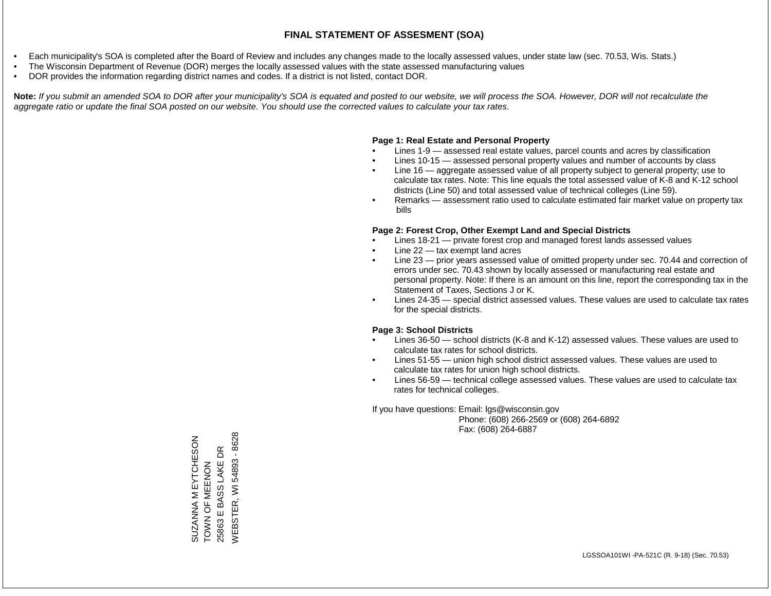# FINAL STATEMENT OF ASSESMENT (SOA)

- Each municipality's SOA is completed after the Board of Review and includes any changes made to the locally assessed values, under state law (sec. 70.53, Wis. Stats.)
- The Wisconsin Department of Revenue (DOR) merges the locally assessed values with the state assessed manufacturing values
- DOR provides the information regarding district names and codes. If a district is not listed, contact DOR.

**Note:** *If you submit an amended SOA to DOR after your municipality's SOA is equated and posted to our website, we will process the SOA. However, DOR will not recalculate the aggregate ratio or update the final SOA posted on our website. You should use the corrected values to calculate your tax rates.*

**Page 1: Real Estate and Personal Property**

- Lines 1-9 — assessed real estate values, parcel counts and acres by classification
- Lines 10-15 — assessed personal property values and number of accounts by class
- Line 16 — aggregate assessed value of all property subject to general property; use to calculate tax rates. Note: This line equals the total assessed value of K-8 and K-12 school districts (Line 50) and total assessed value of technical colleges (Line 59).
- Remarks — assessment ratio used to calculate estimated fair market value on property tax bills

**Page 2: Forest Crop, Other Exempt Land and Special Districts**

- Lines 18-21 — private forest crop and managed forest lands assessed values
- Line 22 — tax exempt land acres
- Line 23 — prior years assessed value of omitted property under sec. 70.44 and correction of errors under sec. 70.43 shown by locally assessed or manufacturing real estate and personal property. Note: If there is an amount on this line, report the corresponding tax in the Statement of Taxes, Sections J or K.
- Lines 24-35 — special district assessed values. These values are used to calculate tax rates for the special districts.

**Page 3: School Districts**

- Lines 36-50 — school districts (K-8 and K-12) assessed values. These values are used to calculate tax rates for school districts.
- Lines 51-55 — union high school district assessed values. These values are used to calculate tax rates for union high school districts.
- Lines 56-59 — technical college assessed values. These values are used to calculate tax rates for technical colleges.

If you have questions: Email: lgs@wisconsin.gov
Phone: (608) 266-2569 or (608) 264-6892
Fax: (608) 264-6887

SUZANNA M EYTCHESON
TOWN OF MEENON
25863 E BASS LAKE DR
WEBSTER, WI 54893 - 8628

LGSSOA101WI -PA-521C (R. 9-18) (Sec. 70.53)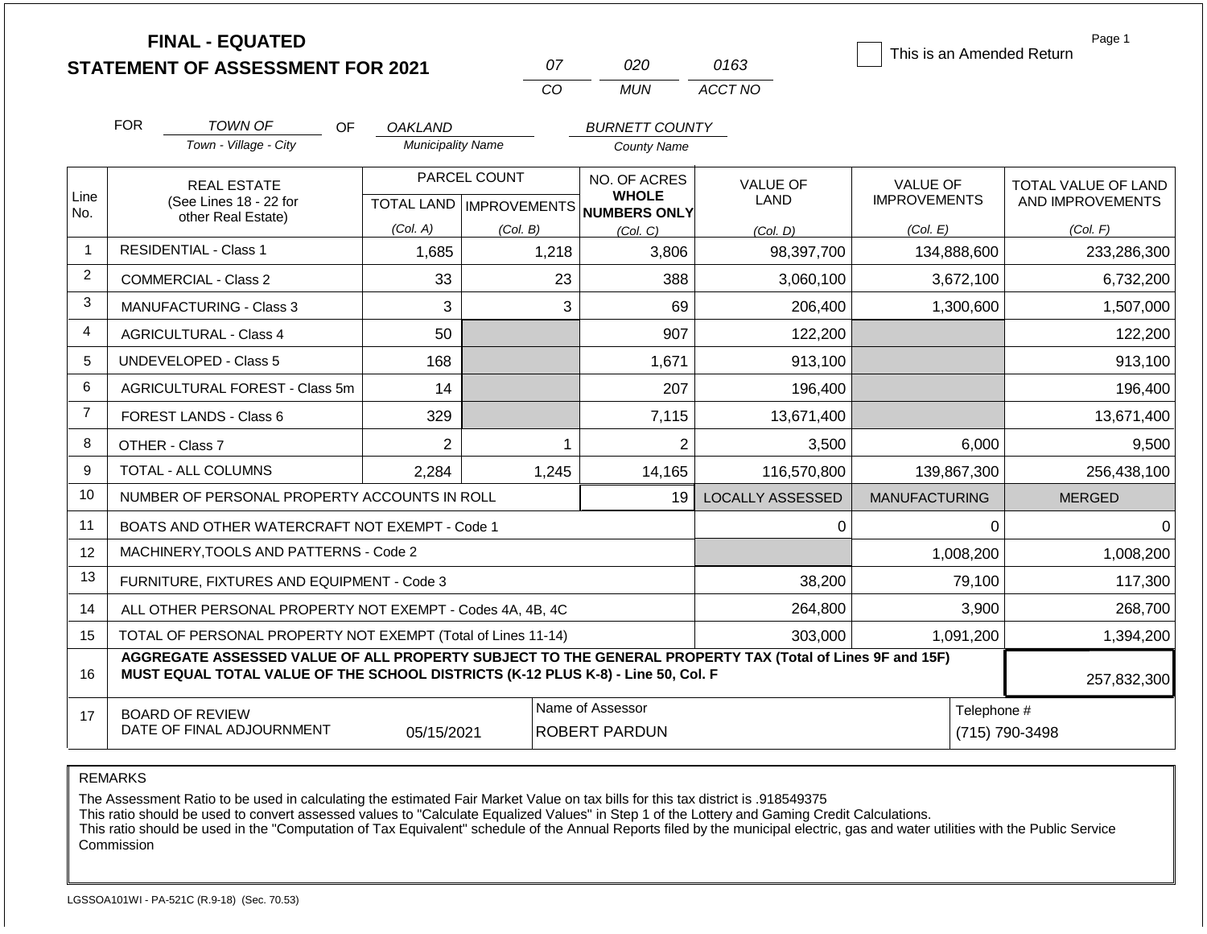**FINAL - EQUATED**
**STATEMENT OF ASSESSMENT FOR 2021**

| 07 | 020 | 0163 |
|---|---|---|
| CO | MUN | ACCT NO |

☐ This is an Amended Return

Page 1

FOR *TOWN OF* OF *OAKLAND* *BURNETT COUNTY*
Town - Village - City    Municipality Name    County Name

| Line No. | REAL ESTATE (See Lines 18 - 22 for other Real Estate) | PARCEL COUNT TOTAL LAND (Col. A) | PARCEL COUNT IMPROVEMENTS (Col. B) | NO. OF ACRES WHOLE NUMBERS ONLY (Col. C) | VALUE OF LAND (Col. D) | VALUE OF IMPROVEMENTS (Col. E) | TOTAL VALUE OF LAND AND IMPROVEMENTS (Col. F) |
|---|---|---|---|---|---|---|---|
| 1 | RESIDENTIAL - Class 1 | 1,685 | 1,218 | 3,806 | 98,397,700 | 134,888,600 | 233,286,300 |
| 2 | COMMERCIAL - Class 2 | 33 | 23 | 388 | 3,060,100 | 3,672,100 | 6,732,200 |
| 3 | MANUFACTURING - Class 3 | 3 | 3 | 69 | 206,400 | 1,300,600 | 1,507,000 |
| 4 | AGRICULTURAL - Class 4 | 50 | | 907 | 122,200 | | 122,200 |
| 5 | UNDEVELOPED - Class 5 | 168 | | 1,671 | 913,100 | | 913,100 |
| 6 | AGRICULTURAL FOREST - Class 5m | 14 | | 207 | 196,400 | | 196,400 |
| 7 | FOREST LANDS - Class 6 | 329 | | 7,115 | 13,671,400 | | 13,671,400 |
| 8 | OTHER - Class 7 | 2 | 1 | 2 | 3,500 | 6,000 | 9,500 |
| 9 | TOTAL - ALL COLUMNS | 2,284 | 1,245 | 14,165 | 116,570,800 | 139,867,300 | 256,438,100 |
| 10 | NUMBER OF PERSONAL PROPERTY ACCOUNTS IN ROLL | | | 19 | LOCALLY ASSESSED | MANUFACTURING | MERGED |
| 11 | BOATS AND OTHER WATERCRAFT NOT EXEMPT - Code 1 | | | | 0 | 0 | 0 |
| 12 | MACHINERY,TOOLS AND PATTERNS - Code 2 | | | | | 1,008,200 | 1,008,200 |
| 13 | FURNITURE, FIXTURES AND EQUIPMENT - Code 3 | | | | 38,200 | 79,100 | 117,300 |
| 14 | ALL OTHER PERSONAL PROPERTY NOT EXEMPT - Codes 4A, 4B, 4C | | | | 264,800 | 3,900 | 268,700 |
| 15 | TOTAL OF PERSONAL PROPERTY NOT EXEMPT (Total of Lines 11-14) | | | | 303,000 | 1,091,200 | 1,394,200 |
| 16 | **AGGREGATE ASSESSED VALUE OF ALL PROPERTY SUBJECT TO THE GENERAL PROPERTY TAX (Total of Lines 9F and 15F) MUST EQUAL TOTAL VALUE OF THE SCHOOL DISTRICTS (K-12 PLUS K-8) - Line 50, Col. F** | | | | | | 257,832,300 |
| 17 | BOARD OF REVIEW DATE OF FINAL ADJOURNMENT | 05/15/2021 | | Name of Assessor: ROBERT PARDUN | | | Telephone #: (715) 790-3498 |

REMARKS

The Assessment Ratio to be used in calculating the estimated Fair Market Value on tax bills for this tax district is .918549375
This ratio should be used to convert assessed values to "Calculate Equalized Values" in Step 1 of the Lottery and Gaming Credit Calculations.
This ratio should be used in the "Computation of Tax Equivalent" schedule of the Annual Reports filed by the municipal electric, gas and water utilities with the Public Service Commission

LGSSOA101WI - PA-521C (R.9-18) (Sec. 70.53)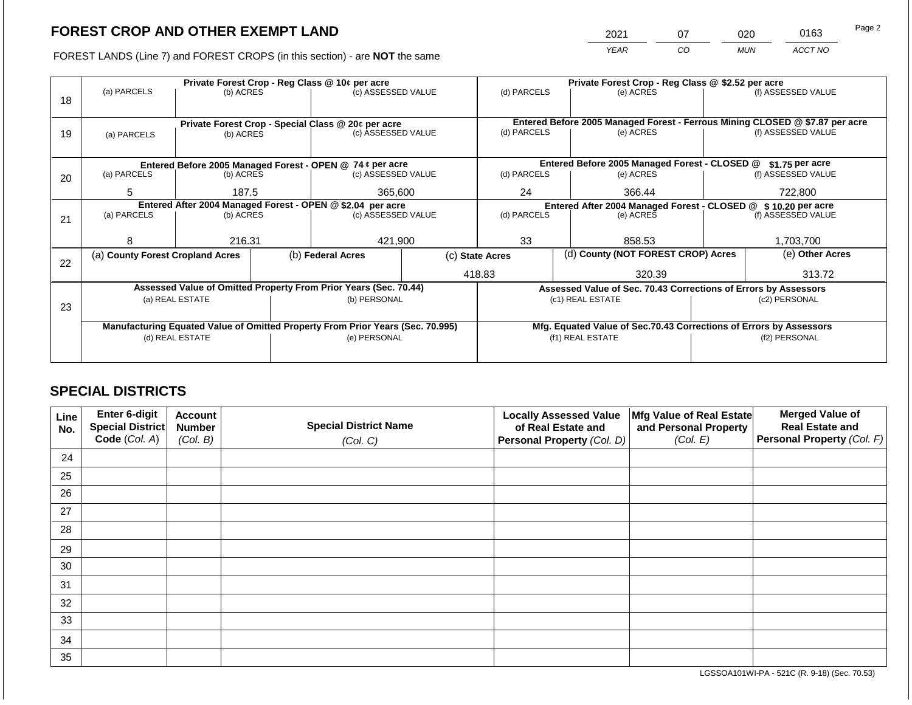# FOREST CROP AND OTHER EXEMPT LAND

| 2021 | 07 | 020 | 0163 |
|---|---|---|---|
| YEAR | CO | MUN | ACCT NO |

FOREST LANDS (Line 7) and FOREST CROPS (in this section) - are **NOT** the same

| Line | (a) PARCELS | (b) ACRES | (c) ASSESSED VALUE | (d) PARCELS | (e) ACRES | (f) ASSESSED VALUE |
|---|---|---|---|---|---|---|
| 18 | Private Forest Crop - Reg Class @ 10¢ per acre | | | Private Forest Crop - Reg Class @ $2.52 per acre | | |
| | | | | | | |
| 19 | Private Forest Crop - Special Class @ 20¢ per acre | | | Entered Before 2005 Managed Forest - Ferrous Mining CLOSED @ $7.87 per acre | | |
| | | | | | | |
| 20 | Entered Before 2005 Managed Forest - OPEN @ 74 ¢ per acre | | | Entered Before 2005 Managed Forest - CLOSED @ $1.75 per acre | | |
| | 5 | 187.5 | 365,600 | 24 | 366.44 | 722,800 |
| 21 | Entered After 2004 Managed Forest - OPEN @ $2.04 per acre | | | Entered After 2004 Managed Forest - CLOSED @ $ 10.20 per acre | | |
| | 8 | 216.31 | 421,900 | 33 | 858.53 | 1,703,700 |

| Line | (a) County Forest Cropland Acres | (b) Federal Acres | (c) State Acres | (d) County (NOT FOREST CROP) Acres | (e) Other Acres |
|---|---|---|---|---|---|
| 22 | | | 418.83 | 320.39 | 313.72 |

| Line | Assessed Value of Omitted Property From Prior Years (Sec. 70.44) | | Assessed Value of Sec. 70.43 Corrections of Errors by Assessors | |
|---|---|---|---|---|
| 23 | (a) REAL ESTATE | (b) PERSONAL | (c1) REAL ESTATE | (c2) PERSONAL |
| | | | | |
| | Manufacturing Equated Value of Omitted Property From Prior Years (Sec. 70.995) | | Mfg. Equated Value of Sec.70.43 Corrections of Errors by Assessors | |
| | (d) REAL ESTATE | (e) PERSONAL | (f1) REAL ESTATE | (f2) PERSONAL |
| | | | | |

## SPECIAL DISTRICTS

| Line No. | Enter 6-digit Special District Code (Col. A) | Account Number (Col. B) | Special District Name (Col. C) | Locally Assessed Value of Real Estate and Personal Property (Col. D) | Mfg Value of Real Estate and Personal Property (Col. E) | Merged Value of Real Estate and Personal Property (Col. F) |
|---|---|---|---|---|---|---|
| 24 | | | | | | |
| 25 | | | | | | |
| 26 | | | | | | |
| 27 | | | | | | |
| 28 | | | | | | |
| 29 | | | | | | |
| 30 | | | | | | |
| 31 | | | | | | |
| 32 | | | | | | |
| 33 | | | | | | |
| 34 | | | | | | |
| 35 | | | | | | |

LGSSOA101WI-PA - 521C (R. 9-18) (Sec. 70.53)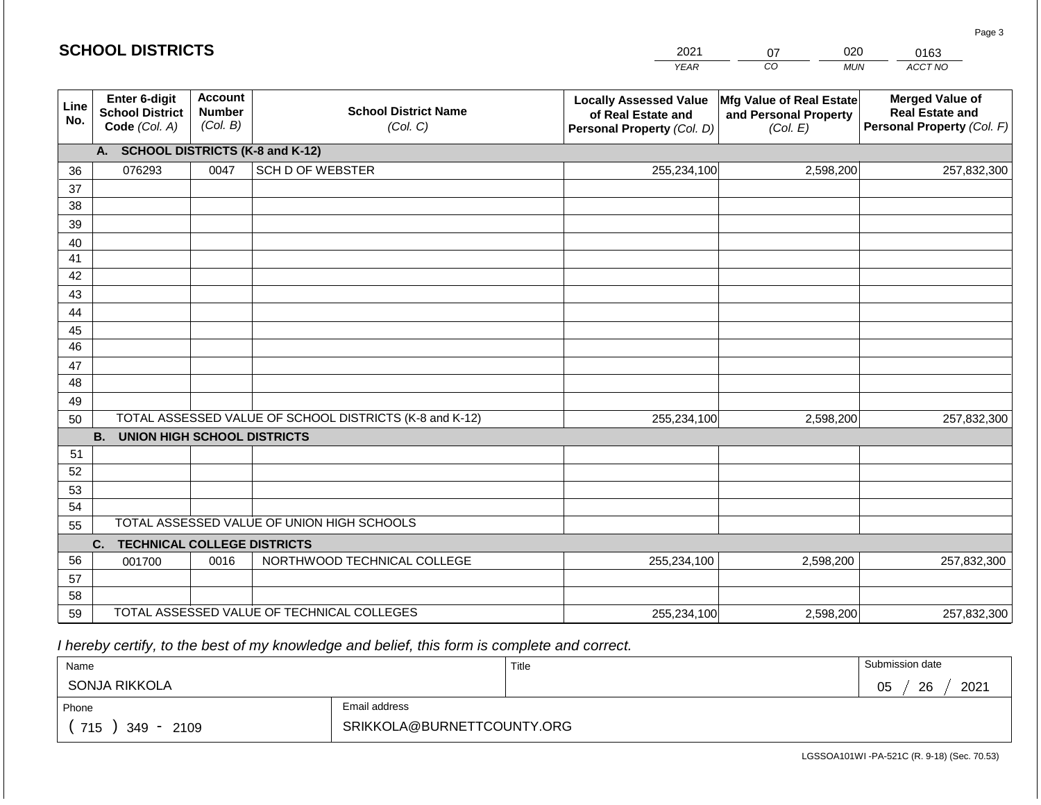## SCHOOL DISTRICTS

| 2021 | 07 | 020 | 0163 |
|---|---|---|---|
| *YEAR* | *CO* | *MUN* | *ACCT NO* |

| Line No. | Enter 6-digit School District Code *(Col. A)* | Account Number *(Col. B)* | School District Name *(Col. C)* | Locally Assessed Value of Real Estate and Personal Property *(Col. D)* | Mfg Value of Real Estate and Personal Property *(Col. E)* | Merged Value of Real Estate and Personal Property *(Col. F)* |
|---|---|---|---|---|---|---|
| | **A. SCHOOL DISTRICTS (K-8 and K-12)** | | | | | |
| 36 | 076293 | 0047 | SCH D OF WEBSTER | 255,234,100 | 2,598,200 | 257,832,300 |
| 37 | | | | | | |
| 38 | | | | | | |
| 39 | | | | | | |
| 40 | | | | | | |
| 41 | | | | | | |
| 42 | | | | | | |
| 43 | | | | | | |
| 44 | | | | | | |
| 45 | | | | | | |
| 46 | | | | | | |
| 47 | | | | | | |
| 48 | | | | | | |
| 49 | | | | | | |
| 50 | TOTAL ASSESSED VALUE OF SCHOOL DISTRICTS (K-8 and K-12) | | | 255,234,100 | 2,598,200 | 257,832,300 |
| | **B. UNION HIGH SCHOOL DISTRICTS** | | | | | |
| 51 | | | | | | |
| 52 | | | | | | |
| 53 | | | | | | |
| 54 | | | | | | |
| 55 | TOTAL ASSESSED VALUE OF UNION HIGH SCHOOLS | | | | | |
| | **C. TECHNICAL COLLEGE DISTRICTS** | | | | | |
| 56 | 001700 | 0016 | NORTHWOOD TECHNICAL COLLEGE | 255,234,100 | 2,598,200 | 257,832,300 |
| 57 | | | | | | |
| 58 | | | | | | |
| 59 | TOTAL ASSESSED VALUE OF TECHNICAL COLLEGES | | | 255,234,100 | 2,598,200 | 257,832,300 |

*I hereby certify, to the best of my knowledge and belief, this form is complete and correct.*

| Name | Title | Submission date |
|---|---|---|
| SONJA RIKKOLA | | 05 / 26 / 2021 |
| **Phone** | **Email address** | |
| ( 715 ) 349 - 2109 | SRIKKOLA@BURNETTCOUNTY.ORG | |

LGSSOA101WI -PA-521C (R. 9-18) (Sec. 70.53)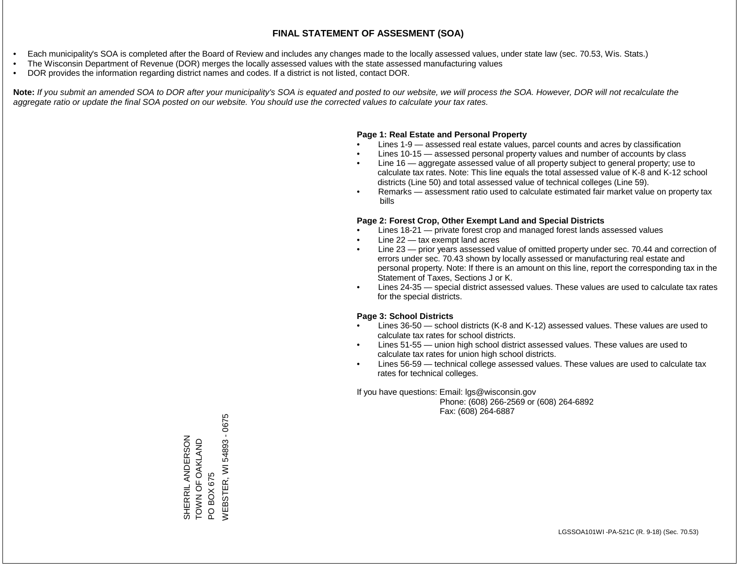# FINAL STATEMENT OF ASSESMENT (SOA)

- Each municipality's SOA is completed after the Board of Review and includes any changes made to the locally assessed values, under state law (sec. 70.53, Wis. Stats.)
- The Wisconsin Department of Revenue (DOR) merges the locally assessed values with the state assessed manufacturing values
- DOR provides the information regarding district names and codes. If a district is not listed, contact DOR.

**Note:** *If you submit an amended SOA to DOR after your municipality's SOA is equated and posted to our website, we will process the SOA. However, DOR will not recalculate the aggregate ratio or update the final SOA posted on our website. You should use the corrected values to calculate your tax rates.*

**Page 1: Real Estate and Personal Property**

- Lines 1-9 — assessed real estate values, parcel counts and acres by classification
- Lines 10-15 — assessed personal property values and number of accounts by class
- Line 16 — aggregate assessed value of all property subject to general property; use to calculate tax rates. Note: This line equals the total assessed value of K-8 and K-12 school districts (Line 50) and total assessed value of technical colleges (Line 59).
- Remarks — assessment ratio used to calculate estimated fair market value on property tax bills

**Page 2: Forest Crop, Other Exempt Land and Special Districts**

- Lines 18-21 — private forest crop and managed forest lands assessed values
- Line 22 — tax exempt land acres
- Line 23 — prior years assessed value of omitted property under sec. 70.44 and correction of errors under sec. 70.43 shown by locally assessed or manufacturing real estate and personal property. Note: If there is an amount on this line, report the corresponding tax in the Statement of Taxes, Sections J or K.
- Lines 24-35 — special district assessed values. These values are used to calculate tax rates for the special districts.

**Page 3: School Districts**

- Lines 36-50 — school districts (K-8 and K-12) assessed values. These values are used to calculate tax rates for school districts.
- Lines 51-55 — union high school district assessed values. These values are used to calculate tax rates for union high school districts.
- Lines 56-59 — technical college assessed values. These values are used to calculate tax rates for technical colleges.

If you have questions: Email: lgs@wisconsin.gov
Phone: (608) 266-2569 or (608) 264-6892
Fax: (608) 264-6887

SHERRIL ANDERSON
TOWN OF OAKLAND
PO BOX 675
WEBSTER, WI 54893 - 0675

LGSSOA101WI -PA-521C (R. 9-18) (Sec. 70.53)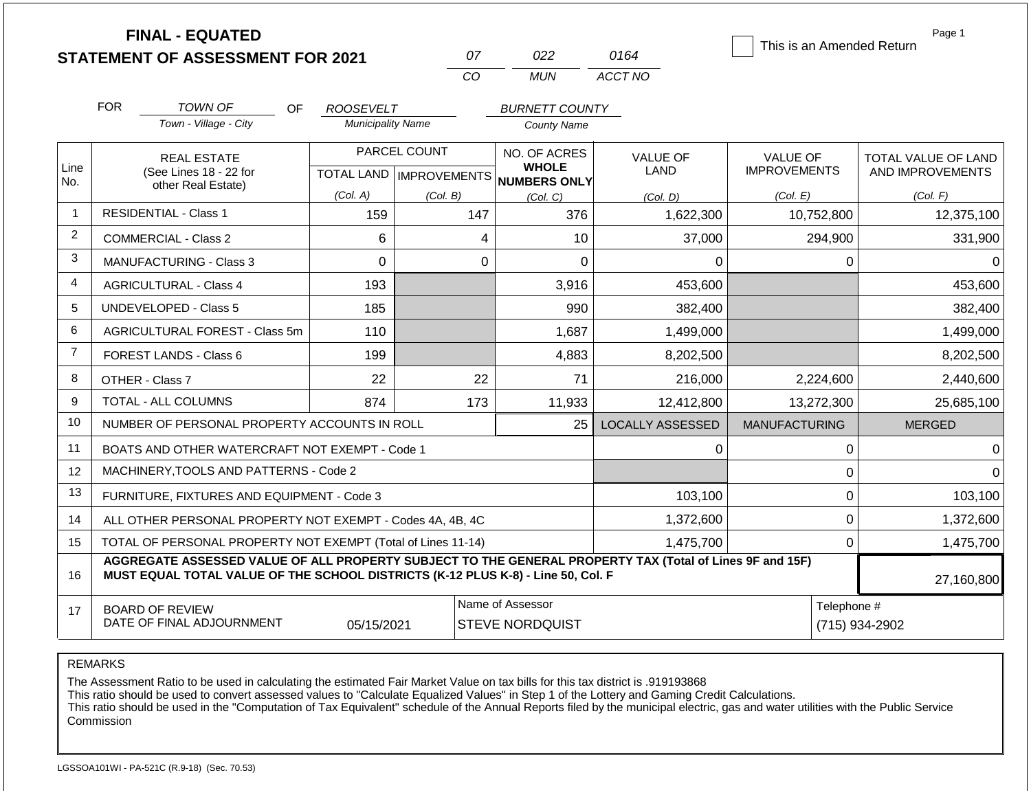# FINAL - EQUATED
## STATEMENT OF ASSESSMENT FOR 2021

07 | 022 | 0164
CO | MUN | ACCT NO

☐ This is an Amended Return

Page 1

FOR *TOWN OF* (Town - Village - City) OF *ROOSEVELT* (Municipality Name) *BURNETT COUNTY* (County Name)

| Line No. | REAL ESTATE (See Lines 18 - 22 for other Real Estate) | PARCEL COUNT TOTAL LAND (Col. A) | PARCEL COUNT IMPROVEMENTS (Col. B) | NO. OF ACRES WHOLE NUMBERS ONLY (Col. C) | VALUE OF LAND (Col. D) | VALUE OF IMPROVEMENTS (Col. E) | TOTAL VALUE OF LAND AND IMPROVEMENTS (Col. F) |
|---|---|---|---|---|---|---|---|
| 1 | RESIDENTIAL - Class 1 | 159 | 147 | 376 | 1,622,300 | 10,752,800 | 12,375,100 |
| 2 | COMMERCIAL - Class 2 | 6 | 4 | 10 | 37,000 | 294,900 | 331,900 |
| 3 | MANUFACTURING - Class 3 | 0 | 0 | 0 | 0 | 0 | 0 |
| 4 | AGRICULTURAL - Class 4 | 193 | | 3,916 | 453,600 | | 453,600 |
| 5 | UNDEVELOPED - Class 5 | 185 | | 990 | 382,400 | | 382,400 |
| 6 | AGRICULTURAL FOREST - Class 5m | 110 | | 1,687 | 1,499,000 | | 1,499,000 |
| 7 | FOREST LANDS - Class 6 | 199 | | 4,883 | 8,202,500 | | 8,202,500 |
| 8 | OTHER - Class 7 | 22 | 22 | 71 | 216,000 | 2,224,600 | 2,440,600 |
| 9 | TOTAL - ALL COLUMNS | 874 | 173 | 11,933 | 12,412,800 | 13,272,300 | 25,685,100 |
| 10 | NUMBER OF PERSONAL PROPERTY ACCOUNTS IN ROLL | | | 25 | LOCALLY ASSESSED | MANUFACTURING | MERGED |
| 11 | BOATS AND OTHER WATERCRAFT NOT EXEMPT - Code 1 | | | | 0 | 0 | 0 |
| 12 | MACHINERY,TOOLS AND PATTERNS - Code 2 | | | | | 0 | 0 |
| 13 | FURNITURE, FIXTURES AND EQUIPMENT - Code 3 | | | | 103,100 | 0 | 103,100 |
| 14 | ALL OTHER PERSONAL PROPERTY NOT EXEMPT - Codes 4A, 4B, 4C | | | | 1,372,600 | 0 | 1,372,600 |
| 15 | TOTAL OF PERSONAL PROPERTY NOT EXEMPT (Total of Lines 11-14) | | | | 1,475,700 | 0 | 1,475,700 |
| 16 | AGGREGATE ASSESSED VALUE OF ALL PROPERTY SUBJECT TO THE GENERAL PROPERTY TAX (Total of Lines 9F and 15F) MUST EQUAL TOTAL VALUE OF THE SCHOOL DISTRICTS (K-12 PLUS K-8) - Line 50, Col. F | | | | | | 27,160,800 |
| 17 | BOARD OF REVIEW DATE OF FINAL ADJOURNMENT | 05/15/2021 | | Name of Assessor: STEVE NORDQUIST | | | Telephone #: (715) 934-2902 |

REMARKS

The Assessment Ratio to be used in calculating the estimated Fair Market Value on tax bills for this tax district is .919193868
This ratio should be used to convert assessed values to "Calculate Equalized Values" in Step 1 of the Lottery and Gaming Credit Calculations.
This ratio should be used in the "Computation of Tax Equivalent" schedule of the Annual Reports filed by the municipal electric, gas and water utilities with the Public Service Commission

LGSSOA101WI - PA-521C (R.9-18) (Sec. 70.53)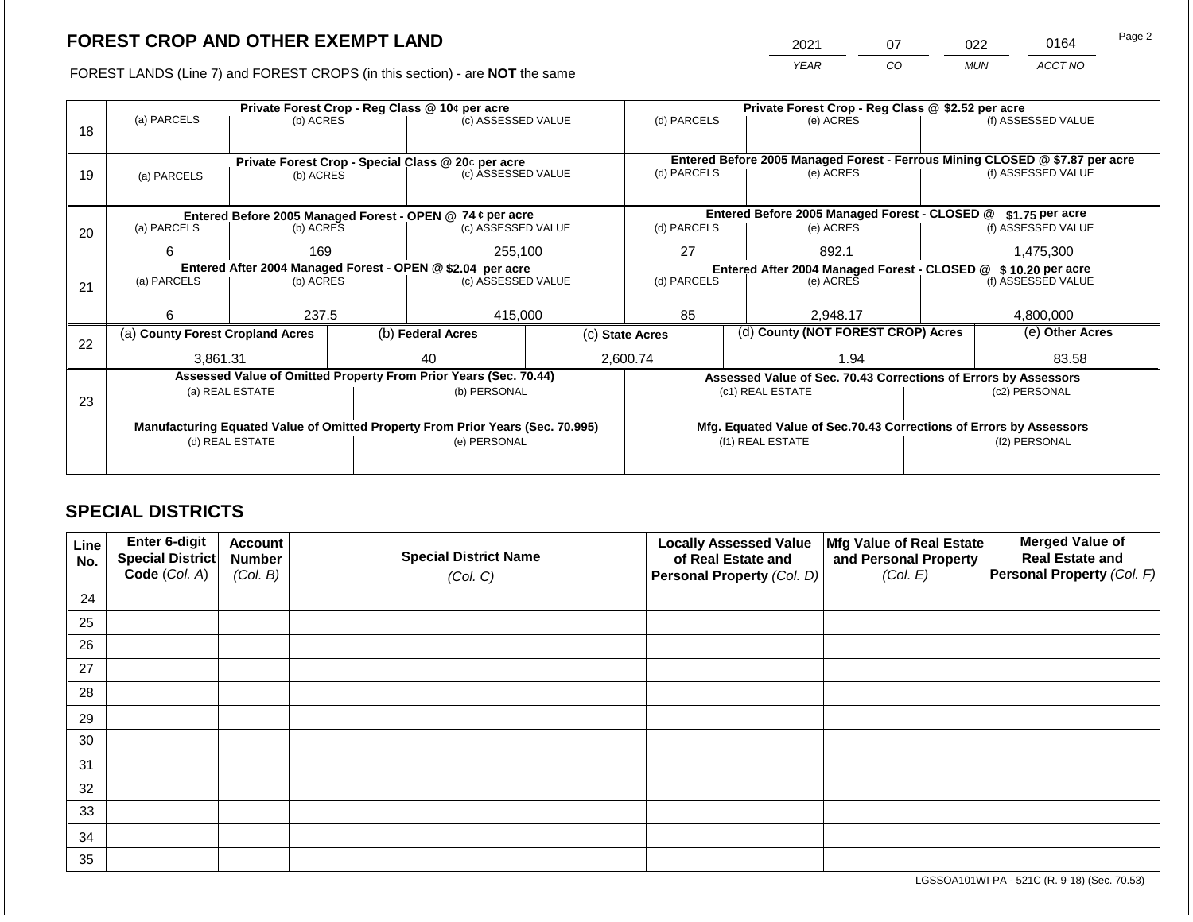## FOREST CROP AND OTHER EXEMPT LAND

FOREST LANDS (Line 7) and FOREST CROPS (in this section) - are **NOT** the same

| YEAR | CO | MUN | ACCT NO |
|---|---|---|---|
| 2021 | 07 | 022 | 0164 |

| Line | Private Forest Crop - Reg Class @ 10¢ per acre | | | Private Forest Crop - Reg Class @ $2.52 per acre | | |
|---|---|---|---|---|---|---|
| | (a) PARCELS | (b) ACRES | (c) ASSESSED VALUE | (d) PARCELS | (e) ACRES | (f) ASSESSED VALUE |
| 18 | | | | | | |
| | **Private Forest Crop - Special Class @ 20¢ per acre** | | | **Entered Before 2005 Managed Forest - Ferrous Mining CLOSED @ $7.87 per acre** | | |
| | (a) PARCELS | (b) ACRES | (c) ASSESSED VALUE | (d) PARCELS | (e) ACRES | (f) ASSESSED VALUE |
| 19 | | | | | | |
| | **Entered Before 2005 Managed Forest - OPEN @ 74 ¢ per acre** | | | **Entered Before 2005 Managed Forest - CLOSED @ $1.75 per acre** | | |
| | (a) PARCELS | (b) ACRES | (c) ASSESSED VALUE | (d) PARCELS | (e) ACRES | (f) ASSESSED VALUE |
| 20 | 6 | 169 | 255,100 | 27 | 892.1 | 1,475,300 |
| | **Entered After 2004 Managed Forest - OPEN @ $2.04 per acre** | | | **Entered After 2004 Managed Forest - CLOSED @ $ 10.20 per acre** | | |
| | (a) PARCELS | (b) ACRES | (c) ASSESSED VALUE | (d) PARCELS | (e) ACRES | (f) ASSESSED VALUE |
| 21 | 6 | 237.5 | 415,000 | 85 | 2,948.17 | 4,800,000 |

| Line | (a) County Forest Cropland Acres | (b) Federal Acres | (c) State Acres | (d) County (NOT FOREST CROP) Acres | (e) Other Acres |
|---|---|---|---|---|---|
| 22 | 3,861.31 | 40 | 2,600.74 | 1.94 | 83.58 |

| Line | Assessed Value of Omitted Property From Prior Years (Sec. 70.44) | | Assessed Value of Sec. 70.43 Corrections of Errors by Assessors | |
|---|---|---|---|---|
| | (a) REAL ESTATE | (b) PERSONAL | (c1) REAL ESTATE | (c2) PERSONAL |
| 23 | | | | |
| | **Manufacturing Equated Value of Omitted Property From Prior Years (Sec. 70.995)** | | **Mfg. Equated Value of Sec.70.43 Corrections of Errors by Assessors** | |
| | (d) REAL ESTATE | (e) PERSONAL | (f1) REAL ESTATE | (f2) PERSONAL |
| | | | | |

## SPECIAL DISTRICTS

| Line No. | Enter 6-digit Special District Code (Col. A) | Account Number (Col. B) | Special District Name (Col. C) | Locally Assessed Value of Real Estate and Personal Property (Col. D) | Mfg Value of Real Estate and Personal Property (Col. E) | Merged Value of Real Estate and Personal Property (Col. F) |
|---|---|---|---|---|---|---|
| 24 | | | | | | |
| 25 | | | | | | |
| 26 | | | | | | |
| 27 | | | | | | |
| 28 | | | | | | |
| 29 | | | | | | |
| 30 | | | | | | |
| 31 | | | | | | |
| 32 | | | | | | |
| 33 | | | | | | |
| 34 | | | | | | |
| 35 | | | | | | |

LGSSOA101WI-PA - 521C (R. 9-18) (Sec. 70.53)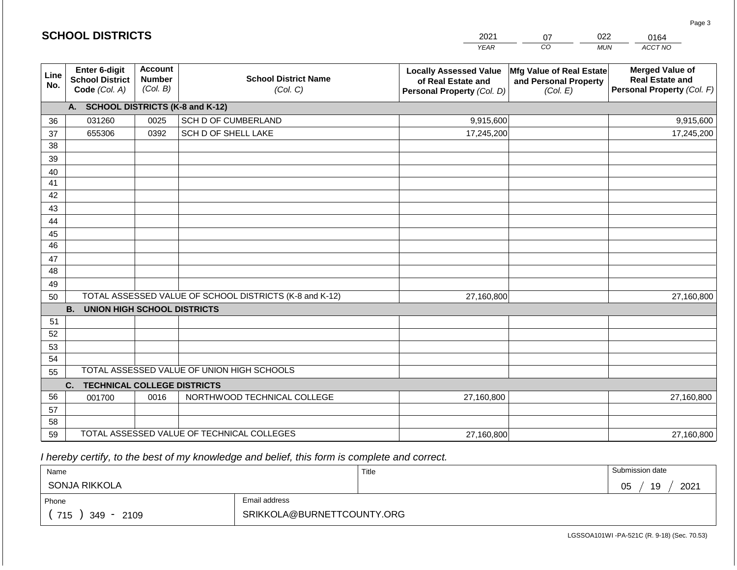## SCHOOL DISTRICTS

| YEAR | CO | MUN | ACCT NO |
|---|---|---|---|
| 2021 | 07 | 022 | 0164 |

| Line No. | Enter 6-digit School District Code *(Col. A)* | Account Number *(Col. B)* | School District Name *(Col. C)* | Locally Assessed Value of Real Estate and Personal Property *(Col. D)* | Mfg Value of Real Estate and Personal Property *(Col. E)* | Merged Value of Real Estate and Personal Property *(Col. F)* |
|---|---|---|---|---|---|---|
| | **A. SCHOOL DISTRICTS (K-8 and K-12)** | | | | | |
| 36 | 031260 | 0025 | SCH D OF CUMBERLAND | 9,915,600 | | 9,915,600 |
| 37 | 655306 | 0392 | SCH D OF SHELL LAKE | 17,245,200 | | 17,245,200 |
| 38 | | | | | | |
| 39 | | | | | | |
| 40 | | | | | | |
| 41 | | | | | | |
| 42 | | | | | | |
| 43 | | | | | | |
| 44 | | | | | | |
| 45 | | | | | | |
| 46 | | | | | | |
| 47 | | | | | | |
| 48 | | | | | | |
| 49 | | | | | | |
| 50 | TOTAL ASSESSED VALUE OF SCHOOL DISTRICTS (K-8 and K-12) | | | 27,160,800 | | 27,160,800 |
| | **B. UNION HIGH SCHOOL DISTRICTS** | | | | | |
| 51 | | | | | | |
| 52 | | | | | | |
| 53 | | | | | | |
| 54 | | | | | | |
| 55 | TOTAL ASSESSED VALUE OF UNION HIGH SCHOOLS | | | | | |
| | **C. TECHNICAL COLLEGE DISTRICTS** | | | | | |
| 56 | 001700 | 0016 | NORTHWOOD TECHNICAL COLLEGE | 27,160,800 | | 27,160,800 |
| 57 | | | | | | |
| 58 | | | | | | |
| 59 | TOTAL ASSESSED VALUE OF TECHNICAL COLLEGES | | | 27,160,800 | | 27,160,800 |

*I hereby certify, to the best of my knowledge and belief, this form is complete and correct.*

| Name | Title | Submission date |
|---|---|---|
| SONJA RIKKOLA | | 05 / 19 / 2021 |

| Phone | Email address |
|---|---|
| ( 715 ) 349 - 2109 | SRIKKOLA@BURNETTCOUNTY.ORG |

LGSSOA101WI -PA-521C (R. 9-18) (Sec. 70.53)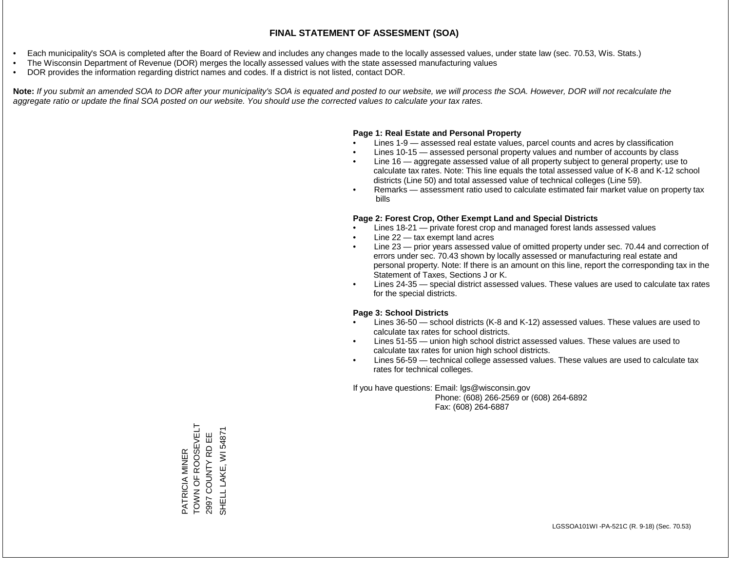# FINAL STATEMENT OF ASSESMENT (SOA)

- Each municipality's SOA is completed after the Board of Review and includes any changes made to the locally assessed values, under state law (sec. 70.53, Wis. Stats.)
- The Wisconsin Department of Revenue (DOR) merges the locally assessed values with the state assessed manufacturing values
- DOR provides the information regarding district names and codes. If a district is not listed, contact DOR.

**Note:** *If you submit an amended SOA to DOR after your municipality's SOA is equated and posted to our website, we will process the SOA. However, DOR will not recalculate the aggregate ratio or update the final SOA posted on our website. You should use the corrected values to calculate your tax rates.*

**Page 1: Real Estate and Personal Property**

- Lines 1-9 — assessed real estate values, parcel counts and acres by classification
- Lines 10-15 — assessed personal property values and number of accounts by class
- Line 16 — aggregate assessed value of all property subject to general property; use to calculate tax rates. Note: This line equals the total assessed value of K-8 and K-12 school districts (Line 50) and total assessed value of technical colleges (Line 59).
- Remarks — assessment ratio used to calculate estimated fair market value on property tax bills

**Page 2: Forest Crop, Other Exempt Land and Special Districts**

- Lines 18-21 — private forest crop and managed forest lands assessed values
- Line 22 — tax exempt land acres
- Line 23 — prior years assessed value of omitted property under sec. 70.44 and correction of errors under sec. 70.43 shown by locally assessed or manufacturing real estate and personal property. Note: If there is an amount on this line, report the corresponding tax in the Statement of Taxes, Sections J or K.
- Lines 24-35 — special district assessed values. These values are used to calculate tax rates for the special districts.

**Page 3: School Districts**

- Lines 36-50 — school districts (K-8 and K-12) assessed values. These values are used to calculate tax rates for school districts.
- Lines 51-55 — union high school district assessed values. These values are used to calculate tax rates for union high school districts.
- Lines 56-59 — technical college assessed values. These values are used to calculate tax rates for technical colleges.

If you have questions: Email: lgs@wisconsin.gov
Phone: (608) 266-2569 or (608) 264-6892
Fax: (608) 264-6887

PATRICIA MINER
TOWN OF ROOSEVELT
2997 COUNTY RD EE
SHELL LAKE, WI 54871

LGSSOA101WI -PA-521C (R. 9-18) (Sec. 70.53)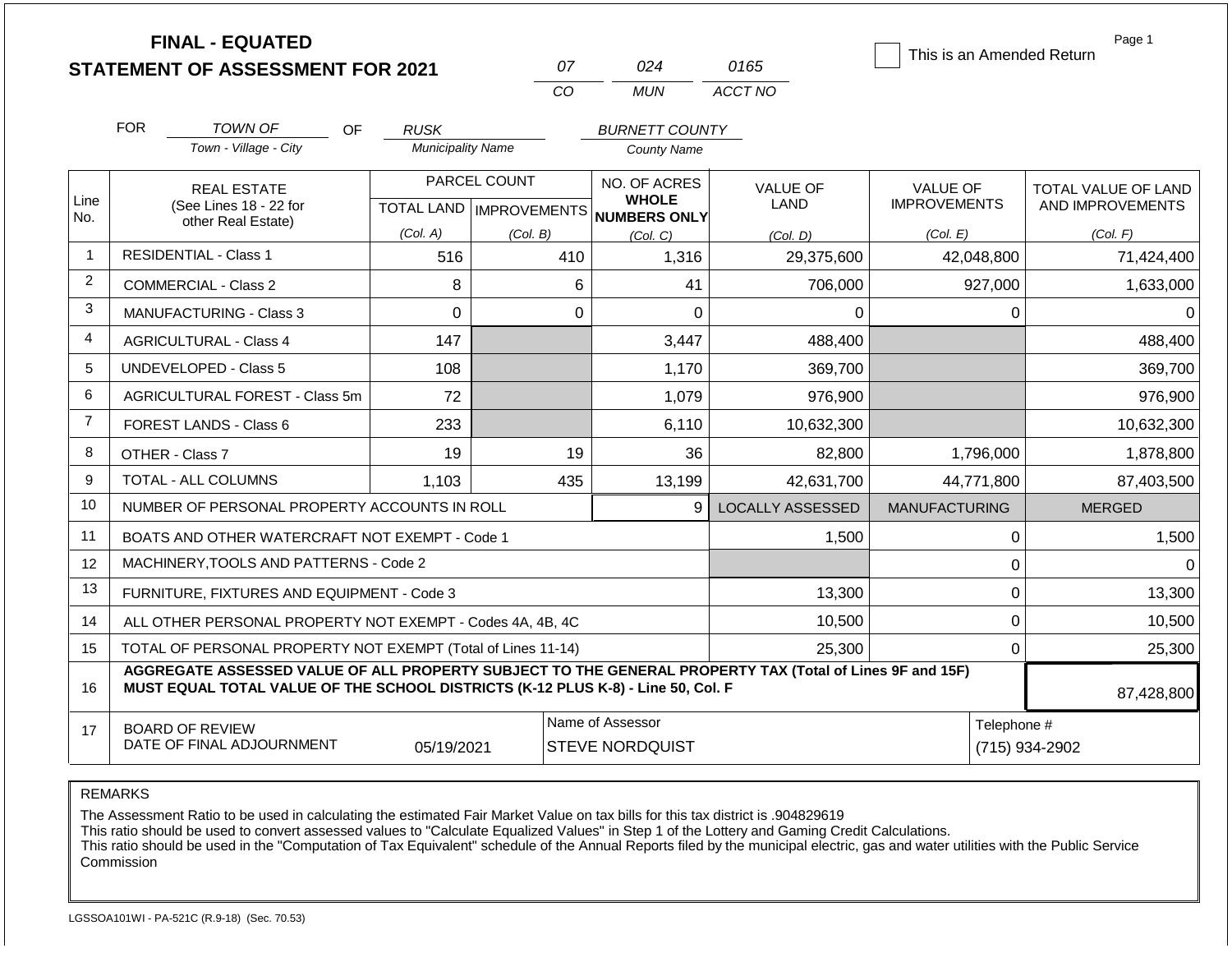# FINAL - EQUATED
## STATEMENT OF ASSESSMENT FOR 2021

| 07 | 024 | 0165 |
|---|---|---|
| CO | MUN | ACCT NO |

☐ This is an Amended Return

Page 1

FOR *TOWN OF* OF *RUSK* *BURNETT COUNTY*

Town - Village - City | Municipality Name | County Name

| Line No. | REAL ESTATE (See Lines 18 - 22 for other Real Estate) | PARCEL COUNT TOTAL LAND (Col. A) | PARCEL COUNT IMPROVEMENTS (Col. B) | NO. OF ACRES WHOLE NUMBERS ONLY (Col. C) | VALUE OF LAND (Col. D) | VALUE OF IMPROVEMENTS (Col. E) | TOTAL VALUE OF LAND AND IMPROVEMENTS (Col. F) |
|---|---|---|---|---|---|---|---|
| 1 | RESIDENTIAL - Class 1 | 516 | 410 | 1,316 | 29,375,600 | 42,048,800 | 71,424,400 |
| 2 | COMMERCIAL - Class 2 | 8 | 6 | 41 | 706,000 | 927,000 | 1,633,000 |
| 3 | MANUFACTURING - Class 3 | 0 | 0 | 0 | 0 | 0 | 0 |
| 4 | AGRICULTURAL - Class 4 | 147 | | 3,447 | 488,400 | | 488,400 |
| 5 | UNDEVELOPED - Class 5 | 108 | | 1,170 | 369,700 | | 369,700 |
| 6 | AGRICULTURAL FOREST - Class 5m | 72 | | 1,079 | 976,900 | | 976,900 |
| 7 | FOREST LANDS - Class 6 | 233 | | 6,110 | 10,632,300 | | 10,632,300 |
| 8 | OTHER - Class 7 | 19 | 19 | 36 | 82,800 | 1,796,000 | 1,878,800 |
| 9 | TOTAL - ALL COLUMNS | 1,103 | 435 | 13,199 | 42,631,700 | 44,771,800 | 87,403,500 |
| 10 | NUMBER OF PERSONAL PROPERTY ACCOUNTS IN ROLL | | | 9 | LOCALLY ASSESSED | MANUFACTURING | MERGED |
| 11 | BOATS AND OTHER WATERCRAFT NOT EXEMPT - Code 1 | | | | 1,500 | 0 | 1,500 |
| 12 | MACHINERY,TOOLS AND PATTERNS - Code 2 | | | | | 0 | 0 |
| 13 | FURNITURE, FIXTURES AND EQUIPMENT - Code 3 | | | | 13,300 | 0 | 13,300 |
| 14 | ALL OTHER PERSONAL PROPERTY NOT EXEMPT - Codes 4A, 4B, 4C | | | | 10,500 | 0 | 10,500 |
| 15 | TOTAL OF PERSONAL PROPERTY NOT EXEMPT (Total of Lines 11-14) | | | | 25,300 | 0 | 25,300 |
| 16 | **AGGREGATE ASSESSED VALUE OF ALL PROPERTY SUBJECT TO THE GENERAL PROPERTY TAX (Total of Lines 9F and 15F) MUST EQUAL TOTAL VALUE OF THE SCHOOL DISTRICTS (K-12 PLUS K-8) - Line 50, Col. F** | | | | | | 87,428,800 |
| 17 | BOARD OF REVIEW DATE OF FINAL ADJOURNMENT | 05/19/2021 | Name of Assessor | STEVE NORDQUIST | | Telephone # | (715) 934-2902 |

REMARKS

The Assessment Ratio to be used in calculating the estimated Fair Market Value on tax bills for this tax district is .904829619
This ratio should be used to convert assessed values to "Calculate Equalized Values" in Step 1 of the Lottery and Gaming Credit Calculations.
This ratio should be used in the "Computation of Tax Equivalent" schedule of the Annual Reports filed by the municipal electric, gas and water utilities with the Public Service Commission

LGSSOA101WI - PA-521C (R.9-18) (Sec. 70.53)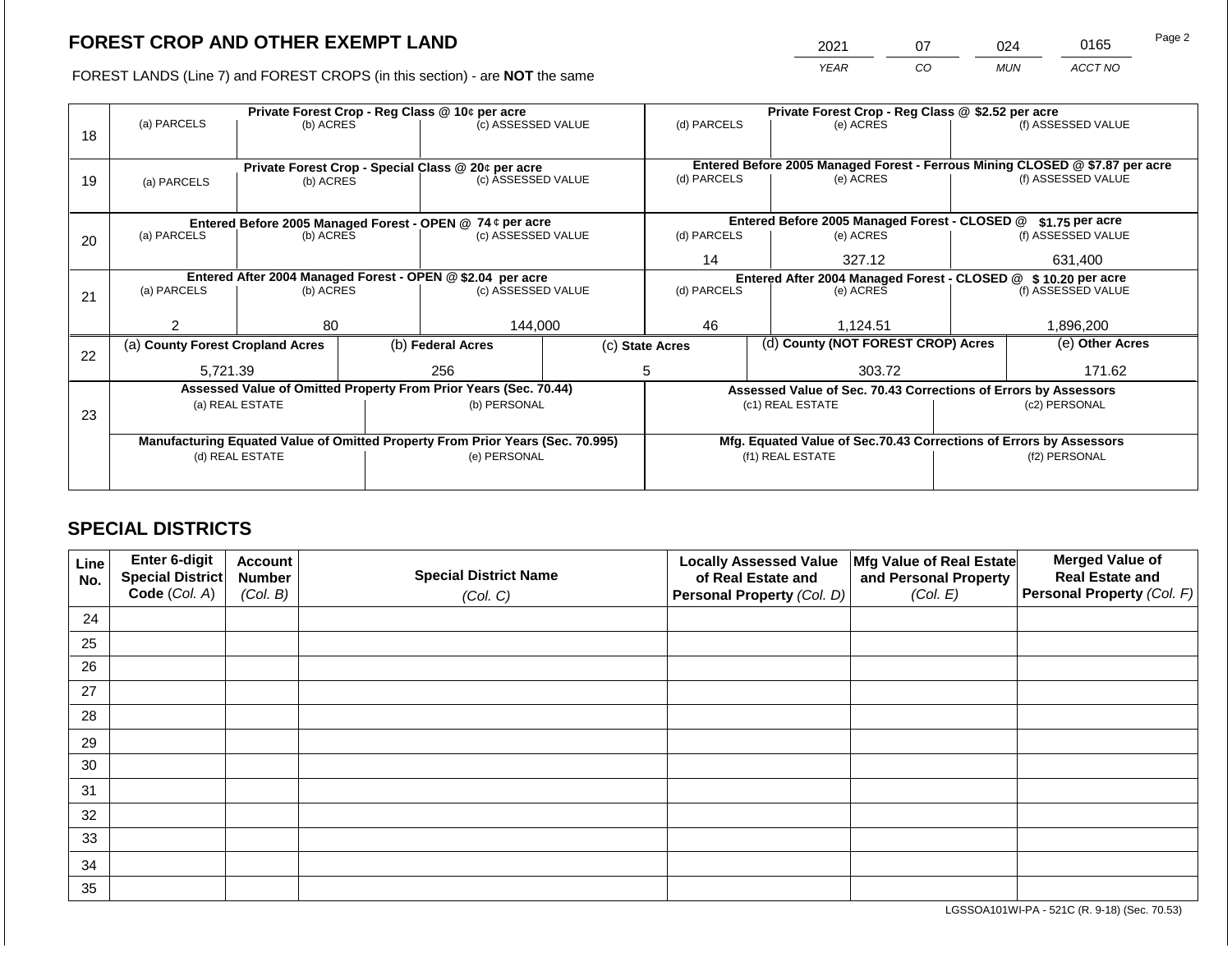## FOREST CROP AND OTHER EXEMPT LAND

FOREST LANDS (Line 7) and FOREST CROPS (in this section) - are **NOT** the same

| YEAR | CO | MUN | ACCT NO |
|---|---|---|---|
| 2021 | 07 | 024 | 0165 |

| Line | Private Forest Crop - Reg Class @ 10¢ per acre | | | Private Forest Crop - Reg Class @ $2.52 per acre | | |
|---|---|---|---|---|---|---|
| | (a) PARCELS | (b) ACRES | (c) ASSESSED VALUE | (d) PARCELS | (e) ACRES | (f) ASSESSED VALUE |
| 18 | | | | | | |
| | **Private Forest Crop - Special Class @ 20¢ per acre** | | | **Entered Before 2005 Managed Forest - Ferrous Mining CLOSED @ $7.87 per acre** | | |
| 19 | | | | | | |
| | **Entered Before 2005 Managed Forest - OPEN @ 74 ¢ per acre** | | | **Entered Before 2005 Managed Forest - CLOSED @ $1.75 per acre** | | |
| 20 | | | | 14 | 327.12 | 631,400 |
| | **Entered After 2004 Managed Forest - OPEN @ $2.04 per acre** | | | **Entered After 2004 Managed Forest - CLOSED @ $ 10.20 per acre** | | |
| 21 | 2 | 80 | 144,000 | 46 | 1,124.51 | 1,896,200 |

| Line | (a) County Forest Cropland Acres | (b) Federal Acres | (c) State Acres | (d) County (NOT FOREST CROP) Acres | (e) Other Acres |
|---|---|---|---|---|---|
| 22 | 5,721.39 | 256 | 5 | 303.72 | 171.62 |

| Line | Assessed Value of Omitted Property From Prior Years (Sec. 70.44) | | Assessed Value of Sec. 70.43 Corrections of Errors by Assessors | |
|---|---|---|---|---|
| 23 | (a) REAL ESTATE | (b) PERSONAL | (c1) REAL ESTATE | (c2) PERSONAL |
| | | | | |
| | **Manufacturing Equated Value of Omitted Property From Prior Years (Sec. 70.995)** | | **Mfg. Equated Value of Sec.70.43 Corrections of Errors by Assessors** | |
| | (d) REAL ESTATE | (e) PERSONAL | (f1) REAL ESTATE | (f2) PERSONAL |
| | | | | |

## SPECIAL DISTRICTS

| Line No. | Enter 6-digit Special District Code (Col. A) | Account Number (Col. B) | Special District Name (Col. C) | Locally Assessed Value of Real Estate and Personal Property (Col. D) | Mfg Value of Real Estate and Personal Property (Col. E) | Merged Value of Real Estate and Personal Property (Col. F) |
|---|---|---|---|---|---|---|
| 24 | | | | | | |
| 25 | | | | | | |
| 26 | | | | | | |
| 27 | | | | | | |
| 28 | | | | | | |
| 29 | | | | | | |
| 30 | | | | | | |
| 31 | | | | | | |
| 32 | | | | | | |
| 33 | | | | | | |
| 34 | | | | | | |
| 35 | | | | | | |

LGSSOA101WI-PA - 521C (R. 9-18) (Sec. 70.53)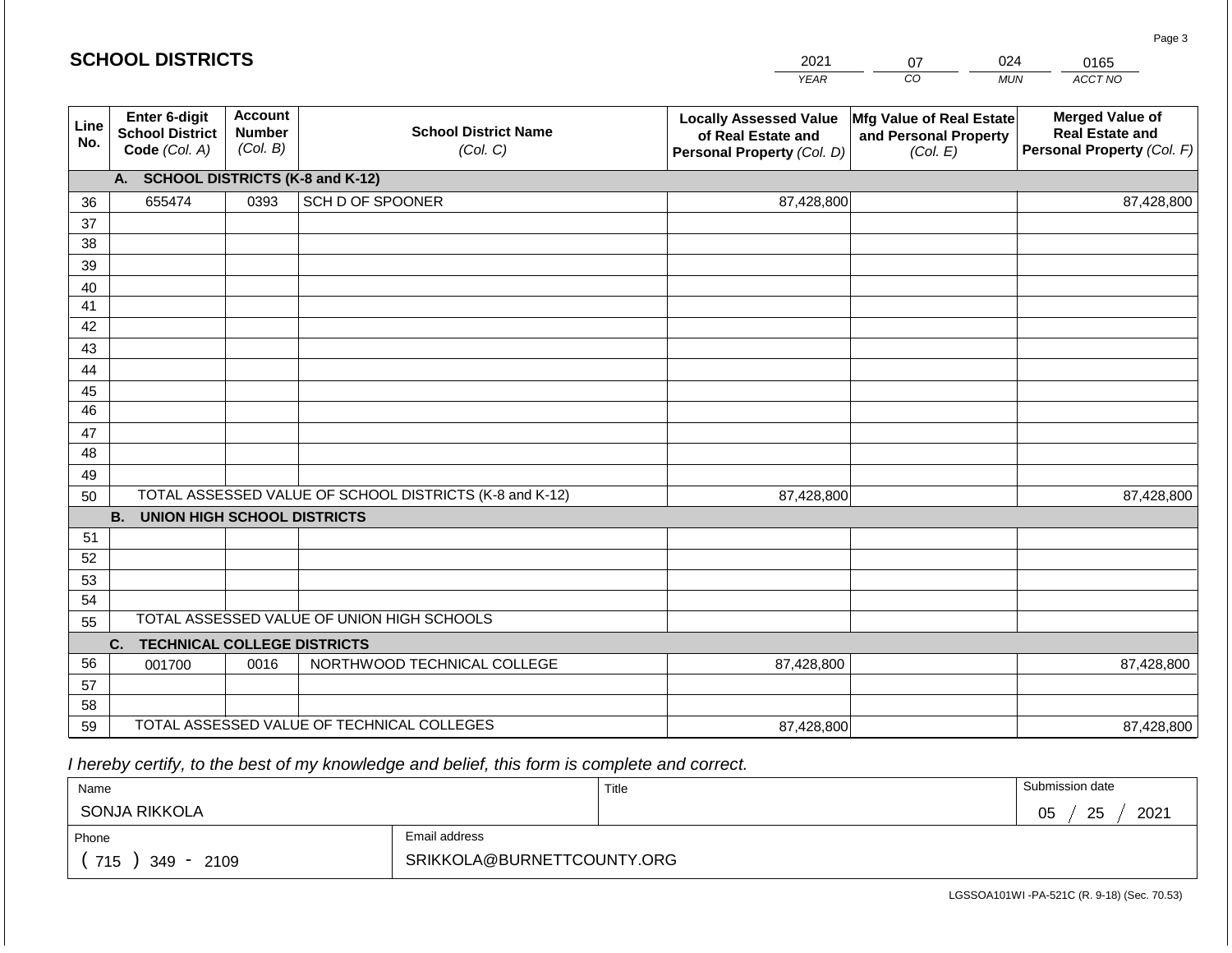## SCHOOL DISTRICTS

| 2021 | 07 | 024 | 0165 |
|---|---|---|---|
| *YEAR* | *CO* | *MUN* | *ACCT NO* |

| Line No. | Enter 6-digit School District Code *(Col. A)* | Account Number *(Col. B)* | School District Name *(Col. C)* | Locally Assessed Value of Real Estate and Personal Property *(Col. D)* | Mfg Value of Real Estate and Personal Property *(Col. E)* | Merged Value of Real Estate and Personal Property *(Col. F)* |
|---|---|---|---|---|---|---|
| | **A. SCHOOL DISTRICTS (K-8 and K-12)** | | | | | |
| 36 | 655474 | 0393 | SCH D OF SPOONER | 87,428,800 | | 87,428,800 |
| 37 | | | | | | |
| 38 | | | | | | |
| 39 | | | | | | |
| 40 | | | | | | |
| 41 | | | | | | |
| 42 | | | | | | |
| 43 | | | | | | |
| 44 | | | | | | |
| 45 | | | | | | |
| 46 | | | | | | |
| 47 | | | | | | |
| 48 | | | | | | |
| 49 | | | | | | |
| 50 | TOTAL ASSESSED VALUE OF SCHOOL DISTRICTS (K-8 and K-12) | | | 87,428,800 | | 87,428,800 |
| | **B. UNION HIGH SCHOOL DISTRICTS** | | | | | |
| 51 | | | | | | |
| 52 | | | | | | |
| 53 | | | | | | |
| 54 | | | | | | |
| 55 | TOTAL ASSESSED VALUE OF UNION HIGH SCHOOLS | | | | | |
| | **C. TECHNICAL COLLEGE DISTRICTS** | | | | | |
| 56 | 001700 | 0016 | NORTHWOOD TECHNICAL COLLEGE | 87,428,800 | | 87,428,800 |
| 57 | | | | | | |
| 58 | | | | | | |
| 59 | TOTAL ASSESSED VALUE OF TECHNICAL COLLEGES | | | 87,428,800 | | 87,428,800 |

*I hereby certify, to the best of my knowledge and belief, this form is complete and correct.*

| Name | | Title | Submission date |
|---|---|---|---|
| SONJA RIKKOLA | | | 05 / 25 / 2021 |
| Phone | Email address | | |
| ( 715 ) 349 - 2109 | SRIKKOLA@BURNETTCOUNTY.ORG | | |

LGSSOA101WI -PA-521C (R. 9-18) (Sec. 70.53)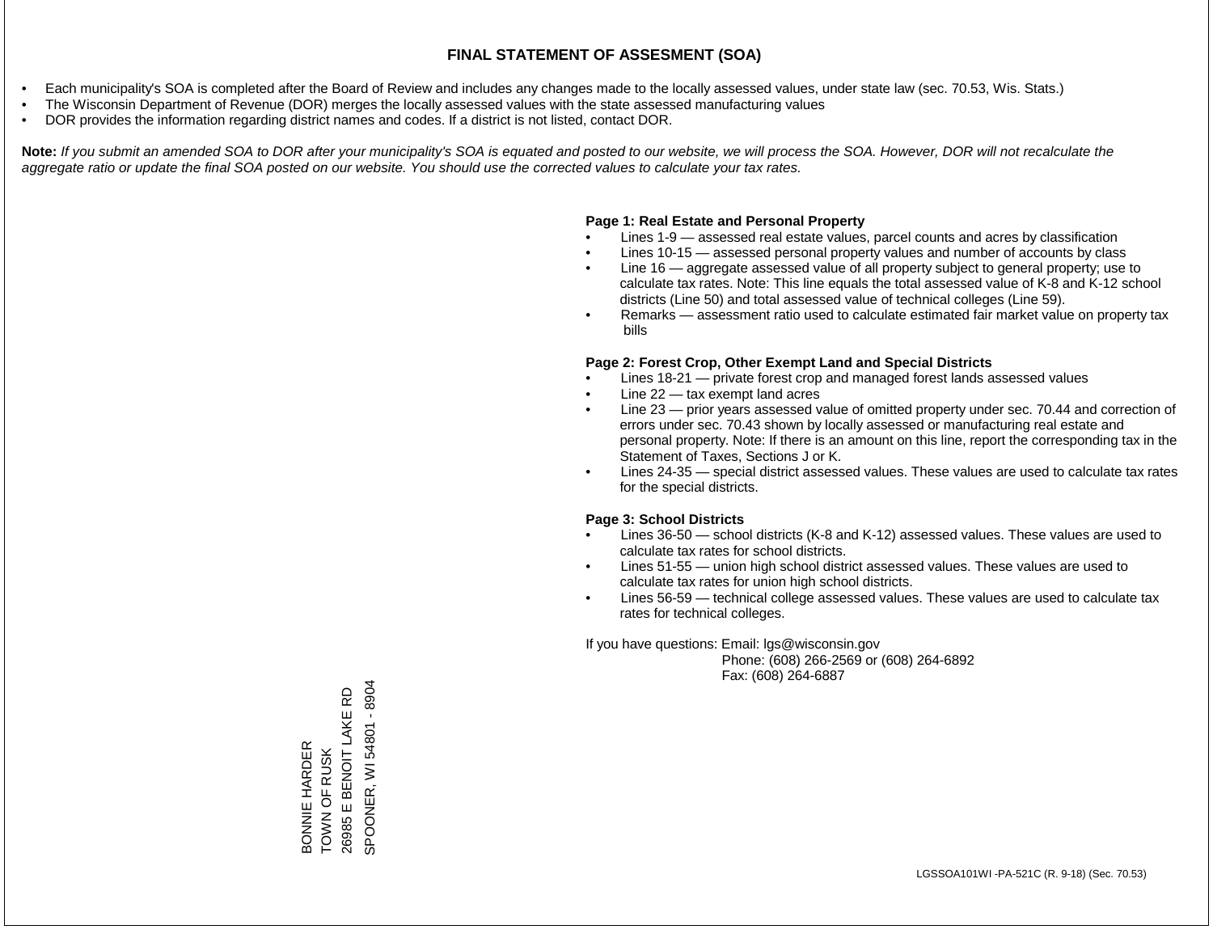# FINAL STATEMENT OF ASSESMENT (SOA)

- Each municipality's SOA is completed after the Board of Review and includes any changes made to the locally assessed values, under state law (sec. 70.53, Wis. Stats.)
- The Wisconsin Department of Revenue (DOR) merges the locally assessed values with the state assessed manufacturing values
- DOR provides the information regarding district names and codes. If a district is not listed, contact DOR.

**Note:** *If you submit an amended SOA to DOR after your municipality's SOA is equated and posted to our website, we will process the SOA. However, DOR will not recalculate the aggregate ratio or update the final SOA posted on our website. You should use the corrected values to calculate your tax rates.*

**Page 1: Real Estate and Personal Property**

- Lines 1-9 — assessed real estate values, parcel counts and acres by classification
- Lines 10-15 — assessed personal property values and number of accounts by class
- Line 16 — aggregate assessed value of all property subject to general property; use to calculate tax rates. Note: This line equals the total assessed value of K-8 and K-12 school districts (Line 50) and total assessed value of technical colleges (Line 59).
- Remarks — assessment ratio used to calculate estimated fair market value on property tax bills

**Page 2: Forest Crop, Other Exempt Land and Special Districts**

- Lines 18-21 — private forest crop and managed forest lands assessed values
- Line 22 — tax exempt land acres
- Line 23 — prior years assessed value of omitted property under sec. 70.44 and correction of errors under sec. 70.43 shown by locally assessed or manufacturing real estate and personal property. Note: If there is an amount on this line, report the corresponding tax in the Statement of Taxes, Sections J or K.
- Lines 24-35 — special district assessed values. These values are used to calculate tax rates for the special districts.

**Page 3: School Districts**

- Lines 36-50 — school districts (K-8 and K-12) assessed values. These values are used to calculate tax rates for school districts.
- Lines 51-55 — union high school district assessed values. These values are used to calculate tax rates for union high school districts.
- Lines 56-59 — technical college assessed values. These values are used to calculate tax rates for technical colleges.

If you have questions: Email: lgs@wisconsin.gov
Phone: (608) 266-2569 or (608) 264-6892
Fax: (608) 264-6887

BONNIE HARDER
TOWN OF RUSK
26985 E BENOIT LAKE RD
SPOONER, WI 54801 - 8904

LGSSOA101WI -PA-521C (R. 9-18) (Sec. 70.53)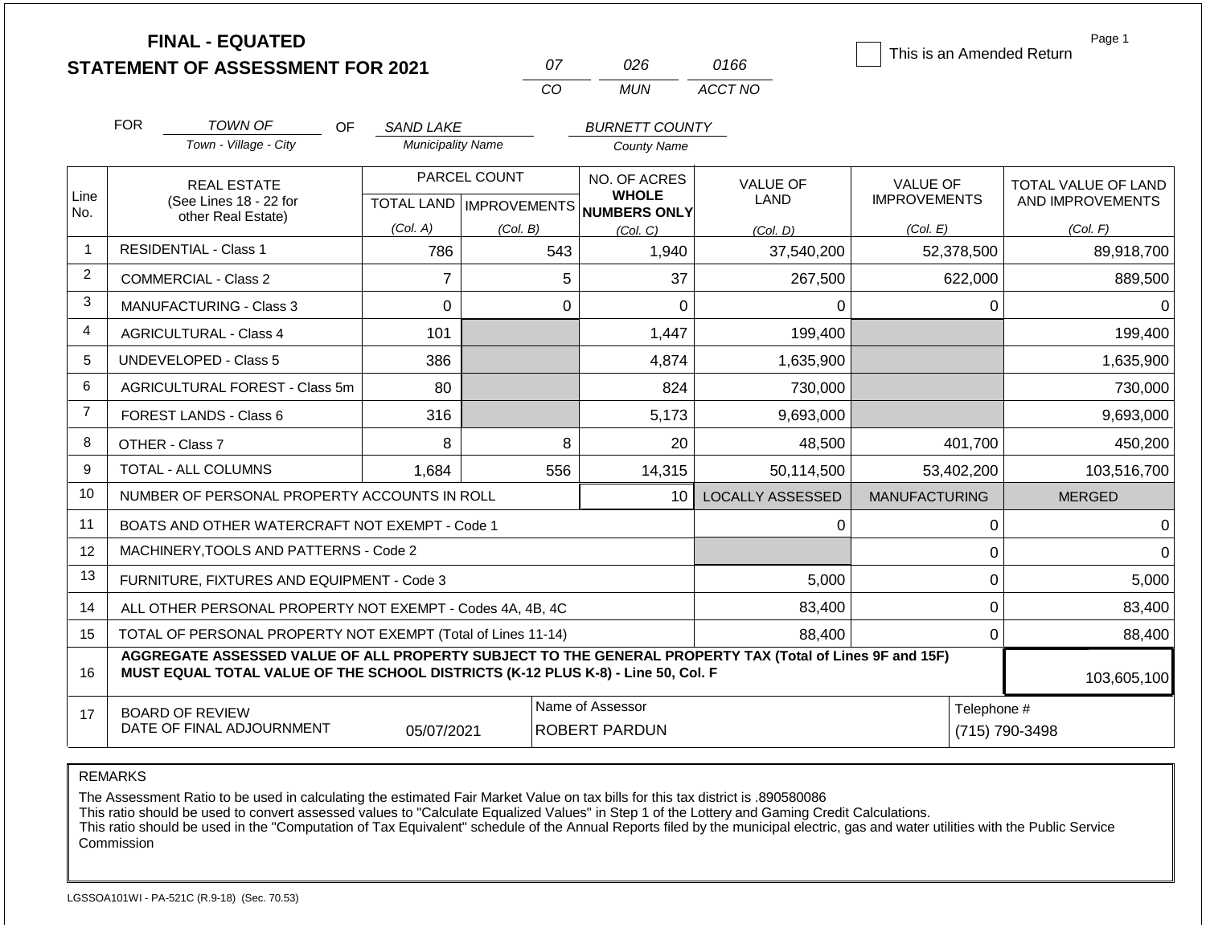**FINAL - EQUATED**
**STATEMENT OF ASSESSMENT FOR 2021**

| 07 | 026 | 0166 |
|---|---|---|
| CO | MUN | ACCT NO |

☐ This is an Amended Return

Page 1

FOR *TOWN OF* (Town - Village - City) OF *SAND LAKE* (Municipality Name) *BURNETT COUNTY* (County Name)

| Line No. | REAL ESTATE (See Lines 18 - 22 for other Real Estate) | PARCEL COUNT TOTAL LAND (Col. A) | PARCEL COUNT IMPROVEMENTS (Col. B) | NO. OF ACRES WHOLE NUMBERS ONLY (Col. C) | VALUE OF LAND (Col. D) | VALUE OF IMPROVEMENTS (Col. E) | TOTAL VALUE OF LAND AND IMPROVEMENTS (Col. F) |
|---|---|---|---|---|---|---|---|
| 1 | RESIDENTIAL - Class 1 | 786 | 543 | 1,940 | 37,540,200 | 52,378,500 | 89,918,700 |
| 2 | COMMERCIAL - Class 2 | 7 | 5 | 37 | 267,500 | 622,000 | 889,500 |
| 3 | MANUFACTURING - Class 3 | 0 | 0 | 0 | 0 | 0 | 0 |
| 4 | AGRICULTURAL - Class 4 | 101 | | 1,447 | 199,400 | | 199,400 |
| 5 | UNDEVELOPED - Class 5 | 386 | | 4,874 | 1,635,900 | | 1,635,900 |
| 6 | AGRICULTURAL FOREST - Class 5m | 80 | | 824 | 730,000 | | 730,000 |
| 7 | FOREST LANDS - Class 6 | 316 | | 5,173 | 9,693,000 | | 9,693,000 |
| 8 | OTHER - Class 7 | 8 | 8 | 20 | 48,500 | 401,700 | 450,200 |
| 9 | TOTAL - ALL COLUMNS | 1,684 | 556 | 14,315 | 50,114,500 | 53,402,200 | 103,516,700 |
| 10 | NUMBER OF PERSONAL PROPERTY ACCOUNTS IN ROLL | | | 10 | LOCALLY ASSESSED | MANUFACTURING | MERGED |
| 11 | BOATS AND OTHER WATERCRAFT NOT EXEMPT - Code 1 | | | | 0 | 0 | 0 |
| 12 | MACHINERY,TOOLS AND PATTERNS - Code 2 | | | | | 0 | 0 |
| 13 | FURNITURE, FIXTURES AND EQUIPMENT - Code 3 | | | | 5,000 | 0 | 5,000 |
| 14 | ALL OTHER PERSONAL PROPERTY NOT EXEMPT - Codes 4A, 4B, 4C | | | | 83,400 | 0 | 83,400 |
| 15 | TOTAL OF PERSONAL PROPERTY NOT EXEMPT (Total of Lines 11-14) | | | | 88,400 | 0 | 88,400 |
| 16 | **AGGREGATE ASSESSED VALUE OF ALL PROPERTY SUBJECT TO THE GENERAL PROPERTY TAX (Total of Lines 9F and 15F) MUST EQUAL TOTAL VALUE OF THE SCHOOL DISTRICTS (K-12 PLUS K-8) - Line 50, Col. F** | | | | | | 103,605,100 |
| 17 | BOARD OF REVIEW DATE OF FINAL ADJOURNMENT | 05/07/2021 | | Name of Assessor: ROBERT PARDUN | | Telephone #: (715) 790-3498 | |

REMARKS

The Assessment Ratio to be used in calculating the estimated Fair Market Value on tax bills for this tax district is .890580086
This ratio should be used to convert assessed values to "Calculate Equalized Values" in Step 1 of the Lottery and Gaming Credit Calculations.
This ratio should be used in the "Computation of Tax Equivalent" schedule of the Annual Reports filed by the municipal electric, gas and water utilities with the Public Service Commission

LGSSOA101WI - PA-521C (R.9-18) (Sec. 70.53)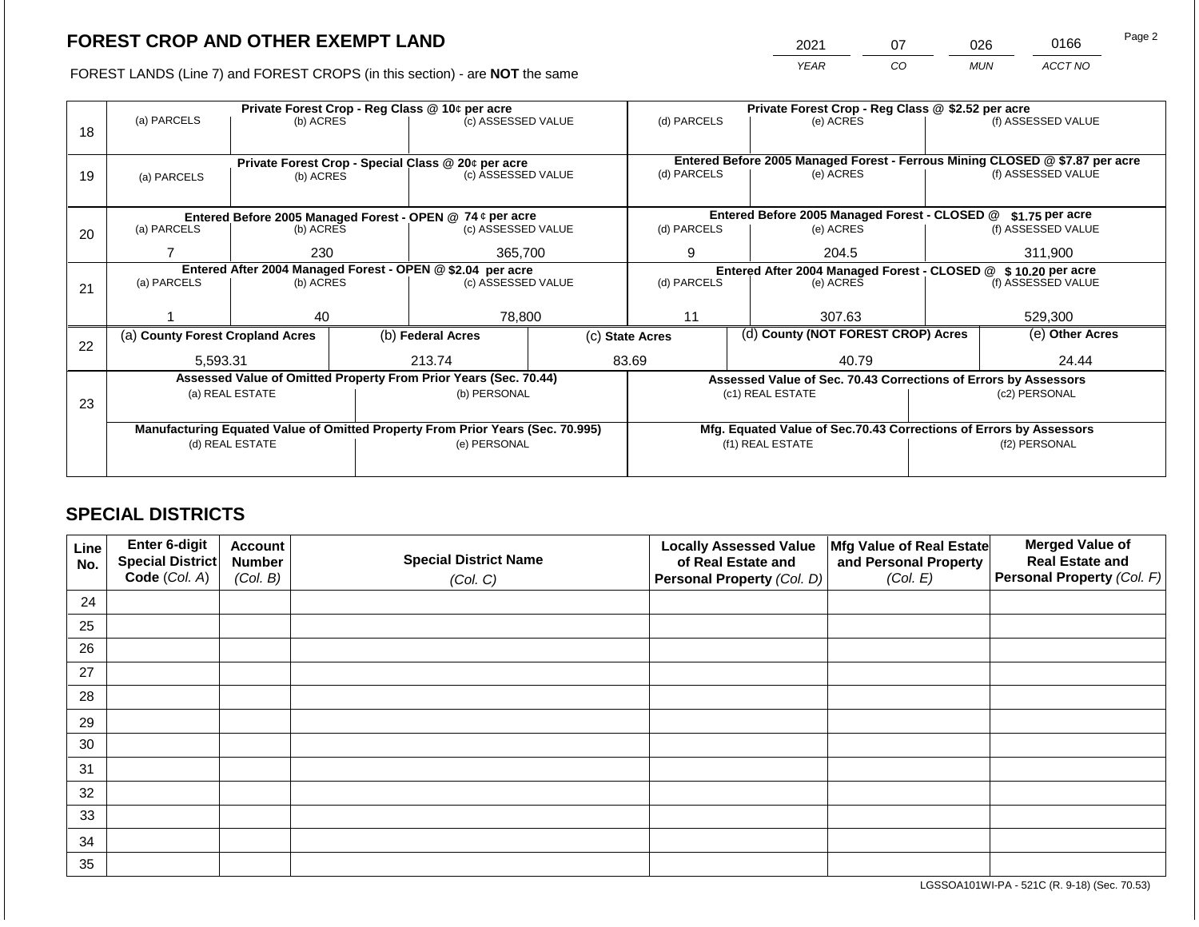## FOREST CROP AND OTHER EXEMPT LAND

| 2021 | 07 | 026 | 0166 |
|---|---|---|---|
| *YEAR* | *CO* | *MUN* | *ACCT NO* |

FOREST LANDS (Line 7) and FOREST CROPS (in this section) - are **NOT** the same

| Line | Private Forest Crop - Reg Class @ 10¢ per acre | | | Private Forest Crop - Reg Class @ $2.52 per acre | | |
|---|---|---|---|---|---|---|
| | (a) PARCELS | (b) ACRES | (c) ASSESSED VALUE | (d) PARCELS | (e) ACRES | (f) ASSESSED VALUE |
| 18 | | | | | | |
| | **Private Forest Crop - Special Class @ 20¢ per acre** | | | **Entered Before 2005 Managed Forest - Ferrous Mining CLOSED @ $7.87 per acre** | | |
| 19 | (a) PARCELS | (b) ACRES | (c) ASSESSED VALUE | (d) PARCELS | (e) ACRES | (f) ASSESSED VALUE |
| | | | | | | |
| | **Entered Before 2005 Managed Forest - OPEN @ 74 ¢ per acre** | | | **Entered Before 2005 Managed Forest - CLOSED @ $1.75 per acre** | | |
| 20 | (a) PARCELS | (b) ACRES | (c) ASSESSED VALUE | (d) PARCELS | (e) ACRES | (f) ASSESSED VALUE |
| | 7 | 230 | 365,700 | 9 | 204.5 | 311,900 |
| | **Entered After 2004 Managed Forest - OPEN @ $2.04 per acre** | | | **Entered After 2004 Managed Forest - CLOSED @ $ 10.20 per acre** | | |
| 21 | (a) PARCELS | (b) ACRES | (c) ASSESSED VALUE | (d) PARCELS | (e) ACRES | (f) ASSESSED VALUE |
| | 1 | 40 | 78,800 | 11 | 307.63 | 529,300 |

| Line | (a) County Forest Cropland Acres | (b) Federal Acres | (c) State Acres | (d) County (NOT FOREST CROP) Acres | (e) Other Acres |
|---|---|---|---|---|---|
| 22 | 5,593.31 | 213.74 | 83.69 | 40.79 | 24.44 |

| Line | Assessed Value of Omitted Property From Prior Years (Sec. 70.44) | | Assessed Value of Sec. 70.43 Corrections of Errors by Assessors | |
|---|---|---|---|---|
| 23 | (a) REAL ESTATE | (b) PERSONAL | (c1) REAL ESTATE | (c2) PERSONAL |
| | | | | |
| | **Manufacturing Equated Value of Omitted Property From Prior Years (Sec. 70.995)** | | **Mfg. Equated Value of Sec.70.43 Corrections of Errors by Assessors** | |
| | (d) REAL ESTATE | (e) PERSONAL | (f1) REAL ESTATE | (f2) PERSONAL |
| | | | | |

## SPECIAL DISTRICTS

| Line No. | Enter 6-digit Special District Code *(Col. A)* | Account Number *(Col. B)* | Special District Name *(Col. C)* | Locally Assessed Value of Real Estate and Personal Property *(Col. D)* | Mfg Value of Real Estate and Personal Property *(Col. E)* | Merged Value of Real Estate and Personal Property *(Col. F)* |
|---|---|---|---|---|---|---|
| 24 | | | | | | |
| 25 | | | | | | |
| 26 | | | | | | |
| 27 | | | | | | |
| 28 | | | | | | |
| 29 | | | | | | |
| 30 | | | | | | |
| 31 | | | | | | |
| 32 | | | | | | |
| 33 | | | | | | |
| 34 | | | | | | |
| 35 | | | | | | |

LGSSOA101WI-PA - 521C (R. 9-18) (Sec. 70.53)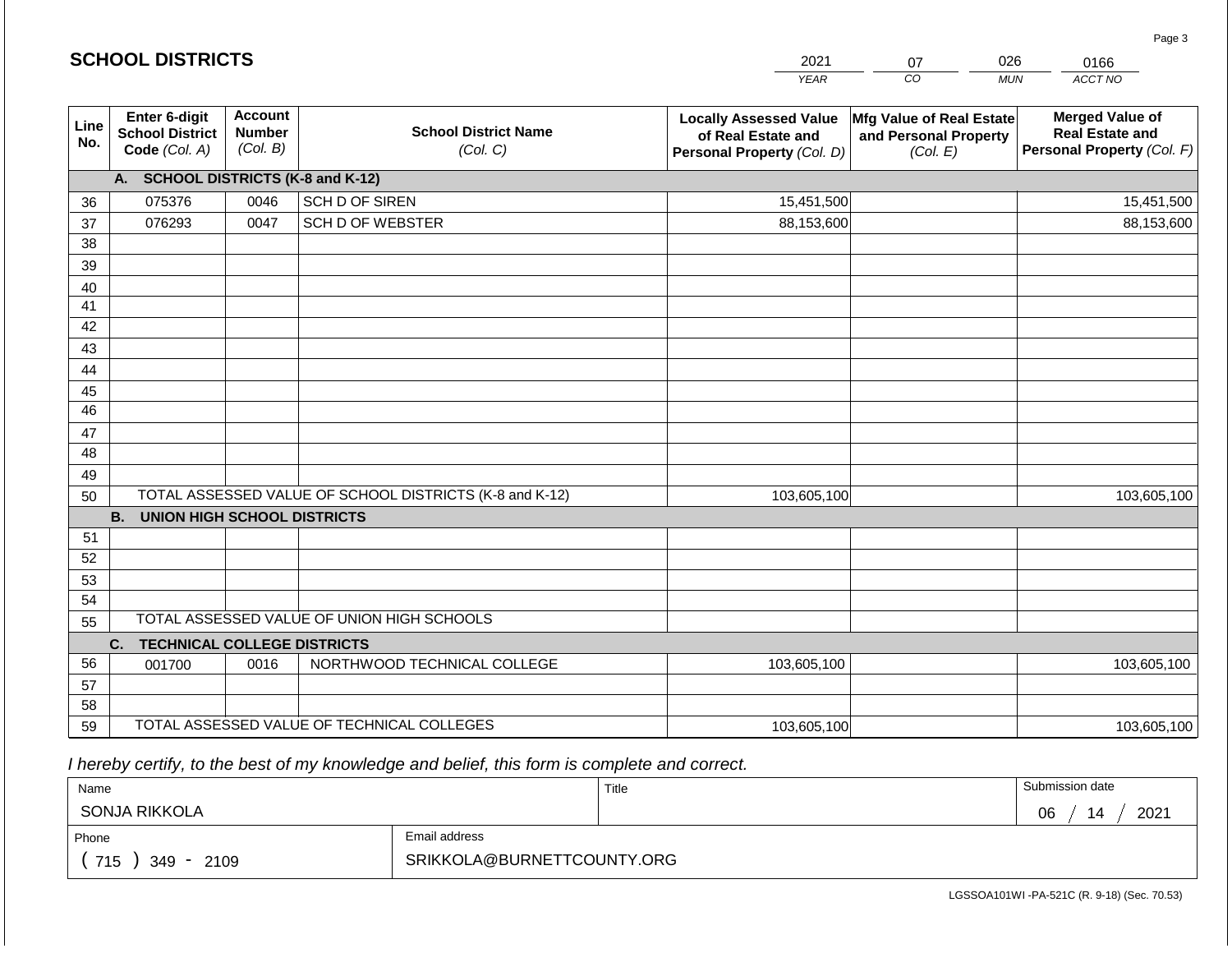## SCHOOL DISTRICTS

| 2021 | 07 | 026 | 0166 |
|---|---|---|---|
| *YEAR* | *CO* | *MUN* | *ACCT NO* |

| Line No. | Enter 6-digit School District Code *(Col. A)* | Account Number *(Col. B)* | School District Name *(Col. C)* | Locally Assessed Value of Real Estate and Personal Property *(Col. D)* | Mfg Value of Real Estate and Personal Property *(Col. E)* | Merged Value of Real Estate and Personal Property *(Col. F)* |
|---|---|---|---|---|---|---|
| | **A. SCHOOL DISTRICTS (K-8 and K-12)** | | | | | |
| 36 | 075376 | 0046 | SCH D OF SIREN | 15,451,500 | | 15,451,500 |
| 37 | 076293 | 0047 | SCH D OF WEBSTER | 88,153,600 | | 88,153,600 |
| 38 | | | | | | |
| 39 | | | | | | |
| 40 | | | | | | |
| 41 | | | | | | |
| 42 | | | | | | |
| 43 | | | | | | |
| 44 | | | | | | |
| 45 | | | | | | |
| 46 | | | | | | |
| 47 | | | | | | |
| 48 | | | | | | |
| 49 | | | | | | |
| 50 | TOTAL ASSESSED VALUE OF SCHOOL DISTRICTS (K-8 and K-12) | | | 103,605,100 | | 103,605,100 |
| | **B. UNION HIGH SCHOOL DISTRICTS** | | | | | |
| 51 | | | | | | |
| 52 | | | | | | |
| 53 | | | | | | |
| 54 | | | | | | |
| 55 | TOTAL ASSESSED VALUE OF UNION HIGH SCHOOLS | | | | | |
| | **C. TECHNICAL COLLEGE DISTRICTS** | | | | | |
| 56 | 001700 | 0016 | NORTHWOOD TECHNICAL COLLEGE | 103,605,100 | | 103,605,100 |
| 57 | | | | | | |
| 58 | | | | | | |
| 59 | TOTAL ASSESSED VALUE OF TECHNICAL COLLEGES | | | 103,605,100 | | 103,605,100 |

*I hereby certify, to the best of my knowledge and belief, this form is complete and correct.*

| Name | Title | Submission date |
|---|---|---|
| SONJA RIKKOLA | | 06 / 14 / 2021 |
| **Phone** | **Email address** | |
| ( 715 ) 349 - 2109 | SRIKKOLA@BURNETTCOUNTY.ORG | |

LGSSOA101WI -PA-521C (R. 9-18) (Sec. 70.53)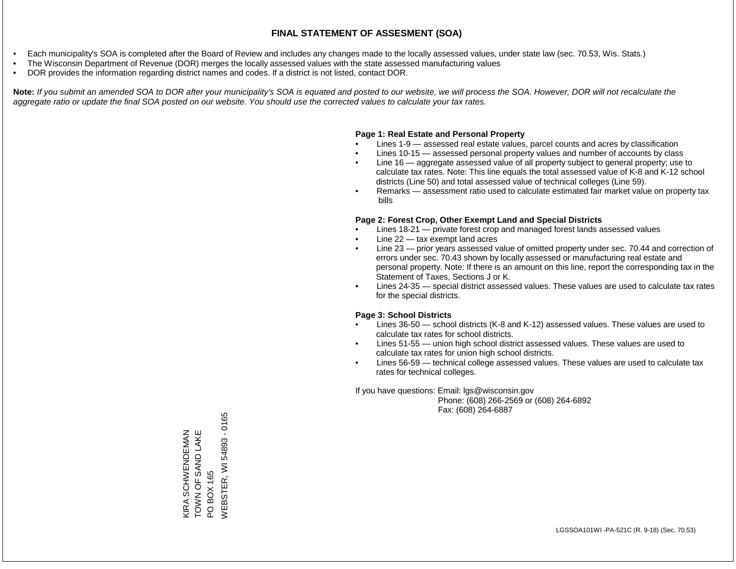# FINAL STATEMENT OF ASSESMENT (SOA)

- Each municipality's SOA is completed after the Board of Review and includes any changes made to the locally assessed values, under state law (sec. 70.53, Wis. Stats.)
- The Wisconsin Department of Revenue (DOR) merges the locally assessed values with the state assessed manufacturing values
- DOR provides the information regarding district names and codes. If a district is not listed, contact DOR.

**Note:** *If you submit an amended SOA to DOR after your municipality's SOA is equated and posted to our website, we will process the SOA. However, DOR will not recalculate the aggregate ratio or update the final SOA posted on our website. You should use the corrected values to calculate your tax rates.*

**Page 1: Real Estate and Personal Property**

- Lines 1-9 — assessed real estate values, parcel counts and acres by classification
- Lines 10-15 — assessed personal property values and number of accounts by class
- Line 16 — aggregate assessed value of all property subject to general property; use to calculate tax rates. Note: This line equals the total assessed value of K-8 and K-12 school districts (Line 50) and total assessed value of technical colleges (Line 59).
- Remarks — assessment ratio used to calculate estimated fair market value on property tax bills

**Page 2: Forest Crop, Other Exempt Land and Special Districts**

- Lines 18-21 — private forest crop and managed forest lands assessed values
- Line 22 — tax exempt land acres
- Line 23 — prior years assessed value of omitted property under sec. 70.44 and correction of errors under sec. 70.43 shown by locally assessed or manufacturing real estate and personal property. Note: If there is an amount on this line, report the corresponding tax in the Statement of Taxes, Sections J or K.
- Lines 24-35 — special district assessed values. These values are used to calculate tax rates for the special districts.

**Page 3: School Districts**

- Lines 36-50 — school districts (K-8 and K-12) assessed values. These values are used to calculate tax rates for school districts.
- Lines 51-55 — union high school district assessed values. These values are used to calculate tax rates for union high school districts.
- Lines 56-59 — technical college assessed values. These values are used to calculate tax rates for technical colleges.

If you have questions: Email: lgs@wisconsin.gov
Phone: (608) 266-2569 or (608) 264-6892
Fax: (608) 264-6887

KIRA SCHWENDEMAN
TOWN OF SAND LAKE
PO BOX 165
WEBSTER, WI 54893 - 0165

LGSSOA101WI -PA-521C (R. 9-18) (Sec. 70.53)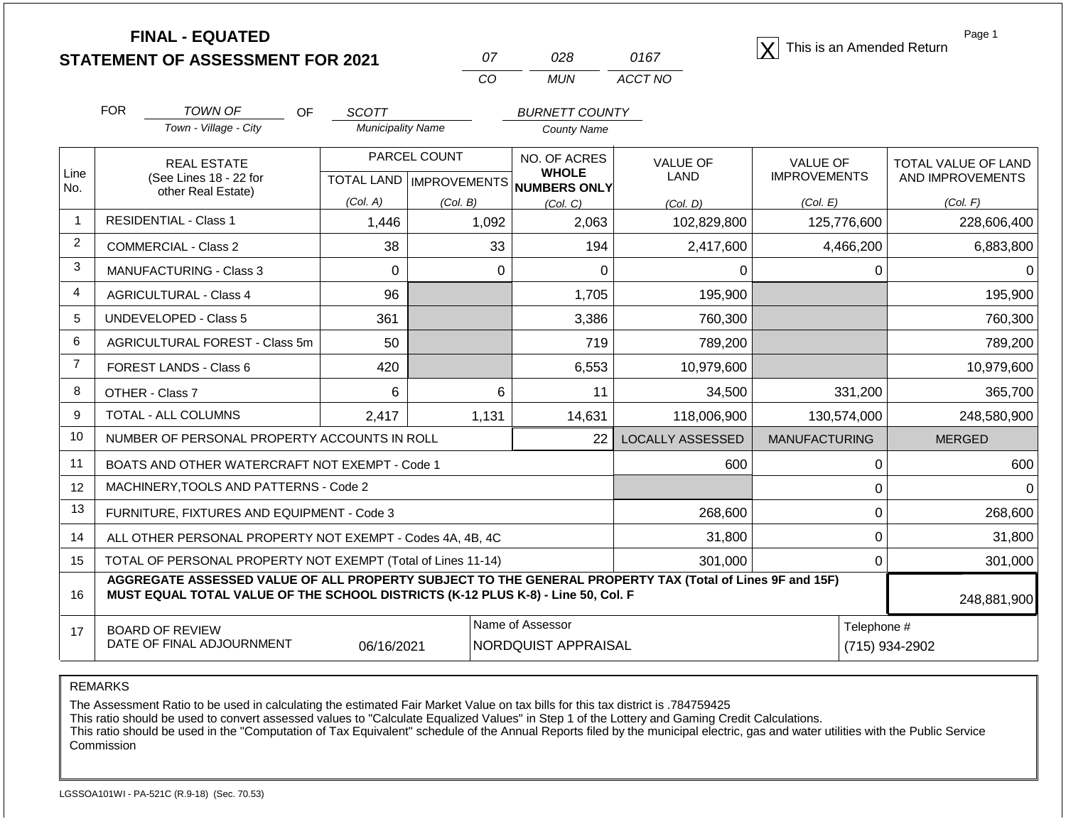# FINAL - EQUATED
# STATEMENT OF ASSESSMENT FOR 2021

| 07 | 028 | 0167 |
|---|---|---|
| CO | MUN | ACCT NO |

[X] This is an Amended Return

Page 1

FOR TOWN OF (Town - Village - City) OF SCOTT (Municipality Name) BURNETT COUNTY (County Name)

| Line No. | REAL ESTATE (See Lines 18 - 22 for other Real Estate) | PARCEL COUNT TOTAL LAND (Col. A) | PARCEL COUNT IMPROVEMENTS (Col. B) | NO. OF ACRES WHOLE NUMBERS ONLY (Col. C) | VALUE OF LAND (Col. D) | VALUE OF IMPROVEMENTS (Col. E) | TOTAL VALUE OF LAND AND IMPROVEMENTS (Col. F) |
|---|---|---|---|---|---|---|---|
| 1 | RESIDENTIAL - Class 1 | 1,446 | 1,092 | 2,063 | 102,829,800 | 125,776,600 | 228,606,400 |
| 2 | COMMERCIAL - Class 2 | 38 | 33 | 194 | 2,417,600 | 4,466,200 | 6,883,800 |
| 3 | MANUFACTURING - Class 3 | 0 | 0 | 0 | 0 | 0 | 0 |
| 4 | AGRICULTURAL - Class 4 | 96 | | 1,705 | 195,900 | | 195,900 |
| 5 | UNDEVELOPED - Class 5 | 361 | | 3,386 | 760,300 | | 760,300 |
| 6 | AGRICULTURAL FOREST - Class 5m | 50 | | 719 | 789,200 | | 789,200 |
| 7 | FOREST LANDS - Class 6 | 420 | | 6,553 | 10,979,600 | | 10,979,600 |
| 8 | OTHER - Class 7 | 6 | 6 | 11 | 34,500 | 331,200 | 365,700 |
| 9 | TOTAL - ALL COLUMNS | 2,417 | 1,131 | 14,631 | 118,006,900 | 130,574,000 | 248,580,900 |
| 10 | NUMBER OF PERSONAL PROPERTY ACCOUNTS IN ROLL | | | 22 | LOCALLY ASSESSED | MANUFACTURING | MERGED |
| 11 | BOATS AND OTHER WATERCRAFT NOT EXEMPT - Code 1 | | | | 600 | 0 | 600 |
| 12 | MACHINERY,TOOLS AND PATTERNS - Code 2 | | | | | 0 | 0 |
| 13 | FURNITURE, FIXTURES AND EQUIPMENT - Code 3 | | | | 268,600 | 0 | 268,600 |
| 14 | ALL OTHER PERSONAL PROPERTY NOT EXEMPT - Codes 4A, 4B, 4C | | | | 31,800 | 0 | 31,800 |
| 15 | TOTAL OF PERSONAL PROPERTY NOT EXEMPT (Total of Lines 11-14) | | | | 301,000 | 0 | 301,000 |
| 16 | **AGGREGATE ASSESSED VALUE OF ALL PROPERTY SUBJECT TO THE GENERAL PROPERTY TAX (Total of Lines 9F and 15F) MUST EQUAL TOTAL VALUE OF THE SCHOOL DISTRICTS (K-12 PLUS K-8) - Line 50, Col. F** | | | | | | 248,881,900 |
| 17 | BOARD OF REVIEW DATE OF FINAL ADJOURNMENT | 06/16/2021 | | Name of Assessor: NORDQUIST APPRAISAL | | | Telephone #: (715) 934-2902 |

REMARKS

The Assessment Ratio to be used in calculating the estimated Fair Market Value on tax bills for this tax district is .784759425
This ratio should be used to convert assessed values to "Calculate Equalized Values" in Step 1 of the Lottery and Gaming Credit Calculations.
This ratio should be used in the "Computation of Tax Equivalent" schedule of the Annual Reports filed by the municipal electric, gas and water utilities with the Public Service Commission

LGSSOA101WI - PA-521C (R.9-18) (Sec. 70.53)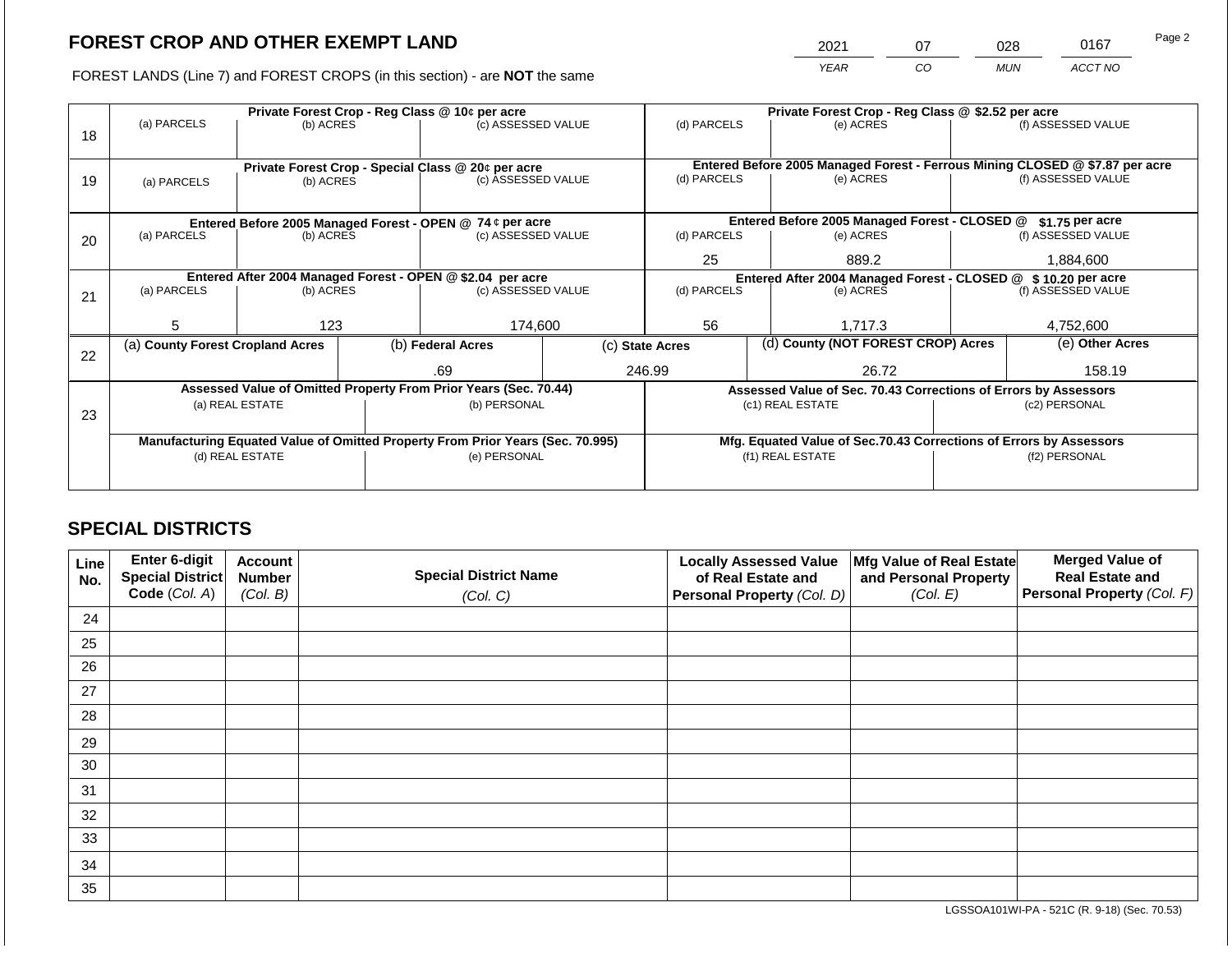# FOREST CROP AND OTHER EXEMPT LAND

FOREST LANDS (Line 7) and FOREST CROPS (in this section) - are **NOT** the same

| YEAR | CO | MUN | ACCT NO |
|---|---|---|---|
| 2021 | 07 | 028 | 0167 |

| Line | Private Forest Crop - Reg Class @ 10¢ per acre | | | Private Forest Crop - Reg Class @ $2.52 per acre | | |
|---|---|---|---|---|---|---|
| 18 | (a) PARCELS | (b) ACRES | (c) ASSESSED VALUE | (d) PARCELS | (e) ACRES | (f) ASSESSED VALUE |
| | | | | | | |
| | **Private Forest Crop - Special Class @ 20¢ per acre** | | | **Entered Before 2005 Managed Forest - Ferrous Mining CLOSED @ $7.87 per acre** | | |
| 19 | (a) PARCELS | (b) ACRES | (c) ASSESSED VALUE | (d) PARCELS | (e) ACRES | (f) ASSESSED VALUE |
| | | | | | | |
| | **Entered Before 2005 Managed Forest - OPEN @ 74 ¢ per acre** | | | **Entered Before 2005 Managed Forest - CLOSED @ $1.75 per acre** | | |
| 20 | (a) PARCELS | (b) ACRES | (c) ASSESSED VALUE | (d) PARCELS | (e) ACRES | (f) ASSESSED VALUE |
| | | | | 25 | 889.2 | 1,884,600 |
| | **Entered After 2004 Managed Forest - OPEN @ $2.04 per acre** | | | **Entered After 2004 Managed Forest - CLOSED @ $ 10.20 per acre** | | |
| 21 | (a) PARCELS | (b) ACRES | (c) ASSESSED VALUE | (d) PARCELS | (e) ACRES | (f) ASSESSED VALUE |
| | 5 | 123 | 174,600 | 56 | 1,717.3 | 4,752,600 |

| Line | (a) County Forest Cropland Acres | (b) Federal Acres | (c) State Acres | (d) County (NOT FOREST CROP) Acres | (e) Other Acres |
|---|---|---|---|---|---|
| 22 | | .69 | 246.99 | 26.72 | 158.19 |

| Line | Assessed Value of Omitted Property From Prior Years (Sec. 70.44) | | Assessed Value of Sec. 70.43 Corrections of Errors by Assessors | |
|---|---|---|---|---|
| 23 | (a) REAL ESTATE | (b) PERSONAL | (c1) REAL ESTATE | (c2) PERSONAL |
| | | | | |
| | **Manufacturing Equated Value of Omitted Property From Prior Years (Sec. 70.995)** | | **Mfg. Equated Value of Sec.70.43 Corrections of Errors by Assessors** | |
| | (d) REAL ESTATE | (e) PERSONAL | (f1) REAL ESTATE | (f2) PERSONAL |
| | | | | |

## SPECIAL DISTRICTS

| Line No. | Enter 6-digit Special District Code (Col. A) | Account Number (Col. B) | Special District Name (Col. C) | Locally Assessed Value of Real Estate and Personal Property (Col. D) | Mfg Value of Real Estate and Personal Property (Col. E) | Merged Value of Real Estate and Personal Property (Col. F) |
|---|---|---|---|---|---|---|
| 24 | | | | | | |
| 25 | | | | | | |
| 26 | | | | | | |
| 27 | | | | | | |
| 28 | | | | | | |
| 29 | | | | | | |
| 30 | | | | | | |
| 31 | | | | | | |
| 32 | | | | | | |
| 33 | | | | | | |
| 34 | | | | | | |
| 35 | | | | | | |

LGSSOA101WI-PA - 521C (R. 9-18) (Sec. 70.53)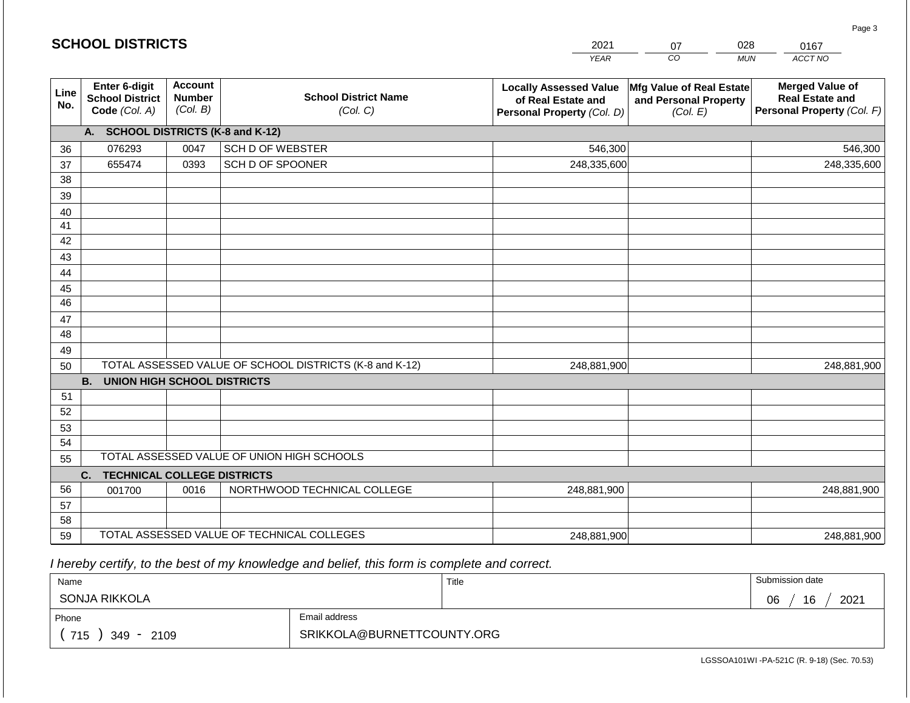## SCHOOL DISTRICTS

| 2021 | 07 | 028 | 0167 |
|---|---|---|---|
| YEAR | CO | MUN | ACCT NO |

| Line No. | Enter 6-digit School District Code *(Col. A)* | Account Number *(Col. B)* | School District Name *(Col. C)* | Locally Assessed Value of Real Estate and Personal Property *(Col. D)* | Mfg Value of Real Estate and Personal Property *(Col. E)* | Merged Value of Real Estate and Personal Property *(Col. F)* |
|---|---|---|---|---|---|---|
| | **A. SCHOOL DISTRICTS (K-8 and K-12)** | | | | | |
| 36 | 076293 | 0047 | SCH D OF WEBSTER | 546,300 | | 546,300 |
| 37 | 655474 | 0393 | SCH D OF SPOONER | 248,335,600 | | 248,335,600 |
| 38 | | | | | | |
| 39 | | | | | | |
| 40 | | | | | | |
| 41 | | | | | | |
| 42 | | | | | | |
| 43 | | | | | | |
| 44 | | | | | | |
| 45 | | | | | | |
| 46 | | | | | | |
| 47 | | | | | | |
| 48 | | | | | | |
| 49 | | | | | | |
| 50 | TOTAL ASSESSED VALUE OF SCHOOL DISTRICTS (K-8 and K-12) | | | 248,881,900 | | 248,881,900 |
| | **B. UNION HIGH SCHOOL DISTRICTS** | | | | | |
| 51 | | | | | | |
| 52 | | | | | | |
| 53 | | | | | | |
| 54 | | | | | | |
| 55 | TOTAL ASSESSED VALUE OF UNION HIGH SCHOOLS | | | | | |
| | **C. TECHNICAL COLLEGE DISTRICTS** | | | | | |
| 56 | 001700 | 0016 | NORTHWOOD TECHNICAL COLLEGE | 248,881,900 | | 248,881,900 |
| 57 | | | | | | |
| 58 | | | | | | |
| 59 | TOTAL ASSESSED VALUE OF TECHNICAL COLLEGES | | | 248,881,900 | | 248,881,900 |

*I hereby certify, to the best of my knowledge and belief, this form is complete and correct.*

| Name | Title | Submission date |
|---|---|---|
| SONJA RIKKOLA | | 06 / 16 / 2021 |
| **Phone** | **Email address** | |
| ( 715 ) 349 - 2109 | SRIKKOLA@BURNETTCOUNTY.ORG | |

LGSSOA101WI -PA-521C (R. 9-18) (Sec. 70.53)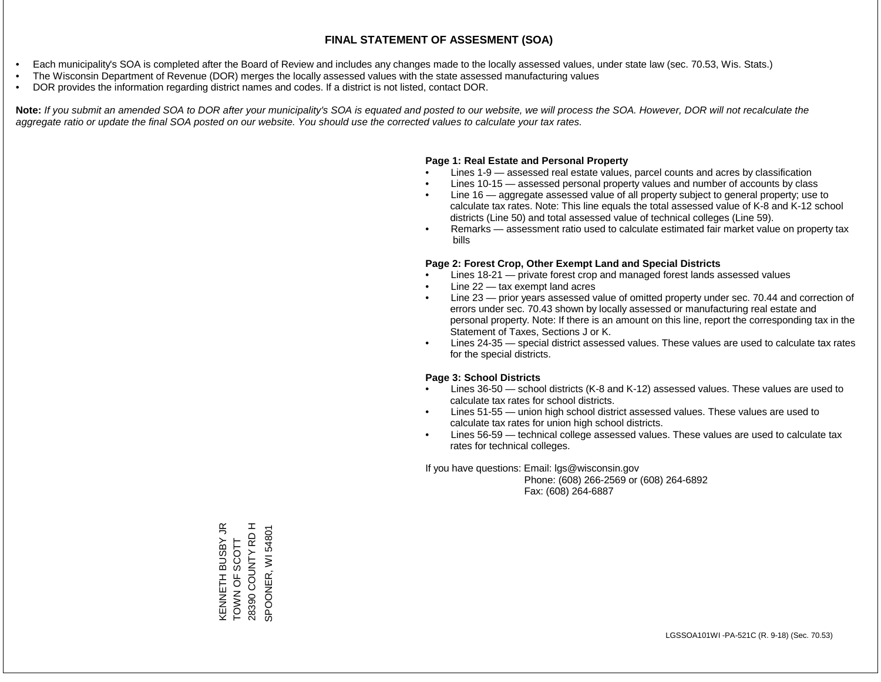# FINAL STATEMENT OF ASSESMENT (SOA)

- Each municipality's SOA is completed after the Board of Review and includes any changes made to the locally assessed values, under state law (sec. 70.53, Wis. Stats.)
- The Wisconsin Department of Revenue (DOR) merges the locally assessed values with the state assessed manufacturing values
- DOR provides the information regarding district names and codes. If a district is not listed, contact DOR.

**Note:** *If you submit an amended SOA to DOR after your municipality's SOA is equated and posted to our website, we will process the SOA. However, DOR will not recalculate the aggregate ratio or update the final SOA posted on our website. You should use the corrected values to calculate your tax rates.*

**Page 1: Real Estate and Personal Property**

- Lines 1-9 — assessed real estate values, parcel counts and acres by classification
- Lines 10-15 — assessed personal property values and number of accounts by class
- Line 16 — aggregate assessed value of all property subject to general property; use to calculate tax rates. Note: This line equals the total assessed value of K-8 and K-12 school districts (Line 50) and total assessed value of technical colleges (Line 59).
- Remarks — assessment ratio used to calculate estimated fair market value on property tax bills

**Page 2: Forest Crop, Other Exempt Land and Special Districts**

- Lines 18-21 — private forest crop and managed forest lands assessed values
- Line 22 — tax exempt land acres
- Line 23 — prior years assessed value of omitted property under sec. 70.44 and correction of errors under sec. 70.43 shown by locally assessed or manufacturing real estate and personal property. Note: If there is an amount on this line, report the corresponding tax in the Statement of Taxes, Sections J or K.
- Lines 24-35 — special district assessed values. These values are used to calculate tax rates for the special districts.

**Page 3: School Districts**

- Lines 36-50 — school districts (K-8 and K-12) assessed values. These values are used to calculate tax rates for school districts.
- Lines 51-55 — union high school district assessed values. These values are used to calculate tax rates for union high school districts.
- Lines 56-59 — technical college assessed values. These values are used to calculate tax rates for technical colleges.

If you have questions: Email: lgs@wisconsin.gov
Phone: (608) 266-2569 or (608) 264-6892
Fax: (608) 264-6887

KENNETH BUSBY JR
TOWN OF SCOTT
28390 COUNTY RD H
SPOONER, WI 54801

LGSSOA101WI -PA-521C (R. 9-18) (Sec. 70.53)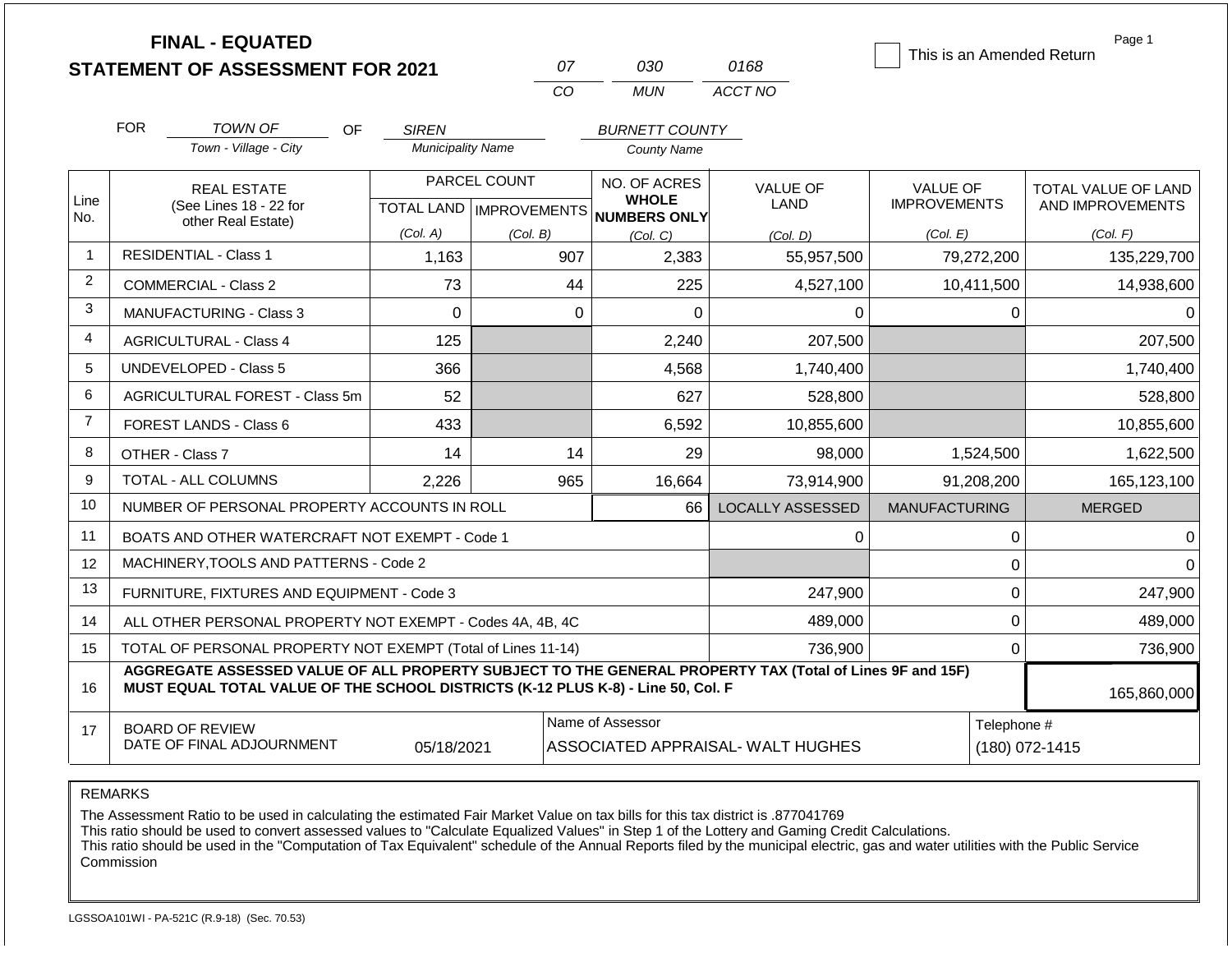# FINAL - EQUATED
# STATEMENT OF ASSESSMENT FOR 2021

| 07 | 030 | 0168 |
|---|---|---|
| CO | MUN | ACCT NO |

☐ This is an Amended Return

FOR *TOWN OF* (Town - Village - City) OF *SIREN* (Municipality Name) *BURNETT COUNTY* (County Name)

| Line No. | REAL ESTATE (See Lines 18 - 22 for other Real Estate) | PARCEL COUNT TOTAL LAND (Col. A) | PARCEL COUNT IMPROVEMENTS (Col. B) | NO. OF ACRES WHOLE NUMBERS ONLY (Col. C) | VALUE OF LAND (Col. D) | VALUE OF IMPROVEMENTS (Col. E) | TOTAL VALUE OF LAND AND IMPROVEMENTS (Col. F) |
|---|---|---|---|---|---|---|---|
| 1 | RESIDENTIAL - Class 1 | 1,163 | 907 | 2,383 | 55,957,500 | 79,272,200 | 135,229,700 |
| 2 | COMMERCIAL - Class 2 | 73 | 44 | 225 | 4,527,100 | 10,411,500 | 14,938,600 |
| 3 | MANUFACTURING - Class 3 | 0 | 0 | 0 | 0 | 0 | 0 |
| 4 | AGRICULTURAL - Class 4 | 125 | | 2,240 | 207,500 | | 207,500 |
| 5 | UNDEVELOPED - Class 5 | 366 | | 4,568 | 1,740,400 | | 1,740,400 |
| 6 | AGRICULTURAL FOREST - Class 5m | 52 | | 627 | 528,800 | | 528,800 |
| 7 | FOREST LANDS - Class 6 | 433 | | 6,592 | 10,855,600 | | 10,855,600 |
| 8 | OTHER - Class 7 | 14 | 14 | 29 | 98,000 | 1,524,500 | 1,622,500 |
| 9 | TOTAL - ALL COLUMNS | 2,226 | 965 | 16,664 | 73,914,900 | 91,208,200 | 165,123,100 |
| 10 | NUMBER OF PERSONAL PROPERTY ACCOUNTS IN ROLL | | | 66 | LOCALLY ASSESSED | MANUFACTURING | MERGED |
| 11 | BOATS AND OTHER WATERCRAFT NOT EXEMPT - Code 1 | | | | 0 | 0 | 0 |
| 12 | MACHINERY,TOOLS AND PATTERNS - Code 2 | | | | | 0 | 0 |
| 13 | FURNITURE, FIXTURES AND EQUIPMENT - Code 3 | | | | 247,900 | 0 | 247,900 |
| 14 | ALL OTHER PERSONAL PROPERTY NOT EXEMPT - Codes 4A, 4B, 4C | | | | 489,000 | 0 | 489,000 |
| 15 | TOTAL OF PERSONAL PROPERTY NOT EXEMPT (Total of Lines 11-14) | | | | 736,900 | 0 | 736,900 |
| 16 | **AGGREGATE ASSESSED VALUE OF ALL PROPERTY SUBJECT TO THE GENERAL PROPERTY TAX (Total of Lines 9F and 15F) MUST EQUAL TOTAL VALUE OF THE SCHOOL DISTRICTS (K-12 PLUS K-8) - Line 50, Col. F** | | | | | | 165,860,000 |
| 17 | BOARD OF REVIEW DATE OF FINAL ADJOURNMENT | 05/18/2021 | | Name of Assessor: ASSOCIATED APPRAISAL- WALT HUGHES | | Telephone #: (180) 072-1415 | |

REMARKS

The Assessment Ratio to be used in calculating the estimated Fair Market Value on tax bills for this tax district is .877041769
This ratio should be used to convert assessed values to "Calculate Equalized Values" in Step 1 of the Lottery and Gaming Credit Calculations.
This ratio should be used in the "Computation of Tax Equivalent" schedule of the Annual Reports filed by the municipal electric, gas and water utilities with the Public Service Commission

LGSSOA101WI - PA-521C (R.9-18) (Sec. 70.53)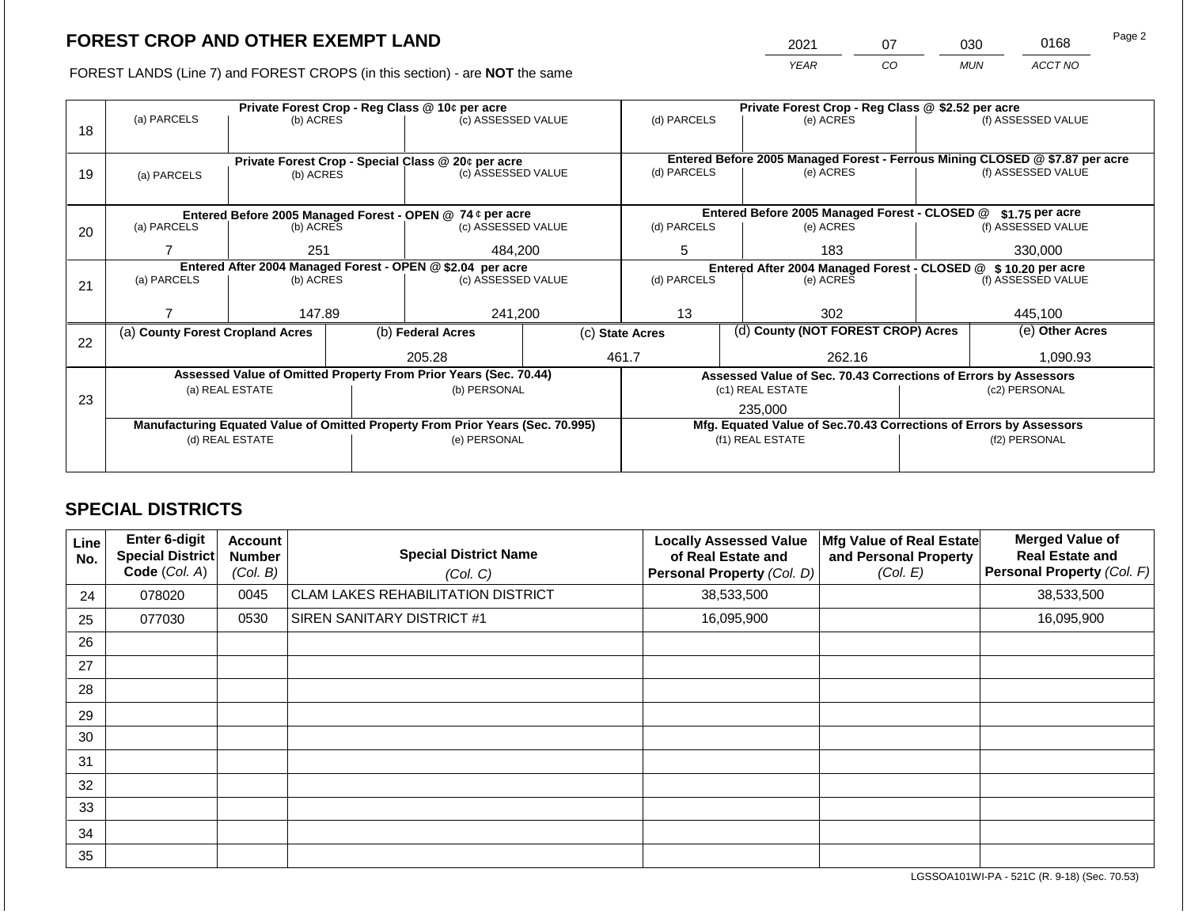# FOREST CROP AND OTHER EXEMPT LAND

| 2021 | 07 | 030 | 0168 |
|---|---|---|---|
| YEAR | CO | MUN | ACCT NO |

FOREST LANDS (Line 7) and FOREST CROPS (in this section) - are **NOT** the same

| Line | Private Forest Crop - Reg Class @ 10¢ per acre | | | Private Forest Crop - Reg Class @ $2.52 per acre | | |
|---|---|---|---|---|---|---|
| | (a) PARCELS | (b) ACRES | (c) ASSESSED VALUE | (d) PARCELS | (e) ACRES | (f) ASSESSED VALUE |
| 18 | | | | | | |
| | **Private Forest Crop - Special Class @ 20¢ per acre** | | | **Entered Before 2005 Managed Forest - Ferrous Mining CLOSED @ $7.87 per acre** | | |
| | (a) PARCELS | (b) ACRES | (c) ASSESSED VALUE | (d) PARCELS | (e) ACRES | (f) ASSESSED VALUE |
| 19 | | | | | | |
| | **Entered Before 2005 Managed Forest - OPEN @ 74 ¢ per acre** | | | **Entered Before 2005 Managed Forest - CLOSED @ $1.75 per acre** | | |
| | (a) PARCELS | (b) ACRES | (c) ASSESSED VALUE | (d) PARCELS | (e) ACRES | (f) ASSESSED VALUE |
| 20 | 7 | 251 | 484,200 | 5 | 183 | 330,000 |
| | **Entered After 2004 Managed Forest - OPEN @ $2.04 per acre** | | | **Entered After 2004 Managed Forest - CLOSED @ $ 10.20 per acre** | | |
| | (a) PARCELS | (b) ACRES | (c) ASSESSED VALUE | (d) PARCELS | (e) ACRES | (f) ASSESSED VALUE |
| 21 | 7 | 147.89 | 241,200 | 13 | 302 | 445,100 |

| Line | (a) County Forest Cropland Acres | (b) Federal Acres | (c) State Acres | (d) County (NOT FOREST CROP) Acres | (e) Other Acres |
|---|---|---|---|---|---|
| 22 | | 205.28 | 461.7 | 262.16 | 1,090.93 |

| Line | Assessed Value of Omitted Property From Prior Years (Sec. 70.44) | | Assessed Value of Sec. 70.43 Corrections of Errors by Assessors | |
|---|---|---|---|---|
| | (a) REAL ESTATE | (b) PERSONAL | (c1) REAL ESTATE | (c2) PERSONAL |
| 23 | | | 235,000 | |
| | **Manufacturing Equated Value of Omitted Property From Prior Years (Sec. 70.995)** | | **Mfg. Equated Value of Sec.70.43 Corrections of Errors by Assessors** | |
| | (d) REAL ESTATE | (e) PERSONAL | (f1) REAL ESTATE | (f2) PERSONAL |
| | | | | |

## SPECIAL DISTRICTS

| Line No. | Enter 6-digit Special District Code (Col. A) | Account Number (Col. B) | Special District Name (Col. C) | Locally Assessed Value of Real Estate and Personal Property (Col. D) | Mfg Value of Real Estate and Personal Property (Col. E) | Merged Value of Real Estate and Personal Property (Col. F) |
|---|---|---|---|---|---|---|
| 24 | 078020 | 0045 | CLAM LAKES REHABILITATION DISTRICT | 38,533,500 | | 38,533,500 |
| 25 | 077030 | 0530 | SIREN SANITARY DISTRICT #1 | 16,095,900 | | 16,095,900 |
| 26 | | | | | | |
| 27 | | | | | | |
| 28 | | | | | | |
| 29 | | | | | | |
| 30 | | | | | | |
| 31 | | | | | | |
| 32 | | | | | | |
| 33 | | | | | | |
| 34 | | | | | | |
| 35 | | | | | | |

LGSSOA101WI-PA - 521C (R. 9-18) (Sec. 70.53)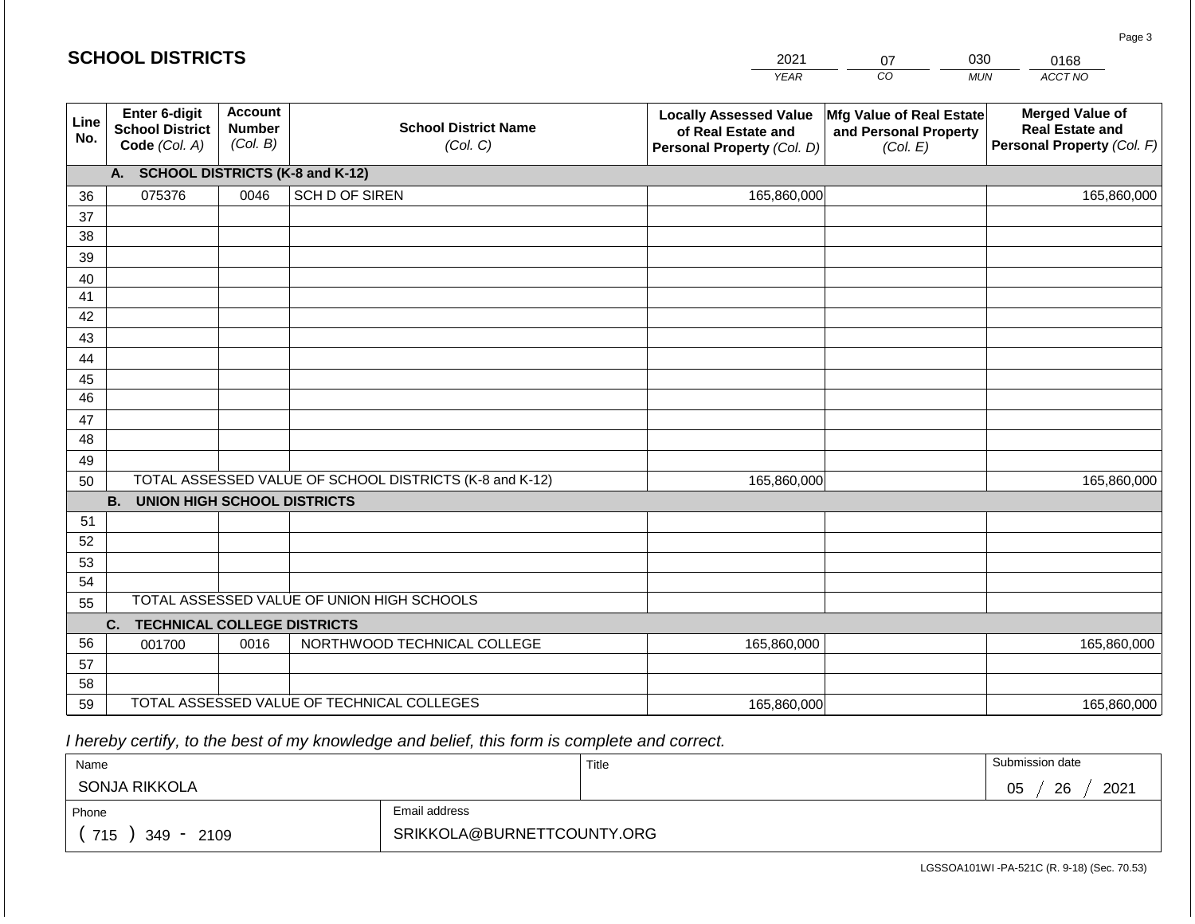# SCHOOL DISTRICTS

| 2021 | 07 | 030 | 0168 |
|---|---|---|---|
| YEAR | CO | MUN | ACCT NO |

| Line No. | Enter 6-digit School District Code (Col. A) | Account Number (Col. B) | School District Name (Col. C) | Locally Assessed Value of Real Estate and Personal Property (Col. D) | Mfg Value of Real Estate and Personal Property (Col. E) | Merged Value of Real Estate and Personal Property (Col. F) |
|---|---|---|---|---|---|---|
| | **A. SCHOOL DISTRICTS (K-8 and K-12)** | | | | | |
| 36 | 075376 | 0046 | SCH D OF SIREN | 165,860,000 | | 165,860,000 |
| 37 | | | | | | |
| 38 | | | | | | |
| 39 | | | | | | |
| 40 | | | | | | |
| 41 | | | | | | |
| 42 | | | | | | |
| 43 | | | | | | |
| 44 | | | | | | |
| 45 | | | | | | |
| 46 | | | | | | |
| 47 | | | | | | |
| 48 | | | | | | |
| 49 | | | | | | |
| 50 | TOTAL ASSESSED VALUE OF SCHOOL DISTRICTS (K-8 and K-12) | | | 165,860,000 | | 165,860,000 |
| | **B. UNION HIGH SCHOOL DISTRICTS** | | | | | |
| 51 | | | | | | |
| 52 | | | | | | |
| 53 | | | | | | |
| 54 | | | | | | |
| 55 | TOTAL ASSESSED VALUE OF UNION HIGH SCHOOLS | | | | | |
| | **C. TECHNICAL COLLEGE DISTRICTS** | | | | | |
| 56 | 001700 | 0016 | NORTHWOOD TECHNICAL COLLEGE | 165,860,000 | | 165,860,000 |
| 57 | | | | | | |
| 58 | | | | | | |
| 59 | TOTAL ASSESSED VALUE OF TECHNICAL COLLEGES | | | 165,860,000 | | 165,860,000 |

*I hereby certify, to the best of my knowledge and belief, this form is complete and correct.*

| Name | | Title | Submission date |
|---|---|---|---|
| SONJA RIKKOLA | | | 05 / 26 / 2021 |
| Phone | Email address | | |
| ( 715 ) 349 - 2109 | SRIKKOLA@BURNETTCOUNTY.ORG | | |

LGSSOA101WI -PA-521C (R. 9-18) (Sec. 70.53)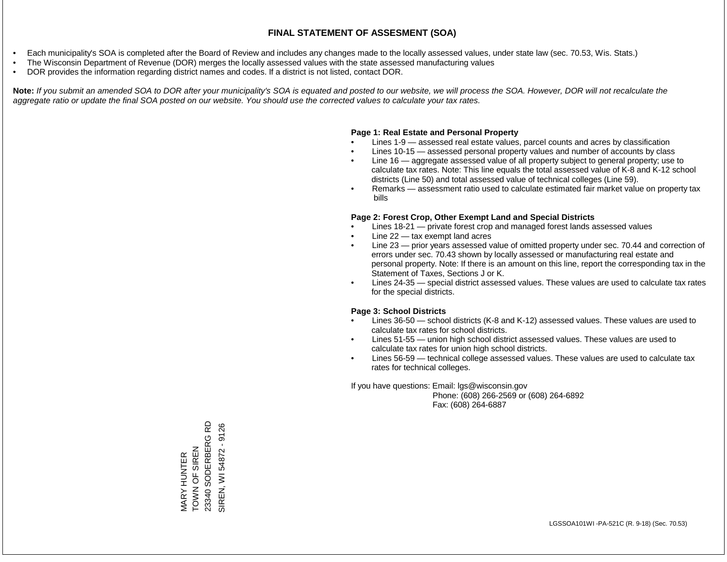# FINAL STATEMENT OF ASSESMENT (SOA)

- Each municipality's SOA is completed after the Board of Review and includes any changes made to the locally assessed values, under state law (sec. 70.53, Wis. Stats.)
- The Wisconsin Department of Revenue (DOR) merges the locally assessed values with the state assessed manufacturing values
- DOR provides the information regarding district names and codes. If a district is not listed, contact DOR.

**Note:** *If you submit an amended SOA to DOR after your municipality's SOA is equated and posted to our website, we will process the SOA. However, DOR will not recalculate the aggregate ratio or update the final SOA posted on our website. You should use the corrected values to calculate your tax rates.*

**Page 1: Real Estate and Personal Property**

- Lines 1-9 — assessed real estate values, parcel counts and acres by classification
- Lines 10-15 — assessed personal property values and number of accounts by class
- Line 16 — aggregate assessed value of all property subject to general property; use to calculate tax rates. Note: This line equals the total assessed value of K-8 and K-12 school districts (Line 50) and total assessed value of technical colleges (Line 59).
- Remarks — assessment ratio used to calculate estimated fair market value on property tax bills

**Page 2: Forest Crop, Other Exempt Land and Special Districts**

- Lines 18-21 — private forest crop and managed forest lands assessed values
- Line 22 — tax exempt land acres
- Line 23 — prior years assessed value of omitted property under sec. 70.44 and correction of errors under sec. 70.43 shown by locally assessed or manufacturing real estate and personal property. Note: If there is an amount on this line, report the corresponding tax in the Statement of Taxes, Sections J or K.
- Lines 24-35 — special district assessed values. These values are used to calculate tax rates for the special districts.

**Page 3: School Districts**

- Lines 36-50 — school districts (K-8 and K-12) assessed values. These values are used to calculate tax rates for school districts.
- Lines 51-55 — union high school district assessed values. These values are used to calculate tax rates for union high school districts.
- Lines 56-59 — technical college assessed values. These values are used to calculate tax rates for technical colleges.

If you have questions: Email: lgs@wisconsin.gov
Phone: (608) 266-2569 or (608) 264-6892
Fax: (608) 264-6887

MARY HUNTER
TOWN OF SIREN
23340 SODERBERG RD
SIREN, WI 54872 - 9126

LGSSOA101WI -PA-521C (R. 9-18) (Sec. 70.53)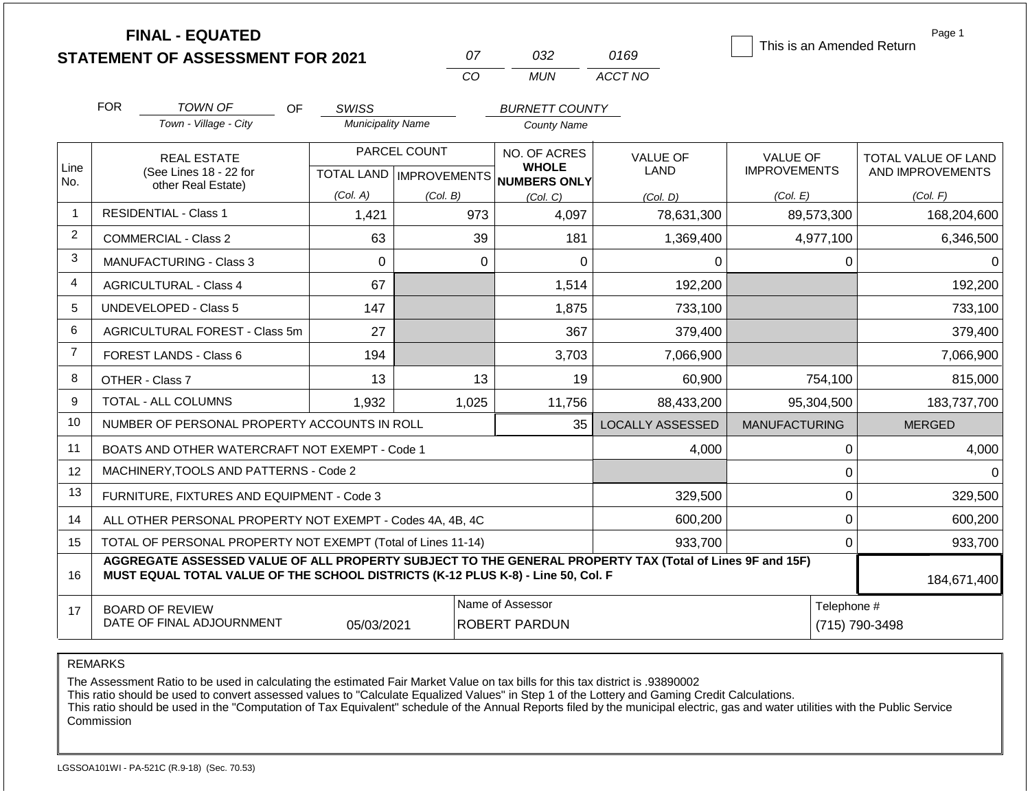# FINAL - EQUATED
## STATEMENT OF ASSESSMENT FOR 2021

| 07 | 032 | 0169 |
|---|---|---|
| CO | MUN | ACCT NO |

☐ This is an Amended Return

Page 1

FOR *TOWN OF* (Town - Village - City) OF *SWISS* (Municipality Name) *BURNETT COUNTY* (County Name)

| Line No. | REAL ESTATE (See Lines 18 - 22 for other Real Estate) | PARCEL COUNT TOTAL LAND (Col. A) | PARCEL COUNT IMPROVEMENTS (Col. B) | NO. OF ACRES WHOLE NUMBERS ONLY (Col. C) | VALUE OF LAND (Col. D) | VALUE OF IMPROVEMENTS (Col. E) | TOTAL VALUE OF LAND AND IMPROVEMENTS (Col. F) |
|---|---|---|---|---|---|---|---|
| 1 | RESIDENTIAL - Class 1 | 1,421 | 973 | 4,097 | 78,631,300 | 89,573,300 | 168,204,600 |
| 2 | COMMERCIAL - Class 2 | 63 | 39 | 181 | 1,369,400 | 4,977,100 | 6,346,500 |
| 3 | MANUFACTURING - Class 3 | 0 | 0 | 0 | 0 | 0 | 0 |
| 4 | AGRICULTURAL - Class 4 | 67 | | 1,514 | 192,200 | | 192,200 |
| 5 | UNDEVELOPED - Class 5 | 147 | | 1,875 | 733,100 | | 733,100 |
| 6 | AGRICULTURAL FOREST - Class 5m | 27 | | 367 | 379,400 | | 379,400 |
| 7 | FOREST LANDS - Class 6 | 194 | | 3,703 | 7,066,900 | | 7,066,900 |
| 8 | OTHER - Class 7 | 13 | 13 | 19 | 60,900 | 754,100 | 815,000 |
| 9 | TOTAL - ALL COLUMNS | 1,932 | 1,025 | 11,756 | 88,433,200 | 95,304,500 | 183,737,700 |
| 10 | NUMBER OF PERSONAL PROPERTY ACCOUNTS IN ROLL | | | 35 | LOCALLY ASSESSED | MANUFACTURING | MERGED |
| 11 | BOATS AND OTHER WATERCRAFT NOT EXEMPT - Code 1 | | | | 4,000 | 0 | 4,000 |
| 12 | MACHINERY,TOOLS AND PATTERNS - Code 2 | | | | | 0 | 0 |
| 13 | FURNITURE, FIXTURES AND EQUIPMENT - Code 3 | | | | 329,500 | 0 | 329,500 |
| 14 | ALL OTHER PERSONAL PROPERTY NOT EXEMPT - Codes 4A, 4B, 4C | | | | 600,200 | 0 | 600,200 |
| 15 | TOTAL OF PERSONAL PROPERTY NOT EXEMPT (Total of Lines 11-14) | | | | 933,700 | 0 | 933,700 |
| 16 | **AGGREGATE ASSESSED VALUE OF ALL PROPERTY SUBJECT TO THE GENERAL PROPERTY TAX (Total of Lines 9F and 15F) MUST EQUAL TOTAL VALUE OF THE SCHOOL DISTRICTS (K-12 PLUS K-8) - Line 50, Col. F** | | | | | | 184,671,400 |
| 17 | BOARD OF REVIEW DATE OF FINAL ADJOURNMENT | 05/03/2021 | | Name of Assessor: ROBERT PARDUN | | | Telephone #: (715) 790-3498 |

REMARKS

The Assessment Ratio to be used in calculating the estimated Fair Market Value on tax bills for this tax district is .93890002
This ratio should be used to convert assessed values to "Calculate Equalized Values" in Step 1 of the Lottery and Gaming Credit Calculations.
This ratio should be used in the "Computation of Tax Equivalent" schedule of the Annual Reports filed by the municipal electric, gas and water utilities with the Public Service Commission

LGSSOA101WI - PA-521C (R.9-18) (Sec. 70.53)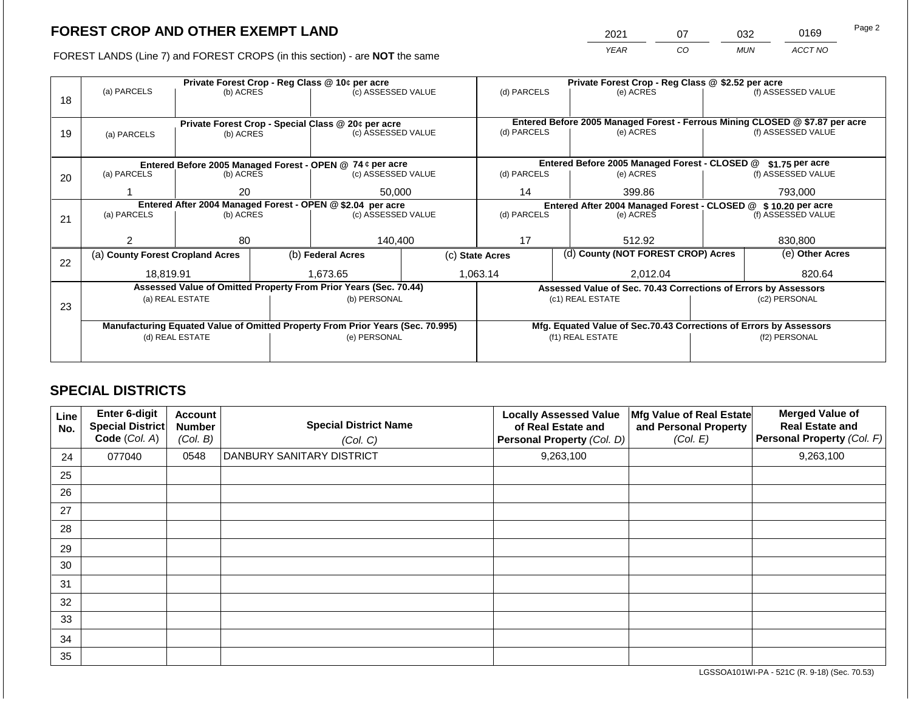## FOREST CROP AND OTHER EXEMPT LAND

FOREST LANDS (Line 7) and FOREST CROPS (in this section) - are **NOT** the same

| YEAR | CO | MUN | ACCT NO |
|---|---|---|---|
| 2021 | 07 | 032 | 0169 |

| Line | Private Forest Crop - Reg Class @ 10¢ per acre | | | Private Forest Crop - Reg Class @ $2.52 per acre | | |
|---|---|---|---|---|---|---|
| 18 | (a) PARCELS | (b) ACRES | (c) ASSESSED VALUE | (d) PARCELS | (e) ACRES | (f) ASSESSED VALUE |
| | | | | | | |
| | **Private Forest Crop - Special Class @ 20¢ per acre** | | | **Entered Before 2005 Managed Forest - Ferrous Mining CLOSED @ $7.87 per acre** | | |
| 19 | (a) PARCELS | (b) ACRES | (c) ASSESSED VALUE | (d) PARCELS | (e) ACRES | (f) ASSESSED VALUE |
| | | | | | | |
| | **Entered Before 2005 Managed Forest - OPEN @ 74 ¢ per acre** | | | **Entered Before 2005 Managed Forest - CLOSED @ $1.75 per acre** | | |
| 20 | (a) PARCELS | (b) ACRES | (c) ASSESSED VALUE | (d) PARCELS | (e) ACRES | (f) ASSESSED VALUE |
| | 1 | 20 | 50,000 | 14 | 399.86 | 793,000 |
| | **Entered After 2004 Managed Forest - OPEN @ $2.04 per acre** | | | **Entered After 2004 Managed Forest - CLOSED @ $ 10.20 per acre** | | |
| 21 | (a) PARCELS | (b) ACRES | (c) ASSESSED VALUE | (d) PARCELS | (e) ACRES | (f) ASSESSED VALUE |
| | 2 | 80 | 140,400 | 17 | 512.92 | 830,800 |

| Line | (a) County Forest Cropland Acres | (b) Federal Acres | (c) State Acres | (d) County (NOT FOREST CROP) Acres | (e) Other Acres |
|---|---|---|---|---|---|
| 22 | 18,819.91 | 1,673.65 | 1,063.14 | 2,012.04 | 820.64 |

| Line | Assessed Value of Omitted Property From Prior Years (Sec. 70.44) | | Assessed Value of Sec. 70.43 Corrections of Errors by Assessors | |
|---|---|---|---|---|
| 23 | (a) REAL ESTATE | (b) PERSONAL | (c1) REAL ESTATE | (c2) PERSONAL |
| | | | | |
| | **Manufacturing Equated Value of Omitted Property From Prior Years (Sec. 70.995)** | | **Mfg. Equated Value of Sec.70.43 Corrections of Errors by Assessors** | |
| | (d) REAL ESTATE | (e) PERSONAL | (f1) REAL ESTATE | (f2) PERSONAL |
| | | | | |

## SPECIAL DISTRICTS

| Line No. | Enter 6-digit Special District Code (Col. A) | Account Number (Col. B) | Special District Name (Col. C) | Locally Assessed Value of Real Estate and Personal Property (Col. D) | Mfg Value of Real Estate and Personal Property (Col. E) | Merged Value of Real Estate and Personal Property (Col. F) |
|---|---|---|---|---|---|---|
| 24 | 077040 | 0548 | DANBURY SANITARY DISTRICT | 9,263,100 | | 9,263,100 |
| 25 | | | | | | |
| 26 | | | | | | |
| 27 | | | | | | |
| 28 | | | | | | |
| 29 | | | | | | |
| 30 | | | | | | |
| 31 | | | | | | |
| 32 | | | | | | |
| 33 | | | | | | |
| 34 | | | | | | |
| 35 | | | | | | |

LGSSOA101WI-PA - 521C (R. 9-18) (Sec. 70.53)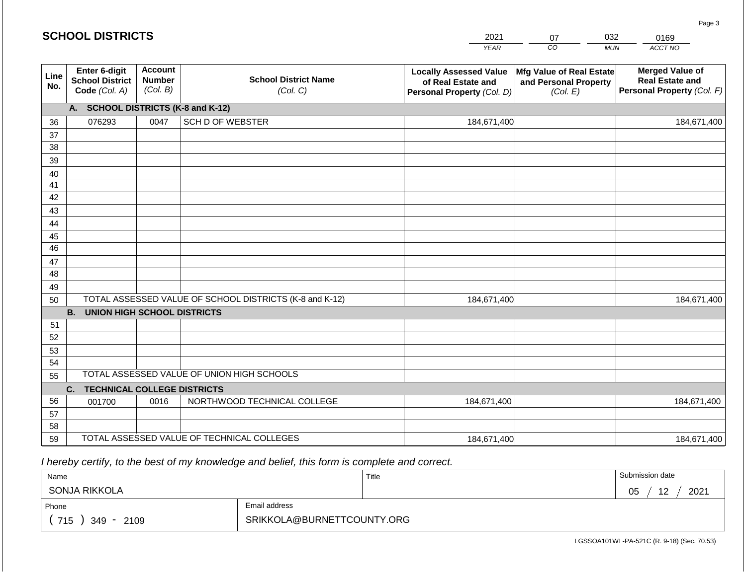## SCHOOL DISTRICTS

| 2021 | 07 | 032 | 0169 |
|---|---|---|---|
| *YEAR* | *CO* | *MUN* | *ACCT NO* |

| Line No. | Enter 6-digit School District Code *(Col. A)* | Account Number *(Col. B)* | School District Name *(Col. C)* | Locally Assessed Value of Real Estate and Personal Property *(Col. D)* | Mfg Value of Real Estate and Personal Property *(Col. E)* | Merged Value of Real Estate and Personal Property *(Col. F)* |
|---|---|---|---|---|---|---|
| | **A. SCHOOL DISTRICTS (K-8 and K-12)** | | | | | |
| 36 | 076293 | 0047 | SCH D OF WEBSTER | 184,671,400 | | 184,671,400 |
| 37 | | | | | | |
| 38 | | | | | | |
| 39 | | | | | | |
| 40 | | | | | | |
| 41 | | | | | | |
| 42 | | | | | | |
| 43 | | | | | | |
| 44 | | | | | | |
| 45 | | | | | | |
| 46 | | | | | | |
| 47 | | | | | | |
| 48 | | | | | | |
| 49 | | | | | | |
| 50 | TOTAL ASSESSED VALUE OF SCHOOL DISTRICTS (K-8 and K-12) | | | 184,671,400 | | 184,671,400 |
| | **B. UNION HIGH SCHOOL DISTRICTS** | | | | | |
| 51 | | | | | | |
| 52 | | | | | | |
| 53 | | | | | | |
| 54 | | | | | | |
| 55 | TOTAL ASSESSED VALUE OF UNION HIGH SCHOOLS | | | | | |
| | **C. TECHNICAL COLLEGE DISTRICTS** | | | | | |
| 56 | 001700 | 0016 | NORTHWOOD TECHNICAL COLLEGE | 184,671,400 | | 184,671,400 |
| 57 | | | | | | |
| 58 | | | | | | |
| 59 | TOTAL ASSESSED VALUE OF TECHNICAL COLLEGES | | | 184,671,400 | | 184,671,400 |

*I hereby certify, to the best of my knowledge and belief, this form is complete and correct.*

| Name | | Title | Submission date |
|---|---|---|---|
| SONJA RIKKOLA | | | 05 / 12 / 2021 |
| Phone | Email address | | |
| ( 715 ) 349 - 2109 | SRIKKOLA@BURNETTCOUNTY.ORG | | |

LGSSOA101WI -PA-521C (R. 9-18) (Sec. 70.53)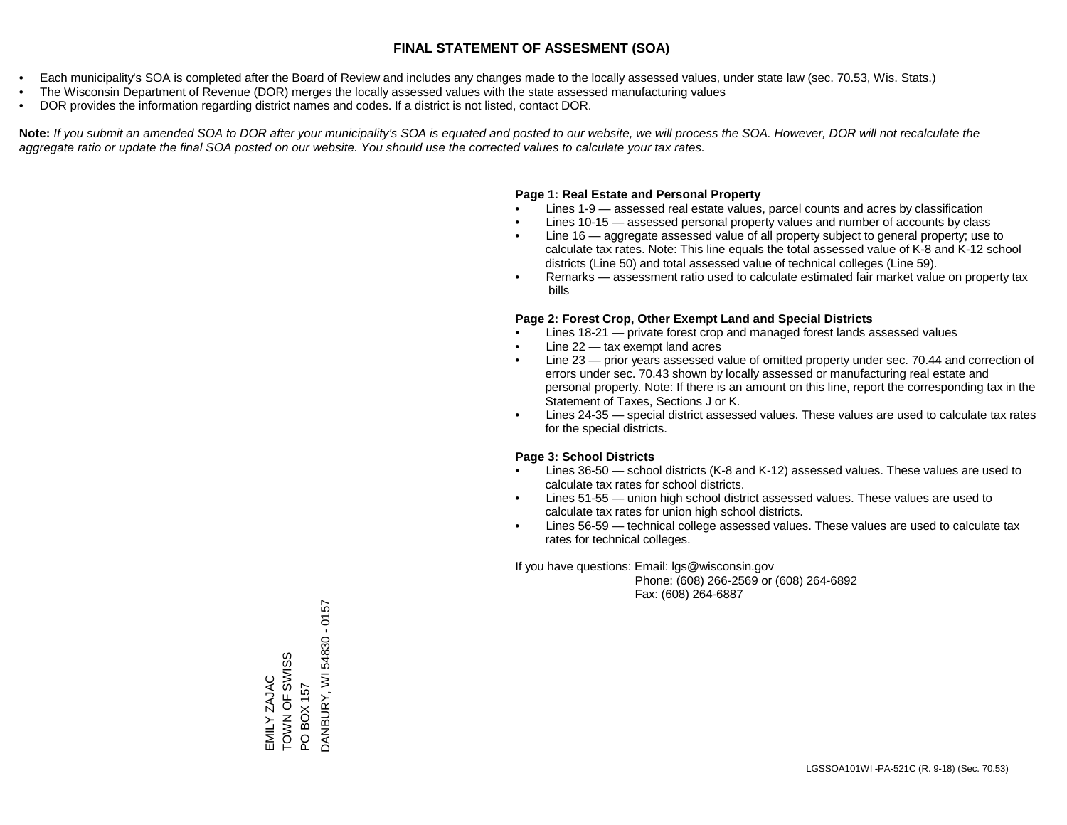# FINAL STATEMENT OF ASSESMENT (SOA)

- Each municipality's SOA is completed after the Board of Review and includes any changes made to the locally assessed values, under state law (sec. 70.53, Wis. Stats.)
- The Wisconsin Department of Revenue (DOR) merges the locally assessed values with the state assessed manufacturing values
- DOR provides the information regarding district names and codes. If a district is not listed, contact DOR.

**Note:** *If you submit an amended SOA to DOR after your municipality's SOA is equated and posted to our website, we will process the SOA. However, DOR will not recalculate the aggregate ratio or update the final SOA posted on our website. You should use the corrected values to calculate your tax rates.*

**Page 1: Real Estate and Personal Property**

- Lines 1-9 — assessed real estate values, parcel counts and acres by classification
- Lines 10-15 — assessed personal property values and number of accounts by class
- Line 16 — aggregate assessed value of all property subject to general property; use to calculate tax rates. Note: This line equals the total assessed value of K-8 and K-12 school districts (Line 50) and total assessed value of technical colleges (Line 59).
- Remarks — assessment ratio used to calculate estimated fair market value on property tax bills

**Page 2: Forest Crop, Other Exempt Land and Special Districts**

- Lines 18-21 — private forest crop and managed forest lands assessed values
- Line 22 — tax exempt land acres
- Line 23 — prior years assessed value of omitted property under sec. 70.44 and correction of errors under sec. 70.43 shown by locally assessed or manufacturing real estate and personal property. Note: If there is an amount on this line, report the corresponding tax in the Statement of Taxes, Sections J or K.
- Lines 24-35 — special district assessed values. These values are used to calculate tax rates for the special districts.

**Page 3: School Districts**

- Lines 36-50 — school districts (K-8 and K-12) assessed values. These values are used to calculate tax rates for school districts.
- Lines 51-55 — union high school district assessed values. These values are used to calculate tax rates for union high school districts.
- Lines 56-59 — technical college assessed values. These values are used to calculate tax rates for technical colleges.

If you have questions: Email: lgs@wisconsin.gov
Phone: (608) 266-2569 or (608) 264-6892
Fax: (608) 264-6887

EMILY ZAJAC
TOWN OF SWISS
PO BOX 157
DANBURY, WI 54830 - 0157

LGSSOA101WI -PA-521C (R. 9-18) (Sec. 70.53)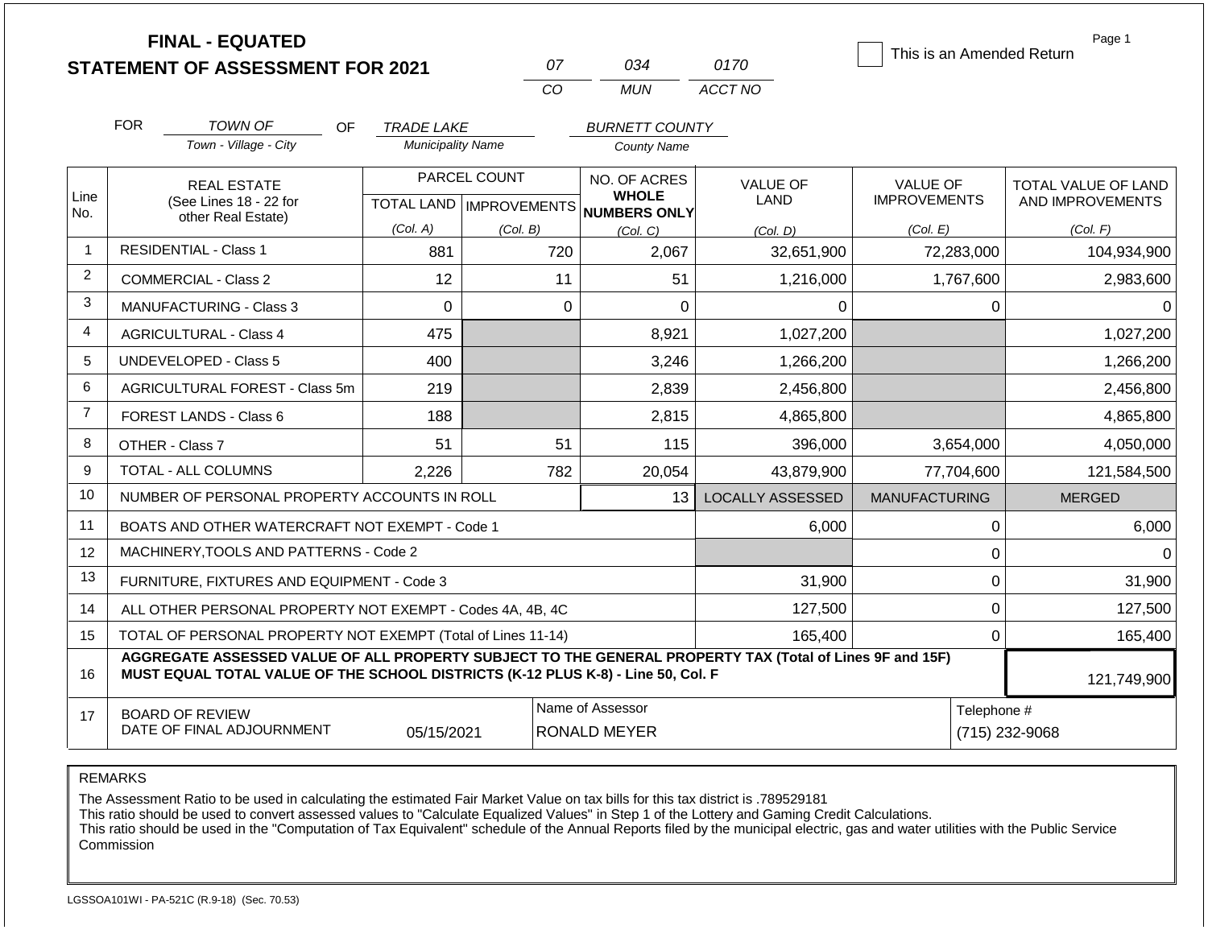# FINAL - EQUATED
# STATEMENT OF ASSESSMENT FOR 2021

| 07 | 034 | 0170 |
|---|---|---|
| CO | MUN | ACCT NO |

☐ This is an Amended Return

FOR *TOWN OF* (Town - Village - City) OF *TRADE LAKE* (Municipality Name) *BURNETT COUNTY* (County Name)

| Line No. | REAL ESTATE (See Lines 18 - 22 for other Real Estate) | PARCEL COUNT | | NO. OF ACRES WHOLE NUMBERS ONLY | VALUE OF LAND | VALUE OF IMPROVEMENTS | TOTAL VALUE OF LAND AND IMPROVEMENTS |
|---|---|---|---|---|---|---|---|
| | | TOTAL LAND (Col. A) | IMPROVEMENTS (Col. B) | (Col. C) | (Col. D) | (Col. E) | (Col. F) |
| 1 | RESIDENTIAL - Class 1 | 881 | 720 | 2,067 | 32,651,900 | 72,283,000 | 104,934,900 |
| 2 | COMMERCIAL - Class 2 | 12 | 11 | 51 | 1,216,000 | 1,767,600 | 2,983,600 |
| 3 | MANUFACTURING - Class 3 | 0 | 0 | 0 | 0 | 0 | 0 |
| 4 | AGRICULTURAL - Class 4 | 475 | | 8,921 | 1,027,200 | | 1,027,200 |
| 5 | UNDEVELOPED - Class 5 | 400 | | 3,246 | 1,266,200 | | 1,266,200 |
| 6 | AGRICULTURAL FOREST - Class 5m | 219 | | 2,839 | 2,456,800 | | 2,456,800 |
| 7 | FOREST LANDS - Class 6 | 188 | | 2,815 | 4,865,800 | | 4,865,800 |
| 8 | OTHER - Class 7 | 51 | 51 | 115 | 396,000 | 3,654,000 | 4,050,000 |
| 9 | TOTAL - ALL COLUMNS | 2,226 | 782 | 20,054 | 43,879,900 | 77,704,600 | 121,584,500 |
| 10 | NUMBER OF PERSONAL PROPERTY ACCOUNTS IN ROLL | | | 13 | LOCALLY ASSESSED | MANUFACTURING | MERGED |
| 11 | BOATS AND OTHER WATERCRAFT NOT EXEMPT - Code 1 | | | | 6,000 | 0 | 6,000 |
| 12 | MACHINERY,TOOLS AND PATTERNS - Code 2 | | | | | 0 | 0 |
| 13 | FURNITURE, FIXTURES AND EQUIPMENT - Code 3 | | | | 31,900 | 0 | 31,900 |
| 14 | ALL OTHER PERSONAL PROPERTY NOT EXEMPT - Codes 4A, 4B, 4C | | | | 127,500 | 0 | 127,500 |
| 15 | TOTAL OF PERSONAL PROPERTY NOT EXEMPT (Total of Lines 11-14) | | | | 165,400 | 0 | 165,400 |
| 16 | **AGGREGATE ASSESSED VALUE OF ALL PROPERTY SUBJECT TO THE GENERAL PROPERTY TAX (Total of Lines 9F and 15F) MUST EQUAL TOTAL VALUE OF THE SCHOOL DISTRICTS (K-12 PLUS K-8) - Line 50, Col. F** | | | | | | 121,749,900 |
| 17 | BOARD OF REVIEW DATE OF FINAL ADJOURNMENT | 05/15/2021 | | Name of Assessor: RONALD MEYER | | | Telephone #: (715) 232-9068 |

REMARKS

The Assessment Ratio to be used in calculating the estimated Fair Market Value on tax bills for this tax district is .789529181
This ratio should be used to convert assessed values to "Calculate Equalized Values" in Step 1 of the Lottery and Gaming Credit Calculations.
This ratio should be used in the "Computation of Tax Equivalent" schedule of the Annual Reports filed by the municipal electric, gas and water utilities with the Public Service Commission

LGSSOA101WI - PA-521C (R.9-18) (Sec. 70.53)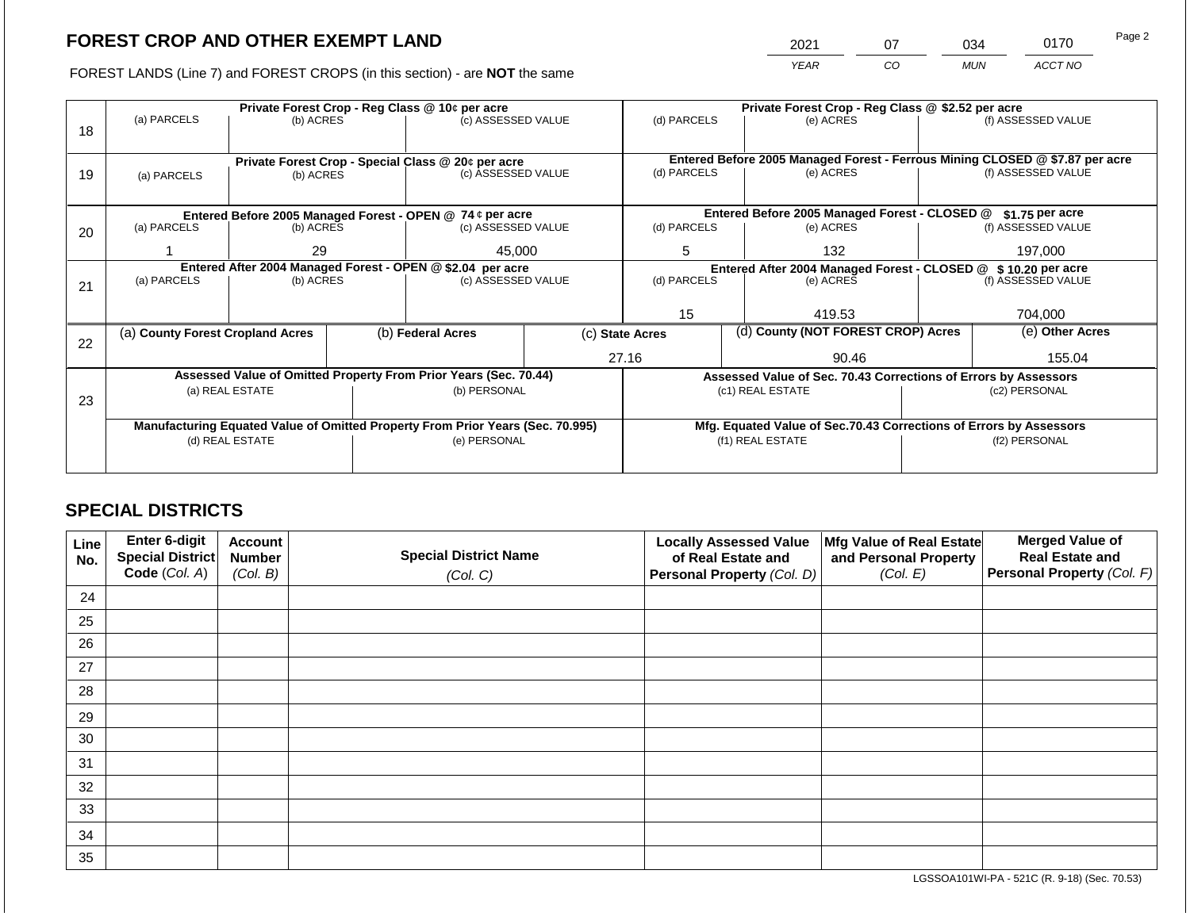# FOREST CROP AND OTHER EXEMPT LAND

| 2021 | 07 | 034 | 0170 |
|---|---|---|---|
| *YEAR* | *CO* | *MUN* | *ACCT NO* |

FOREST LANDS (Line 7) and FOREST CROPS (in this section) - are **NOT** the same

| Line | (a) PARCELS | (b) ACRES | (c) ASSESSED VALUE | (d) PARCELS | (e) ACRES | (f) ASSESSED VALUE |
|---|---|---|---|---|---|---|
| 18 | **Private Forest Crop - Reg Class @ 10¢ per acre** | | | **Private Forest Crop - Reg Class @ $2.52 per acre** | | |
| | | | | | | |
| 19 | **Private Forest Crop - Special Class @ 20¢ per acre** | | | **Entered Before 2005 Managed Forest - Ferrous Mining CLOSED @ $7.87 per acre** | | |
| | | | | | | |
| 20 | **Entered Before 2005 Managed Forest - OPEN @ 74 ¢ per acre** | | | **Entered Before 2005 Managed Forest - CLOSED @ $1.75 per acre** | | |
| | 1 | 29 | 45,000 | 5 | 132 | 197,000 |
| 21 | **Entered After 2004 Managed Forest - OPEN @ $2.04 per acre** | | | **Entered After 2004 Managed Forest - CLOSED @ $ 10.20 per acre** | | |
| | | | | 15 | 419.53 | 704,000 |

| Line | (a) **County Forest Cropland Acres** | (b) **Federal Acres** | (c) **State Acres** | (d) **County (NOT FOREST CROP) Acres** | (e) **Other Acres** |
|---|---|---|---|---|---|
| 22 | | | 27.16 | 90.46 | 155.04 |

| Line | **Assessed Value of Omitted Property From Prior Years (Sec. 70.44)** | | **Assessed Value of Sec. 70.43 Corrections of Errors by Assessors** | |
|---|---|---|---|---|
| 23 | (a) REAL ESTATE | (b) PERSONAL | (c1) REAL ESTATE | (c2) PERSONAL |
| | | | | |
| | **Manufacturing Equated Value of Omitted Property From Prior Years (Sec. 70.995)** | | **Mfg. Equated Value of Sec.70.43 Corrections of Errors by Assessors** | |
| | (d) REAL ESTATE | (e) PERSONAL | (f1) REAL ESTATE | (f2) PERSONAL |
| | | | | |

## SPECIAL DISTRICTS

| Line No. | Enter 6-digit Special District Code (*Col. A*) | Account Number (*Col. B*) | Special District Name (*Col. C*) | Locally Assessed Value of Real Estate and Personal Property (*Col. D*) | Mfg Value of Real Estate and Personal Property (*Col. E*) | Merged Value of Real Estate and Personal Property (*Col. F*) |
|---|---|---|---|---|---|---|
| 24 | | | | | | |
| 25 | | | | | | |
| 26 | | | | | | |
| 27 | | | | | | |
| 28 | | | | | | |
| 29 | | | | | | |
| 30 | | | | | | |
| 31 | | | | | | |
| 32 | | | | | | |
| 33 | | | | | | |
| 34 | | | | | | |
| 35 | | | | | | |

LGSSOA101WI-PA - 521C (R. 9-18) (Sec. 70.53)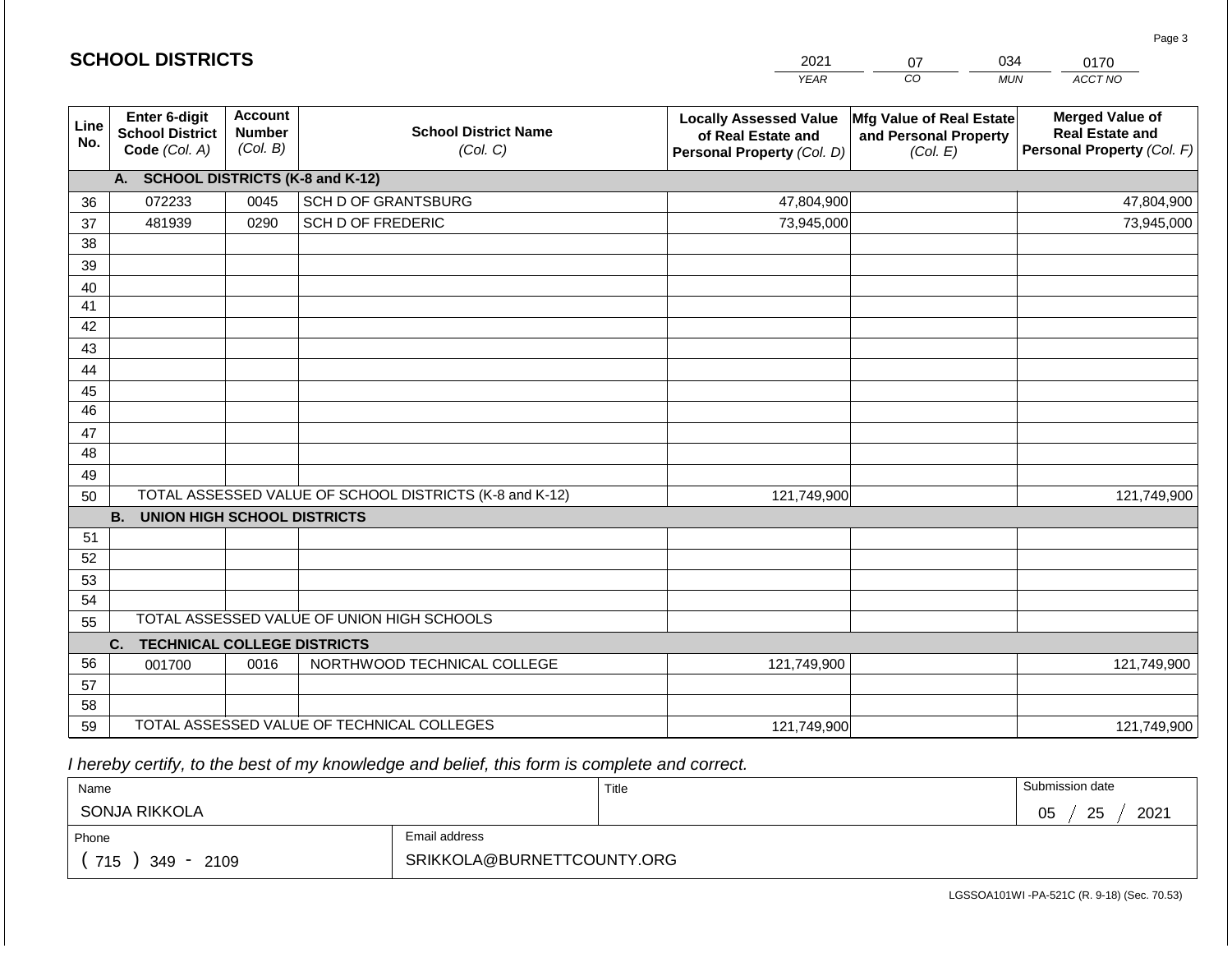## SCHOOL DISTRICTS

| 2021 | 07 | 034 | 0170 |
|---|---|---|---|
| *YEAR* | *CO* | *MUN* | *ACCT NO* |

| Line No. | Enter 6-digit School District Code *(Col. A)* | Account Number *(Col. B)* | School District Name *(Col. C)* | Locally Assessed Value of Real Estate and Personal Property *(Col. D)* | Mfg Value of Real Estate and Personal Property *(Col. E)* | Merged Value of Real Estate and Personal Property *(Col. F)* |
|---|---|---|---|---|---|---|
| | **A. SCHOOL DISTRICTS (K-8 and K-12)** | | | | | |
| 36 | 072233 | 0045 | SCH D OF GRANTSBURG | 47,804,900 | | 47,804,900 |
| 37 | 481939 | 0290 | SCH D OF FREDERIC | 73,945,000 | | 73,945,000 |
| 38 | | | | | | |
| 39 | | | | | | |
| 40 | | | | | | |
| 41 | | | | | | |
| 42 | | | | | | |
| 43 | | | | | | |
| 44 | | | | | | |
| 45 | | | | | | |
| 46 | | | | | | |
| 47 | | | | | | |
| 48 | | | | | | |
| 49 | | | | | | |
| 50 | TOTAL ASSESSED VALUE OF SCHOOL DISTRICTS (K-8 and K-12) | | | 121,749,900 | | 121,749,900 |
| | **B. UNION HIGH SCHOOL DISTRICTS** | | | | | |
| 51 | | | | | | |
| 52 | | | | | | |
| 53 | | | | | | |
| 54 | | | | | | |
| 55 | TOTAL ASSESSED VALUE OF UNION HIGH SCHOOLS | | | | | |
| | **C. TECHNICAL COLLEGE DISTRICTS** | | | | | |
| 56 | 001700 | 0016 | NORTHWOOD TECHNICAL COLLEGE | 121,749,900 | | 121,749,900 |
| 57 | | | | | | |
| 58 | | | | | | |
| 59 | TOTAL ASSESSED VALUE OF TECHNICAL COLLEGES | | | 121,749,900 | | 121,749,900 |

*I hereby certify, to the best of my knowledge and belief, this form is complete and correct.*

| Name | | Title | Submission date |
|---|---|---|---|
| SONJA RIKKOLA | | | 05 / 25 / 2021 |
| Phone | Email address | | |
| ( 715 ) 349 - 2109 | SRIKKOLA@BURNETTCOUNTY.ORG | | |

LGSSOA101WI -PA-521C (R. 9-18) (Sec. 70.53)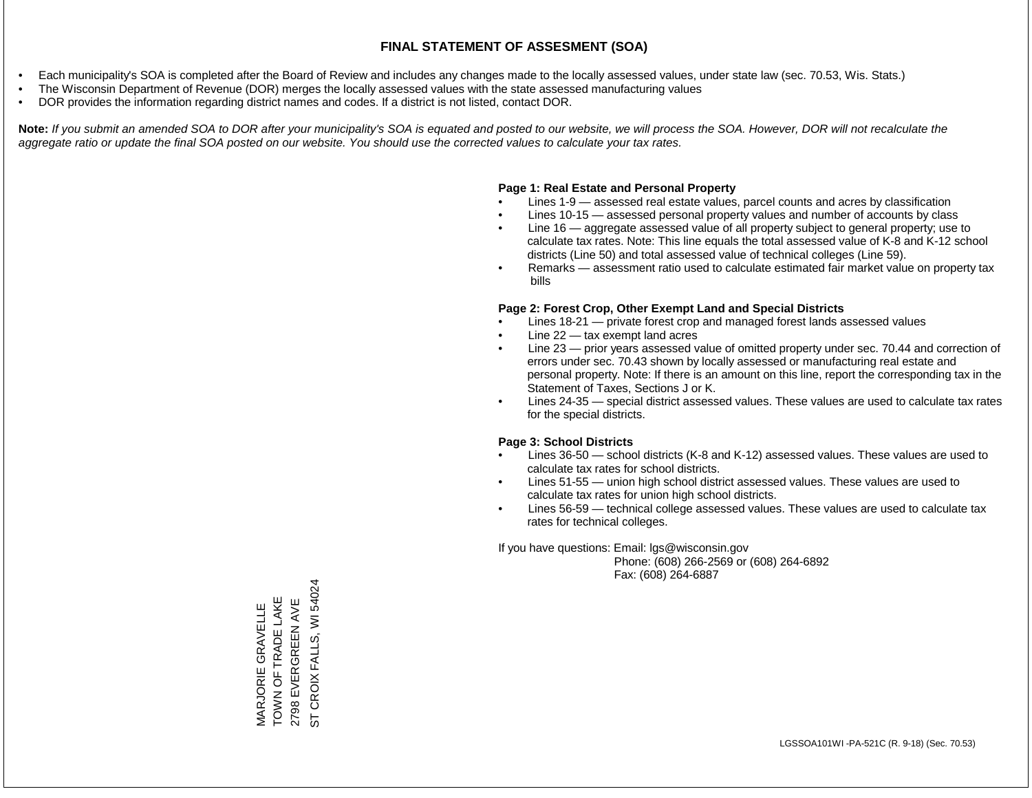# FINAL STATEMENT OF ASSESMENT (SOA)

- Each municipality's SOA is completed after the Board of Review and includes any changes made to the locally assessed values, under state law (sec. 70.53, Wis. Stats.)
- The Wisconsin Department of Revenue (DOR) merges the locally assessed values with the state assessed manufacturing values
- DOR provides the information regarding district names and codes. If a district is not listed, contact DOR.

**Note:** *If you submit an amended SOA to DOR after your municipality's SOA is equated and posted to our website, we will process the SOA. However, DOR will not recalculate the aggregate ratio or update the final SOA posted on our website. You should use the corrected values to calculate your tax rates.*

**Page 1: Real Estate and Personal Property**

- Lines 1-9 — assessed real estate values, parcel counts and acres by classification
- Lines 10-15 — assessed personal property values and number of accounts by class
- Line 16 — aggregate assessed value of all property subject to general property; use to calculate tax rates. Note: This line equals the total assessed value of K-8 and K-12 school districts (Line 50) and total assessed value of technical colleges (Line 59).
- Remarks — assessment ratio used to calculate estimated fair market value on property tax bills

**Page 2: Forest Crop, Other Exempt Land and Special Districts**

- Lines 18-21 — private forest crop and managed forest lands assessed values
- Line 22 — tax exempt land acres
- Line 23 — prior years assessed value of omitted property under sec. 70.44 and correction of errors under sec. 70.43 shown by locally assessed or manufacturing real estate and personal property. Note: If there is an amount on this line, report the corresponding tax in the Statement of Taxes, Sections J or K.
- Lines 24-35 — special district assessed values. These values are used to calculate tax rates for the special districts.

**Page 3: School Districts**

- Lines 36-50 — school districts (K-8 and K-12) assessed values. These values are used to calculate tax rates for school districts.
- Lines 51-55 — union high school district assessed values. These values are used to calculate tax rates for union high school districts.
- Lines 56-59 — technical college assessed values. These values are used to calculate tax rates for technical colleges.

If you have questions: Email: lgs@wisconsin.gov
Phone: (608) 266-2569 or (608) 264-6892
Fax: (608) 264-6887

MARJORIE GRAVELLE
TOWN OF TRADE LAKE
2798 EVERGREEN AVE
ST CROIX FALLS, WI 54024

LGSSOA101WI -PA-521C (R. 9-18) (Sec. 70.53)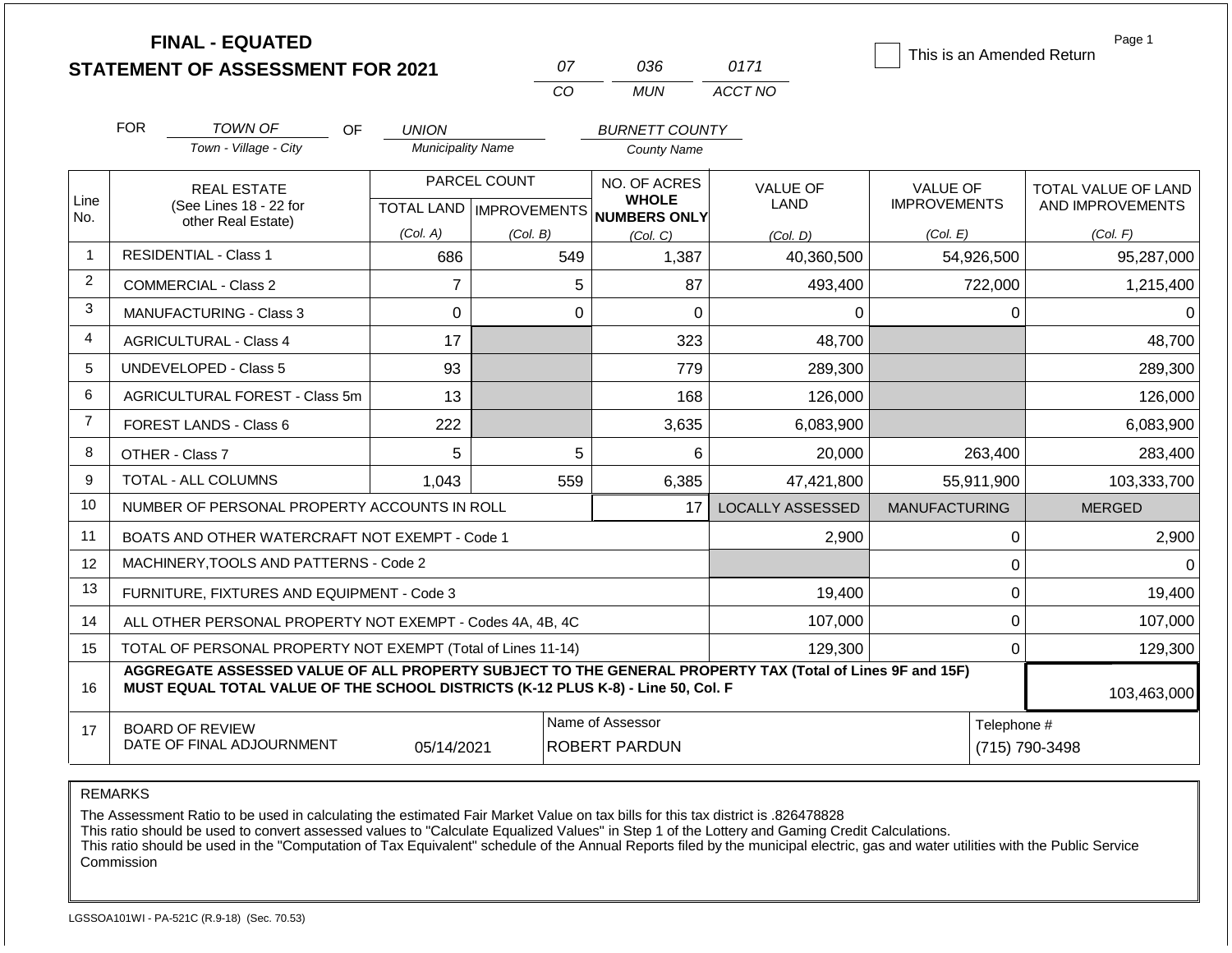# FINAL - EQUATED
# STATEMENT OF ASSESSMENT FOR 2021

| 07 | 036 | 0171 |
|---|---|---|
| CO | MUN | ACCT NO |

☐ This is an Amended Return

Page 1

FOR *TOWN OF* (Town - Village - City) OF *UNION* (Municipality Name) *BURNETT COUNTY* (County Name)

| Line No. | REAL ESTATE (See Lines 18 - 22 for other Real Estate) | PARCEL COUNT TOTAL LAND (Col. A) | PARCEL COUNT IMPROVEMENTS (Col. B) | NO. OF ACRES WHOLE NUMBERS ONLY (Col. C) | VALUE OF LAND (Col. D) | VALUE OF IMPROVEMENTS (Col. E) | TOTAL VALUE OF LAND AND IMPROVEMENTS (Col. F) |
|---|---|---|---|---|---|---|---|
| 1 | RESIDENTIAL - Class 1 | 686 | 549 | 1,387 | 40,360,500 | 54,926,500 | 95,287,000 |
| 2 | COMMERCIAL - Class 2 | 7 | 5 | 87 | 493,400 | 722,000 | 1,215,400 |
| 3 | MANUFACTURING - Class 3 | 0 | 0 | 0 | 0 | 0 | 0 |
| 4 | AGRICULTURAL - Class 4 | 17 | | 323 | 48,700 | | 48,700 |
| 5 | UNDEVELOPED - Class 5 | 93 | | 779 | 289,300 | | 289,300 |
| 6 | AGRICULTURAL FOREST - Class 5m | 13 | | 168 | 126,000 | | 126,000 |
| 7 | FOREST LANDS - Class 6 | 222 | | 3,635 | 6,083,900 | | 6,083,900 |
| 8 | OTHER - Class 7 | 5 | 5 | 6 | 20,000 | 263,400 | 283,400 |
| 9 | TOTAL - ALL COLUMNS | 1,043 | 559 | 6,385 | 47,421,800 | 55,911,900 | 103,333,700 |
| 10 | NUMBER OF PERSONAL PROPERTY ACCOUNTS IN ROLL | | | 17 | LOCALLY ASSESSED | MANUFACTURING | MERGED |
| 11 | BOATS AND OTHER WATERCRAFT NOT EXEMPT - Code 1 | | | | 2,900 | 0 | 2,900 |
| 12 | MACHINERY,TOOLS AND PATTERNS - Code 2 | | | | | 0 | 0 |
| 13 | FURNITURE, FIXTURES AND EQUIPMENT - Code 3 | | | | 19,400 | 0 | 19,400 |
| 14 | ALL OTHER PERSONAL PROPERTY NOT EXEMPT - Codes 4A, 4B, 4C | | | | 107,000 | 0 | 107,000 |
| 15 | TOTAL OF PERSONAL PROPERTY NOT EXEMPT (Total of Lines 11-14) | | | | 129,300 | 0 | 129,300 |
| 16 | **AGGREGATE ASSESSED VALUE OF ALL PROPERTY SUBJECT TO THE GENERAL PROPERTY TAX (Total of Lines 9F and 15F) MUST EQUAL TOTAL VALUE OF THE SCHOOL DISTRICTS (K-12 PLUS K-8) - Line 50, Col. F** | | | | | | 103,463,000 |
| 17 | BOARD OF REVIEW DATE OF FINAL ADJOURNMENT | 05/14/2021 | | Name of Assessor: ROBERT PARDUN | | | Telephone #: (715) 790-3498 |

REMARKS

The Assessment Ratio to be used in calculating the estimated Fair Market Value on tax bills for this tax district is .826478828
This ratio should be used to convert assessed values to "Calculate Equalized Values" in Step 1 of the Lottery and Gaming Credit Calculations.
This ratio should be used in the "Computation of Tax Equivalent" schedule of the Annual Reports filed by the municipal electric, gas and water utilities with the Public Service Commission

LGSSOA101WI - PA-521C (R.9-18) (Sec. 70.53)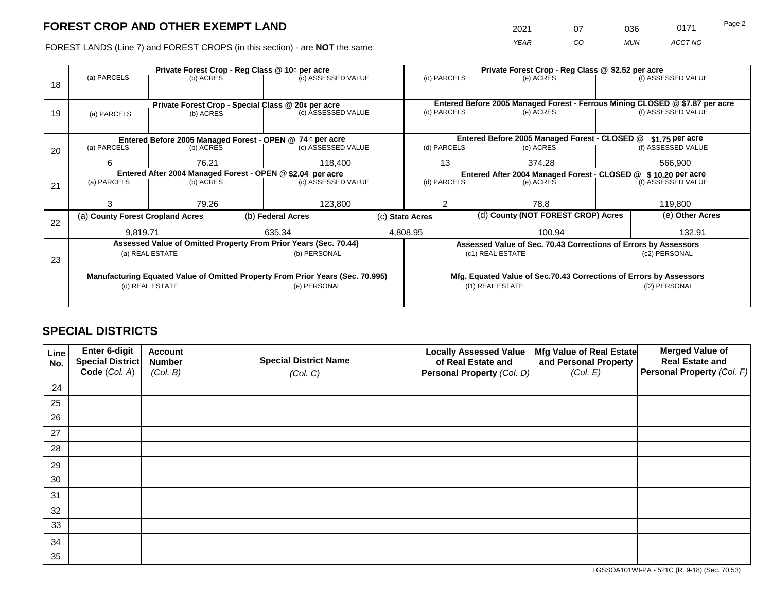# FOREST CROP AND OTHER EXEMPT LAND

FOREST LANDS (Line 7) and FOREST CROPS (in this section) - are **NOT** the same

| YEAR | CO | MUN | ACCT NO |
|---|---|---|---|
| 2021 | 07 | 036 | 0171 |

| Line | Private Forest Crop - Reg Class @ 10¢ per acre | | | Private Forest Crop - Reg Class @ $2.52 per acre | | |
|---|---|---|---|---|---|---|
| | (a) PARCELS | (b) ACRES | (c) ASSESSED VALUE | (d) PARCELS | (e) ACRES | (f) ASSESSED VALUE |
| 18 | | | | | | |
| | **Private Forest Crop - Special Class @ 20¢ per acre** | | | **Entered Before 2005 Managed Forest - Ferrous Mining CLOSED @ $7.87 per acre** | | |
| | (a) PARCELS | (b) ACRES | (c) ASSESSED VALUE | (d) PARCELS | (e) ACRES | (f) ASSESSED VALUE |
| 19 | | | | | | |
| | **Entered Before 2005 Managed Forest - OPEN @ 74 ¢ per acre** | | | **Entered Before 2005 Managed Forest - CLOSED @ $1.75 per acre** | | |
| | (a) PARCELS | (b) ACRES | (c) ASSESSED VALUE | (d) PARCELS | (e) ACRES | (f) ASSESSED VALUE |
| 20 | 6 | 76.21 | 118,400 | 13 | 374.28 | 566,900 |
| | **Entered After 2004 Managed Forest - OPEN @ $2.04 per acre** | | | **Entered After 2004 Managed Forest - CLOSED @ $ 10.20 per acre** | | |
| | (a) PARCELS | (b) ACRES | (c) ASSESSED VALUE | (d) PARCELS | (e) ACRES | (f) ASSESSED VALUE |
| 21 | 3 | 79.26 | 123,800 | 2 | 78.8 | 119,800 |

| Line | (a) County Forest Cropland Acres | (b) Federal Acres | (c) State Acres | (d) County (NOT FOREST CROP) Acres | (e) Other Acres |
|---|---|---|---|---|---|
| 22 | 9,819.71 | 635.34 | 4,808.95 | 100.94 | 132.91 |

| Line | Assessed Value of Omitted Property From Prior Years (Sec. 70.44) | | Assessed Value of Sec. 70.43 Corrections of Errors by Assessors | |
|---|---|---|---|---|
| | (a) REAL ESTATE | (b) PERSONAL | (c1) REAL ESTATE | (c2) PERSONAL |
| 23 | | | | |
| | **Manufacturing Equated Value of Omitted Property From Prior Years (Sec. 70.995)** | | **Mfg. Equated Value of Sec.70.43 Corrections of Errors by Assessors** | |
| | (d) REAL ESTATE | (e) PERSONAL | (f1) REAL ESTATE | (f2) PERSONAL |
| | | | | |

## SPECIAL DISTRICTS

| Line No. | Enter 6-digit Special District Code (Col. A) | Account Number (Col. B) | Special District Name (Col. C) | Locally Assessed Value of Real Estate and Personal Property (Col. D) | Mfg Value of Real Estate and Personal Property (Col. E) | Merged Value of Real Estate and Personal Property (Col. F) |
|---|---|---|---|---|---|---|
| 24 | | | | | | |
| 25 | | | | | | |
| 26 | | | | | | |
| 27 | | | | | | |
| 28 | | | | | | |
| 29 | | | | | | |
| 30 | | | | | | |
| 31 | | | | | | |
| 32 | | | | | | |
| 33 | | | | | | |
| 34 | | | | | | |
| 35 | | | | | | |

LGSSOA101WI-PA - 521C (R. 9-18) (Sec. 70.53)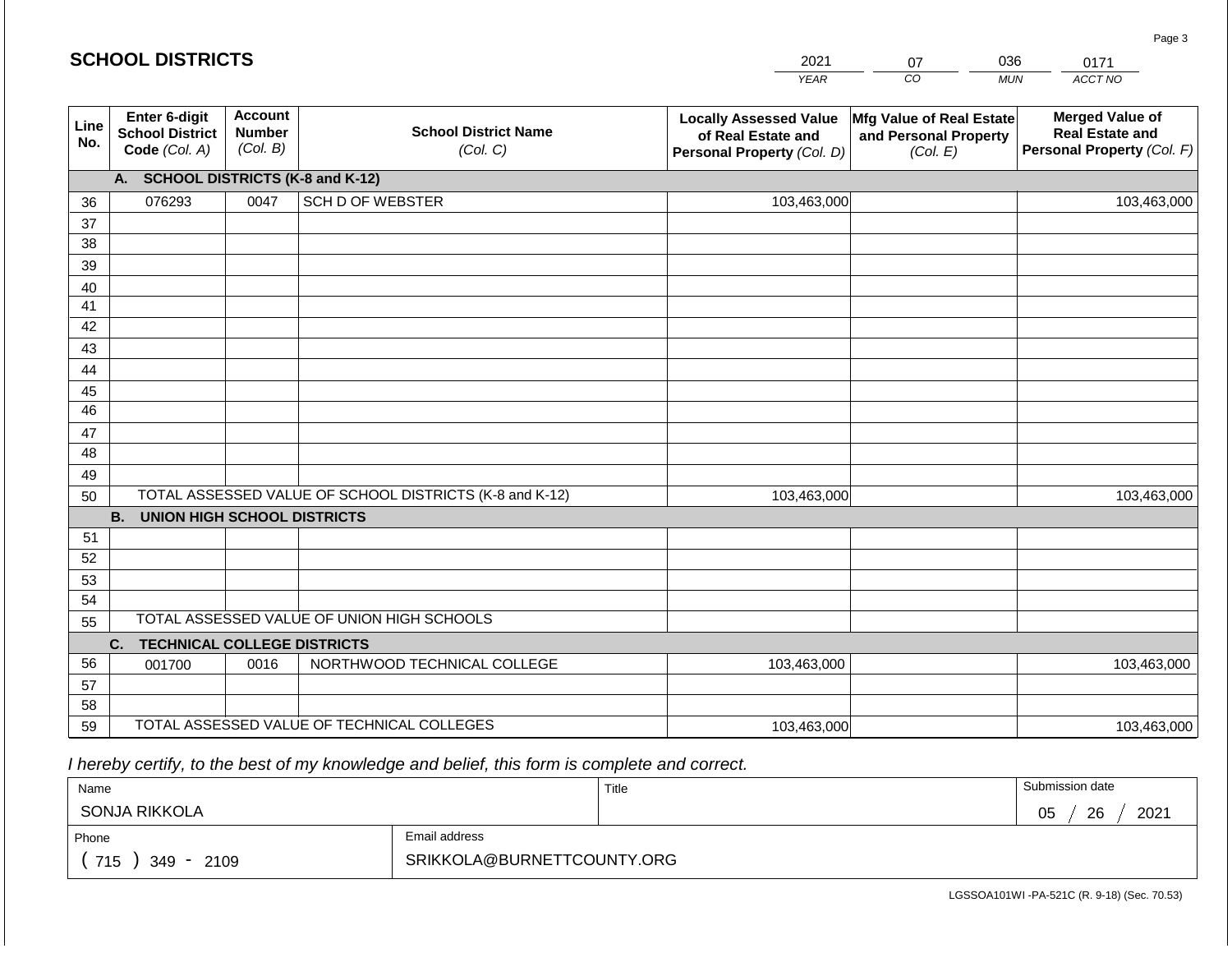# SCHOOL DISTRICTS

| 2021 | 07 | 036 | 0171 |
|---|---|---|---|
| *YEAR* | *CO* | *MUN* | *ACCT NO* |

| Line No. | Enter 6-digit School District Code *(Col. A)* | Account Number *(Col. B)* | School District Name *(Col. C)* | Locally Assessed Value of Real Estate and Personal Property *(Col. D)* | Mfg Value of Real Estate and Personal Property *(Col. E)* | Merged Value of Real Estate and Personal Property *(Col. F)* |
|---|---|---|---|---|---|---|
| | **A. SCHOOL DISTRICTS (K-8 and K-12)** | | | | | |
| 36 | 076293 | 0047 | SCH D OF WEBSTER | 103,463,000 | | 103,463,000 |
| 37 | | | | | | |
| 38 | | | | | | |
| 39 | | | | | | |
| 40 | | | | | | |
| 41 | | | | | | |
| 42 | | | | | | |
| 43 | | | | | | |
| 44 | | | | | | |
| 45 | | | | | | |
| 46 | | | | | | |
| 47 | | | | | | |
| 48 | | | | | | |
| 49 | | | | | | |
| 50 | TOTAL ASSESSED VALUE OF SCHOOL DISTRICTS (K-8 and K-12) | | | 103,463,000 | | 103,463,000 |
| | **B. UNION HIGH SCHOOL DISTRICTS** | | | | | |
| 51 | | | | | | |
| 52 | | | | | | |
| 53 | | | | | | |
| 54 | | | | | | |
| 55 | TOTAL ASSESSED VALUE OF UNION HIGH SCHOOLS | | | | | |
| | **C. TECHNICAL COLLEGE DISTRICTS** | | | | | |
| 56 | 001700 | 0016 | NORTHWOOD TECHNICAL COLLEGE | 103,463,000 | | 103,463,000 |
| 57 | | | | | | |
| 58 | | | | | | |
| 59 | TOTAL ASSESSED VALUE OF TECHNICAL COLLEGES | | | 103,463,000 | | 103,463,000 |

*I hereby certify, to the best of my knowledge and belief, this form is complete and correct.*

| Name | Title | Submission date |
|---|---|---|
| SONJA RIKKOLA | | 05 / 26 / 2021 |
| **Phone** | **Email address** | |
| ( 715 ) 349 - 2109 | SRIKKOLA@BURNETTCOUNTY.ORG | |

LGSSOA101WI -PA-521C (R. 9-18) (Sec. 70.53)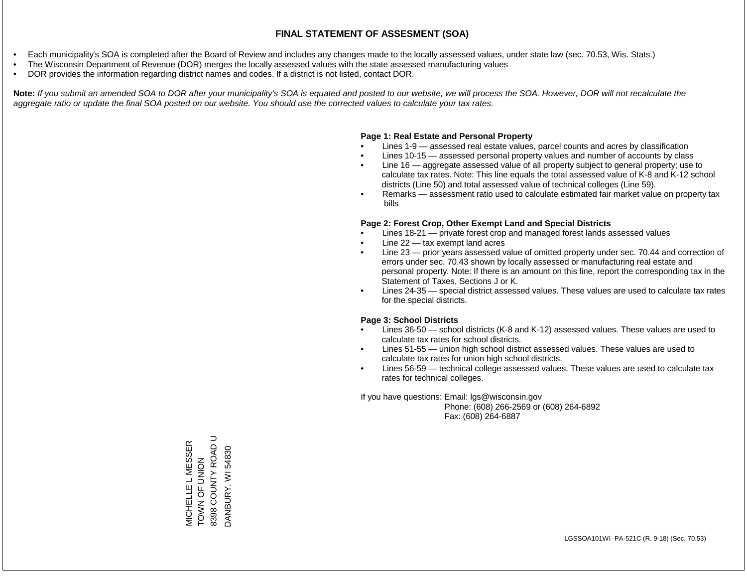# FINAL STATEMENT OF ASSESMENT (SOA)

- Each municipality's SOA is completed after the Board of Review and includes any changes made to the locally assessed values, under state law (sec. 70.53, Wis. Stats.)
- The Wisconsin Department of Revenue (DOR) merges the locally assessed values with the state assessed manufacturing values
- DOR provides the information regarding district names and codes. If a district is not listed, contact DOR.

**Note:** *If you submit an amended SOA to DOR after your municipality's SOA is equated and posted to our website, we will process the SOA. However, DOR will not recalculate the aggregate ratio or update the final SOA posted on our website. You should use the corrected values to calculate your tax rates.*

**Page 1: Real Estate and Personal Property**

- Lines 1-9 — assessed real estate values, parcel counts and acres by classification
- Lines 10-15 — assessed personal property values and number of accounts by class
- Line 16 — aggregate assessed value of all property subject to general property; use to calculate tax rates. Note: This line equals the total assessed value of K-8 and K-12 school districts (Line 50) and total assessed value of technical colleges (Line 59).
- Remarks — assessment ratio used to calculate estimated fair market value on property tax bills

**Page 2: Forest Crop, Other Exempt Land and Special Districts**

- Lines 18-21 — private forest crop and managed forest lands assessed values
- Line 22 — tax exempt land acres
- Line 23 — prior years assessed value of omitted property under sec. 70.44 and correction of errors under sec. 70.43 shown by locally assessed or manufacturing real estate and personal property. Note: If there is an amount on this line, report the corresponding tax in the Statement of Taxes, Sections J or K.
- Lines 24-35 — special district assessed values. These values are used to calculate tax rates for the special districts.

**Page 3: School Districts**

- Lines 36-50 — school districts (K-8 and K-12) assessed values. These values are used to calculate tax rates for school districts.
- Lines 51-55 — union high school district assessed values. These values are used to calculate tax rates for union high school districts.
- Lines 56-59 — technical college assessed values. These values are used to calculate tax rates for technical colleges.

If you have questions: Email: lgs@wisconsin.gov
Phone: (608) 266-2569 or (608) 264-6892
Fax: (608) 264-6887

MICHELLE L MESSER
TOWN OF UNION
8398 COUNTY ROAD U
DANBURY, WI 54830

LGSSOA101WI -PA-521C (R. 9-18) (Sec. 70.53)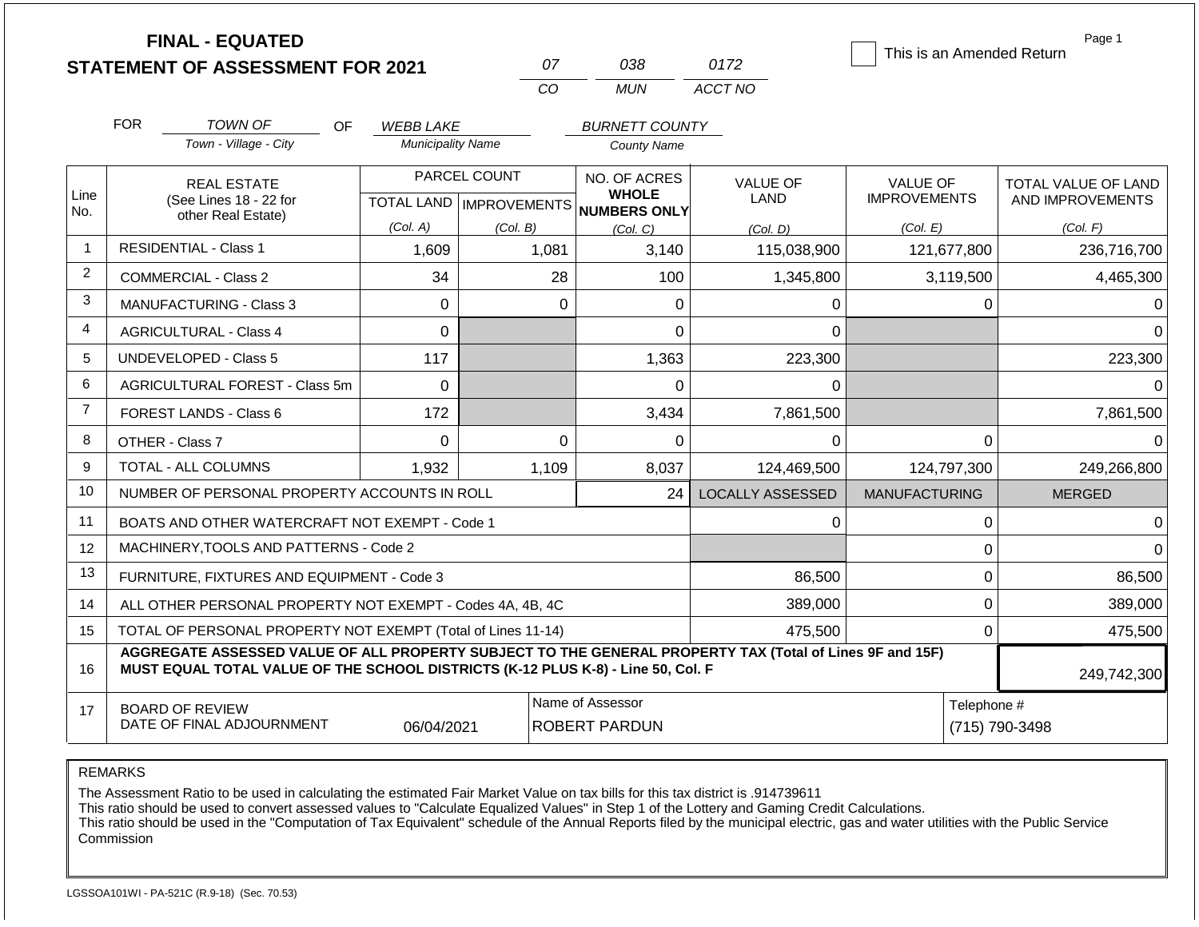**FINAL - EQUATED**
**STATEMENT OF ASSESSMENT FOR 2021**

| 07 | 038 | 0172 |
|---|---|---|
| CO | MUN | ACCT NO |

☐ This is an Amended Return

Page 1

FOR *TOWN OF* OF *WEBB LAKE* *BURNETT COUNTY*
Town - Village - City | Municipality Name | County Name

| Line No. | REAL ESTATE (See Lines 18 - 22 for other Real Estate) | PARCEL COUNT TOTAL LAND (Col. A) | PARCEL COUNT IMPROVEMENTS (Col. B) | NO. OF ACRES WHOLE NUMBERS ONLY (Col. C) | VALUE OF LAND (Col. D) | VALUE OF IMPROVEMENTS (Col. E) | TOTAL VALUE OF LAND AND IMPROVEMENTS (Col. F) |
|---|---|---|---|---|---|---|---|
| 1 | RESIDENTIAL - Class 1 | 1,609 | 1,081 | 3,140 | 115,038,900 | 121,677,800 | 236,716,700 |
| 2 | COMMERCIAL - Class 2 | 34 | 28 | 100 | 1,345,800 | 3,119,500 | 4,465,300 |
| 3 | MANUFACTURING - Class 3 | 0 | 0 | 0 | 0 | 0 | 0 |
| 4 | AGRICULTURAL - Class 4 | 0 | | 0 | 0 | | 0 |
| 5 | UNDEVELOPED - Class 5 | 117 | | 1,363 | 223,300 | | 223,300 |
| 6 | AGRICULTURAL FOREST - Class 5m | 0 | | 0 | 0 | | 0 |
| 7 | FOREST LANDS - Class 6 | 172 | | 3,434 | 7,861,500 | | 7,861,500 |
| 8 | OTHER - Class 7 | 0 | 0 | 0 | 0 | 0 | 0 |
| 9 | TOTAL - ALL COLUMNS | 1,932 | 1,109 | 8,037 | 124,469,500 | 124,797,300 | 249,266,800 |
| 10 | NUMBER OF PERSONAL PROPERTY ACCOUNTS IN ROLL | | | 24 | LOCALLY ASSESSED | MANUFACTURING | MERGED |
| 11 | BOATS AND OTHER WATERCRAFT NOT EXEMPT - Code 1 | | | | 0 | 0 | 0 |
| 12 | MACHINERY,TOOLS AND PATTERNS - Code 2 | | | | | 0 | 0 |
| 13 | FURNITURE, FIXTURES AND EQUIPMENT - Code 3 | | | | 86,500 | 0 | 86,500 |
| 14 | ALL OTHER PERSONAL PROPERTY NOT EXEMPT - Codes 4A, 4B, 4C | | | | 389,000 | 0 | 389,000 |
| 15 | TOTAL OF PERSONAL PROPERTY NOT EXEMPT (Total of Lines 11-14) | | | | 475,500 | 0 | 475,500 |
| 16 | **AGGREGATE ASSESSED VALUE OF ALL PROPERTY SUBJECT TO THE GENERAL PROPERTY TAX (Total of Lines 9F and 15F) MUST EQUAL TOTAL VALUE OF THE SCHOOL DISTRICTS (K-12 PLUS K-8) - Line 50, Col. F** | | | | | | 249,742,300 |
| 17 | BOARD OF REVIEW DATE OF FINAL ADJOURNMENT | 06/04/2021 | | Name of Assessor: ROBERT PARDUN | | Telephone #: (715) 790-3498 | |

REMARKS

The Assessment Ratio to be used in calculating the estimated Fair Market Value on tax bills for this tax district is .914739611
This ratio should be used to convert assessed values to "Calculate Equalized Values" in Step 1 of the Lottery and Gaming Credit Calculations.
This ratio should be used in the "Computation of Tax Equivalent" schedule of the Annual Reports filed by the municipal electric, gas and water utilities with the Public Service Commission

LGSSOA101WI - PA-521C (R.9-18) (Sec. 70.53)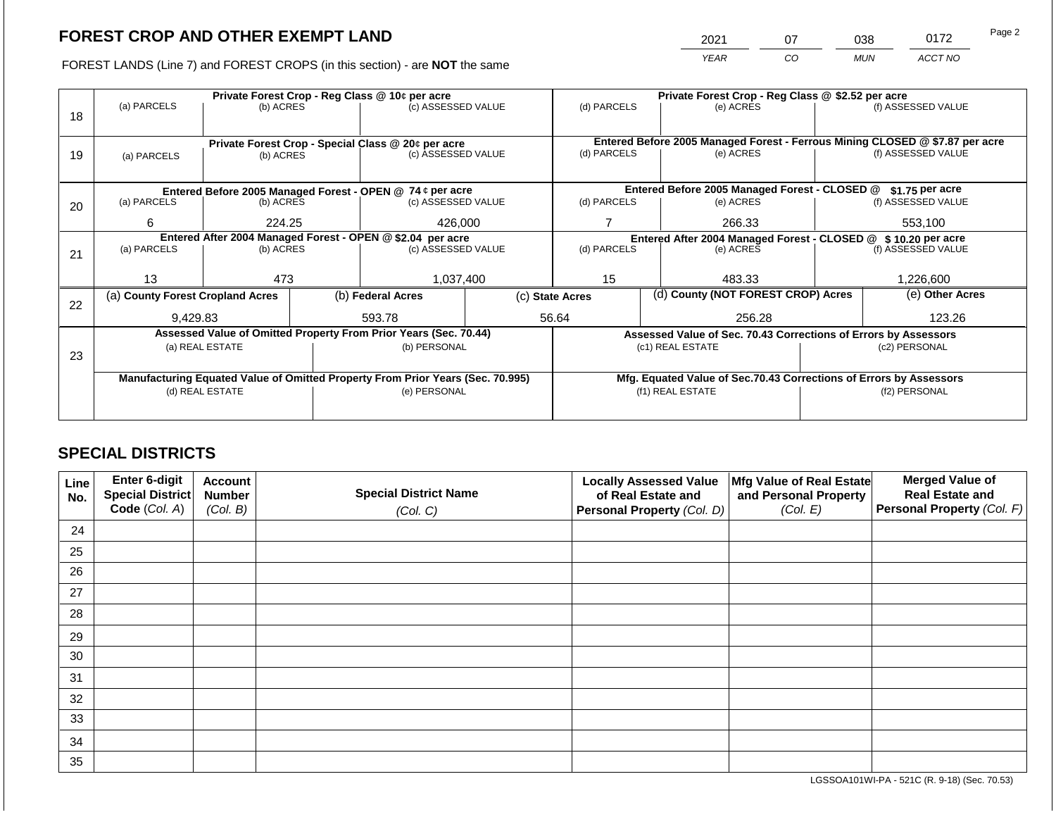# FOREST CROP AND OTHER EXEMPT LAND

| 2021 | 07 | 038 | 0172 |
|---|---|---|---|
| *YEAR* | *CO* | *MUN* | *ACCT NO* |

FOREST LANDS (Line 7) and FOREST CROPS (in this section) - are **NOT** the same

| Line | Private Forest Crop - Reg Class @ 10¢ per acre | | | Private Forest Crop - Reg Class @ $2.52 per acre | | |
|---|---|---|---|---|---|---|
| 18 | (a) PARCELS | (b) ACRES | (c) ASSESSED VALUE | (d) PARCELS | (e) ACRES | (f) ASSESSED VALUE |
| | | | | | | |
| | **Private Forest Crop - Special Class @ 20¢ per acre** | | | **Entered Before 2005 Managed Forest - Ferrous Mining CLOSED @ $7.87 per acre** | | |
| 19 | (a) PARCELS | (b) ACRES | (c) ASSESSED VALUE | (d) PARCELS | (e) ACRES | (f) ASSESSED VALUE |
| | | | | | | |
| | **Entered Before 2005 Managed Forest - OPEN @ 74 ¢ per acre** | | | **Entered Before 2005 Managed Forest - CLOSED @ $1.75 per acre** | | |
| 20 | (a) PARCELS | (b) ACRES | (c) ASSESSED VALUE | (d) PARCELS | (e) ACRES | (f) ASSESSED VALUE |
| | 6 | 224.25 | 426,000 | 7 | 266.33 | 553,100 |
| | **Entered After 2004 Managed Forest - OPEN @ $2.04 per acre** | | | **Entered After 2004 Managed Forest - CLOSED @ $ 10.20 per acre** | | |
| 21 | (a) PARCELS | (b) ACRES | (c) ASSESSED VALUE | (d) PARCELS | (e) ACRES | (f) ASSESSED VALUE |
| | 13 | 473 | 1,037,400 | 15 | 483.33 | 1,226,600 |

| Line | (a) County Forest Cropland Acres | (b) Federal Acres | (c) State Acres | (d) County (NOT FOREST CROP) Acres | (e) Other Acres |
|---|---|---|---|---|---|
| 22 | 9,429.83 | 593.78 | 56.64 | 256.28 | 123.26 |

| Line | Assessed Value of Omitted Property From Prior Years (Sec. 70.44) | | Assessed Value of Sec. 70.43 Corrections of Errors by Assessors | |
|---|---|---|---|---|
| 23 | (a) REAL ESTATE | (b) PERSONAL | (c1) REAL ESTATE | (c2) PERSONAL |
| | | | | |
| | **Manufacturing Equated Value of Omitted Property From Prior Years (Sec. 70.995)** | | **Mfg. Equated Value of Sec.70.43 Corrections of Errors by Assessors** | |
| | (d) REAL ESTATE | (e) PERSONAL | (f1) REAL ESTATE | (f2) PERSONAL |
| | | | | |

## SPECIAL DISTRICTS

| Line No. | Enter 6-digit Special District Code (*Col. A*) | Account Number (*Col. B*) | Special District Name (*Col. C*) | Locally Assessed Value of Real Estate and Personal Property (*Col. D*) | Mfg Value of Real Estate and Personal Property (*Col. E*) | Merged Value of Real Estate and Personal Property (*Col. F*) |
|---|---|---|---|---|---|---|
| 24 | | | | | | |
| 25 | | | | | | |
| 26 | | | | | | |
| 27 | | | | | | |
| 28 | | | | | | |
| 29 | | | | | | |
| 30 | | | | | | |
| 31 | | | | | | |
| 32 | | | | | | |
| 33 | | | | | | |
| 34 | | | | | | |
| 35 | | | | | | |

LGSSOA101WI-PA - 521C (R. 9-18) (Sec. 70.53)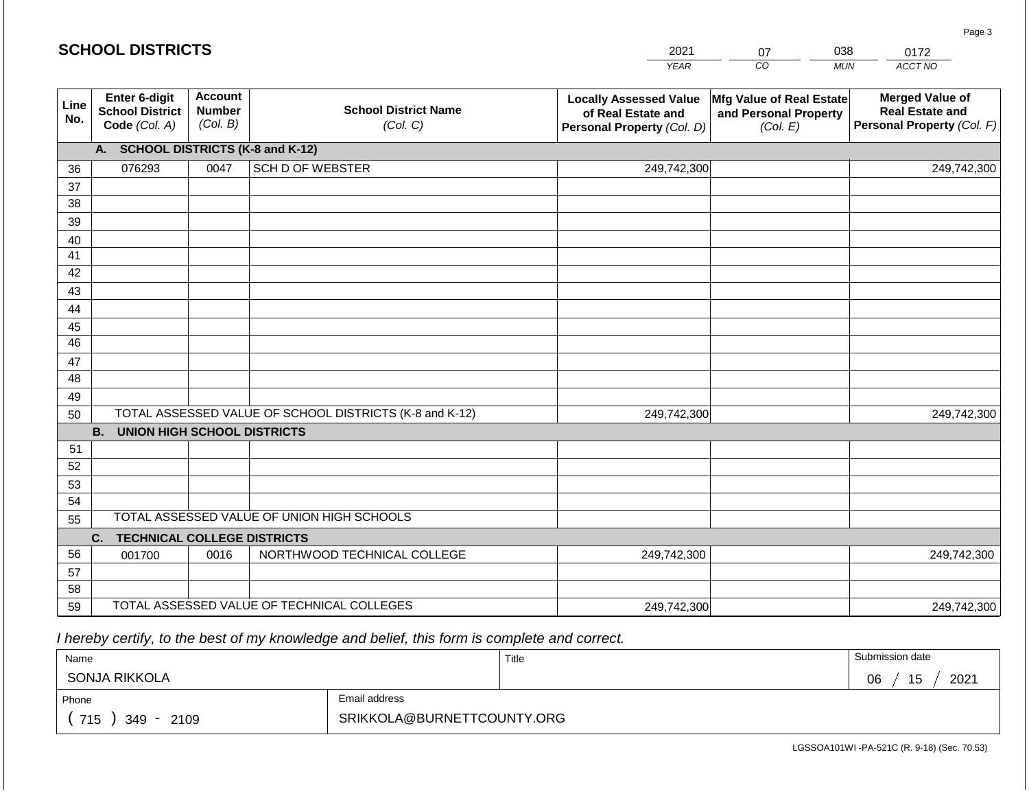# SCHOOL DISTRICTS

| 2021 | 07 | 038 | 0172 |
|---|---|---|---|
| *YEAR* | *CO* | *MUN* | *ACCT NO* |

| Line No. | Enter 6-digit School District Code *(Col. A)* | Account Number *(Col. B)* | School District Name *(Col. C)* | Locally Assessed Value of Real Estate and Personal Property *(Col. D)* | Mfg Value of Real Estate and Personal Property *(Col. E)* | Merged Value of Real Estate and Personal Property *(Col. F)* |
|---|---|---|---|---|---|---|
| | **A. SCHOOL DISTRICTS (K-8 and K-12)** | | | | | |
| 36 | 076293 | 0047 | SCH D OF WEBSTER | 249,742,300 | | 249,742,300 |
| 37 | | | | | | |
| 38 | | | | | | |
| 39 | | | | | | |
| 40 | | | | | | |
| 41 | | | | | | |
| 42 | | | | | | |
| 43 | | | | | | |
| 44 | | | | | | |
| 45 | | | | | | |
| 46 | | | | | | |
| 47 | | | | | | |
| 48 | | | | | | |
| 49 | | | | | | |
| 50 | TOTAL ASSESSED VALUE OF SCHOOL DISTRICTS (K-8 and K-12) | | | 249,742,300 | | 249,742,300 |
| | **B. UNION HIGH SCHOOL DISTRICTS** | | | | | |
| 51 | | | | | | |
| 52 | | | | | | |
| 53 | | | | | | |
| 54 | | | | | | |
| 55 | TOTAL ASSESSED VALUE OF UNION HIGH SCHOOLS | | | | | |
| | **C. TECHNICAL COLLEGE DISTRICTS** | | | | | |
| 56 | 001700 | 0016 | NORTHWOOD TECHNICAL COLLEGE | 249,742,300 | | 249,742,300 |
| 57 | | | | | | |
| 58 | | | | | | |
| 59 | TOTAL ASSESSED VALUE OF TECHNICAL COLLEGES | | | 249,742,300 | | 249,742,300 |

*I hereby certify, to the best of my knowledge and belief, this form is complete and correct.*

| Name | Title | Submission date |
|---|---|---|
| SONJA RIKKOLA | | 06 / 15 / 2021 |
| **Phone** | **Email address** | |
| ( 715 ) 349 - 2109 | SRIKKOLA@BURNETTCOUNTY.ORG | |

LGSSOA101WI -PA-521C (R. 9-18) (Sec. 70.53)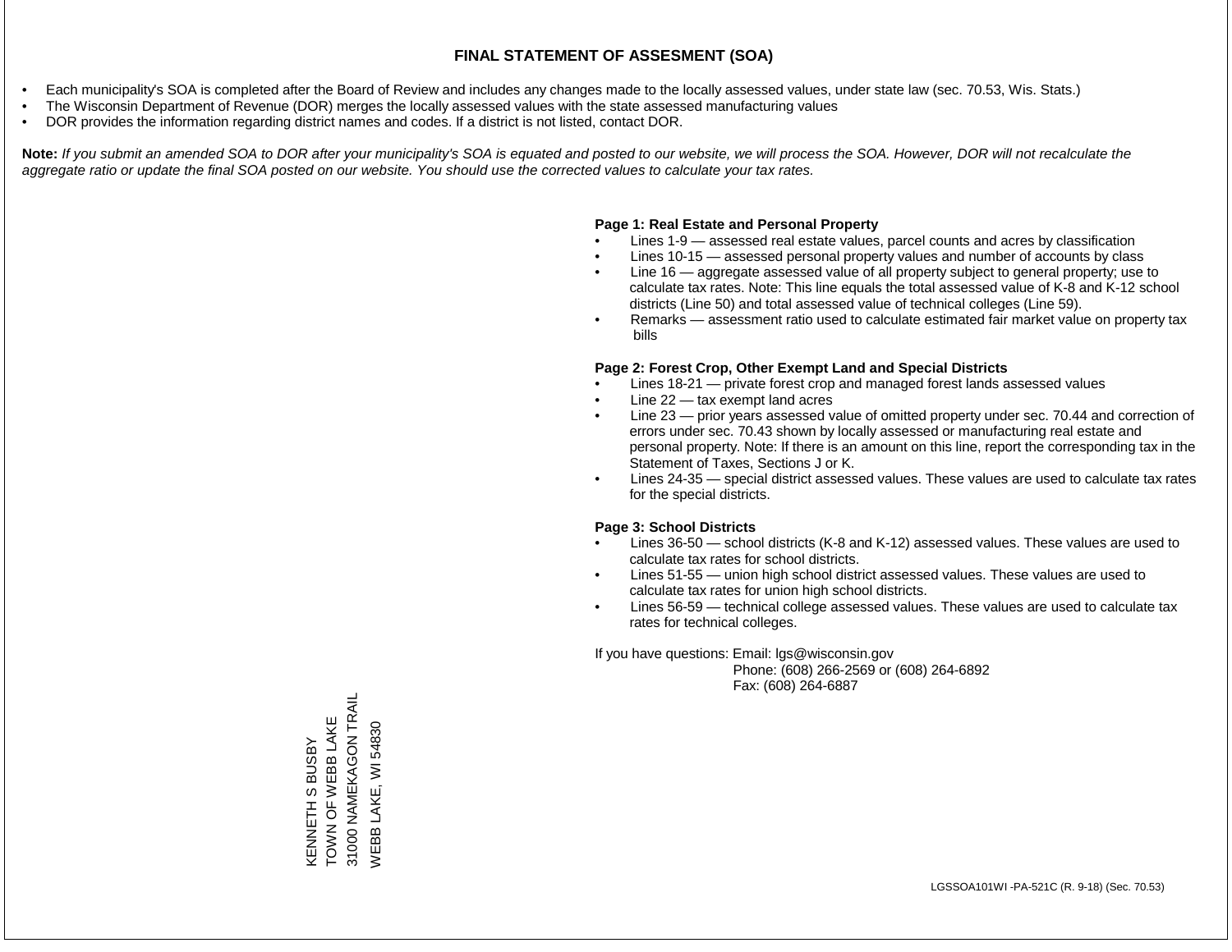# FINAL STATEMENT OF ASSESMENT (SOA)

- Each municipality's SOA is completed after the Board of Review and includes any changes made to the locally assessed values, under state law (sec. 70.53, Wis. Stats.)
- The Wisconsin Department of Revenue (DOR) merges the locally assessed values with the state assessed manufacturing values
- DOR provides the information regarding district names and codes. If a district is not listed, contact DOR.

**Note:** *If you submit an amended SOA to DOR after your municipality's SOA is equated and posted to our website, we will process the SOA. However, DOR will not recalculate the aggregate ratio or update the final SOA posted on our website. You should use the corrected values to calculate your tax rates.*

**Page 1: Real Estate and Personal Property**

- Lines 1-9 — assessed real estate values, parcel counts and acres by classification
- Lines 10-15 — assessed personal property values and number of accounts by class
- Line 16 — aggregate assessed value of all property subject to general property; use to calculate tax rates. Note: This line equals the total assessed value of K-8 and K-12 school districts (Line 50) and total assessed value of technical colleges (Line 59).
- Remarks — assessment ratio used to calculate estimated fair market value on property tax bills

**Page 2: Forest Crop, Other Exempt Land and Special Districts**

- Lines 18-21 — private forest crop and managed forest lands assessed values
- Line 22 — tax exempt land acres
- Line 23 — prior years assessed value of omitted property under sec. 70.44 and correction of errors under sec. 70.43 shown by locally assessed or manufacturing real estate and personal property. Note: If there is an amount on this line, report the corresponding tax in the Statement of Taxes, Sections J or K.
- Lines 24-35 — special district assessed values. These values are used to calculate tax rates for the special districts.

**Page 3: School Districts**

- Lines 36-50 — school districts (K-8 and K-12) assessed values. These values are used to calculate tax rates for school districts.
- Lines 51-55 — union high school district assessed values. These values are used to calculate tax rates for union high school districts.
- Lines 56-59 — technical college assessed values. These values are used to calculate tax rates for technical colleges.

If you have questions: Email: lgs@wisconsin.gov
Phone: (608) 266-2569 or (608) 264-6892
Fax: (608) 264-6887

KENNETH S BUSBY
TOWN OF WEBB LAKE
31000 NAMEKAGON TRAIL
WEBB LAKE, WI 54830

LGSSOA101WI -PA-521C (R. 9-18) (Sec. 70.53)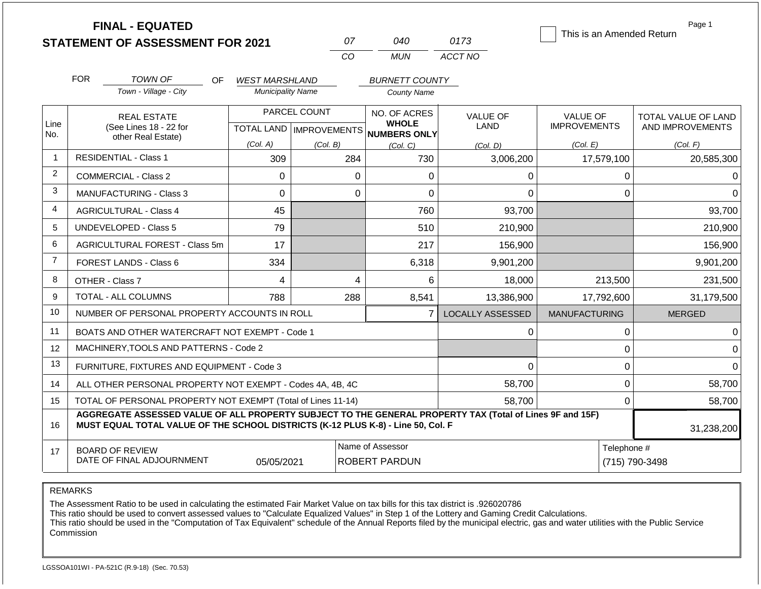# FINAL - EQUATED
## STATEMENT OF ASSESSMENT FOR 2021

| 07 | 040 | 0173 |
|---|---|---|
| CO | MUN | ACCT NO |

☐ This is an Amended Return

Page 1

FOR *TOWN OF* (Town - Village - City) OF *WEST MARSHLAND* (Municipality Name) *BURNETT COUNTY* (County Name)

| Line No. | REAL ESTATE (See Lines 18 - 22 for other Real Estate) | PARCEL COUNT TOTAL LAND (Col. A) | PARCEL COUNT IMPROVEMENTS (Col. B) | NO. OF ACRES WHOLE NUMBERS ONLY (Col. C) | VALUE OF LAND (Col. D) | VALUE OF IMPROVEMENTS (Col. E) | TOTAL VALUE OF LAND AND IMPROVEMENTS (Col. F) |
|---|---|---|---|---|---|---|---|
| 1 | RESIDENTIAL - Class 1 | 309 | 284 | 730 | 3,006,200 | 17,579,100 | 20,585,300 |
| 2 | COMMERCIAL - Class 2 | 0 | 0 | 0 | 0 | 0 | 0 |
| 3 | MANUFACTURING - Class 3 | 0 | 0 | 0 | 0 | 0 | 0 |
| 4 | AGRICULTURAL - Class 4 | 45 | | 760 | 93,700 | | 93,700 |
| 5 | UNDEVELOPED - Class 5 | 79 | | 510 | 210,900 | | 210,900 |
| 6 | AGRICULTURAL FOREST - Class 5m | 17 | | 217 | 156,900 | | 156,900 |
| 7 | FOREST LANDS - Class 6 | 334 | | 6,318 | 9,901,200 | | 9,901,200 |
| 8 | OTHER - Class 7 | 4 | 4 | 6 | 18,000 | 213,500 | 231,500 |
| 9 | TOTAL - ALL COLUMNS | 788 | 288 | 8,541 | 13,386,900 | 17,792,600 | 31,179,500 |
| 10 | NUMBER OF PERSONAL PROPERTY ACCOUNTS IN ROLL | | | 7 | LOCALLY ASSESSED | MANUFACTURING | MERGED |
| 11 | BOATS AND OTHER WATERCRAFT NOT EXEMPT - Code 1 | | | | 0 | 0 | 0 |
| 12 | MACHINERY,TOOLS AND PATTERNS - Code 2 | | | | | 0 | 0 |
| 13 | FURNITURE, FIXTURES AND EQUIPMENT - Code 3 | | | | 0 | 0 | 0 |
| 14 | ALL OTHER PERSONAL PROPERTY NOT EXEMPT - Codes 4A, 4B, 4C | | | | 58,700 | 0 | 58,700 |
| 15 | TOTAL OF PERSONAL PROPERTY NOT EXEMPT (Total of Lines 11-14) | | | | 58,700 | 0 | 58,700 |
| 16 | **AGGREGATE ASSESSED VALUE OF ALL PROPERTY SUBJECT TO THE GENERAL PROPERTY TAX (Total of Lines 9F and 15F) MUST EQUAL TOTAL VALUE OF THE SCHOOL DISTRICTS (K-12 PLUS K-8) - Line 50, Col. F** | | | | | | 31,238,200 |
| 17 | BOARD OF REVIEW DATE OF FINAL ADJOURNMENT | 05/05/2021 | | Name of Assessor: ROBERT PARDUN | | Telephone #: (715) 790-3498 | |

REMARKS

The Assessment Ratio to be used in calculating the estimated Fair Market Value on tax bills for this tax district is .926020786
This ratio should be used to convert assessed values to "Calculate Equalized Values" in Step 1 of the Lottery and Gaming Credit Calculations.
This ratio should be used in the "Computation of Tax Equivalent" schedule of the Annual Reports filed by the municipal electric, gas and water utilities with the Public Service Commission

LGSSOA101WI - PA-521C (R.9-18) (Sec. 70.53)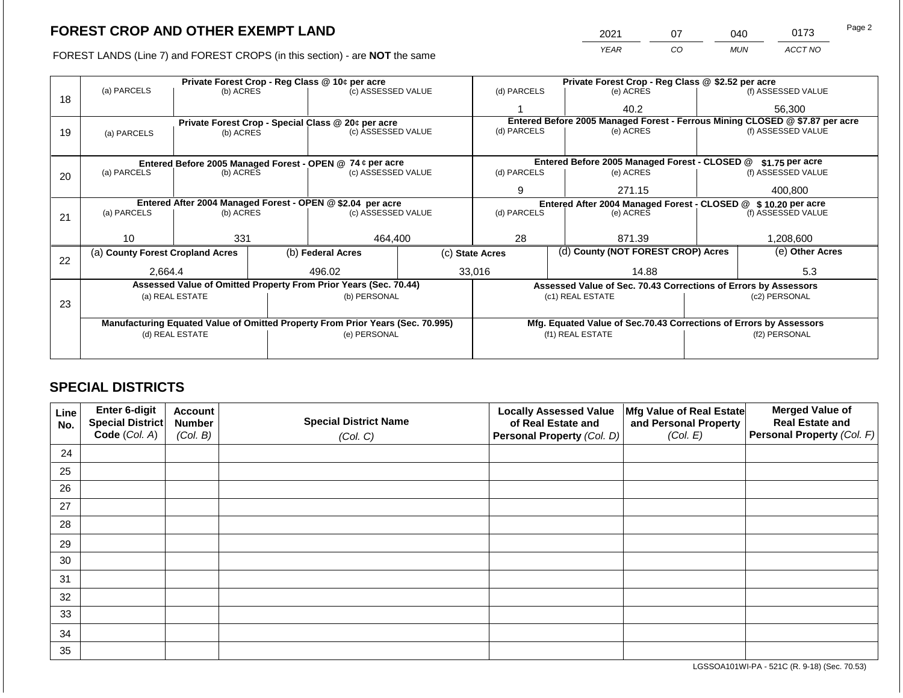## FOREST CROP AND OTHER EXEMPT LAND

FOREST LANDS (Line 7) and FOREST CROPS (in this section) - are **NOT** the same

| YEAR | CO | MUN | ACCT NO |
|---|---|---|---|
| 2021 | 07 | 040 | 0173 |

| Line | Private Forest Crop - Reg Class @ 10¢ per acre (a) PARCELS | (b) ACRES | (c) ASSESSED VALUE | Private Forest Crop - Reg Class @ $2.52 per acre (d) PARCELS | (e) ACRES | (f) ASSESSED VALUE |
|---|---|---|---|---|---|---|
| 18 | | | | 1 | 40.2 | 56,300 |

| Line | Private Forest Crop - Special Class @ 20¢ per acre (a) PARCELS | (b) ACRES | (c) ASSESSED VALUE | Entered Before 2005 Managed Forest - Ferrous Mining CLOSED @ $7.87 per acre (d) PARCELS | (e) ACRES | (f) ASSESSED VALUE |
|---|---|---|---|---|---|---|
| 19 | | | | | | |

| Line | Entered Before 2005 Managed Forest - OPEN @ 74 ¢ per acre (a) PARCELS | (b) ACRES | (c) ASSESSED VALUE | Entered Before 2005 Managed Forest - CLOSED @ $1.75 per acre (d) PARCELS | (e) ACRES | (f) ASSESSED VALUE |
|---|---|---|---|---|---|---|
| 20 | | | | 9 | 271.15 | 400,800 |

| Line | Entered After 2004 Managed Forest - OPEN @ $2.04 per acre (a) PARCELS | (b) ACRES | (c) ASSESSED VALUE | Entered After 2004 Managed Forest - CLOSED @ $ 10.20 per acre (d) PARCELS | (e) ACRES | (f) ASSESSED VALUE |
|---|---|---|---|---|---|---|
| 21 | 10 | 331 | 464,400 | 28 | 871.39 | 1,208,600 |

| Line | (a) County Forest Cropland Acres | (b) Federal Acres | (c) State Acres | (d) County (NOT FOREST CROP) Acres | (e) Other Acres |
|---|---|---|---|---|---|
| 22 | 2,664.4 | 496.02 | 33,016 | 14.88 | 5.3 |

| Line | Assessed Value of Omitted Property From Prior Years (Sec. 70.44) (a) REAL ESTATE | (b) PERSONAL | Assessed Value of Sec. 70.43 Corrections of Errors by Assessors (c1) REAL ESTATE | (c2) PERSONAL |
|---|---|---|---|---|
| 23 | | | | |
| | **Manufacturing Equated Value of Omitted Property From Prior Years (Sec. 70.995)** (d) REAL ESTATE | (e) PERSONAL | **Mfg. Equated Value of Sec.70.43 Corrections of Errors by Assessors** (f1) REAL ESTATE | (f2) PERSONAL |
| | | | | |

## SPECIAL DISTRICTS

| Line No. | Enter 6-digit Special District Code (Col. A) | Account Number (Col. B) | Special District Name (Col. C) | Locally Assessed Value of Real Estate and Personal Property (Col. D) | Mfg Value of Real Estate and Personal Property (Col. E) | Merged Value of Real Estate and Personal Property (Col. F) |
|---|---|---|---|---|---|---|
| 24 | | | | | | |
| 25 | | | | | | |
| 26 | | | | | | |
| 27 | | | | | | |
| 28 | | | | | | |
| 29 | | | | | | |
| 30 | | | | | | |
| 31 | | | | | | |
| 32 | | | | | | |
| 33 | | | | | | |
| 34 | | | | | | |
| 35 | | | | | | |

LGSSOA101WI-PA - 521C (R. 9-18) (Sec. 70.53)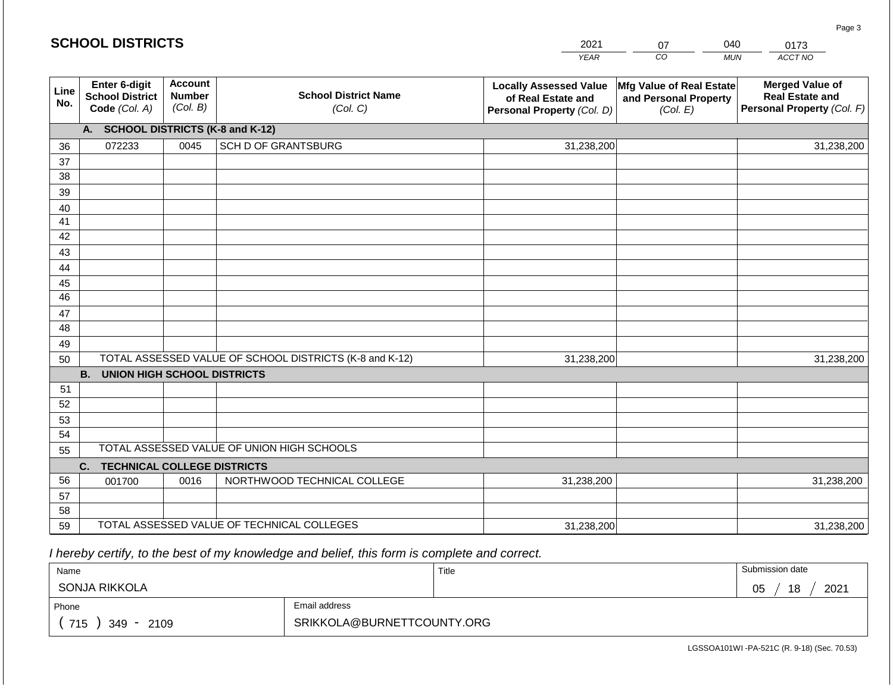## SCHOOL DISTRICTS

| 2021 | 07 | 040 | 0173 |
|---|---|---|---|
| *YEAR* | *CO* | *MUN* | *ACCT NO* |

| Line No. | Enter 6-digit School District Code *(Col. A)* | Account Number *(Col. B)* | School District Name *(Col. C)* | Locally Assessed Value of Real Estate and Personal Property *(Col. D)* | Mfg Value of Real Estate and Personal Property *(Col. E)* | Merged Value of Real Estate and Personal Property *(Col. F)* |
|---|---|---|---|---|---|---|
| | **A. SCHOOL DISTRICTS (K-8 and K-12)** | | | | | |
| 36 | 072233 | 0045 | SCH D OF GRANTSBURG | 31,238,200 | | 31,238,200 |
| 37 | | | | | | |
| 38 | | | | | | |
| 39 | | | | | | |
| 40 | | | | | | |
| 41 | | | | | | |
| 42 | | | | | | |
| 43 | | | | | | |
| 44 | | | | | | |
| 45 | | | | | | |
| 46 | | | | | | |
| 47 | | | | | | |
| 48 | | | | | | |
| 49 | | | | | | |
| 50 | TOTAL ASSESSED VALUE OF SCHOOL DISTRICTS (K-8 and K-12) | | | 31,238,200 | | 31,238,200 |
| | **B. UNION HIGH SCHOOL DISTRICTS** | | | | | |
| 51 | | | | | | |
| 52 | | | | | | |
| 53 | | | | | | |
| 54 | | | | | | |
| 55 | TOTAL ASSESSED VALUE OF UNION HIGH SCHOOLS | | | | | |
| | **C. TECHNICAL COLLEGE DISTRICTS** | | | | | |
| 56 | 001700 | 0016 | NORTHWOOD TECHNICAL COLLEGE | 31,238,200 | | 31,238,200 |
| 57 | | | | | | |
| 58 | | | | | | |
| 59 | TOTAL ASSESSED VALUE OF TECHNICAL COLLEGES | | | 31,238,200 | | 31,238,200 |

*I hereby certify, to the best of my knowledge and belief, this form is complete and correct.*

| Name | Title | Submission date |
|---|---|---|
| SONJA RIKKOLA | | 05 / 18 / 2021 |

| Phone | Email address |
|---|---|
| ( 715 ) 349 - 2109 | SRIKKOLA@BURNETTCOUNTY.ORG |

LGSSOA101WI -PA-521C (R. 9-18) (Sec. 70.53)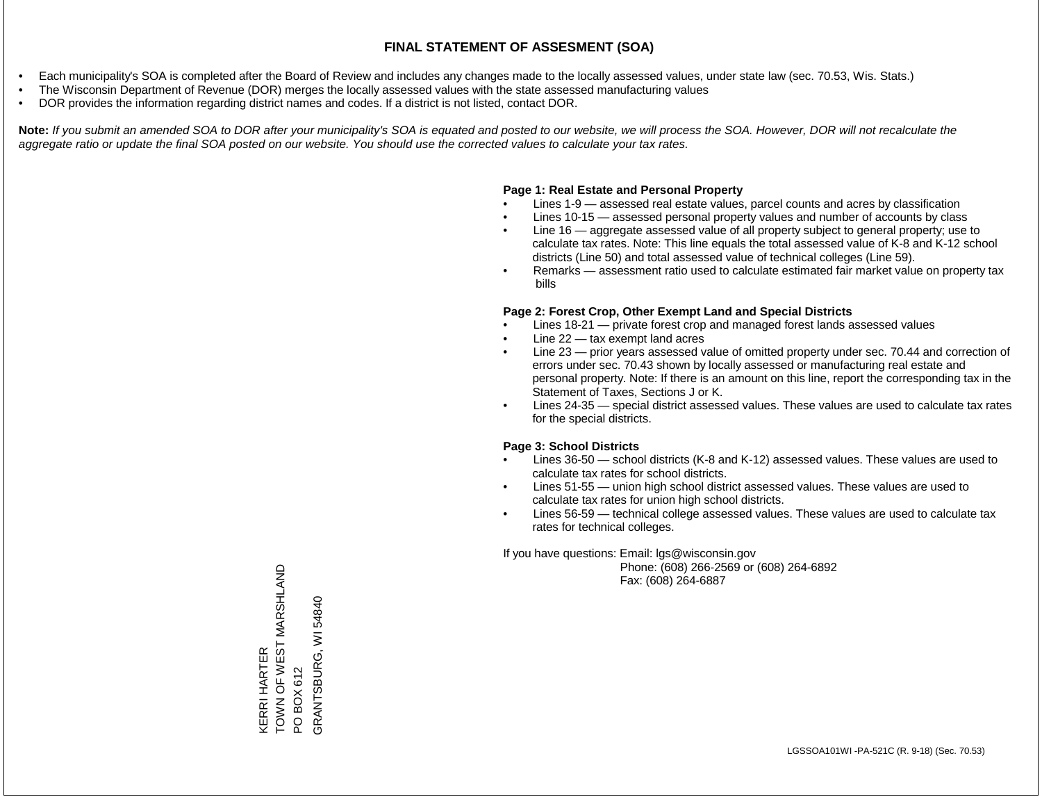# FINAL STATEMENT OF ASSESMENT (SOA)

- Each municipality's SOA is completed after the Board of Review and includes any changes made to the locally assessed values, under state law (sec. 70.53, Wis. Stats.)
- The Wisconsin Department of Revenue (DOR) merges the locally assessed values with the state assessed manufacturing values
- DOR provides the information regarding district names and codes. If a district is not listed, contact DOR.

**Note:** *If you submit an amended SOA to DOR after your municipality's SOA is equated and posted to our website, we will process the SOA. However, DOR will not recalculate the aggregate ratio or update the final SOA posted on our website. You should use the corrected values to calculate your tax rates.*

**Page 1: Real Estate and Personal Property**

- Lines 1-9 — assessed real estate values, parcel counts and acres by classification
- Lines 10-15 — assessed personal property values and number of accounts by class
- Line 16 — aggregate assessed value of all property subject to general property; use to calculate tax rates. Note: This line equals the total assessed value of K-8 and K-12 school districts (Line 50) and total assessed value of technical colleges (Line 59).
- Remarks — assessment ratio used to calculate estimated fair market value on property tax bills

**Page 2: Forest Crop, Other Exempt Land and Special Districts**

- Lines 18-21 — private forest crop and managed forest lands assessed values
- Line 22 — tax exempt land acres
- Line 23 — prior years assessed value of omitted property under sec. 70.44 and correction of errors under sec. 70.43 shown by locally assessed or manufacturing real estate and personal property. Note: If there is an amount on this line, report the corresponding tax in the Statement of Taxes, Sections J or K.
- Lines 24-35 — special district assessed values. These values are used to calculate tax rates for the special districts.

**Page 3: School Districts**

- Lines 36-50 — school districts (K-8 and K-12) assessed values. These values are used to calculate tax rates for school districts.
- Lines 51-55 — union high school district assessed values. These values are used to calculate tax rates for union high school districts.
- Lines 56-59 — technical college assessed values. These values are used to calculate tax rates for technical colleges.

If you have questions: Email: lgs@wisconsin.gov
Phone: (608) 266-2569 or (608) 264-6892
Fax: (608) 264-6887

KERRI HARTER
TOWN OF WEST MARSHLAND
PO BOX 612
GRANTSBURG, WI 54840

LGSSOA101WI -PA-521C (R. 9-18) (Sec. 70.53)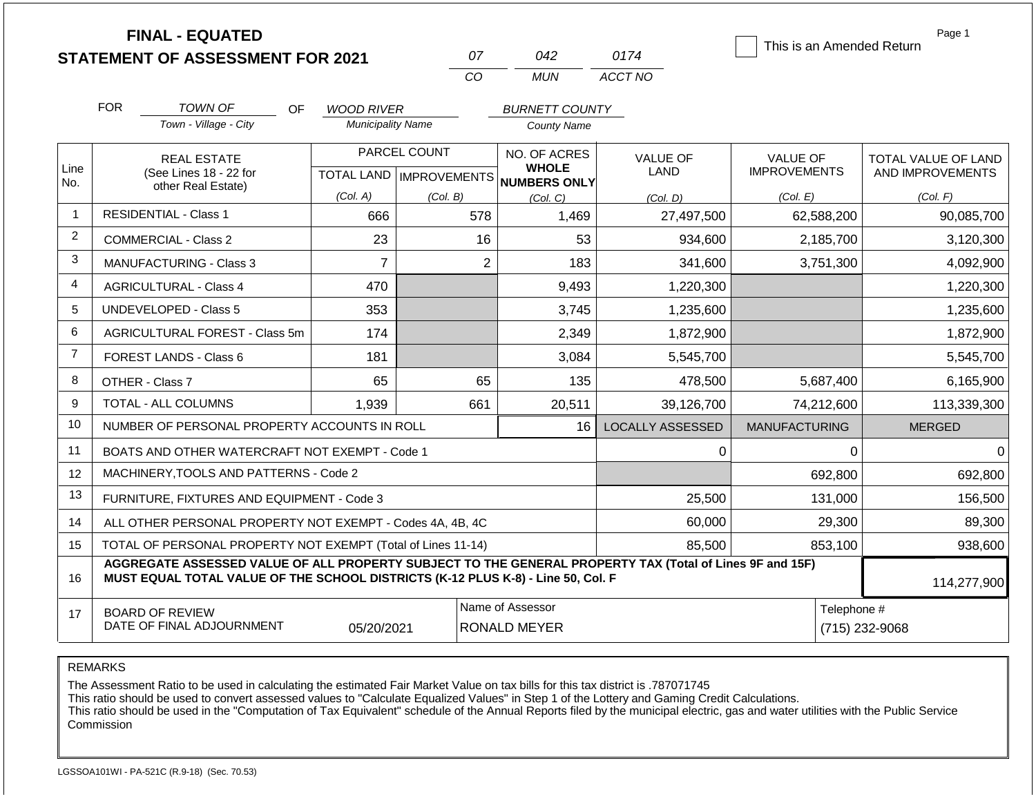# FINAL - EQUATED
# STATEMENT OF ASSESSMENT FOR 2021

| 07 | 042 | 0174 |
|---|---|---|
| CO | MUN | ACCT NO |

☐ This is an Amended Return

Page 1

FOR TOWN OF (Town - Village - City) OF WOOD RIVER (Municipality Name) BURNETT COUNTY (County Name)

| Line No. | REAL ESTATE (See Lines 18 - 22 for other Real Estate) | PARCEL COUNT TOTAL LAND (Col. A) | IMPROVEMENTS (Col. B) | NO. OF ACRES WHOLE NUMBERS ONLY (Col. C) | VALUE OF LAND (Col. D) | VALUE OF IMPROVEMENTS (Col. E) | TOTAL VALUE OF LAND AND IMPROVEMENTS (Col. F) |
|---|---|---|---|---|---|---|---|
| 1 | RESIDENTIAL - Class 1 | 666 | 578 | 1,469 | 27,497,500 | 62,588,200 | 90,085,700 |
| 2 | COMMERCIAL - Class 2 | 23 | 16 | 53 | 934,600 | 2,185,700 | 3,120,300 |
| 3 | MANUFACTURING - Class 3 | 7 | 2 | 183 | 341,600 | 3,751,300 | 4,092,900 |
| 4 | AGRICULTURAL - Class 4 | 470 | | 9,493 | 1,220,300 | | 1,220,300 |
| 5 | UNDEVELOPED - Class 5 | 353 | | 3,745 | 1,235,600 | | 1,235,600 |
| 6 | AGRICULTURAL FOREST - Class 5m | 174 | | 2,349 | 1,872,900 | | 1,872,900 |
| 7 | FOREST LANDS - Class 6 | 181 | | 3,084 | 5,545,700 | | 5,545,700 |
| 8 | OTHER - Class 7 | 65 | 65 | 135 | 478,500 | 5,687,400 | 6,165,900 |
| 9 | TOTAL - ALL COLUMNS | 1,939 | 661 | 20,511 | 39,126,700 | 74,212,600 | 113,339,300 |
| 10 | NUMBER OF PERSONAL PROPERTY ACCOUNTS IN ROLL | | | 16 | LOCALLY ASSESSED | MANUFACTURING | MERGED |
| 11 | BOATS AND OTHER WATERCRAFT NOT EXEMPT - Code 1 | | | | 0 | 0 | 0 |
| 12 | MACHINERY,TOOLS AND PATTERNS - Code 2 | | | | | 692,800 | 692,800 |
| 13 | FURNITURE, FIXTURES AND EQUIPMENT - Code 3 | | | | 25,500 | 131,000 | 156,500 |
| 14 | ALL OTHER PERSONAL PROPERTY NOT EXEMPT - Codes 4A, 4B, 4C | | | | 60,000 | 29,300 | 89,300 |
| 15 | TOTAL OF PERSONAL PROPERTY NOT EXEMPT (Total of Lines 11-14) | | | | 85,500 | 853,100 | 938,600 |
| 16 | **AGGREGATE ASSESSED VALUE OF ALL PROPERTY SUBJECT TO THE GENERAL PROPERTY TAX (Total of Lines 9F and 15F) MUST EQUAL TOTAL VALUE OF THE SCHOOL DISTRICTS (K-12 PLUS K-8) - Line 50, Col. F** | | | | | | 114,277,900 |
| 17 | BOARD OF REVIEW DATE OF FINAL ADJOURNMENT | 05/20/2021 | | Name of Assessor: RONALD MEYER | | | Telephone #: (715) 232-9068 |

REMARKS

The Assessment Ratio to be used in calculating the estimated Fair Market Value on tax bills for this tax district is .787071745
This ratio should be used to convert assessed values to "Calculate Equalized Values" in Step 1 of the Lottery and Gaming Credit Calculations.
This ratio should be used in the "Computation of Tax Equivalent" schedule of the Annual Reports filed by the municipal electric, gas and water utilities with the Public Service Commission

LGSSOA101WI - PA-521C (R.9-18) (Sec. 70.53)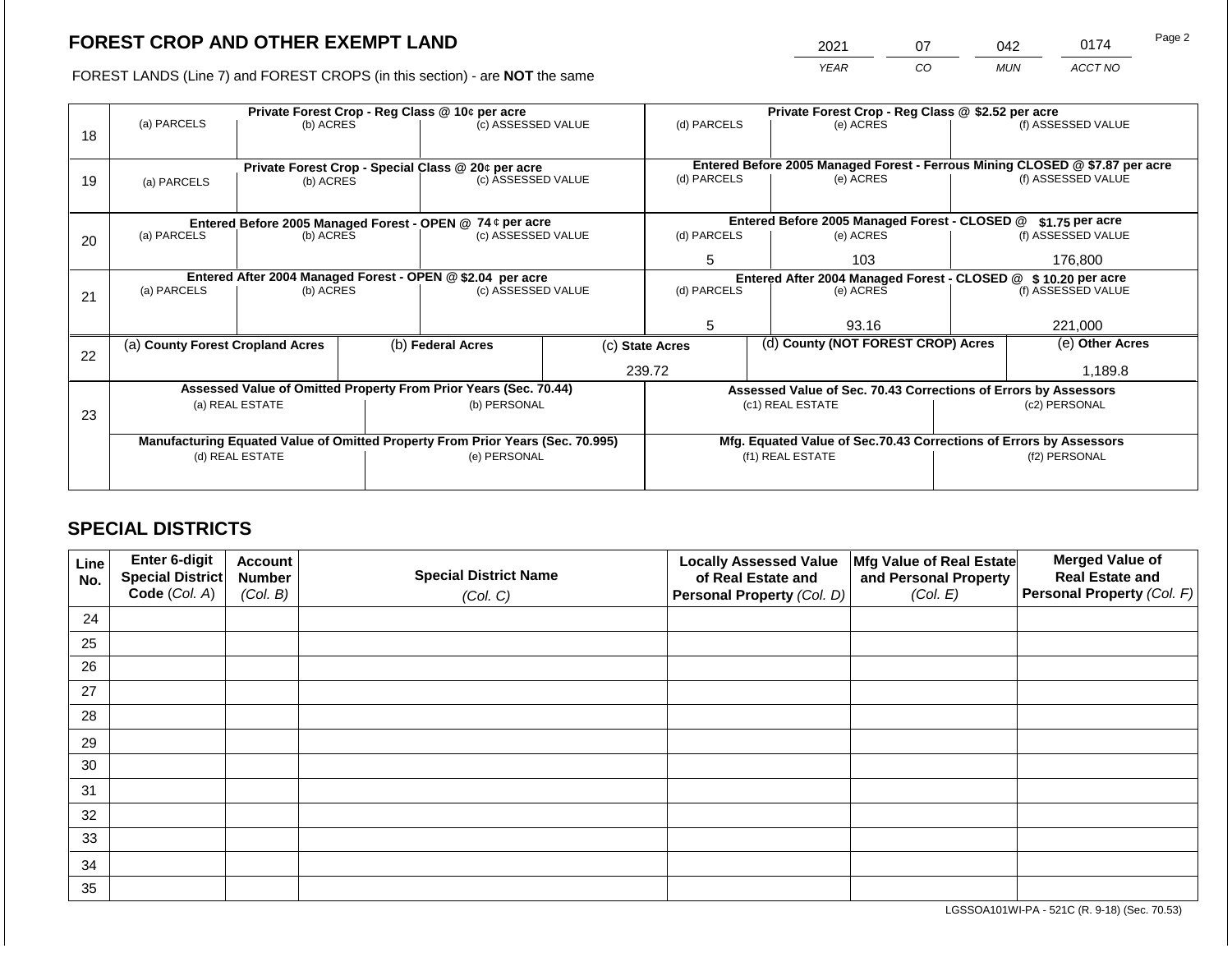## FOREST CROP AND OTHER EXEMPT LAND

| 2021 | 07 | 042 | 0174 |
|---|---|---|---|
| YEAR | CO | MUN | ACCT NO |

FOREST LANDS (Line 7) and FOREST CROPS (in this section) - are **NOT** the same

| Line | Private Forest Crop - Reg Class @ 10¢ per acre | | | Private Forest Crop - Reg Class @ $2.52 per acre | | |
|---|---|---|---|---|---|---|
| | (a) PARCELS | (b) ACRES | (c) ASSESSED VALUE | (d) PARCELS | (e) ACRES | (f) ASSESSED VALUE |
| 18 | | | | | | |
| | **Private Forest Crop - Special Class @ 20¢ per acre** | | | **Entered Before 2005 Managed Forest - Ferrous Mining CLOSED @ $7.87 per acre** | | |
| 19 | (a) PARCELS | (b) ACRES | (c) ASSESSED VALUE | (d) PARCELS | (e) ACRES | (f) ASSESSED VALUE |
| | | | | | | |
| | **Entered Before 2005 Managed Forest - OPEN @ 74 ¢ per acre** | | | **Entered Before 2005 Managed Forest - CLOSED @ $1.75 per acre** | | |
| 20 | (a) PARCELS | (b) ACRES | (c) ASSESSED VALUE | (d) PARCELS | (e) ACRES | (f) ASSESSED VALUE |
| | | | | 5 | 103 | 176,800 |
| | **Entered After 2004 Managed Forest - OPEN @ $2.04 per acre** | | | **Entered After 2004 Managed Forest - CLOSED @ $ 10.20 per acre** | | |
| 21 | (a) PARCELS | (b) ACRES | (c) ASSESSED VALUE | (d) PARCELS | (e) ACRES | (f) ASSESSED VALUE |
| | | | | 5 | 93.16 | 221,000 |

| Line | (a) County Forest Cropland Acres | (b) Federal Acres | (c) State Acres | (d) County (NOT FOREST CROP) Acres | (e) Other Acres |
|---|---|---|---|---|---|
| 22 | | | 239.72 | | 1,189.8 |

| Line | Assessed Value of Omitted Property From Prior Years (Sec. 70.44) | | Assessed Value of Sec. 70.43 Corrections of Errors by Assessors | |
|---|---|---|---|---|
| 23 | (a) REAL ESTATE | (b) PERSONAL | (c1) REAL ESTATE | (c2) PERSONAL |
| | | | | |
| | **Manufacturing Equated Value of Omitted Property From Prior Years (Sec. 70.995)** | | **Mfg. Equated Value of Sec.70.43 Corrections of Errors by Assessors** | |
| | (d) REAL ESTATE | (e) PERSONAL | (f1) REAL ESTATE | (f2) PERSONAL |
| | | | | |

## SPECIAL DISTRICTS

| Line No. | Enter 6-digit Special District Code (Col. A) | Account Number (Col. B) | Special District Name (Col. C) | Locally Assessed Value of Real Estate and Personal Property (Col. D) | Mfg Value of Real Estate and Personal Property (Col. E) | Merged Value of Real Estate and Personal Property (Col. F) |
|---|---|---|---|---|---|---|
| 24 | | | | | | |
| 25 | | | | | | |
| 26 | | | | | | |
| 27 | | | | | | |
| 28 | | | | | | |
| 29 | | | | | | |
| 30 | | | | | | |
| 31 | | | | | | |
| 32 | | | | | | |
| 33 | | | | | | |
| 34 | | | | | | |
| 35 | | | | | | |

LGSSOA101WI-PA - 521C (R. 9-18) (Sec. 70.53)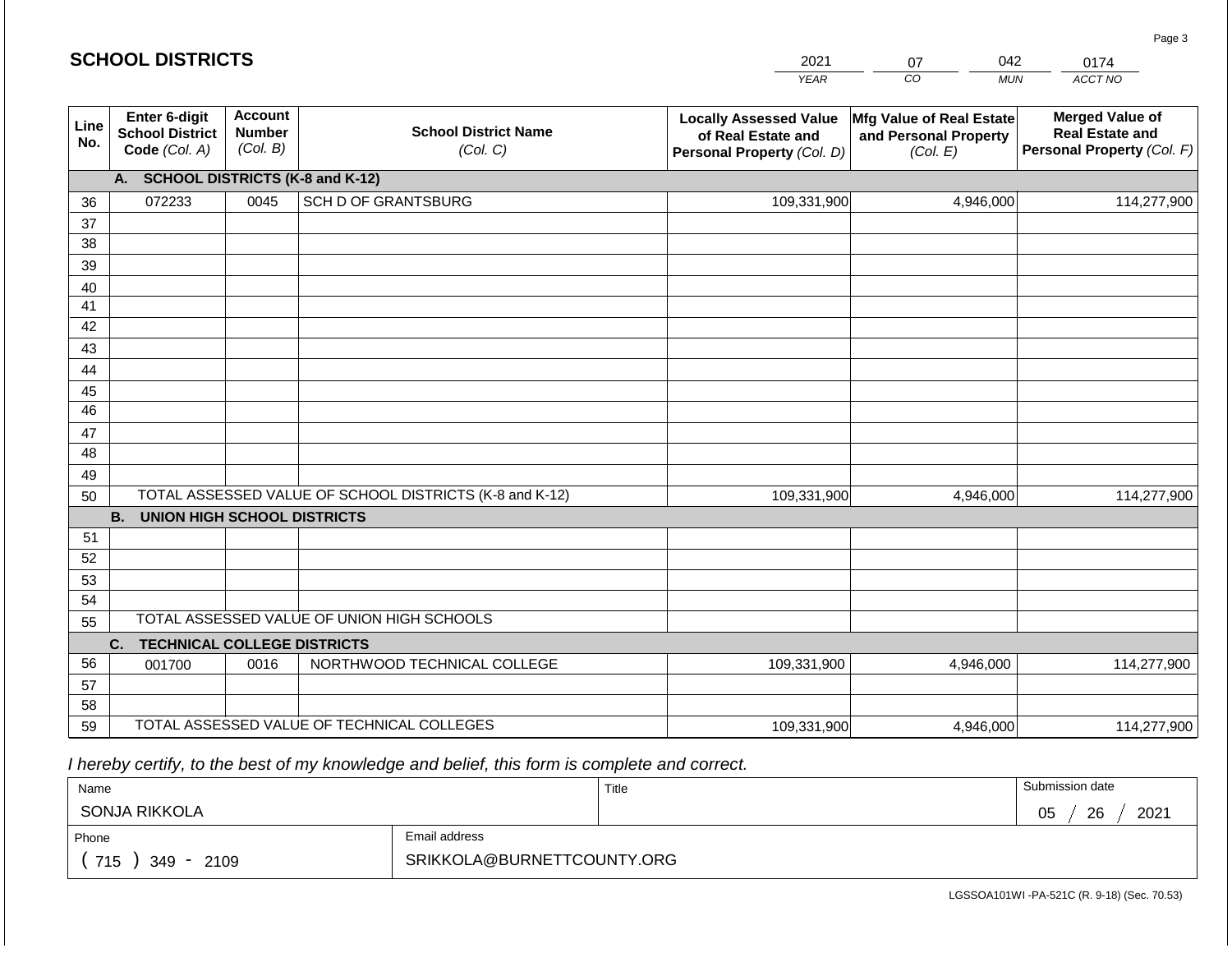## SCHOOL DISTRICTS

| 2021 | 07 | 042 | 0174 |
|---|---|---|---|
| YEAR | CO | MUN | ACCT NO |

| Line No. | Enter 6-digit School District Code (Col. A) | Account Number (Col. B) | School District Name (Col. C) | Locally Assessed Value of Real Estate and Personal Property (Col. D) | Mfg Value of Real Estate and Personal Property (Col. E) | Merged Value of Real Estate and Personal Property (Col. F) |
|---|---|---|---|---|---|---|
| | **A. SCHOOL DISTRICTS (K-8 and K-12)** | | | | | |
| 36 | 072233 | 0045 | SCH D OF GRANTSBURG | 109,331,900 | 4,946,000 | 114,277,900 |
| 37 | | | | | | |
| 38 | | | | | | |
| 39 | | | | | | |
| 40 | | | | | | |
| 41 | | | | | | |
| 42 | | | | | | |
| 43 | | | | | | |
| 44 | | | | | | |
| 45 | | | | | | |
| 46 | | | | | | |
| 47 | | | | | | |
| 48 | | | | | | |
| 49 | | | | | | |
| 50 | TOTAL ASSESSED VALUE OF SCHOOL DISTRICTS (K-8 and K-12) | | | 109,331,900 | 4,946,000 | 114,277,900 |
| | **B. UNION HIGH SCHOOL DISTRICTS** | | | | | |
| 51 | | | | | | |
| 52 | | | | | | |
| 53 | | | | | | |
| 54 | | | | | | |
| 55 | TOTAL ASSESSED VALUE OF UNION HIGH SCHOOLS | | | | | |
| | **C. TECHNICAL COLLEGE DISTRICTS** | | | | | |
| 56 | 001700 | 0016 | NORTHWOOD TECHNICAL COLLEGE | 109,331,900 | 4,946,000 | 114,277,900 |
| 57 | | | | | | |
| 58 | | | | | | |
| 59 | TOTAL ASSESSED VALUE OF TECHNICAL COLLEGES | | | 109,331,900 | 4,946,000 | 114,277,900 |

*I hereby certify, to the best of my knowledge and belief, this form is complete and correct.*

| Name | Title | Submission date |
|---|---|---|
| SONJA RIKKOLA | | 05 / 26 / 2021 |
| **Phone** | **Email address** | |
| ( 715 ) 349 - 2109 | SRIKKOLA@BURNETTCOUNTY.ORG | |

LGSSOA101WI -PA-521C (R. 9-18) (Sec. 70.53)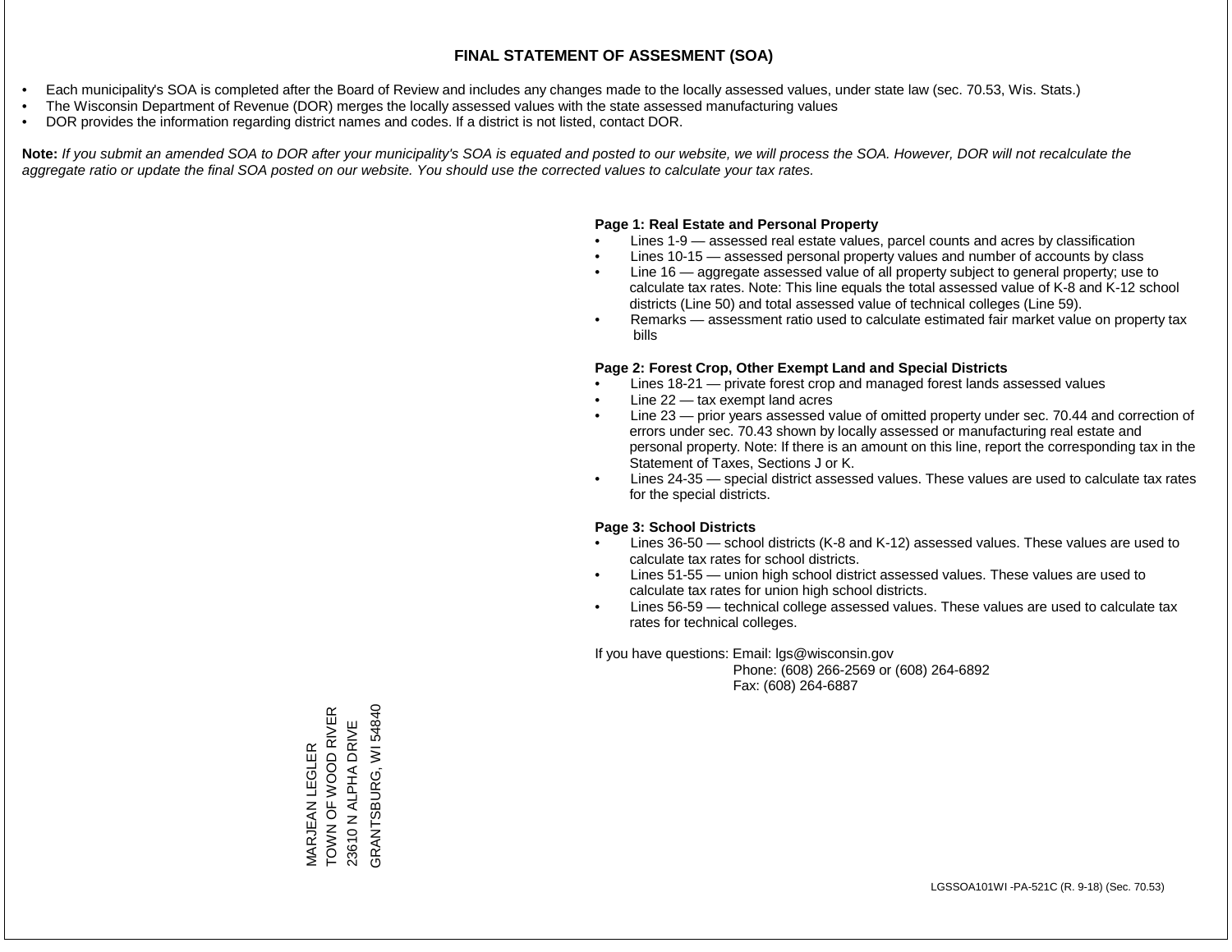# FINAL STATEMENT OF ASSESMENT (SOA)

- Each municipality's SOA is completed after the Board of Review and includes any changes made to the locally assessed values, under state law (sec. 70.53, Wis. Stats.)
- The Wisconsin Department of Revenue (DOR) merges the locally assessed values with the state assessed manufacturing values
- DOR provides the information regarding district names and codes. If a district is not listed, contact DOR.

**Note:** *If you submit an amended SOA to DOR after your municipality's SOA is equated and posted to our website, we will process the SOA. However, DOR will not recalculate the aggregate ratio or update the final SOA posted on our website. You should use the corrected values to calculate your tax rates.*

**Page 1: Real Estate and Personal Property**

- Lines 1-9 — assessed real estate values, parcel counts and acres by classification
- Lines 10-15 — assessed personal property values and number of accounts by class
- Line 16 — aggregate assessed value of all property subject to general property; use to calculate tax rates. Note: This line equals the total assessed value of K-8 and K-12 school districts (Line 50) and total assessed value of technical colleges (Line 59).
- Remarks — assessment ratio used to calculate estimated fair market value on property tax bills

**Page 2: Forest Crop, Other Exempt Land and Special Districts**

- Lines 18-21 — private forest crop and managed forest lands assessed values
- Line 22 — tax exempt land acres
- Line 23 — prior years assessed value of omitted property under sec. 70.44 and correction of errors under sec. 70.43 shown by locally assessed or manufacturing real estate and personal property. Note: If there is an amount on this line, report the corresponding tax in the Statement of Taxes, Sections J or K.
- Lines 24-35 — special district assessed values. These values are used to calculate tax rates for the special districts.

**Page 3: School Districts**

- Lines 36-50 — school districts (K-8 and K-12) assessed values. These values are used to calculate tax rates for school districts.
- Lines 51-55 — union high school district assessed values. These values are used to calculate tax rates for union high school districts.
- Lines 56-59 — technical college assessed values. These values are used to calculate tax rates for technical colleges.

If you have questions: Email: lgs@wisconsin.gov
Phone: (608) 266-2569 or (608) 264-6892
Fax: (608) 264-6887

MARJEAN LEGLER
TOWN OF WOOD RIVER
23610 N ALPHA DRIVE
GRANTSBURG, WI 54840

LGSSOA101WI -PA-521C (R. 9-18) (Sec. 70.53)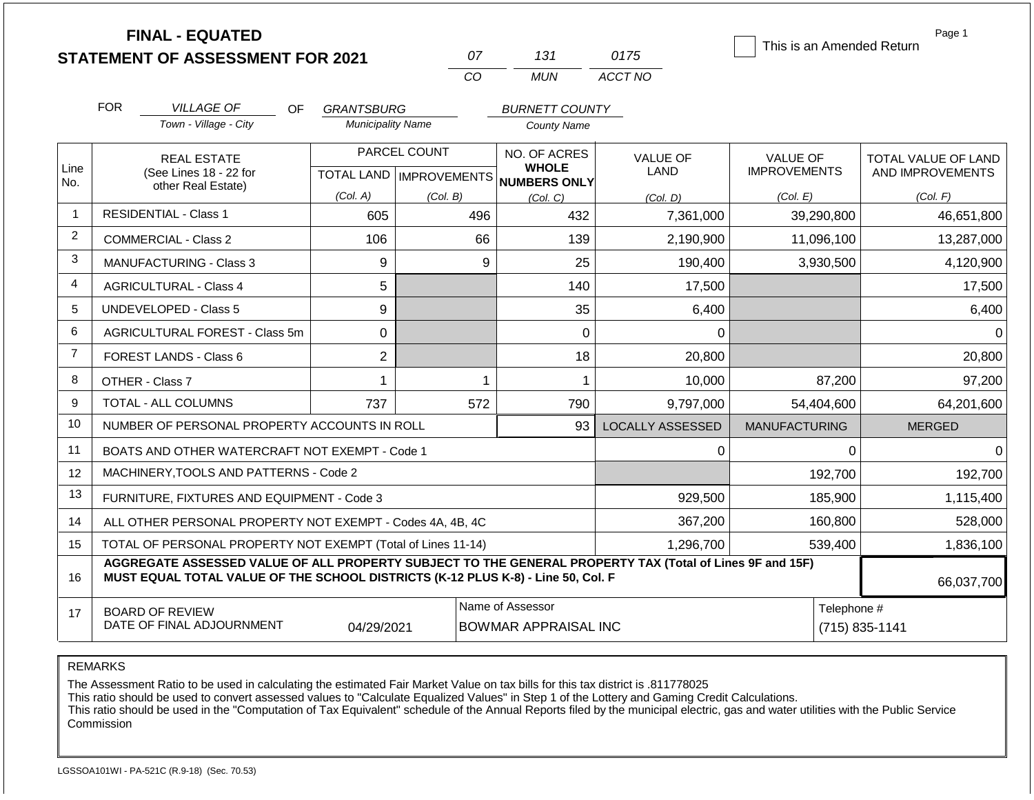# FINAL - EQUATED
## STATEMENT OF ASSESSMENT FOR 2021

| 07 | 131 | 0175 |
|---|---|---|
| CO | MUN | ACCT NO |

☐ This is an Amended Return

FOR *VILLAGE OF* (Town - Village - City) OF *GRANTSBURG* (Municipality Name) *BURNETT COUNTY* (County Name)

| Line No. | REAL ESTATE (See Lines 18 - 22 for other Real Estate) | PARCEL COUNT TOTAL LAND (Col. A) | PARCEL COUNT IMPROVEMENTS (Col. B) | NO. OF ACRES WHOLE NUMBERS ONLY (Col. C) | VALUE OF LAND (Col. D) | VALUE OF IMPROVEMENTS (Col. E) | TOTAL VALUE OF LAND AND IMPROVEMENTS (Col. F) |
|---|---|---|---|---|---|---|---|
| 1 | RESIDENTIAL - Class 1 | 605 | 496 | 432 | 7,361,000 | 39,290,800 | 46,651,800 |
| 2 | COMMERCIAL - Class 2 | 106 | 66 | 139 | 2,190,900 | 11,096,100 | 13,287,000 |
| 3 | MANUFACTURING - Class 3 | 9 | 9 | 25 | 190,400 | 3,930,500 | 4,120,900 |
| 4 | AGRICULTURAL - Class 4 | 5 | | 140 | 17,500 | | 17,500 |
| 5 | UNDEVELOPED - Class 5 | 9 | | 35 | 6,400 | | 6,400 |
| 6 | AGRICULTURAL FOREST - Class 5m | 0 | | 0 | 0 | | 0 |
| 7 | FOREST LANDS - Class 6 | 2 | | 18 | 20,800 | | 20,800 |
| 8 | OTHER - Class 7 | 1 | 1 | 1 | 10,000 | 87,200 | 97,200 |
| 9 | TOTAL - ALL COLUMNS | 737 | 572 | 790 | 9,797,000 | 54,404,600 | 64,201,600 |
| 10 | NUMBER OF PERSONAL PROPERTY ACCOUNTS IN ROLL | | | 93 | LOCALLY ASSESSED | MANUFACTURING | MERGED |
| 11 | BOATS AND OTHER WATERCRAFT NOT EXEMPT - Code 1 | | | | 0 | 0 | 0 |
| 12 | MACHINERY,TOOLS AND PATTERNS - Code 2 | | | | | 192,700 | 192,700 |
| 13 | FURNITURE, FIXTURES AND EQUIPMENT - Code 3 | | | | 929,500 | 185,900 | 1,115,400 |
| 14 | ALL OTHER PERSONAL PROPERTY NOT EXEMPT - Codes 4A, 4B, 4C | | | | 367,200 | 160,800 | 528,000 |
| 15 | TOTAL OF PERSONAL PROPERTY NOT EXEMPT (Total of Lines 11-14) | | | | 1,296,700 | 539,400 | 1,836,100 |
| 16 | **AGGREGATE ASSESSED VALUE OF ALL PROPERTY SUBJECT TO THE GENERAL PROPERTY TAX (Total of Lines 9F and 15F) MUST EQUAL TOTAL VALUE OF THE SCHOOL DISTRICTS (K-12 PLUS K-8) - Line 50, Col. F** | | | | | | 66,037,700 |
| 17 | BOARD OF REVIEW DATE OF FINAL ADJOURNMENT | 04/29/2021 | | Name of Assessor: BOWMAR APPRAISAL INC | | Telephone #: (715) 835-1141 | |

REMARKS

The Assessment Ratio to be used in calculating the estimated Fair Market Value on tax bills for this tax district is .811778025
This ratio should be used to convert assessed values to "Calculate Equalized Values" in Step 1 of the Lottery and Gaming Credit Calculations.
This ratio should be used in the "Computation of Tax Equivalent" schedule of the Annual Reports filed by the municipal electric, gas and water utilities with the Public Service Commission

LGSSOA101WI - PA-521C (R.9-18) (Sec. 70.53)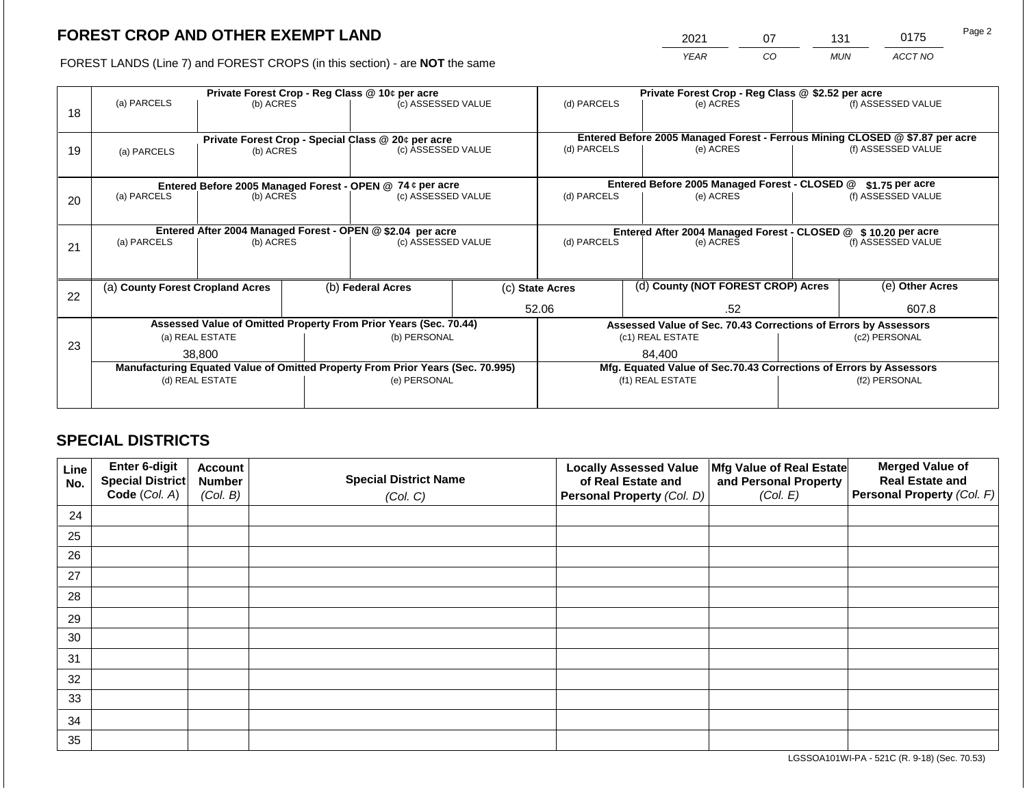# FOREST CROP AND OTHER EXEMPT LAND

FOREST LANDS (Line 7) and FOREST CROPS (in this section) - are **NOT** the same

| YEAR | CO | MUN | ACCT NO |
|---|---|---|---|
| 2021 | 07 | 131 | 0175 |

| Line | Private Forest Crop - Reg Class @ 10¢ per acre | | | Private Forest Crop - Reg Class @ \$2.52 per acre | | |
|---|---|---|---|---|---|---|
| | (a) PARCELS | (b) ACRES | (c) ASSESSED VALUE | (d) PARCELS | (e) ACRES | (f) ASSESSED VALUE |
| 18 | | | | | | |
| | **Private Forest Crop - Special Class @ 20¢ per acre** | | | **Entered Before 2005 Managed Forest - Ferrous Mining CLOSED @ \$7.87 per acre** | | |
| 19 | (a) PARCELS | (b) ACRES | (c) ASSESSED VALUE | (d) PARCELS | (e) ACRES | (f) ASSESSED VALUE |
| | **Entered Before 2005 Managed Forest - OPEN @ 74 ¢ per acre** | | | **Entered Before 2005 Managed Forest - CLOSED @ \$1.75 per acre** | | |
| 20 | (a) PARCELS | (b) ACRES | (c) ASSESSED VALUE | (d) PARCELS | (e) ACRES | (f) ASSESSED VALUE |
| | **Entered After 2004 Managed Forest - OPEN @ \$2.04 per acre** | | | **Entered After 2004 Managed Forest - CLOSED @ \$ 10.20 per acre** | | |
| 21 | (a) PARCELS | (b) ACRES | (c) ASSESSED VALUE | (d) PARCELS | (e) ACRES | (f) ASSESSED VALUE |

| Line | (a) County Forest Cropland Acres | (b) Federal Acres | (c) State Acres | (d) County (NOT FOREST CROP) Acres | (e) Other Acres |
|---|---|---|---|---|---|
| 22 | | | 52.06 | .52 | 607.8 |

| Line | Assessed Value of Omitted Property From Prior Years (Sec. 70.44) | | Assessed Value of Sec. 70.43 Corrections of Errors by Assessors | |
|---|---|---|---|---|
| | (a) REAL ESTATE | (b) PERSONAL | (c1) REAL ESTATE | (c2) PERSONAL |
| 23 | 38,800 | | 84,400 | |
| | **Manufacturing Equated Value of Omitted Property From Prior Years (Sec. 70.995)** | | **Mfg. Equated Value of Sec.70.43 Corrections of Errors by Assessors** | |
| | (d) REAL ESTATE | (e) PERSONAL | (f1) REAL ESTATE | (f2) PERSONAL |
| | | | | |

## SPECIAL DISTRICTS

| Line No. | Enter 6-digit Special District Code (Col. A) | Account Number (Col. B) | Special District Name (Col. C) | Locally Assessed Value of Real Estate and Personal Property (Col. D) | Mfg Value of Real Estate and Personal Property (Col. E) | Merged Value of Real Estate and Personal Property (Col. F) |
|---|---|---|---|---|---|---|
| 24 | | | | | | |
| 25 | | | | | | |
| 26 | | | | | | |
| 27 | | | | | | |
| 28 | | | | | | |
| 29 | | | | | | |
| 30 | | | | | | |
| 31 | | | | | | |
| 32 | | | | | | |
| 33 | | | | | | |
| 34 | | | | | | |
| 35 | | | | | | |

LGSSOA101WI-PA - 521C (R. 9-18) (Sec. 70.53)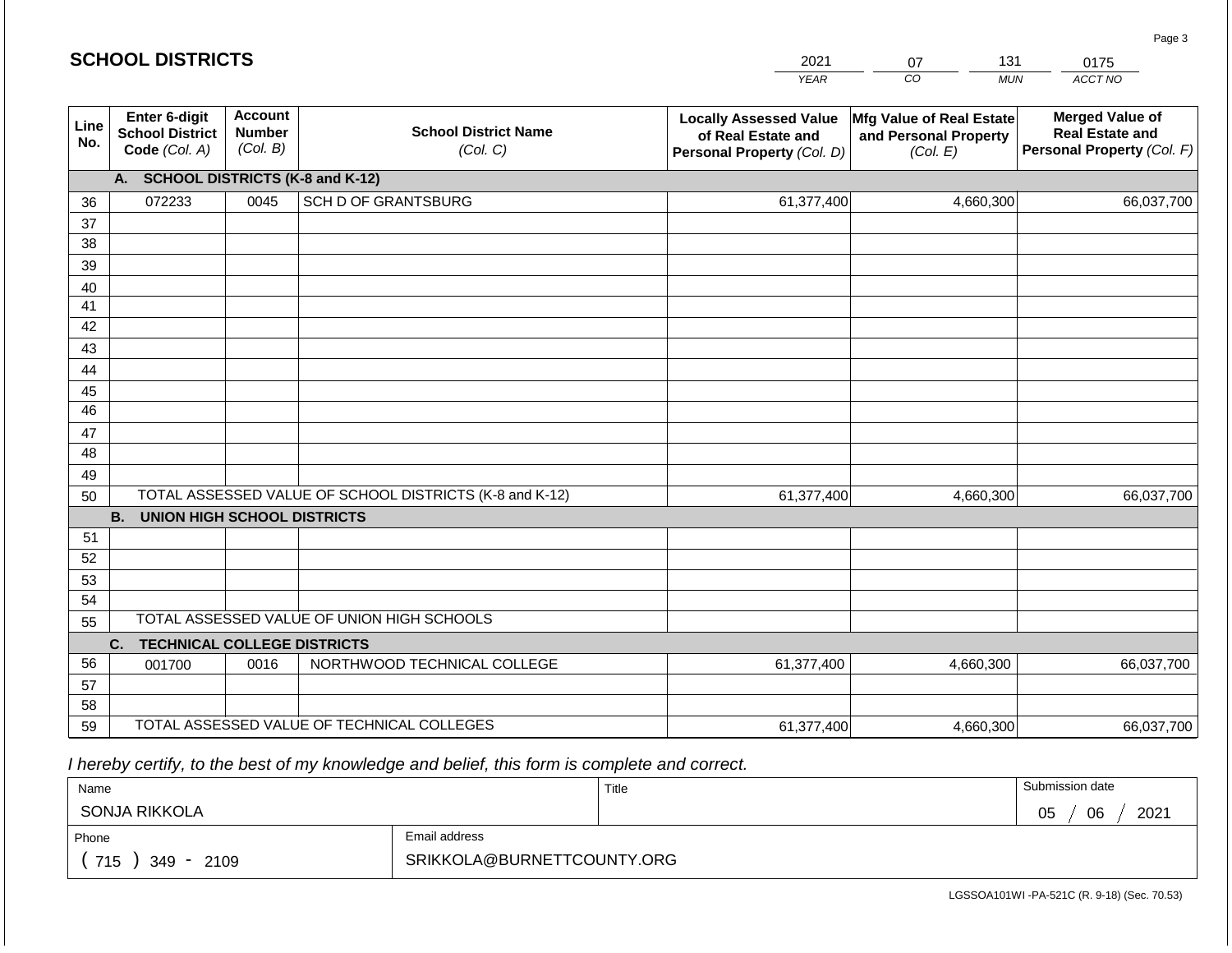## SCHOOL DISTRICTS

| 2021 | 07 | 131 | 0175 |
|---|---|---|---|
| *YEAR* | *CO* | *MUN* | *ACCT NO* |

| Line No. | Enter 6-digit School District Code *(Col. A)* | Account Number *(Col. B)* | School District Name *(Col. C)* | Locally Assessed Value of Real Estate and Personal Property *(Col. D)* | Mfg Value of Real Estate and Personal Property *(Col. E)* | Merged Value of Real Estate and Personal Property *(Col. F)* |
|---|---|---|---|---|---|---|
| | **A. SCHOOL DISTRICTS (K-8 and K-12)** | | | | | |
| 36 | 072233 | 0045 | SCH D OF GRANTSBURG | 61,377,400 | 4,660,300 | 66,037,700 |
| 37 | | | | | | |
| 38 | | | | | | |
| 39 | | | | | | |
| 40 | | | | | | |
| 41 | | | | | | |
| 42 | | | | | | |
| 43 | | | | | | |
| 44 | | | | | | |
| 45 | | | | | | |
| 46 | | | | | | |
| 47 | | | | | | |
| 48 | | | | | | |
| 49 | | | | | | |
| 50 | TOTAL ASSESSED VALUE OF SCHOOL DISTRICTS (K-8 and K-12) | | | 61,377,400 | 4,660,300 | 66,037,700 |
| | **B. UNION HIGH SCHOOL DISTRICTS** | | | | | |
| 51 | | | | | | |
| 52 | | | | | | |
| 53 | | | | | | |
| 54 | | | | | | |
| 55 | TOTAL ASSESSED VALUE OF UNION HIGH SCHOOLS | | | | | |
| | **C. TECHNICAL COLLEGE DISTRICTS** | | | | | |
| 56 | 001700 | 0016 | NORTHWOOD TECHNICAL COLLEGE | 61,377,400 | 4,660,300 | 66,037,700 |
| 57 | | | | | | |
| 58 | | | | | | |
| 59 | TOTAL ASSESSED VALUE OF TECHNICAL COLLEGES | | | 61,377,400 | 4,660,300 | 66,037,700 |

*I hereby certify, to the best of my knowledge and belief, this form is complete and correct.*

| Name | Title | Submission date |
|---|---|---|
| SONJA RIKKOLA | | 05 / 06 / 2021 |
| **Phone** | **Email address** | |
| ( 715 ) 349 - 2109 | SRIKKOLA@BURNETTCOUNTY.ORG | |

LGSSOA101WI -PA-521C (R. 9-18) (Sec. 70.53)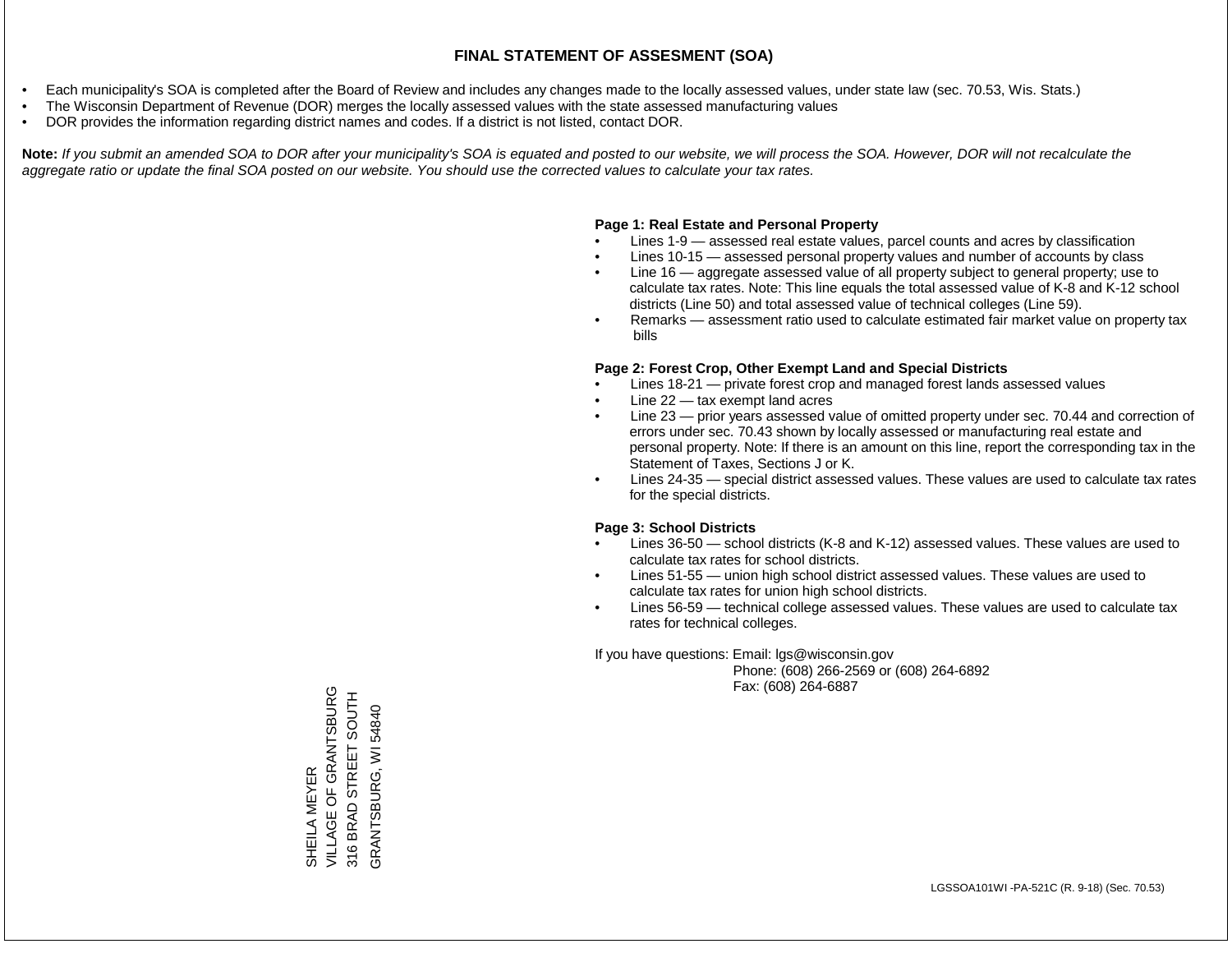# FINAL STATEMENT OF ASSESMENT (SOA)

- Each municipality's SOA is completed after the Board of Review and includes any changes made to the locally assessed values, under state law (sec. 70.53, Wis. Stats.)
- The Wisconsin Department of Revenue (DOR) merges the locally assessed values with the state assessed manufacturing values
- DOR provides the information regarding district names and codes. If a district is not listed, contact DOR.

**Note:** *If you submit an amended SOA to DOR after your municipality's SOA is equated and posted to our website, we will process the SOA. However, DOR will not recalculate the aggregate ratio or update the final SOA posted on our website. You should use the corrected values to calculate your tax rates.*

**Page 1: Real Estate and Personal Property**

- Lines 1-9 — assessed real estate values, parcel counts and acres by classification
- Lines 10-15 — assessed personal property values and number of accounts by class
- Line 16 — aggregate assessed value of all property subject to general property; use to calculate tax rates. Note: This line equals the total assessed value of K-8 and K-12 school districts (Line 50) and total assessed value of technical colleges (Line 59).
- Remarks — assessment ratio used to calculate estimated fair market value on property tax bills

**Page 2: Forest Crop, Other Exempt Land and Special Districts**

- Lines 18-21 — private forest crop and managed forest lands assessed values
- Line 22 — tax exempt land acres
- Line 23 — prior years assessed value of omitted property under sec. 70.44 and correction of errors under sec. 70.43 shown by locally assessed or manufacturing real estate and personal property. Note: If there is an amount on this line, report the corresponding tax in the Statement of Taxes, Sections J or K.
- Lines 24-35 — special district assessed values. These values are used to calculate tax rates for the special districts.

**Page 3: School Districts**

- Lines 36-50 — school districts (K-8 and K-12) assessed values. These values are used to calculate tax rates for school districts.
- Lines 51-55 — union high school district assessed values. These values are used to calculate tax rates for union high school districts.
- Lines 56-59 — technical college assessed values. These values are used to calculate tax rates for technical colleges.

If you have questions: Email: lgs@wisconsin.gov
Phone: (608) 266-2569 or (608) 264-6892
Fax: (608) 264-6887

SHEILA MEYER
VILLAGE OF GRANTSBURG
316 BRAD STREET SOUTH
GRANTSBURG, WI 54840

LGSSOA101WI -PA-521C (R. 9-18) (Sec. 70.53)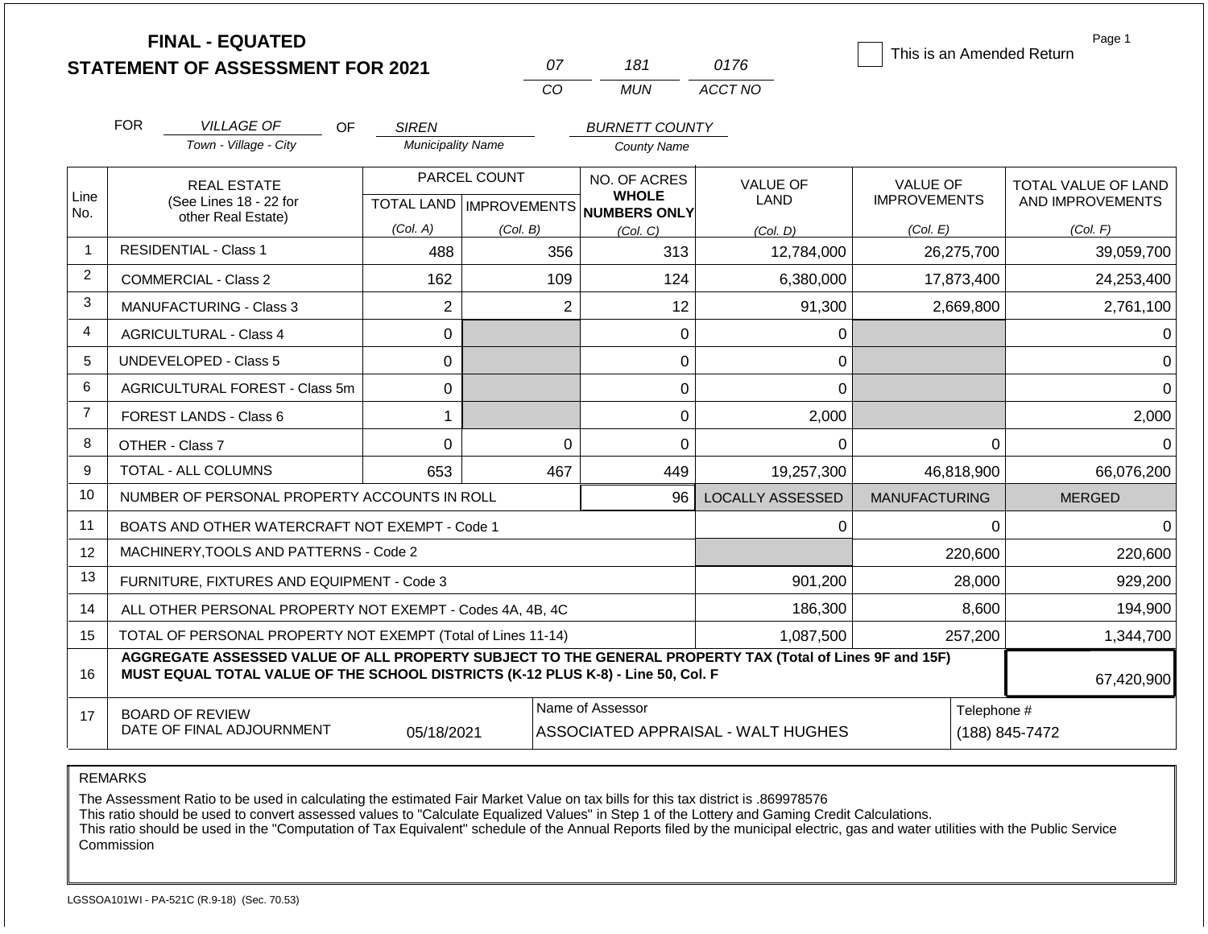# FINAL - EQUATED
## STATEMENT OF ASSESSMENT FOR 2021

| 07 | 181 | 0176 |
|---|---|---|
| CO | MUN | ACCT NO |

☐ This is an Amended Return

Page 1

FOR *VILLAGE OF* (Town - Village - City) OF *SIREN* (Municipality Name) *BURNETT COUNTY* (County Name)

| Line No. | REAL ESTATE (See Lines 18 - 22 for other Real Estate) | PARCEL COUNT TOTAL LAND (Col. A) | PARCEL COUNT IMPROVEMENTS (Col. B) | NO. OF ACRES WHOLE NUMBERS ONLY (Col. C) | VALUE OF LAND (Col. D) | VALUE OF IMPROVEMENTS (Col. E) | TOTAL VALUE OF LAND AND IMPROVEMENTS (Col. F) |
|---|---|---|---|---|---|---|---|
| 1 | RESIDENTIAL - Class 1 | 488 | 356 | 313 | 12,784,000 | 26,275,700 | 39,059,700 |
| 2 | COMMERCIAL - Class 2 | 162 | 109 | 124 | 6,380,000 | 17,873,400 | 24,253,400 |
| 3 | MANUFACTURING - Class 3 | 2 | 2 | 12 | 91,300 | 2,669,800 | 2,761,100 |
| 4 | AGRICULTURAL - Class 4 | 0 | | 0 | 0 | | 0 |
| 5 | UNDEVELOPED - Class 5 | 0 | | 0 | 0 | | 0 |
| 6 | AGRICULTURAL FOREST - Class 5m | 0 | | 0 | 0 | | 0 |
| 7 | FOREST LANDS - Class 6 | 1 | | 0 | 2,000 | | 2,000 |
| 8 | OTHER - Class 7 | 0 | 0 | 0 | 0 | 0 | 0 |
| 9 | TOTAL - ALL COLUMNS | 653 | 467 | 449 | 19,257,300 | 46,818,900 | 66,076,200 |
| 10 | NUMBER OF PERSONAL PROPERTY ACCOUNTS IN ROLL | | | 96 | LOCALLY ASSESSED | MANUFACTURING | MERGED |
| 11 | BOATS AND OTHER WATERCRAFT NOT EXEMPT - Code 1 | | | | 0 | 0 | 0 |
| 12 | MACHINERY,TOOLS AND PATTERNS - Code 2 | | | | | 220,600 | 220,600 |
| 13 | FURNITURE, FIXTURES AND EQUIPMENT - Code 3 | | | | 901,200 | 28,000 | 929,200 |
| 14 | ALL OTHER PERSONAL PROPERTY NOT EXEMPT - Codes 4A, 4B, 4C | | | | 186,300 | 8,600 | 194,900 |
| 15 | TOTAL OF PERSONAL PROPERTY NOT EXEMPT (Total of Lines 11-14) | | | | 1,087,500 | 257,200 | 1,344,700 |
| 16 | **AGGREGATE ASSESSED VALUE OF ALL PROPERTY SUBJECT TO THE GENERAL PROPERTY TAX (Total of Lines 9F and 15F) MUST EQUAL TOTAL VALUE OF THE SCHOOL DISTRICTS (K-12 PLUS K-8) - Line 50, Col. F** | | | | | | 67,420,900 |
| 17 | BOARD OF REVIEW DATE OF FINAL ADJOURNMENT | 05/18/2021 | Name of Assessor: ASSOCIATED APPRAISAL - WALT HUGHES | | | Telephone #: (188) 845-7472 | |

REMARKS

The Assessment Ratio to be used in calculating the estimated Fair Market Value on tax bills for this tax district is .869978576
This ratio should be used to convert assessed values to "Calculate Equalized Values" in Step 1 of the Lottery and Gaming Credit Calculations.
This ratio should be used in the "Computation of Tax Equivalent" schedule of the Annual Reports filed by the municipal electric, gas and water utilities with the Public Service Commission

LGSSOA101WI - PA-521C (R.9-18) (Sec. 70.53)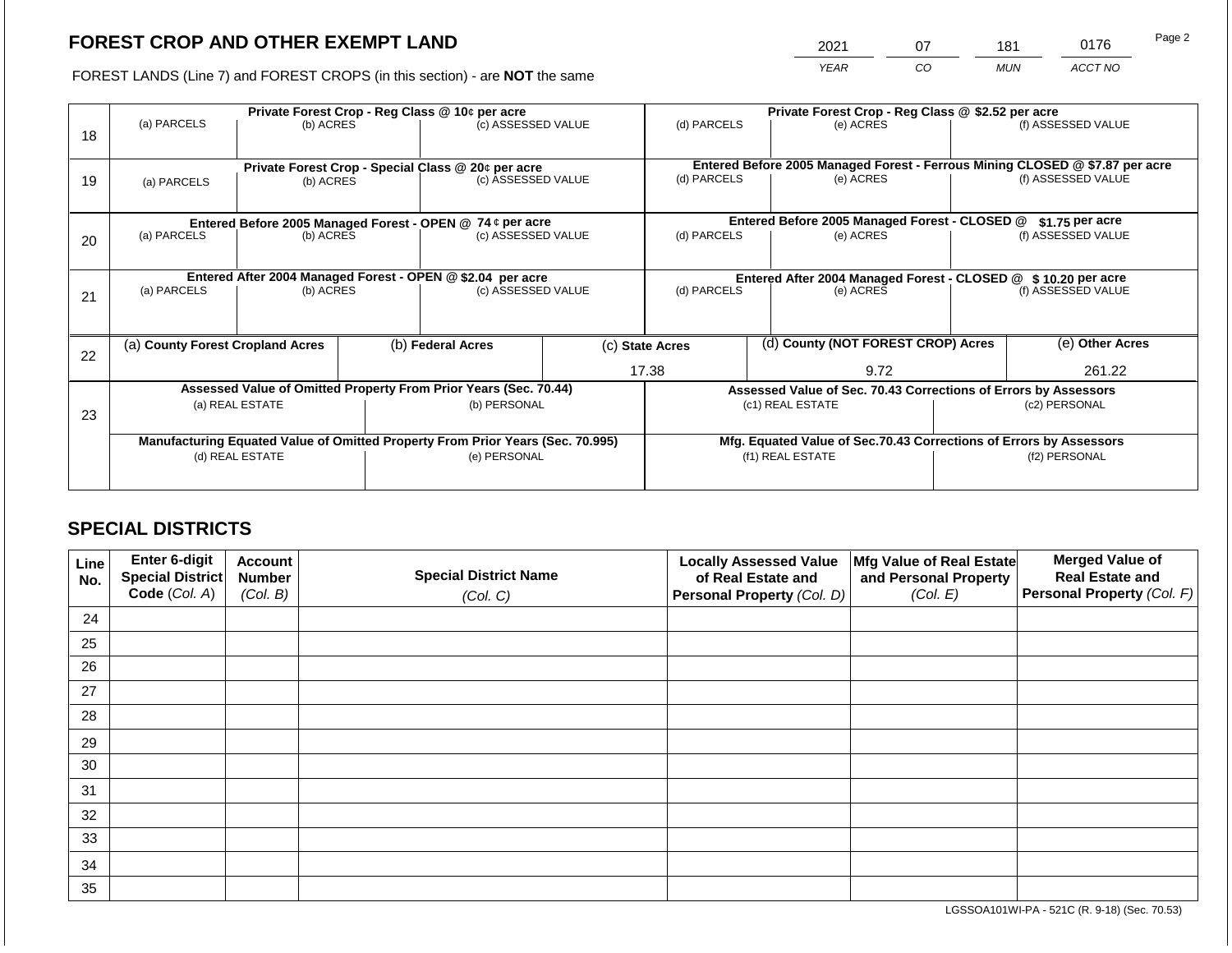# FOREST CROP AND OTHER EXEMPT LAND

FOREST LANDS (Line 7) and FOREST CROPS (in this section) - are **NOT** the same

| 2021 | 07 | 181 | 0176 |
|---|---|---|---|
| YEAR | CO | MUN | ACCT NO |

| | Private Forest Crop - Reg Class @ 10¢ per acre | | | Private Forest Crop - Reg Class @ $2.52 per acre | | |
|---|---|---|---|---|---|---|
| 18 | (a) PARCELS | (b) ACRES | (c) ASSESSED VALUE | (d) PARCELS | (e) ACRES | (f) ASSESSED VALUE |
| | **Private Forest Crop - Special Class @ 20¢ per acre** | | | **Entered Before 2005 Managed Forest - Ferrous Mining CLOSED @ $7.87 per acre** | | |
| 19 | (a) PARCELS | (b) ACRES | (c) ASSESSED VALUE | (d) PARCELS | (e) ACRES | (f) ASSESSED VALUE |
| | **Entered Before 2005 Managed Forest - OPEN @ 74 ¢ per acre** | | | **Entered Before 2005 Managed Forest - CLOSED @ $1.75 per acre** | | |
| 20 | (a) PARCELS | (b) ACRES | (c) ASSESSED VALUE | (d) PARCELS | (e) ACRES | (f) ASSESSED VALUE |
| | **Entered After 2004 Managed Forest - OPEN @ $2.04 per acre** | | | **Entered After 2004 Managed Forest - CLOSED @ $ 10.20 per acre** | | |
| 21 | (a) PARCELS | (b) ACRES | (c) ASSESSED VALUE | (d) PARCELS | (e) ACRES | (f) ASSESSED VALUE |

| | (a) County Forest Cropland Acres | (b) Federal Acres | (c) State Acres | (d) County (NOT FOREST CROP) Acres | (e) Other Acres |
|---|---|---|---|---|---|
| 22 | | | 17.38 | 9.72 | 261.22 |

| | Assessed Value of Omitted Property From Prior Years (Sec. 70.44) | | Assessed Value of Sec. 70.43 Corrections of Errors by Assessors | |
|---|---|---|---|---|
| 23 | (a) REAL ESTATE | (b) PERSONAL | (c1) REAL ESTATE | (c2) PERSONAL |
| | **Manufacturing Equated Value of Omitted Property From Prior Years (Sec. 70.995)** | | **Mfg. Equated Value of Sec.70.43 Corrections of Errors by Assessors** | |
| | (d) REAL ESTATE | (e) PERSONAL | (f1) REAL ESTATE | (f2) PERSONAL |

## SPECIAL DISTRICTS

| Line No. | Enter 6-digit Special District Code (Col. A) | Account Number (Col. B) | Special District Name (Col. C) | Locally Assessed Value of Real Estate and Personal Property (Col. D) | Mfg Value of Real Estate and Personal Property (Col. E) | Merged Value of Real Estate and Personal Property (Col. F) |
|---|---|---|---|---|---|---|
| 24 | | | | | | |
| 25 | | | | | | |
| 26 | | | | | | |
| 27 | | | | | | |
| 28 | | | | | | |
| 29 | | | | | | |
| 30 | | | | | | |
| 31 | | | | | | |
| 32 | | | | | | |
| 33 | | | | | | |
| 34 | | | | | | |
| 35 | | | | | | |

LGSSOA101WI-PA - 521C (R. 9-18) (Sec. 70.53)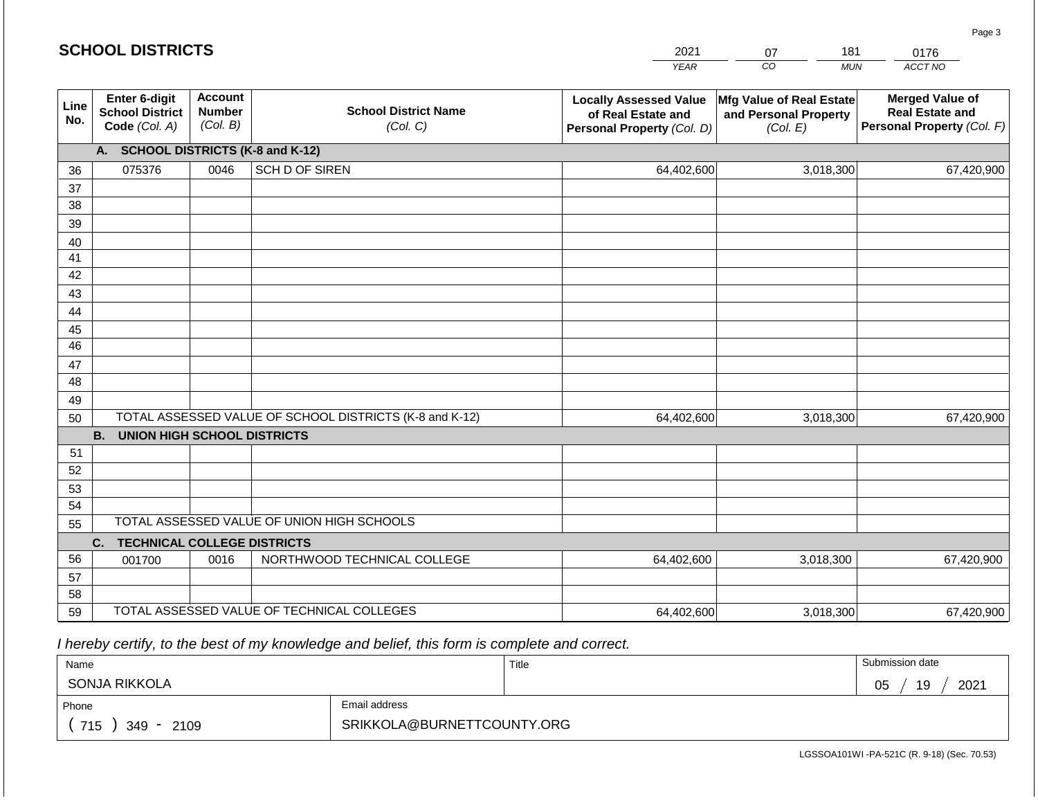## SCHOOL DISTRICTS

| 2021 | 07 | 181 | 0176 |
|---|---|---|---|
| *YEAR* | *CO* | *MUN* | *ACCT NO* |

| Line No. | Enter 6-digit School District Code *(Col. A)* | Account Number *(Col. B)* | School District Name *(Col. C)* | Locally Assessed Value of Real Estate and Personal Property *(Col. D)* | Mfg Value of Real Estate and Personal Property *(Col. E)* | Merged Value of Real Estate and Personal Property *(Col. F)* |
|---|---|---|---|---|---|---|
| **A.** | **SCHOOL DISTRICTS (K-8 and K-12)** | | | | | |
| 36 | 075376 | 0046 | SCH D OF SIREN | 64,402,600 | 3,018,300 | 67,420,900 |
| 37 | | | | | | |
| 38 | | | | | | |
| 39 | | | | | | |
| 40 | | | | | | |
| 41 | | | | | | |
| 42 | | | | | | |
| 43 | | | | | | |
| 44 | | | | | | |
| 45 | | | | | | |
| 46 | | | | | | |
| 47 | | | | | | |
| 48 | | | | | | |
| 49 | | | | | | |
| 50 | TOTAL ASSESSED VALUE OF SCHOOL DISTRICTS (K-8 and K-12) | | | 64,402,600 | 3,018,300 | 67,420,900 |
| **B.** | **UNION HIGH SCHOOL DISTRICTS** | | | | | |
| 51 | | | | | | |
| 52 | | | | | | |
| 53 | | | | | | |
| 54 | | | | | | |
| 55 | TOTAL ASSESSED VALUE OF UNION HIGH SCHOOLS | | | | | |
| **C.** | **TECHNICAL COLLEGE DISTRICTS** | | | | | |
| 56 | 001700 | 0016 | NORTHWOOD TECHNICAL COLLEGE | 64,402,600 | 3,018,300 | 67,420,900 |
| 57 | | | | | | |
| 58 | | | | | | |
| 59 | TOTAL ASSESSED VALUE OF TECHNICAL COLLEGES | | | 64,402,600 | 3,018,300 | 67,420,900 |

*I hereby certify, to the best of my knowledge and belief, this form is complete and correct.*

| Name | Title | Submission date |
|---|---|---|
| SONJA RIKKOLA | | 05 / 19 / 2021 |
| **Phone** | **Email address** | |
| ( 715 ) 349 - 2109 | SRIKKOLA@BURNETTCOUNTY.ORG | |

LGSSOA101WI -PA-521C (R. 9-18) (Sec. 70.53)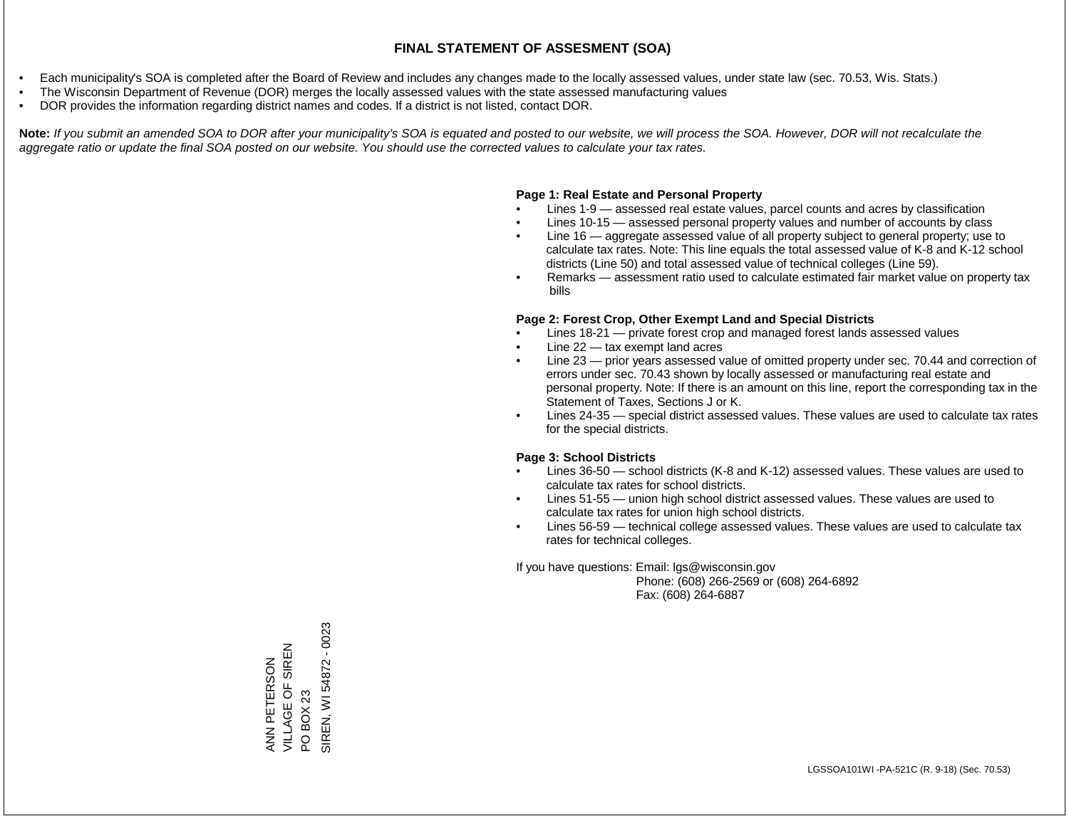# FINAL STATEMENT OF ASSESMENT (SOA)

- Each municipality's SOA is completed after the Board of Review and includes any changes made to the locally assessed values, under state law (sec. 70.53, Wis. Stats.)
- The Wisconsin Department of Revenue (DOR) merges the locally assessed values with the state assessed manufacturing values
- DOR provides the information regarding district names and codes. If a district is not listed, contact DOR.

**Note:** *If you submit an amended SOA to DOR after your municipality's SOA is equated and posted to our website, we will process the SOA. However, DOR will not recalculate the aggregate ratio or update the final SOA posted on our website. You should use the corrected values to calculate your tax rates.*

**Page 1: Real Estate and Personal Property**

- Lines 1-9 — assessed real estate values, parcel counts and acres by classification
- Lines 10-15 — assessed personal property values and number of accounts by class
- Line 16 — aggregate assessed value of all property subject to general property; use to calculate tax rates. Note: This line equals the total assessed value of K-8 and K-12 school districts (Line 50) and total assessed value of technical colleges (Line 59).
- Remarks — assessment ratio used to calculate estimated fair market value on property tax bills

**Page 2: Forest Crop, Other Exempt Land and Special Districts**

- Lines 18-21 — private forest crop and managed forest lands assessed values
- Line 22 — tax exempt land acres
- Line 23 — prior years assessed value of omitted property under sec. 70.44 and correction of errors under sec. 70.43 shown by locally assessed or manufacturing real estate and personal property. Note: If there is an amount on this line, report the corresponding tax in the Statement of Taxes, Sections J or K.
- Lines 24-35 — special district assessed values. These values are used to calculate tax rates for the special districts.

**Page 3: School Districts**

- Lines 36-50 — school districts (K-8 and K-12) assessed values. These values are used to calculate tax rates for school districts.
- Lines 51-55 — union high school district assessed values. These values are used to calculate tax rates for union high school districts.
- Lines 56-59 — technical college assessed values. These values are used to calculate tax rates for technical colleges.

If you have questions: Email: lgs@wisconsin.gov
Phone: (608) 266-2569 or (608) 264-6892
Fax: (608) 264-6887

ANN PETERSON
VILLAGE OF SIREN
PO BOX 23
SIREN, WI 54872 - 0023

LGSSOA101WI -PA-521C (R. 9-18) (Sec. 70.53)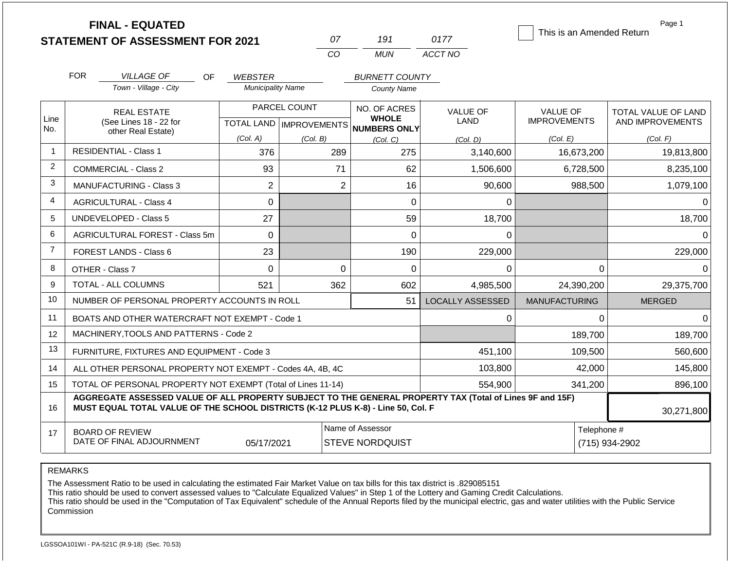# FINAL - EQUATED
## STATEMENT OF ASSESSMENT FOR 2021

| 07 | 191 | 0177 |
|---|---|---|
| CO | MUN | ACCT NO |

☐ This is an Amended Return

FOR *VILLAGE OF* (Town - Village - City) OF *WEBSTER* (Municipality Name) *BURNETT COUNTY* (County Name)

| Line No. | REAL ESTATE (See Lines 18 - 22 for other Real Estate) | PARCEL COUNT TOTAL LAND (Col. A) | PARCEL COUNT IMPROVEMENTS (Col. B) | NO. OF ACRES WHOLE NUMBERS ONLY (Col. C) | VALUE OF LAND (Col. D) | VALUE OF IMPROVEMENTS (Col. E) | TOTAL VALUE OF LAND AND IMPROVEMENTS (Col. F) |
|---|---|---|---|---|---|---|---|
| 1 | RESIDENTIAL - Class 1 | 376 | 289 | 275 | 3,140,600 | 16,673,200 | 19,813,800 |
| 2 | COMMERCIAL - Class 2 | 93 | 71 | 62 | 1,506,600 | 6,728,500 | 8,235,100 |
| 3 | MANUFACTURING - Class 3 | 2 | 2 | 16 | 90,600 | 988,500 | 1,079,100 |
| 4 | AGRICULTURAL - Class 4 | 0 | | 0 | 0 | | 0 |
| 5 | UNDEVELOPED - Class 5 | 27 | | 59 | 18,700 | | 18,700 |
| 6 | AGRICULTURAL FOREST - Class 5m | 0 | | 0 | 0 | | 0 |
| 7 | FOREST LANDS - Class 6 | 23 | | 190 | 229,000 | | 229,000 |
| 8 | OTHER - Class 7 | 0 | 0 | 0 | 0 | 0 | 0 |
| 9 | TOTAL - ALL COLUMNS | 521 | 362 | 602 | 4,985,500 | 24,390,200 | 29,375,700 |
| 10 | NUMBER OF PERSONAL PROPERTY ACCOUNTS IN ROLL | | | 51 | LOCALLY ASSESSED | MANUFACTURING | MERGED |
| 11 | BOATS AND OTHER WATERCRAFT NOT EXEMPT - Code 1 | | | | 0 | 0 | 0 |
| 12 | MACHINERY,TOOLS AND PATTERNS - Code 2 | | | | | 189,700 | 189,700 |
| 13 | FURNITURE, FIXTURES AND EQUIPMENT - Code 3 | | | | 451,100 | 109,500 | 560,600 |
| 14 | ALL OTHER PERSONAL PROPERTY NOT EXEMPT - Codes 4A, 4B, 4C | | | | 103,800 | 42,000 | 145,800 |
| 15 | TOTAL OF PERSONAL PROPERTY NOT EXEMPT (Total of Lines 11-14) | | | | 554,900 | 341,200 | 896,100 |
| 16 | **AGGREGATE ASSESSED VALUE OF ALL PROPERTY SUBJECT TO THE GENERAL PROPERTY TAX (Total of Lines 9F and 15F) MUST EQUAL TOTAL VALUE OF THE SCHOOL DISTRICTS (K-12 PLUS K-8) - Line 50, Col. F** | | | | | | 30,271,800 |
| 17 | BOARD OF REVIEW DATE OF FINAL ADJOURNMENT | 05/17/2021 | | Name of Assessor: STEVE NORDQUIST | | | Telephone #: (715) 934-2902 |

REMARKS

The Assessment Ratio to be used in calculating the estimated Fair Market Value on tax bills for this tax district is .829085151
This ratio should be used to convert assessed values to "Calculate Equalized Values" in Step 1 of the Lottery and Gaming Credit Calculations.
This ratio should be used in the "Computation of Tax Equivalent" schedule of the Annual Reports filed by the municipal electric, gas and water utilities with the Public Service Commission

LGSSOA101WI - PA-521C (R.9-18) (Sec. 70.53)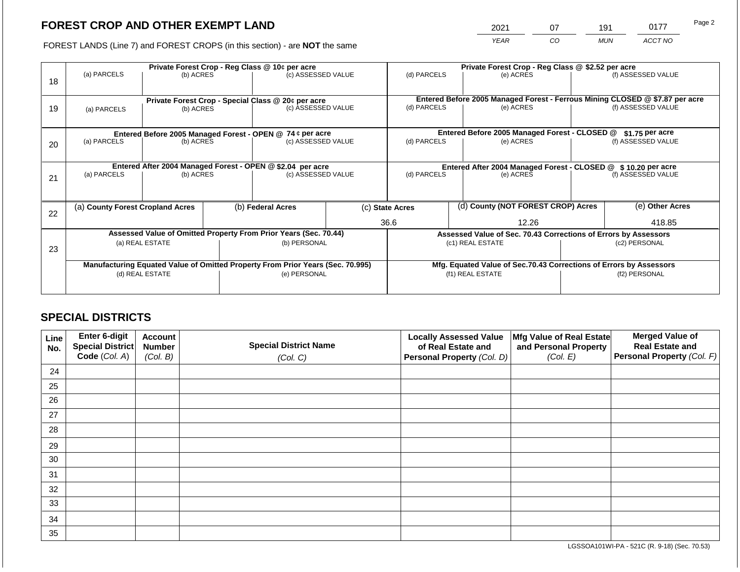## FOREST CROP AND OTHER EXEMPT LAND

| 2021 | 07 | 191 | 0177 |
|---|---|---|---|
| YEAR | CO | MUN | ACCT NO |

FOREST LANDS (Line 7) and FOREST CROPS (in this section) - are **NOT** the same

| | Private Forest Crop - Reg Class @ 10¢ per acre | | | Private Forest Crop - Reg Class @ $2.52 per acre | | |
|---|---|---|---|---|---|---|
| 18 | (a) PARCELS | (b) ACRES | (c) ASSESSED VALUE | (d) PARCELS | (e) ACRES | (f) ASSESSED VALUE |
| | **Private Forest Crop - Special Class @ 20¢ per acre** | | | **Entered Before 2005 Managed Forest - Ferrous Mining CLOSED @ $7.87 per acre** | | |
| 19 | (a) PARCELS | (b) ACRES | (c) ASSESSED VALUE | (d) PARCELS | (e) ACRES | (f) ASSESSED VALUE |
| | **Entered Before 2005 Managed Forest - OPEN @ 74 ¢ per acre** | | | **Entered Before 2005 Managed Forest - CLOSED @ $1.75 per acre** | | |
| 20 | (a) PARCELS | (b) ACRES | (c) ASSESSED VALUE | (d) PARCELS | (e) ACRES | (f) ASSESSED VALUE |
| | **Entered After 2004 Managed Forest - OPEN @ $2.04 per acre** | | | **Entered After 2004 Managed Forest - CLOSED @ $ 10.20 per acre** | | |
| 21 | (a) PARCELS | (b) ACRES | (c) ASSESSED VALUE | (d) PARCELS | (e) ACRES | (f) ASSESSED VALUE |

| | (a) County Forest Cropland Acres | (b) Federal Acres | (c) State Acres | (d) County (NOT FOREST CROP) Acres | (e) Other Acres |
|---|---|---|---|---|---|
| 22 | | | 36.6 | 12.26 | 418.85 |

| | Assessed Value of Omitted Property From Prior Years (Sec. 70.44) | | Assessed Value of Sec. 70.43 Corrections of Errors by Assessors | |
|---|---|---|---|---|
| 23 | (a) REAL ESTATE | (b) PERSONAL | (c1) REAL ESTATE | (c2) PERSONAL |
| | **Manufacturing Equated Value of Omitted Property From Prior Years (Sec. 70.995)** | | **Mfg. Equated Value of Sec.70.43 Corrections of Errors by Assessors** | |
| | (d) REAL ESTATE | (e) PERSONAL | (f1) REAL ESTATE | (f2) PERSONAL |

## SPECIAL DISTRICTS

| Line No. | Enter 6-digit Special District Code (Col. A) | Account Number (Col. B) | Special District Name (Col. C) | Locally Assessed Value of Real Estate and Personal Property (Col. D) | Mfg Value of Real Estate and Personal Property (Col. E) | Merged Value of Real Estate and Personal Property (Col. F) |
|---|---|---|---|---|---|---|
| 24 | | | | | | |
| 25 | | | | | | |
| 26 | | | | | | |
| 27 | | | | | | |
| 28 | | | | | | |
| 29 | | | | | | |
| 30 | | | | | | |
| 31 | | | | | | |
| 32 | | | | | | |
| 33 | | | | | | |
| 34 | | | | | | |
| 35 | | | | | | |

LGSSOA101WI-PA - 521C (R. 9-18) (Sec. 70.53)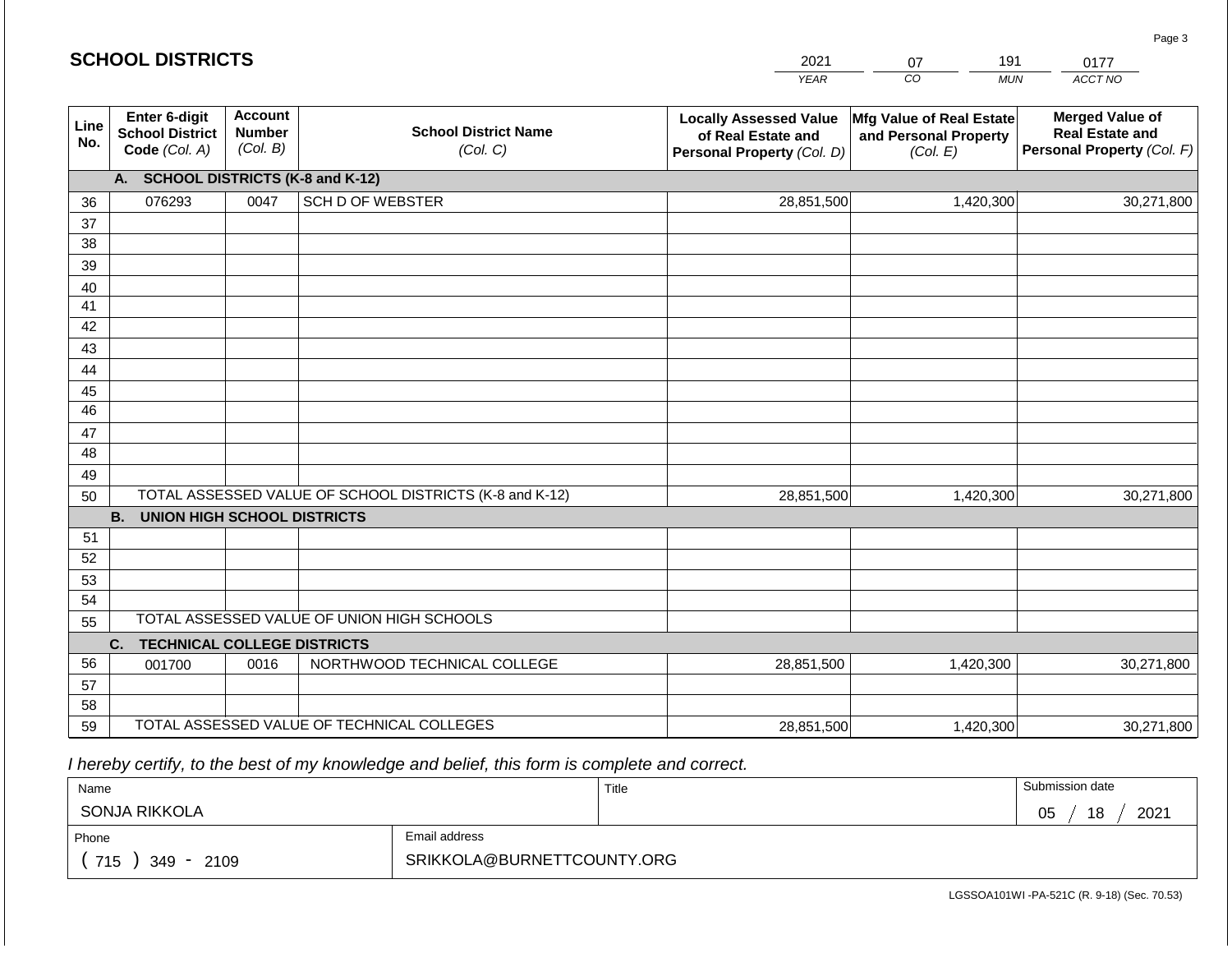## SCHOOL DISTRICTS

| 2021 | 07 | 191 | 0177 |
|---|---|---|---|
| *YEAR* | *CO* | *MUN* | *ACCT NO* |

| Line No. | Enter 6-digit School District Code *(Col. A)* | Account Number *(Col. B)* | School District Name *(Col. C)* | Locally Assessed Value of Real Estate and Personal Property *(Col. D)* | Mfg Value of Real Estate and Personal Property *(Col. E)* | Merged Value of Real Estate and Personal Property *(Col. F)* |
|---|---|---|---|---|---|---|
| | **A. SCHOOL DISTRICTS (K-8 and K-12)** | | | | | |
| 36 | 076293 | 0047 | SCH D OF WEBSTER | 28,851,500 | 1,420,300 | 30,271,800 |
| 37 | | | | | | |
| 38 | | | | | | |
| 39 | | | | | | |
| 40 | | | | | | |
| 41 | | | | | | |
| 42 | | | | | | |
| 43 | | | | | | |
| 44 | | | | | | |
| 45 | | | | | | |
| 46 | | | | | | |
| 47 | | | | | | |
| 48 | | | | | | |
| 49 | | | | | | |
| 50 | TOTAL ASSESSED VALUE OF SCHOOL DISTRICTS (K-8 and K-12) | | | 28,851,500 | 1,420,300 | 30,271,800 |
| | **B. UNION HIGH SCHOOL DISTRICTS** | | | | | |
| 51 | | | | | | |
| 52 | | | | | | |
| 53 | | | | | | |
| 54 | | | | | | |
| 55 | TOTAL ASSESSED VALUE OF UNION HIGH SCHOOLS | | | | | |
| | **C. TECHNICAL COLLEGE DISTRICTS** | | | | | |
| 56 | 001700 | 0016 | NORTHWOOD TECHNICAL COLLEGE | 28,851,500 | 1,420,300 | 30,271,800 |
| 57 | | | | | | |
| 58 | | | | | | |
| 59 | TOTAL ASSESSED VALUE OF TECHNICAL COLLEGES | | | 28,851,500 | 1,420,300 | 30,271,800 |

*I hereby certify, to the best of my knowledge and belief, this form is complete and correct.*

| Name | Title | Submission date |
|---|---|---|
| SONJA RIKKOLA | | 05 / 18 / 2021 |
| **Phone** | **Email address** | |
| ( 715 ) 349 - 2109 | SRIKKOLA@BURNETTCOUNTY.ORG | |

LGSSOA101WI -PA-521C (R. 9-18) (Sec. 70.53)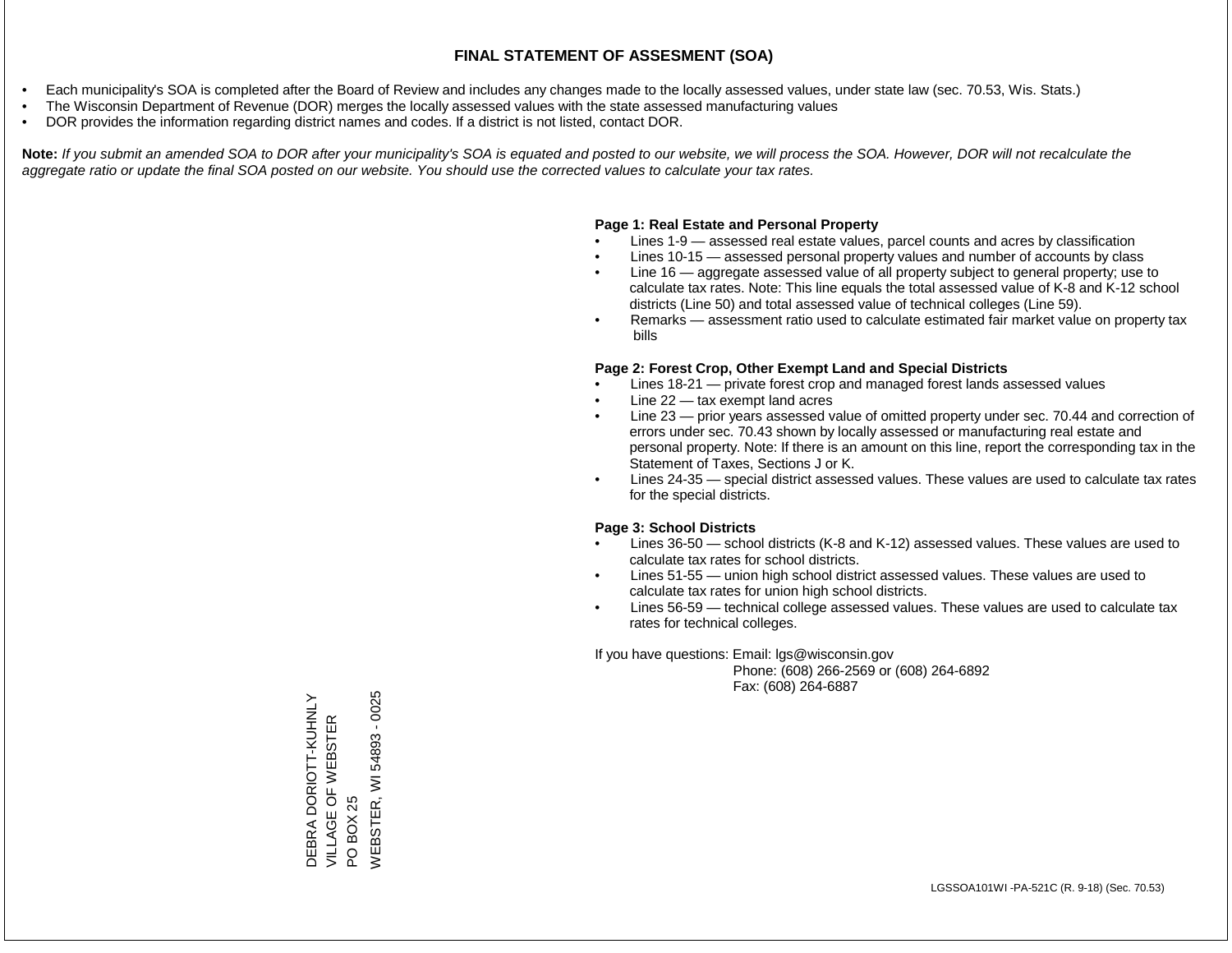# FINAL STATEMENT OF ASSESMENT (SOA)

- Each municipality's SOA is completed after the Board of Review and includes any changes made to the locally assessed values, under state law (sec. 70.53, Wis. Stats.)
- The Wisconsin Department of Revenue (DOR) merges the locally assessed values with the state assessed manufacturing values
- DOR provides the information regarding district names and codes. If a district is not listed, contact DOR.

**Note:** *If you submit an amended SOA to DOR after your municipality's SOA is equated and posted to our website, we will process the SOA. However, DOR will not recalculate the aggregate ratio or update the final SOA posted on our website. You should use the corrected values to calculate your tax rates.*

**Page 1: Real Estate and Personal Property**

- Lines 1-9 — assessed real estate values, parcel counts and acres by classification
- Lines 10-15 — assessed personal property values and number of accounts by class
- Line 16 — aggregate assessed value of all property subject to general property; use to calculate tax rates. Note: This line equals the total assessed value of K-8 and K-12 school districts (Line 50) and total assessed value of technical colleges (Line 59).
- Remarks — assessment ratio used to calculate estimated fair market value on property tax bills

**Page 2: Forest Crop, Other Exempt Land and Special Districts**

- Lines 18-21 — private forest crop and managed forest lands assessed values
- Line 22 — tax exempt land acres
- Line 23 — prior years assessed value of omitted property under sec. 70.44 and correction of errors under sec. 70.43 shown by locally assessed or manufacturing real estate and personal property. Note: If there is an amount on this line, report the corresponding tax in the Statement of Taxes, Sections J or K.
- Lines 24-35 — special district assessed values. These values are used to calculate tax rates for the special districts.

**Page 3: School Districts**

- Lines 36-50 — school districts (K-8 and K-12) assessed values. These values are used to calculate tax rates for school districts.
- Lines 51-55 — union high school district assessed values. These values are used to calculate tax rates for union high school districts.
- Lines 56-59 — technical college assessed values. These values are used to calculate tax rates for technical colleges.

If you have questions: Email: lgs@wisconsin.gov
Phone: (608) 266-2569 or (608) 264-6892
Fax: (608) 264-6887

DEBRA DORIOTT-KUHNLY
VILLAGE OF WEBSTER
PO BOX 25
WEBSTER, WI 54893 - 0025

LGSSOA101WI -PA-521C (R. 9-18) (Sec. 70.53)